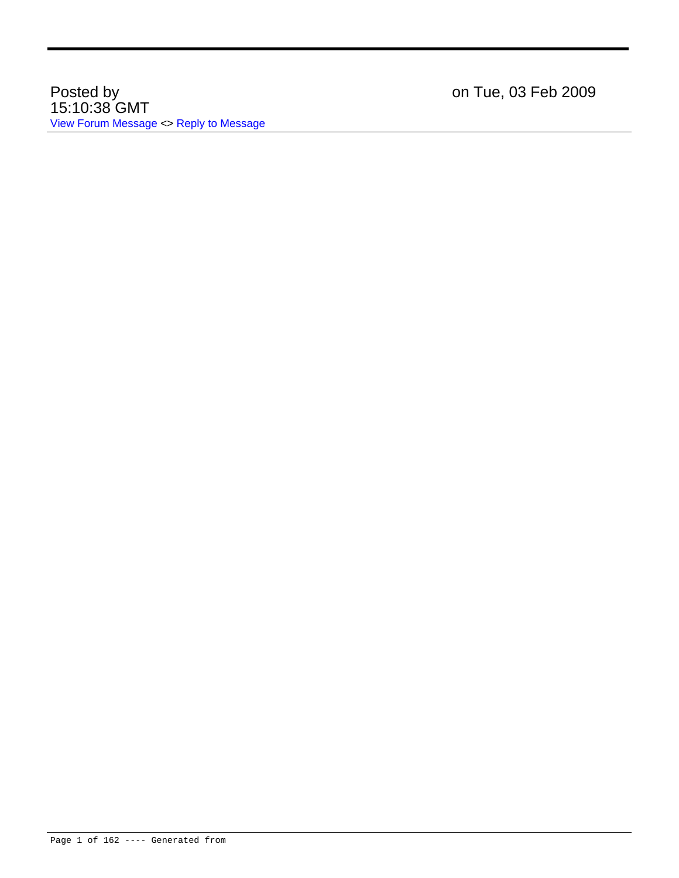Posted by on Tue, 03 Feb 2009 15:10:38 GMT

View Forum Message <> Reply to Message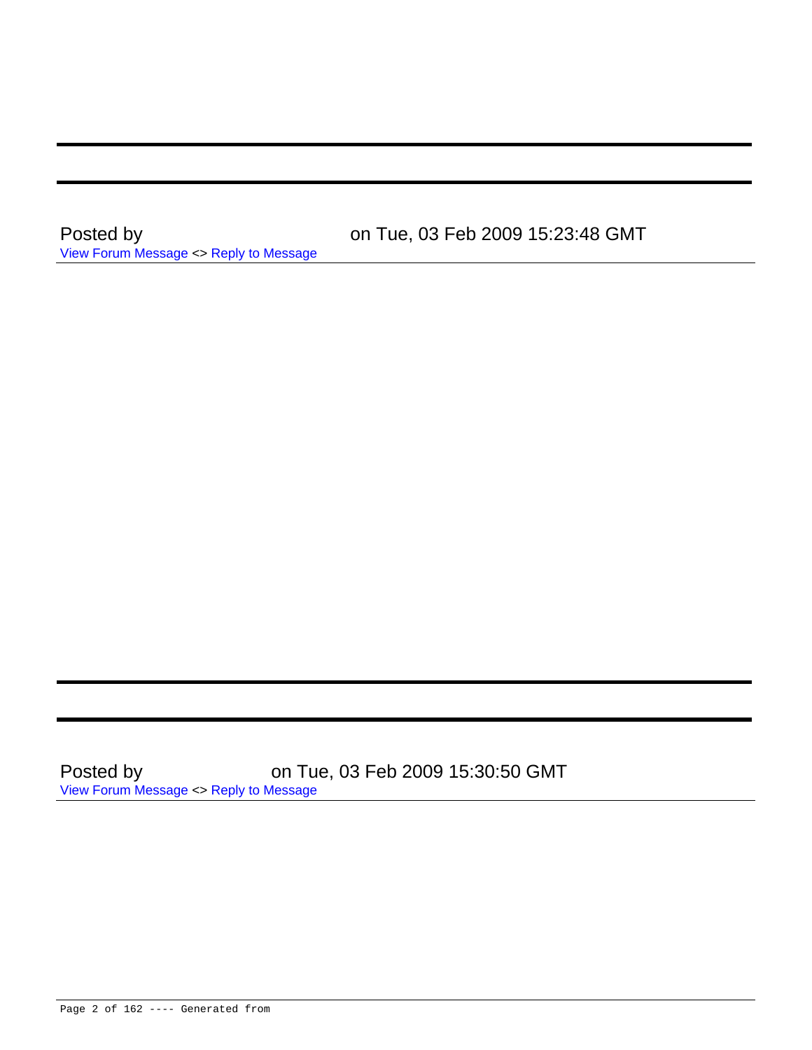---

---

Posted by on Tue, 03 Feb 2009 15:23:48 GMT
View Forum Message <> Reply to Message

---

---

---

Posted by on Tue, 03 Feb 2009 15:30:50 GMT
View Forum Message <> Reply to Message

---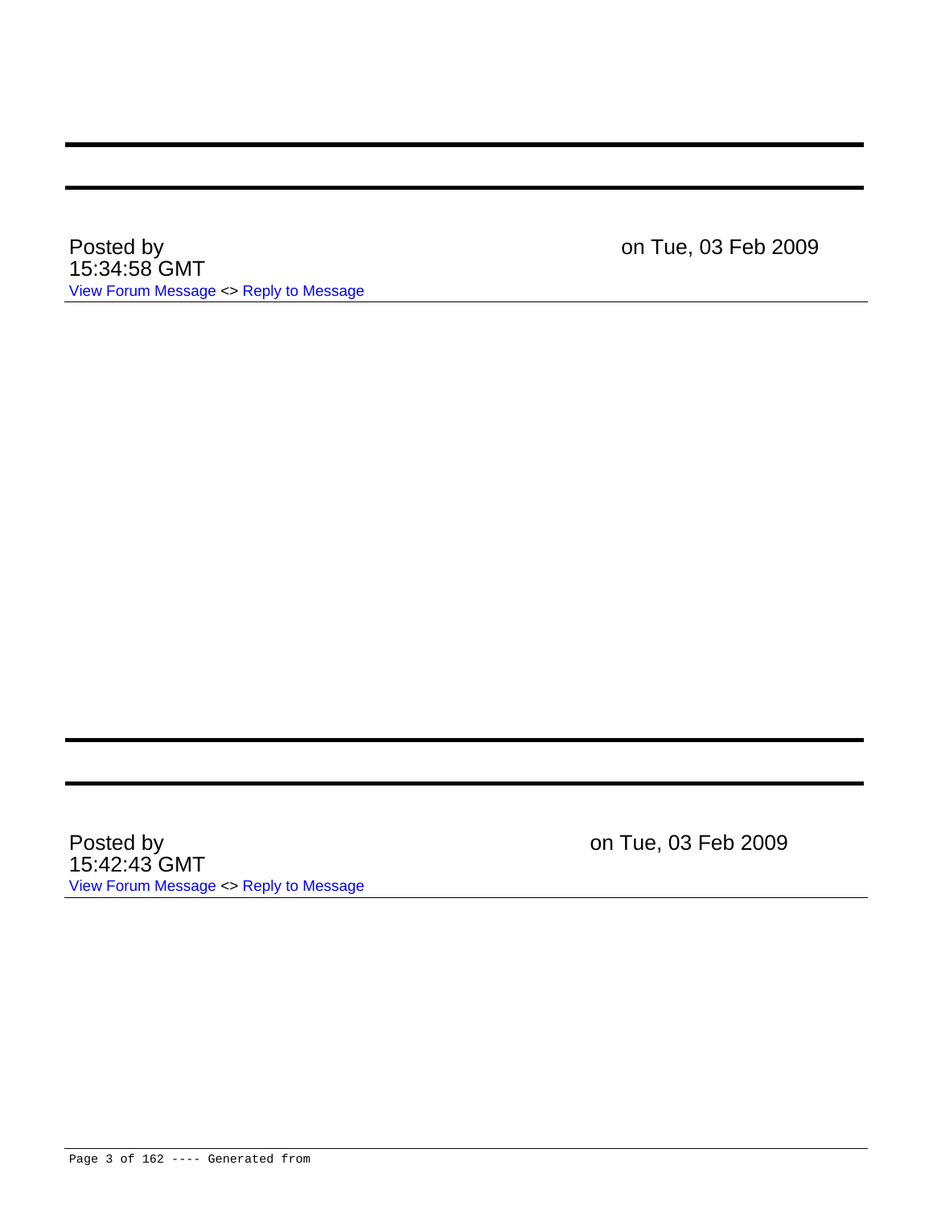---

---

Posted by on Tue, 03 Feb 2009 15:34:58 GMT

View Forum Message <> Reply to Message

---

---

---

Posted by on Tue, 03 Feb 2009 15:42:43 GMT

View Forum Message <> Reply to Message

---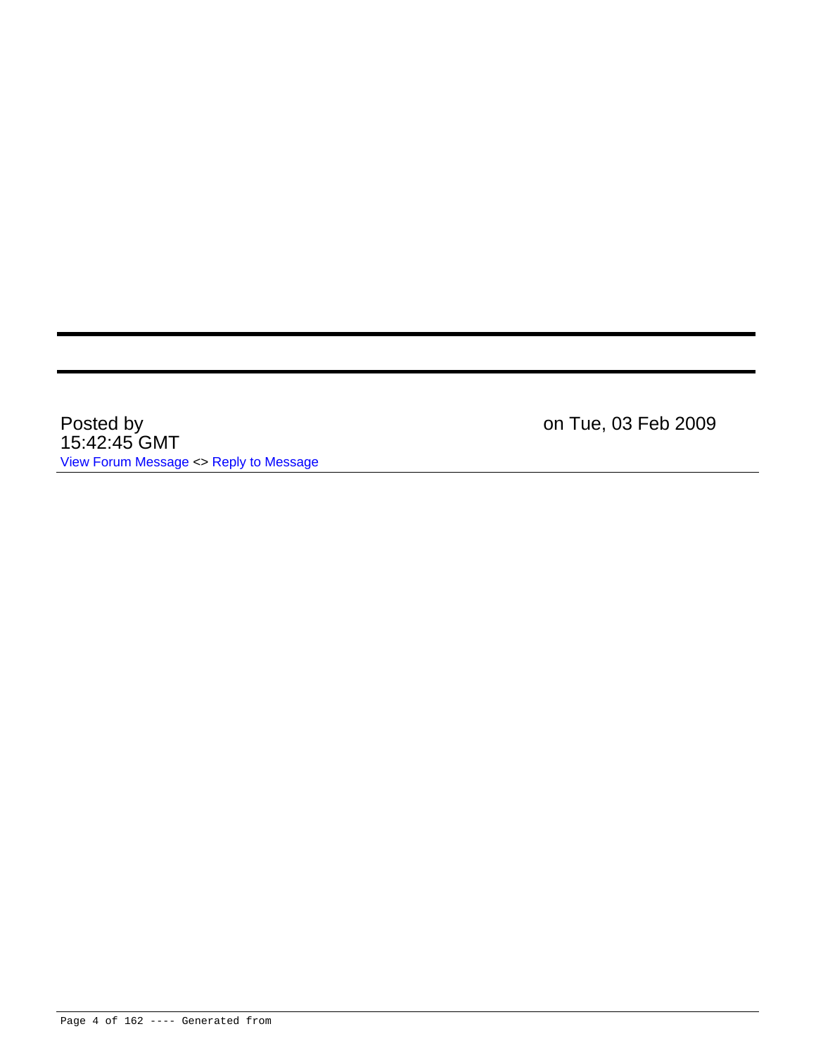---

---

Posted by on Tue, 03 Feb 2009 15:42:45 GMT

View Forum Message <> Reply to Message

---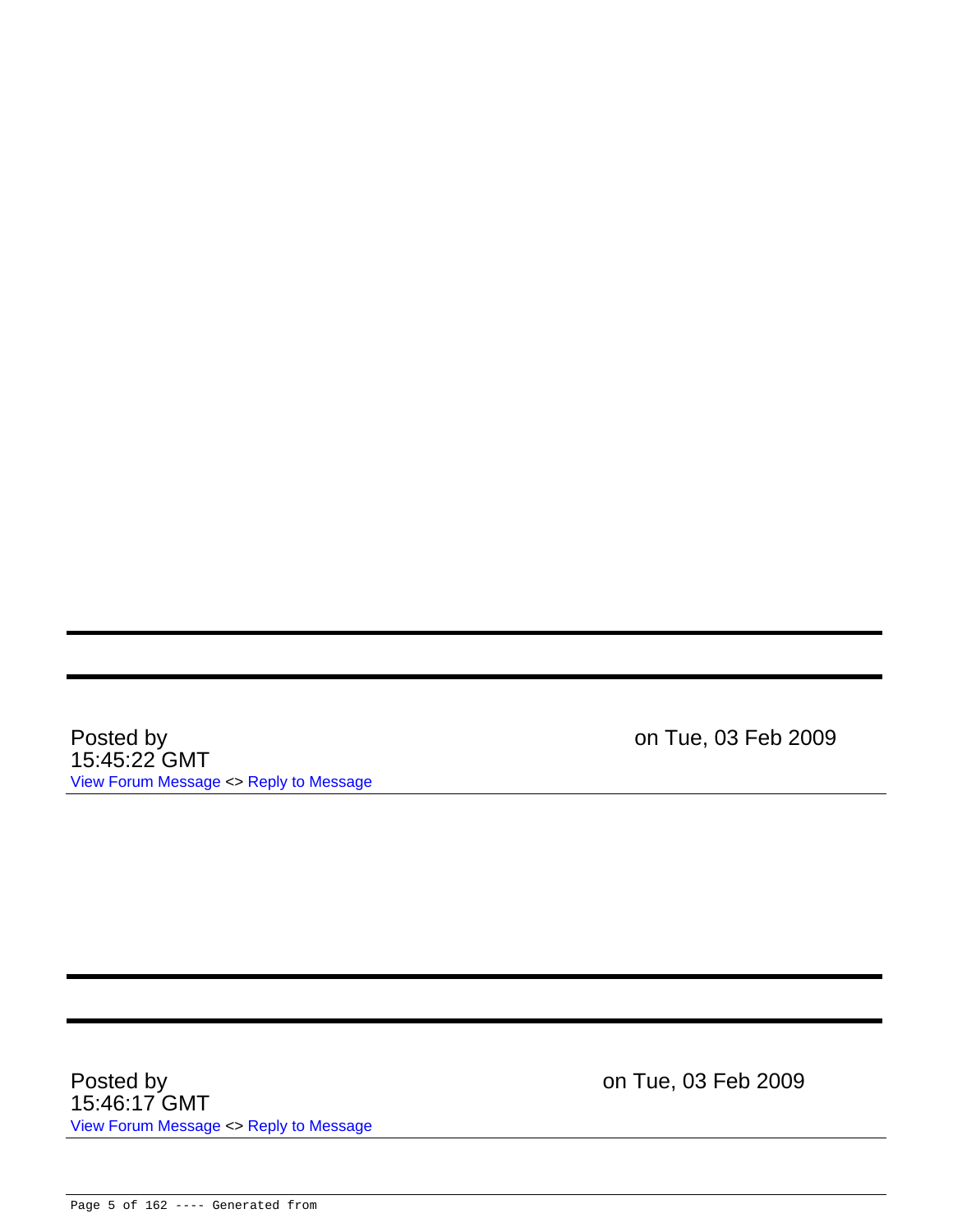---

---

Posted by on Tue, 03 Feb 2009 15:45:22 GMT
View Forum Message <> Reply to Message

---

---

---

Posted by on Tue, 03 Feb 2009 15:46:17 GMT
View Forum Message <> Reply to Message

---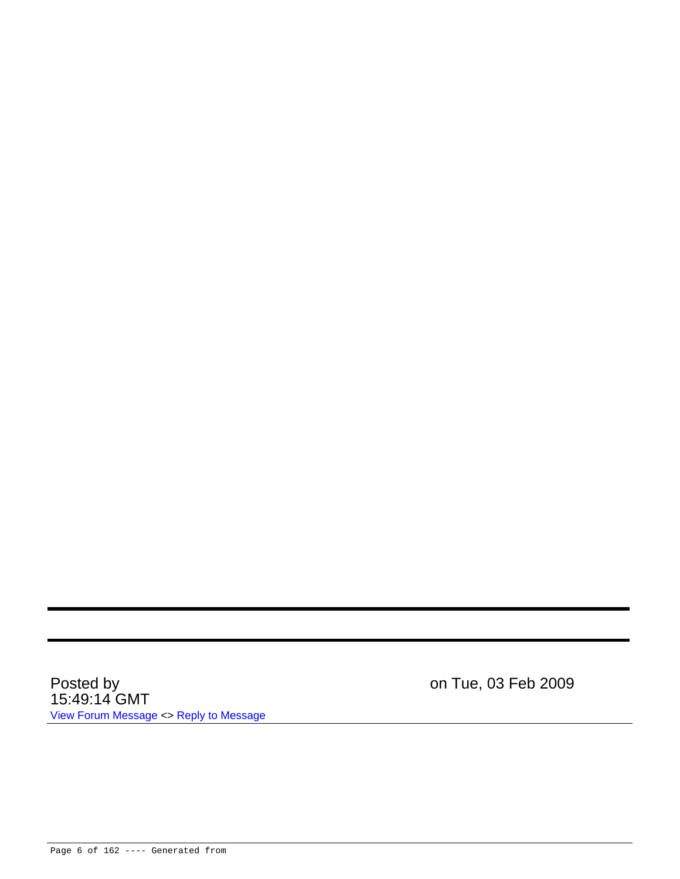---

---

Posted by on Tue, 03 Feb 2009 15:49:14 GMT

View Forum Message <> Reply to Message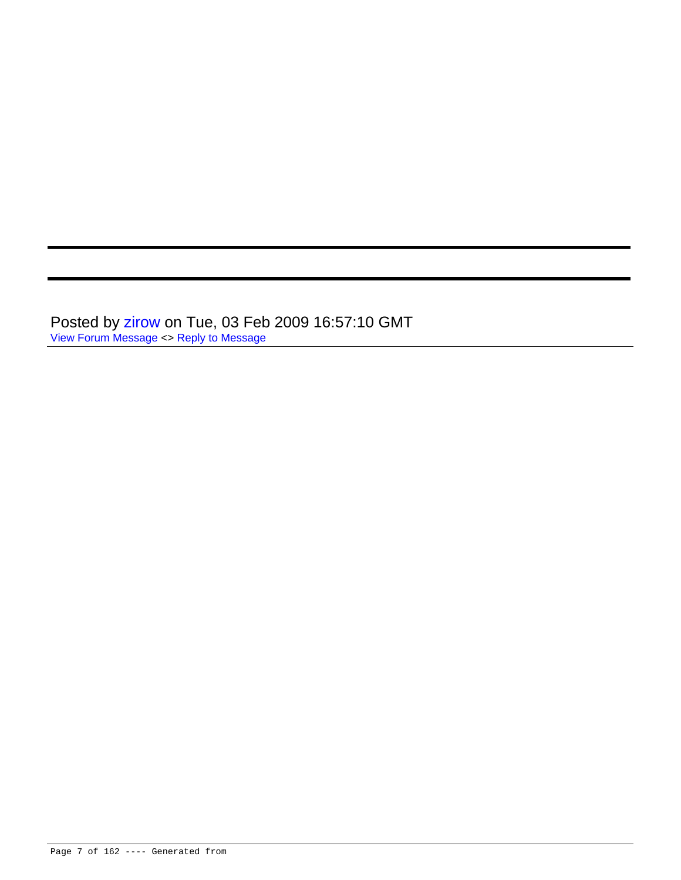---

---

Posted by zirow on Tue, 03 Feb 2009 16:57:10 GMT
View Forum Message <> Reply to Message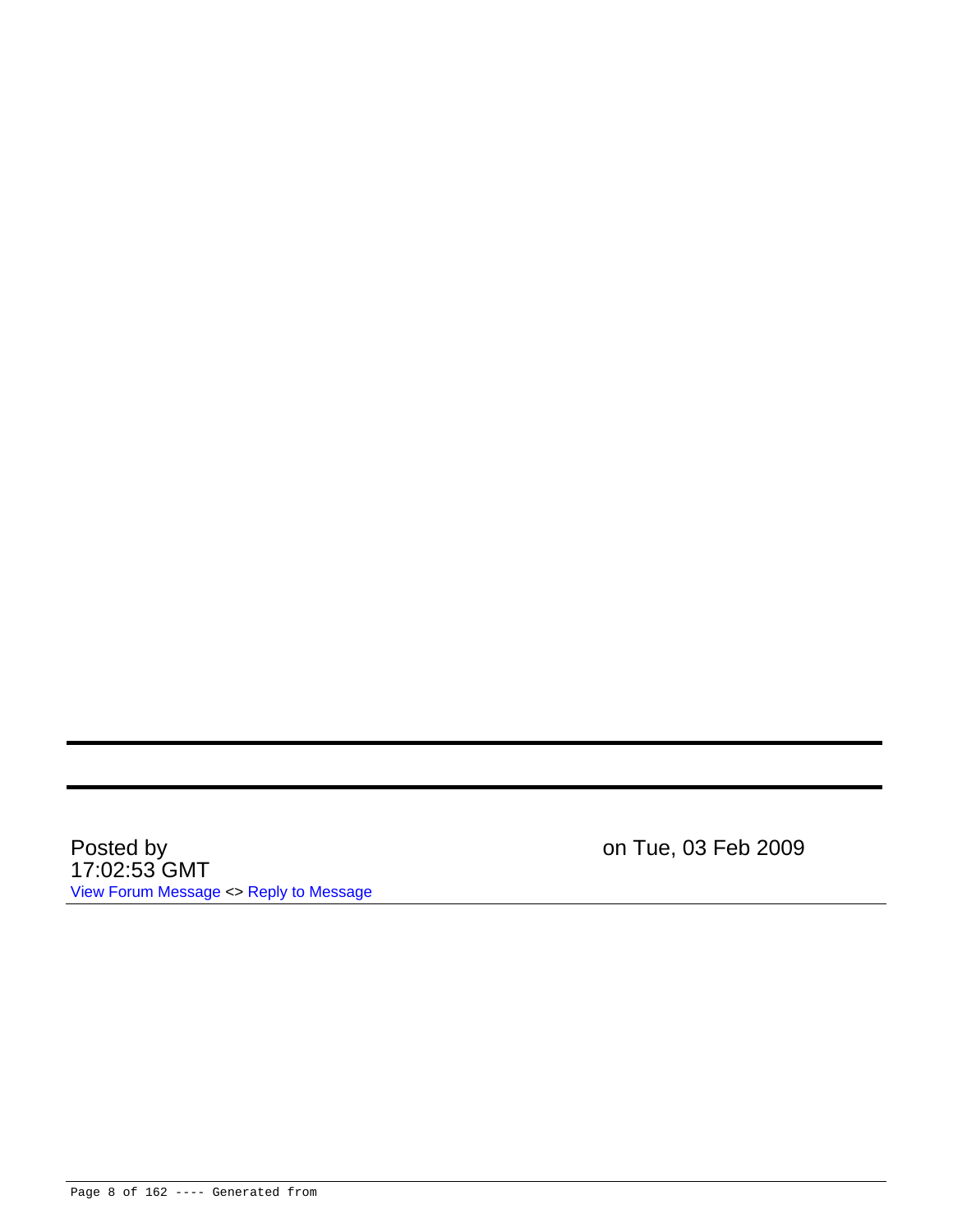---

---

Posted by on Tue, 03 Feb 2009 17:02:53 GMT

View Forum Message <> Reply to Message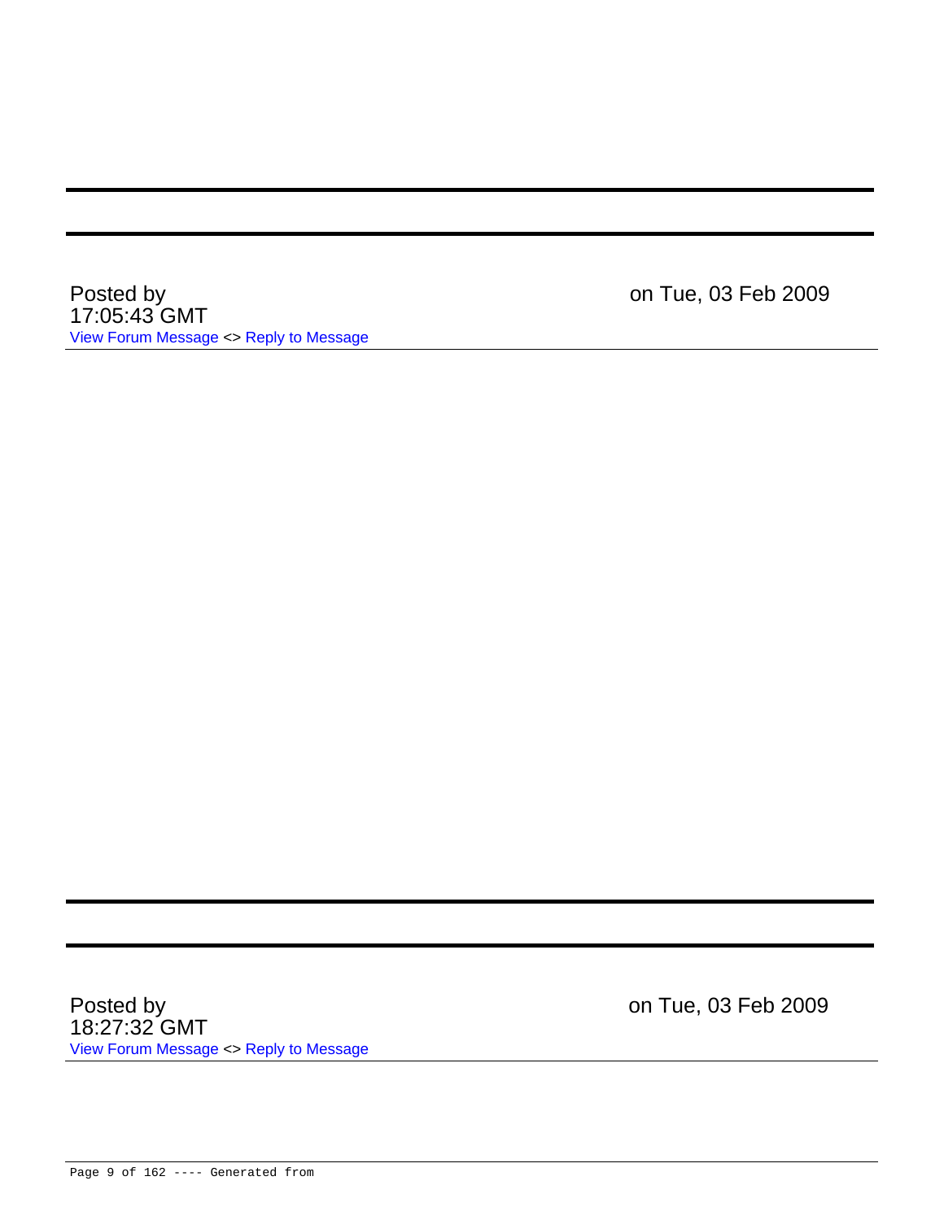---

---

Posted by on Tue, 03 Feb 2009 17:05:43 GMT

View Forum Message <> Reply to Message

---

---

---

Posted by on Tue, 03 Feb 2009 18:27:32 GMT

View Forum Message <> Reply to Message

---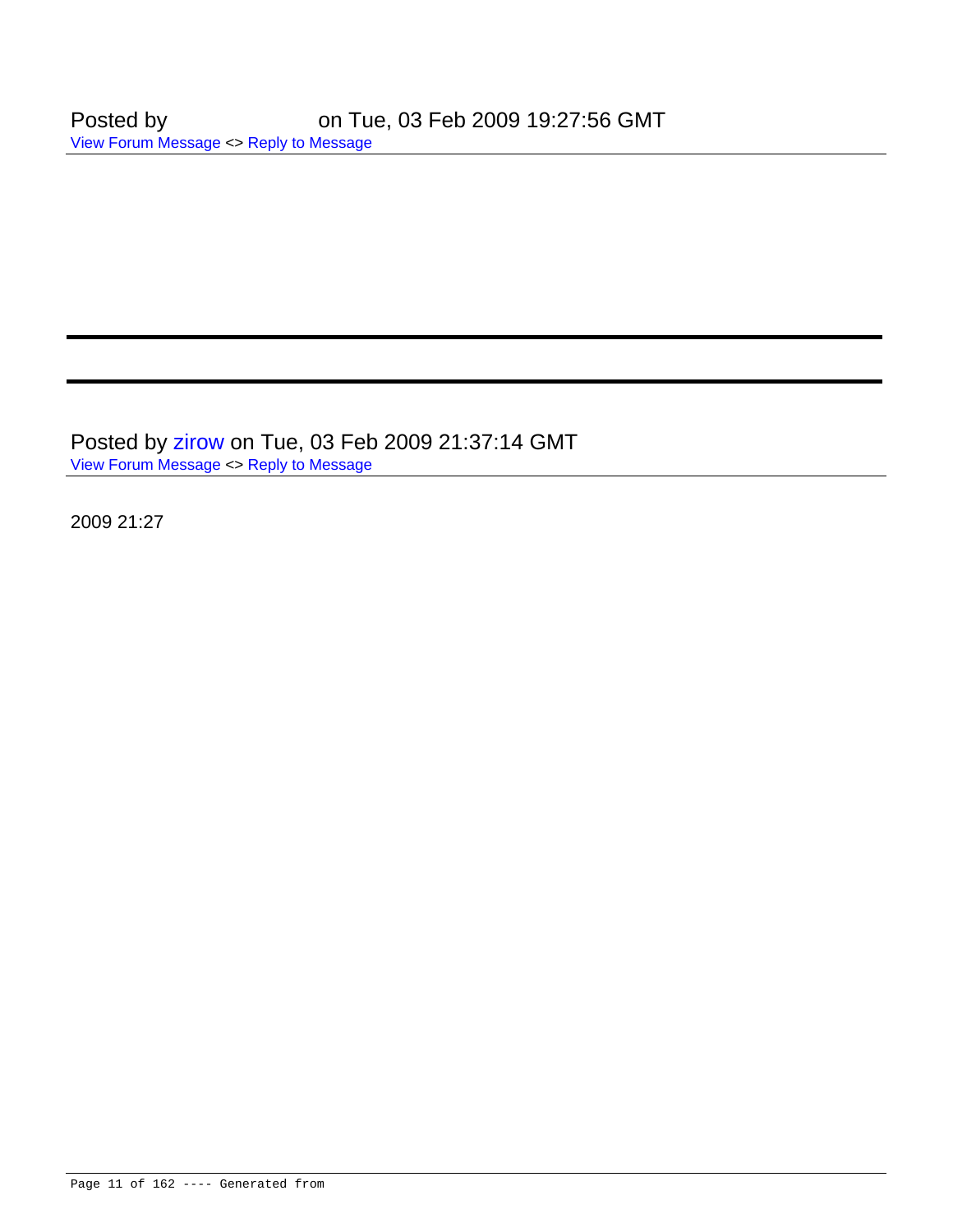Posted by on Tue, 03 Feb 2009 19:27:56 GMT
View Forum Message <> Reply to Message

---

---

Posted by zirow on Tue, 03 Feb 2009 21:37:14 GMT
View Forum Message <> Reply to Message

2009 21:27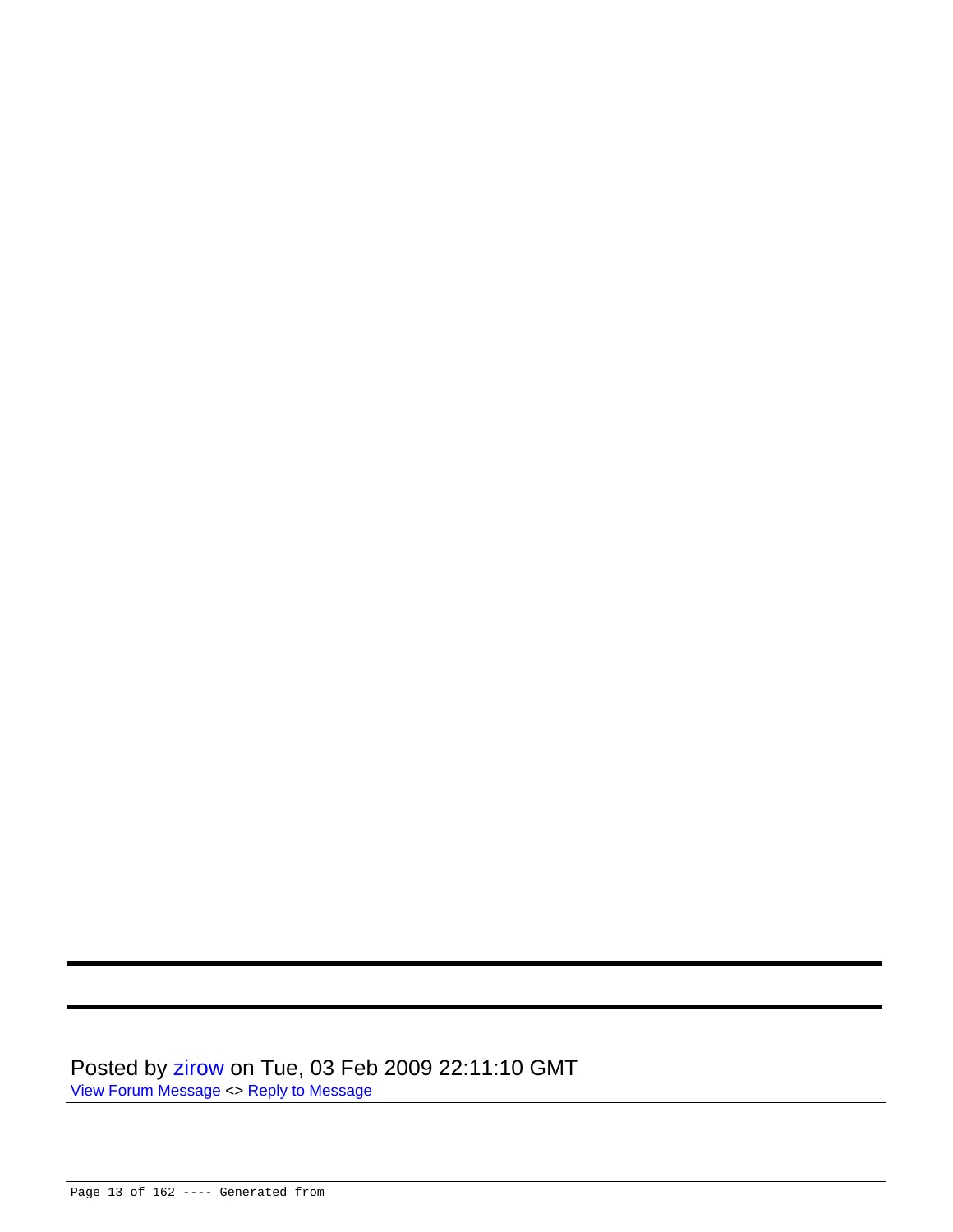---

---

Posted by zirow on Tue, 03 Feb 2009 22:11:10 GMT
View Forum Message <> Reply to Message

---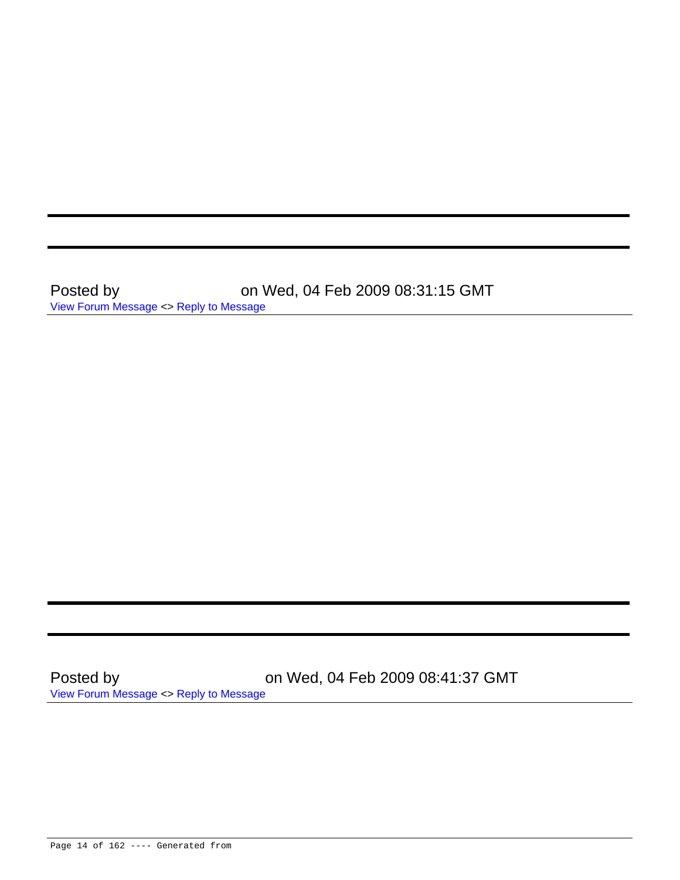---

---

Posted by on Wed, 04 Feb 2009 08:31:15 GMT
View Forum Message <> Reply to Message

---

---

---

Posted by on Wed, 04 Feb 2009 08:41:37 GMT
View Forum Message <> Reply to Message

---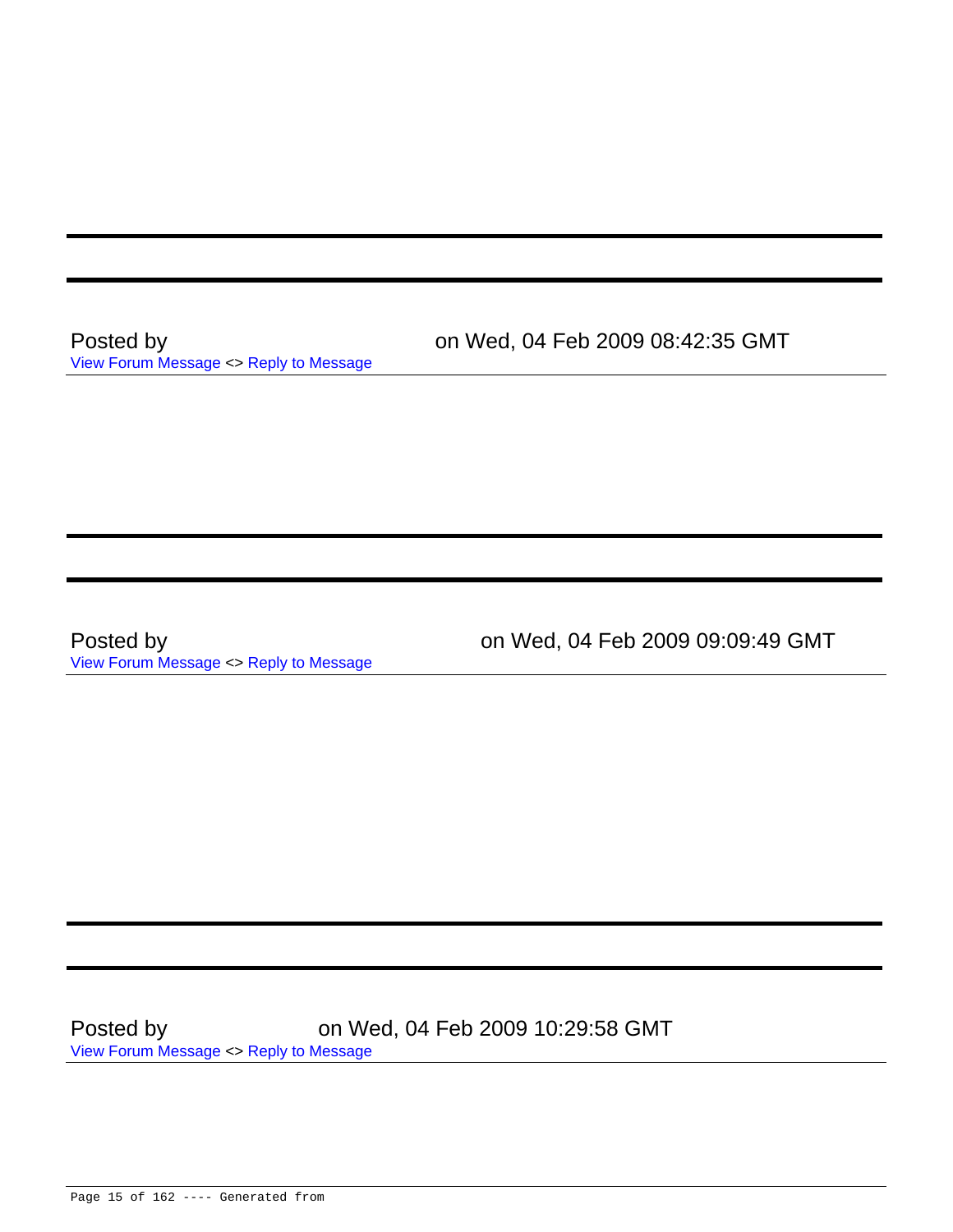---

---

Posted by on Wed, 04 Feb 2009 08:42:35 GMT
View Forum Message <> Reply to Message

---

---

---

Posted by on Wed, 04 Feb 2009 09:09:49 GMT
View Forum Message <> Reply to Message

---

---

---

Posted by on Wed, 04 Feb 2009 10:29:58 GMT
View Forum Message <> Reply to Message

---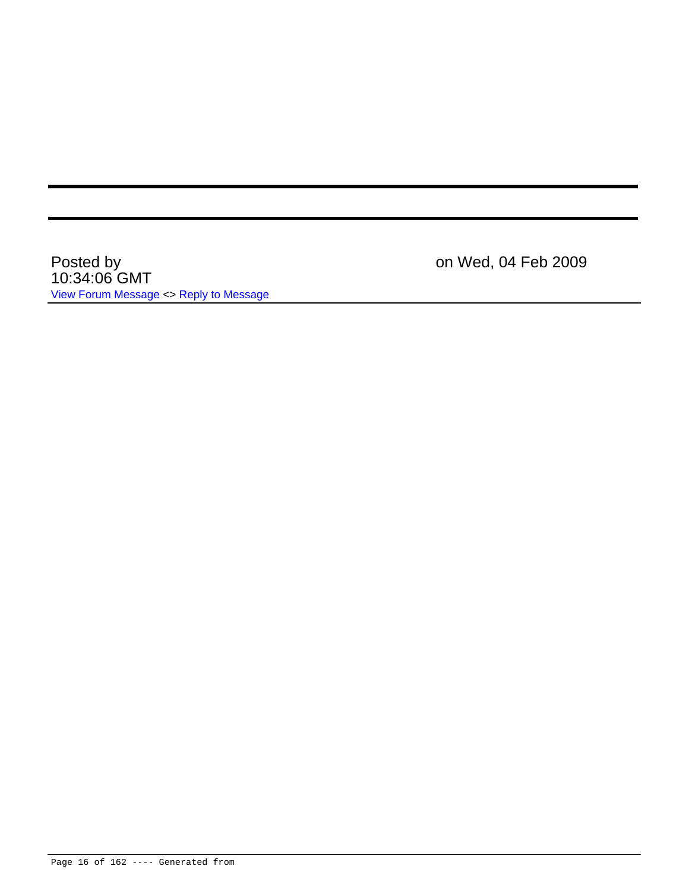---

---

Posted by on Wed, 04 Feb 2009 10:34:06 GMT

View Forum Message <> Reply to Message

---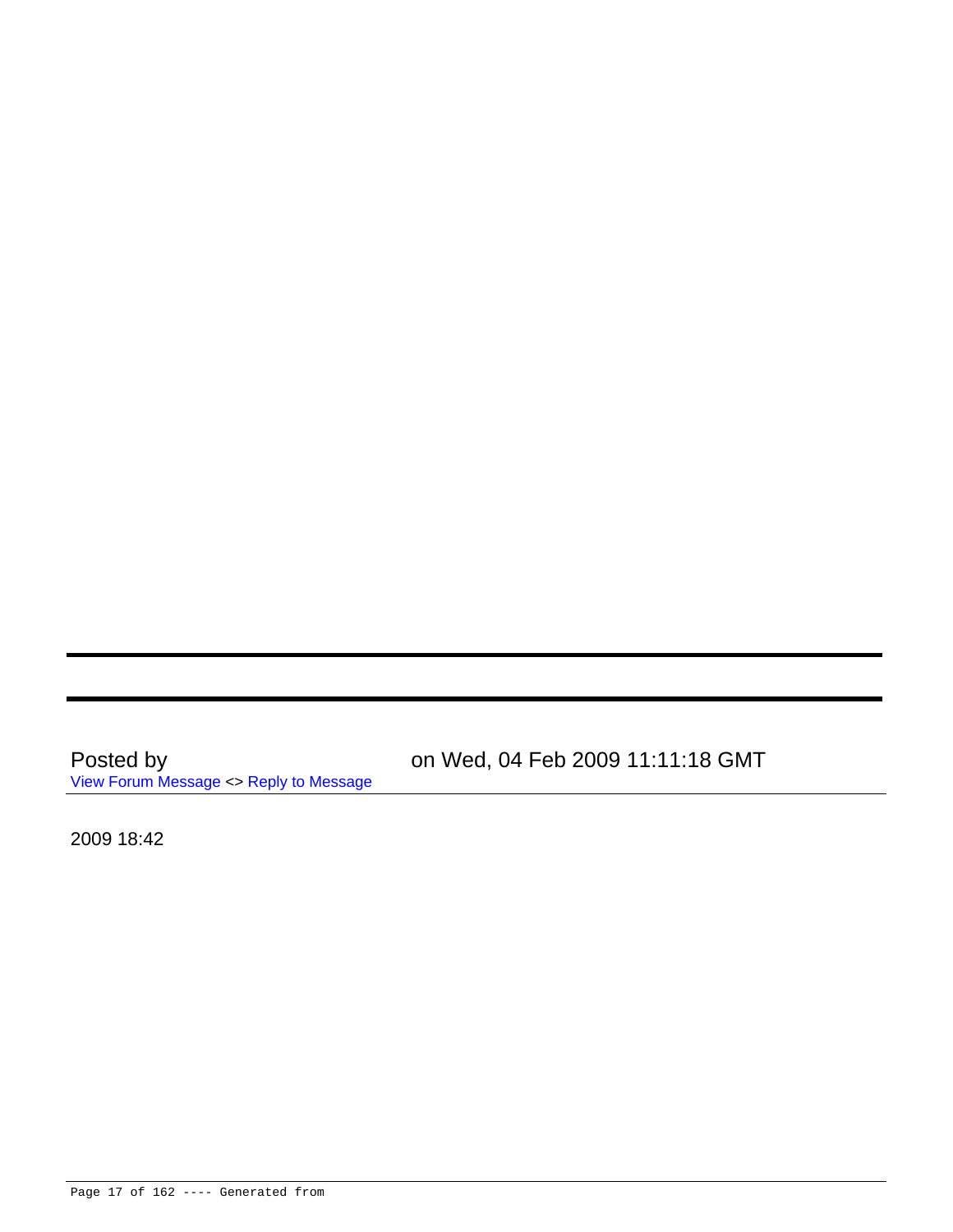---

---

Posted by on Wed, 04 Feb 2009 11:11:18 GMT

View Forum Message <> Reply to Message

---

2009 18:42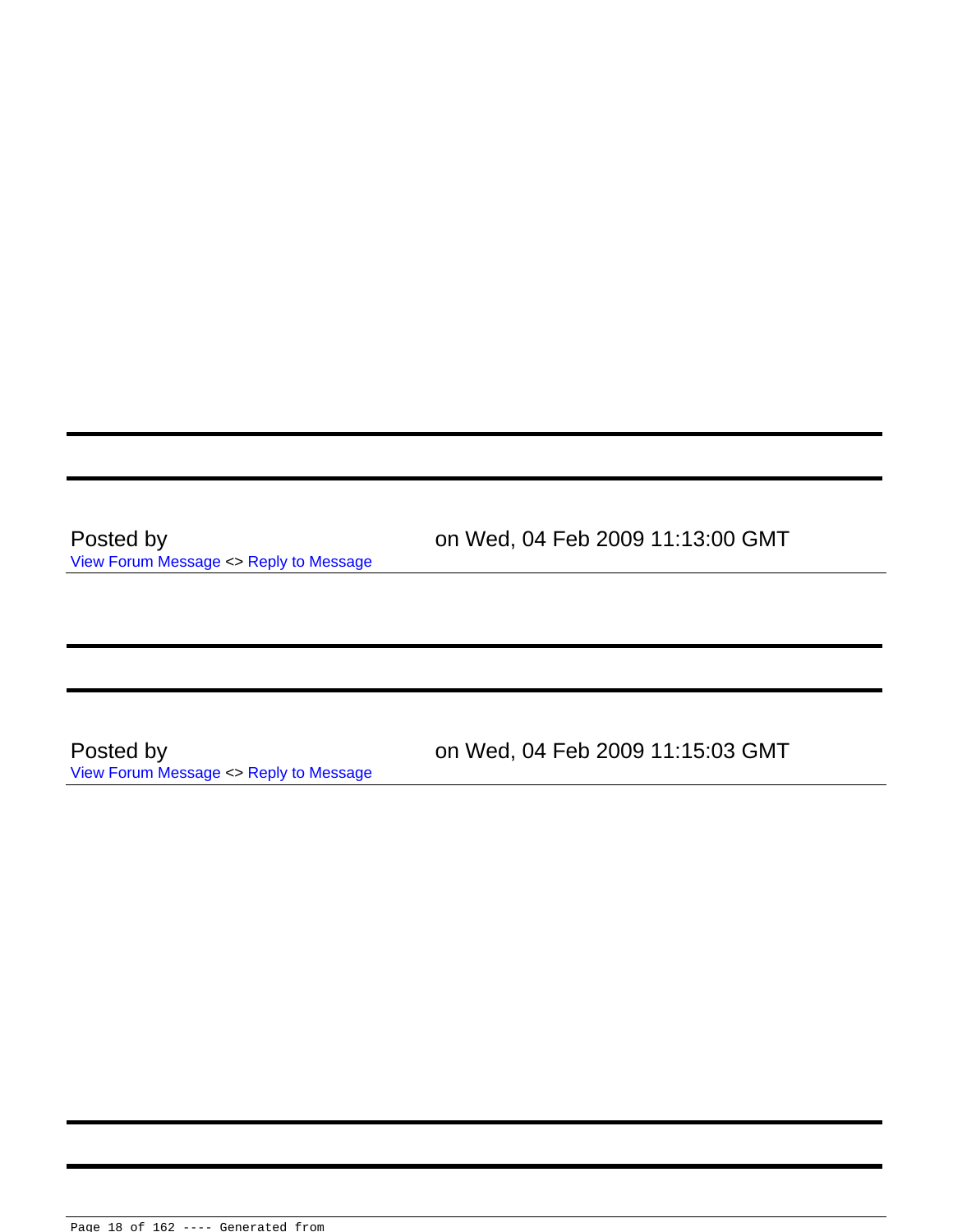---

---

Posted by on Wed, 04 Feb 2009 11:13:00 GMT

View Forum Message <> Reply to Message

---

---

---

Posted by on Wed, 04 Feb 2009 11:15:03 GMT

View Forum Message <> Reply to Message

---

---

---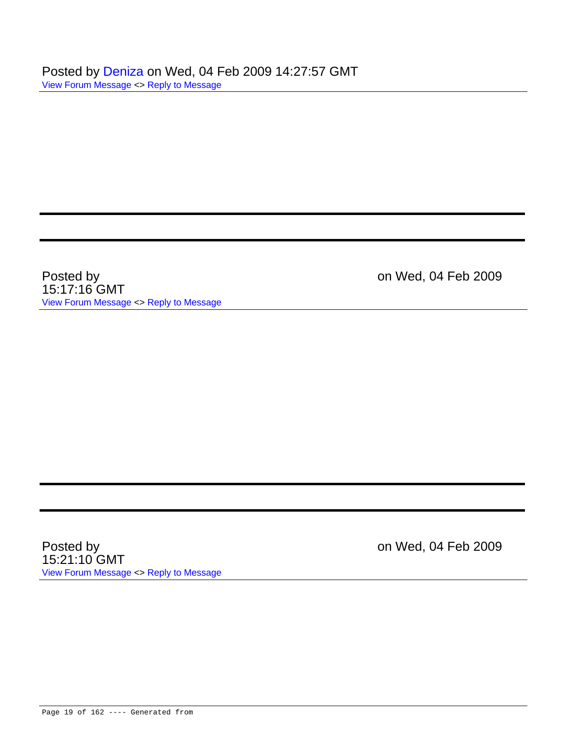Posted by Deniza on Wed, 04 Feb 2009 14:27:57 GMT
View Forum Message <> Reply to Message

---

---

Posted by on Wed, 04 Feb 2009 15:17:16 GMT
View Forum Message <> Reply to Message

---

---

Posted by on Wed, 04 Feb 2009 15:21:10 GMT
View Forum Message <> Reply to Message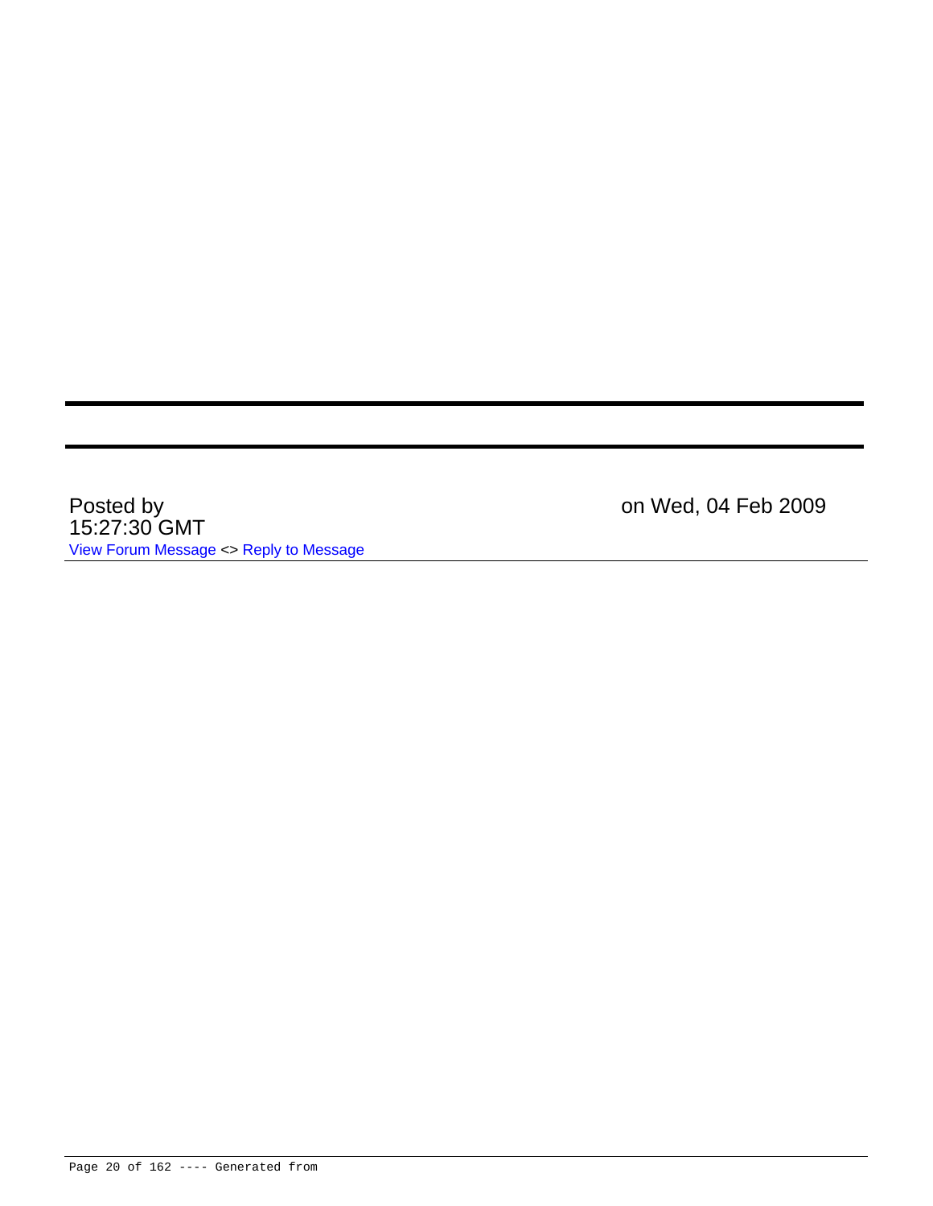---

---

Posted by on Wed, 04 Feb 2009 15:27:30 GMT

View Forum Message <> Reply to Message

---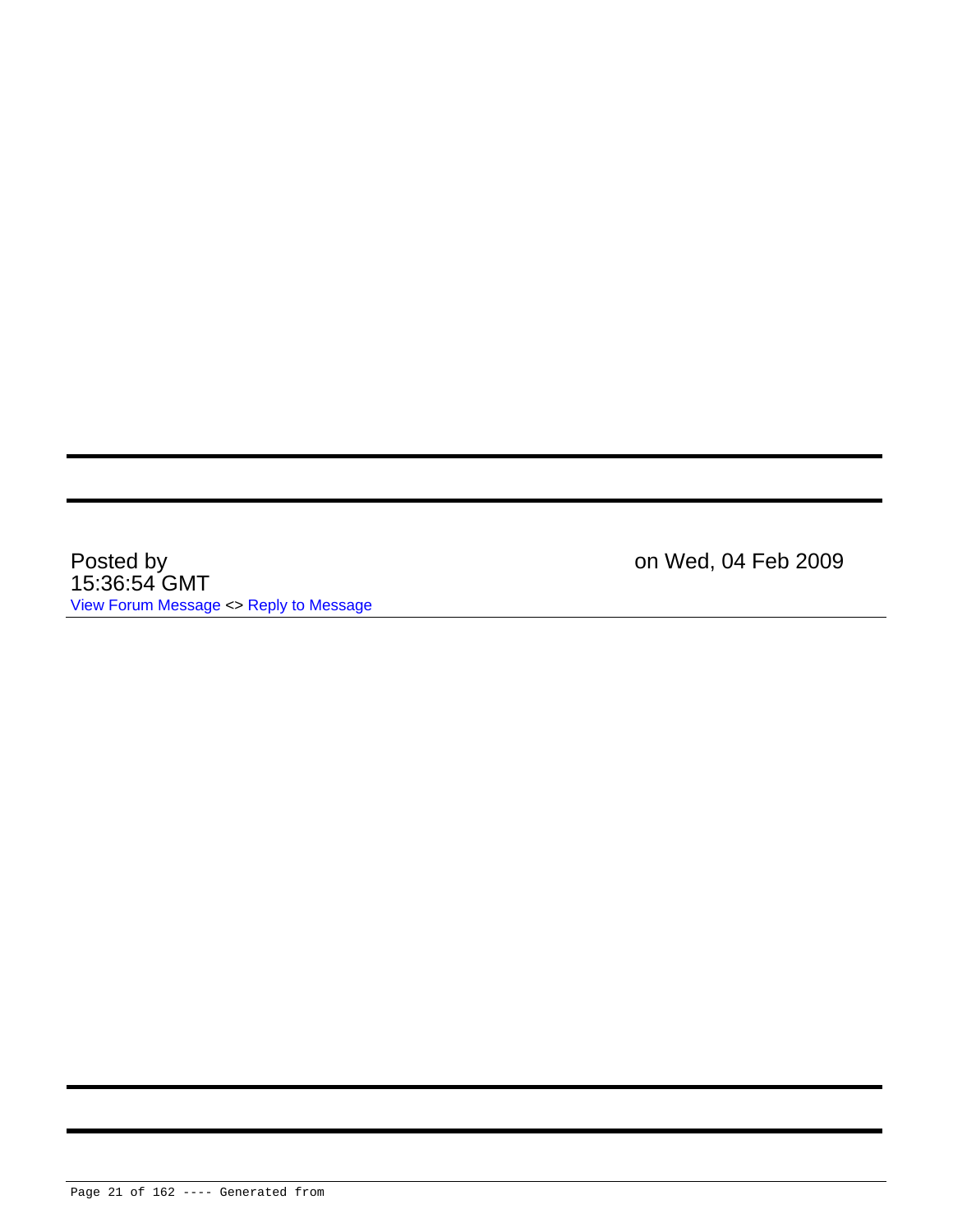Posted by on Wed, 04 Feb 2009 15:36:54 GMT

View Forum Message <> Reply to Message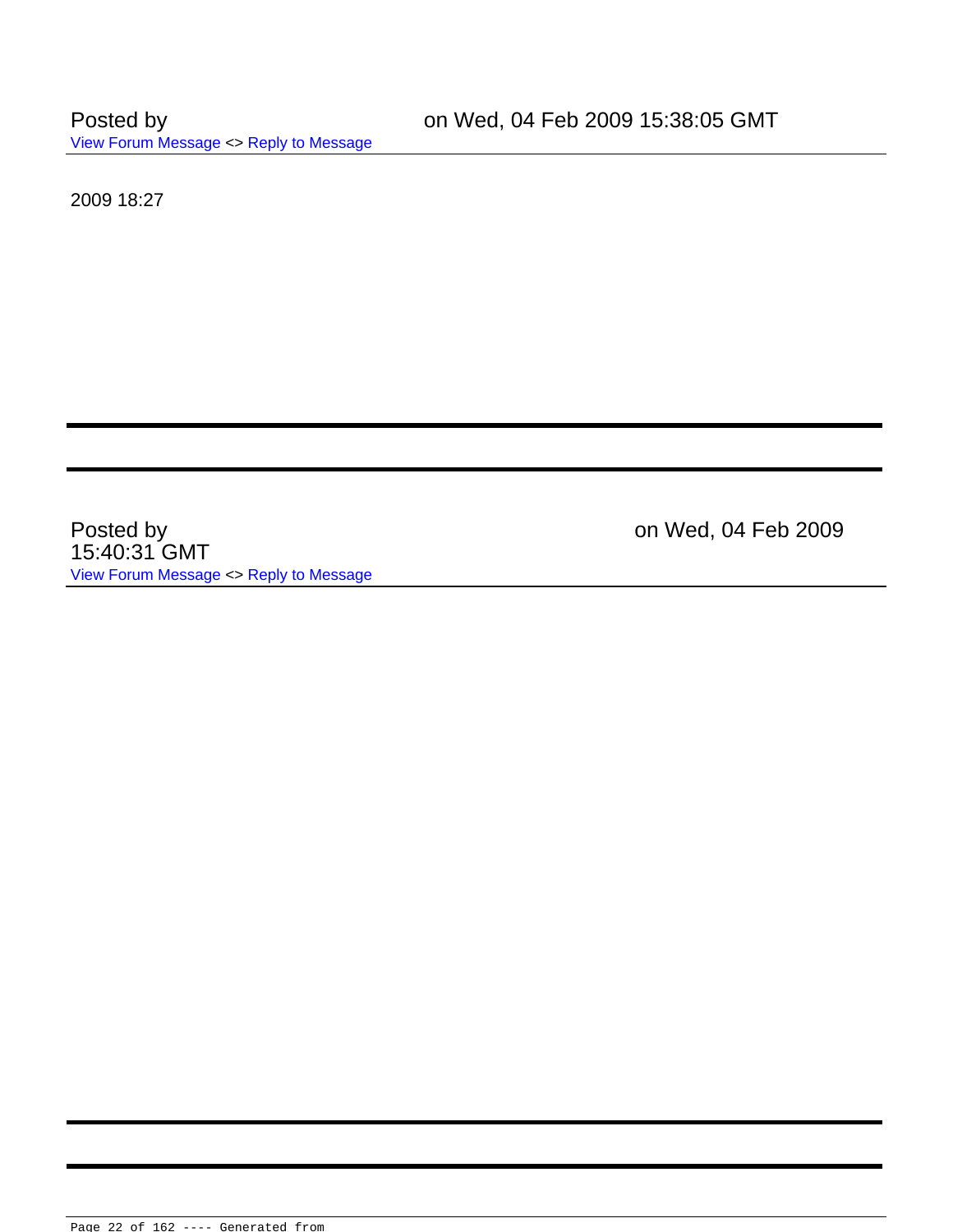Posted by on Wed, 04 Feb 2009 15:38:05 GMT

View Forum Message <> Reply to Message

2009 18:27

---

---

Posted by on Wed, 04 Feb 2009 15:40:31 GMT

View Forum Message <> Reply to Message

---

---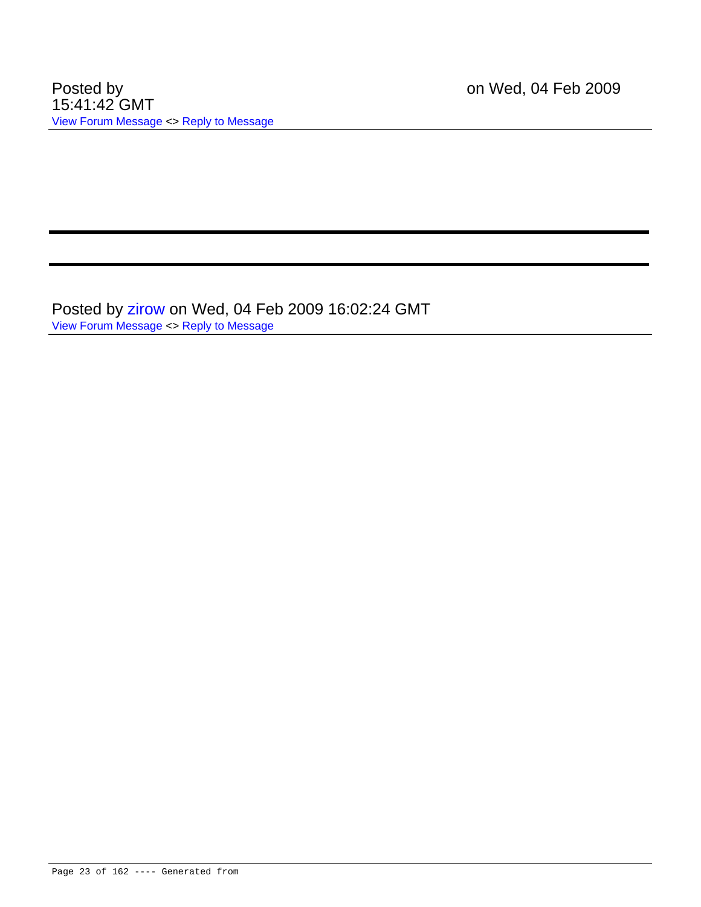Posted by on Wed, 04 Feb 2009 15:41:42 GMT

View Forum Message <> Reply to Message

---

---

Posted by zirow on Wed, 04 Feb 2009 16:02:24 GMT

View Forum Message <> Reply to Message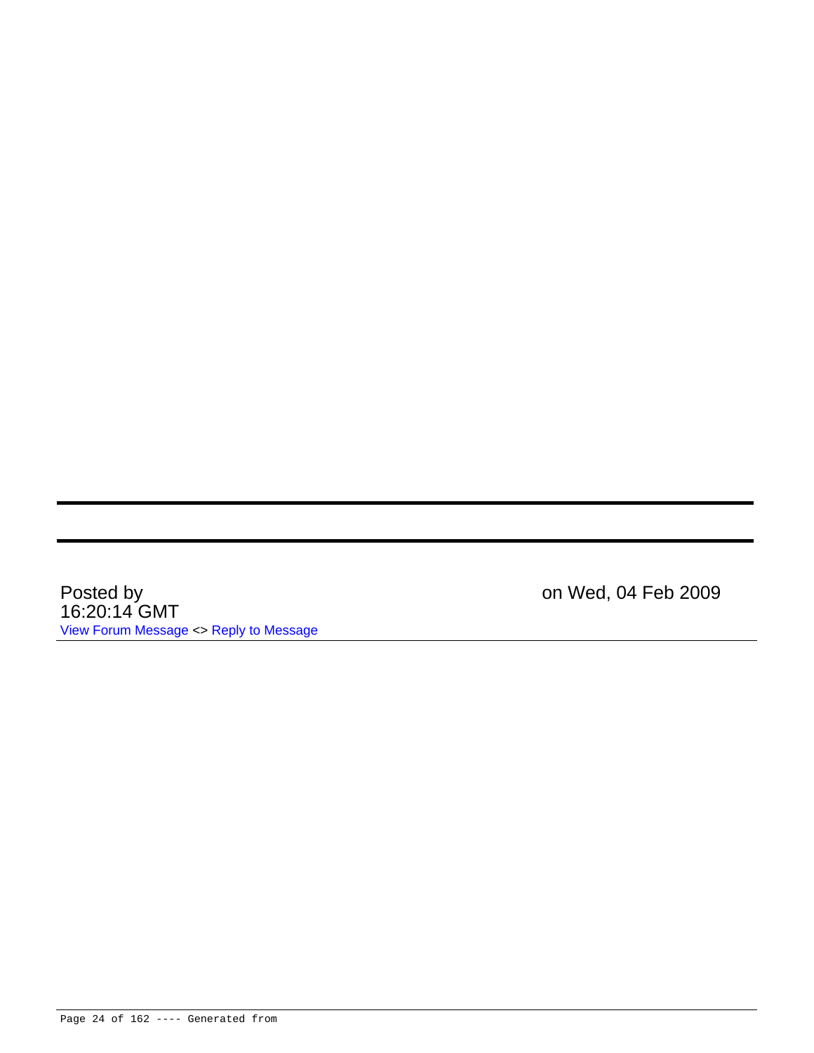---

---

Posted by on Wed, 04 Feb 2009 16:20:14 GMT

View Forum Message <> Reply to Message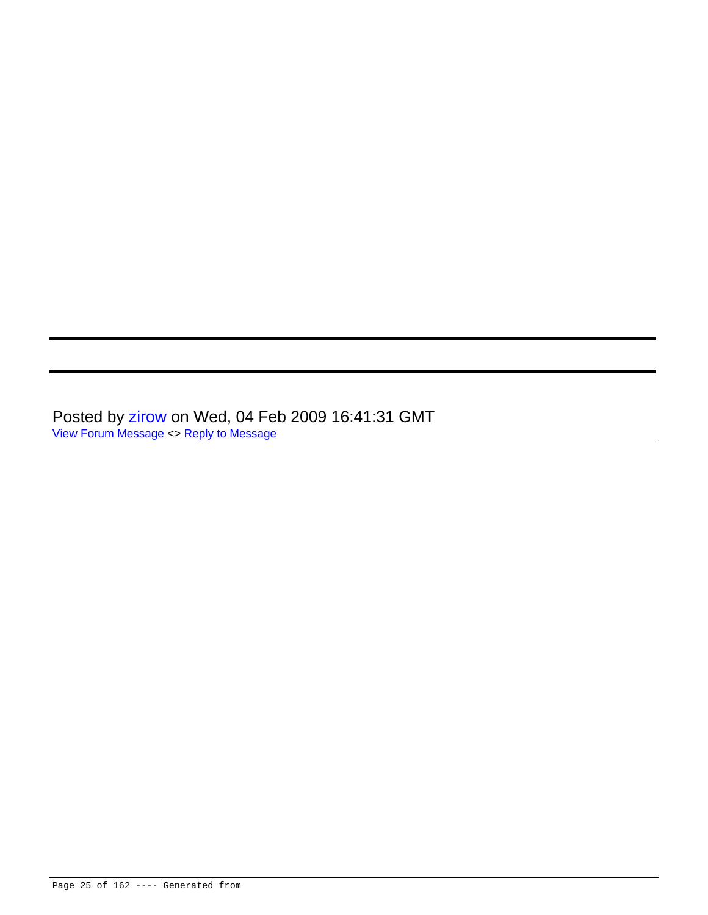---

---

Posted by zirow on Wed, 04 Feb 2009 16:41:31 GMT
View Forum Message <> Reply to Message

---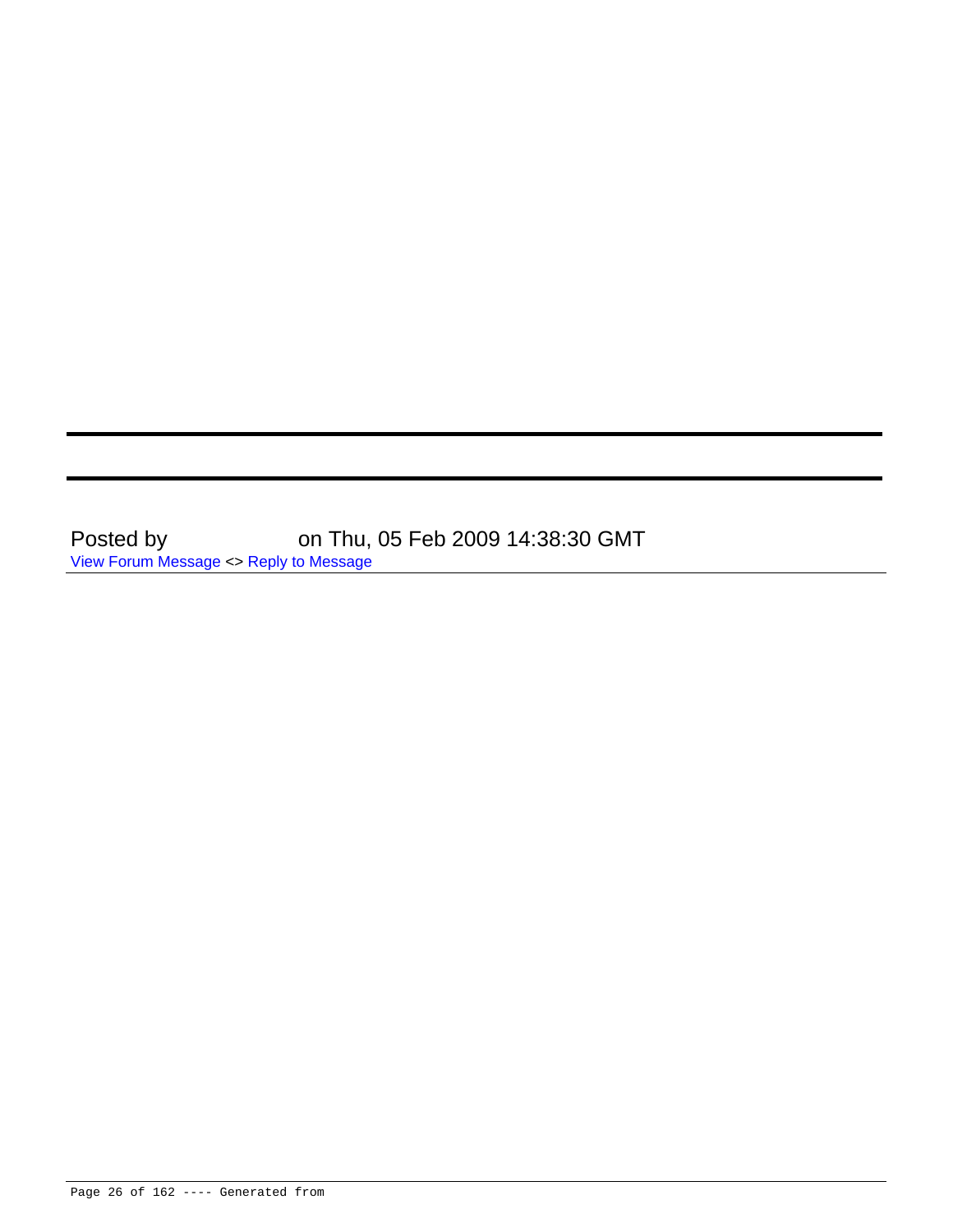---

---

Posted by on Thu, 05 Feb 2009 14:38:30 GMT

View Forum Message <> Reply to Message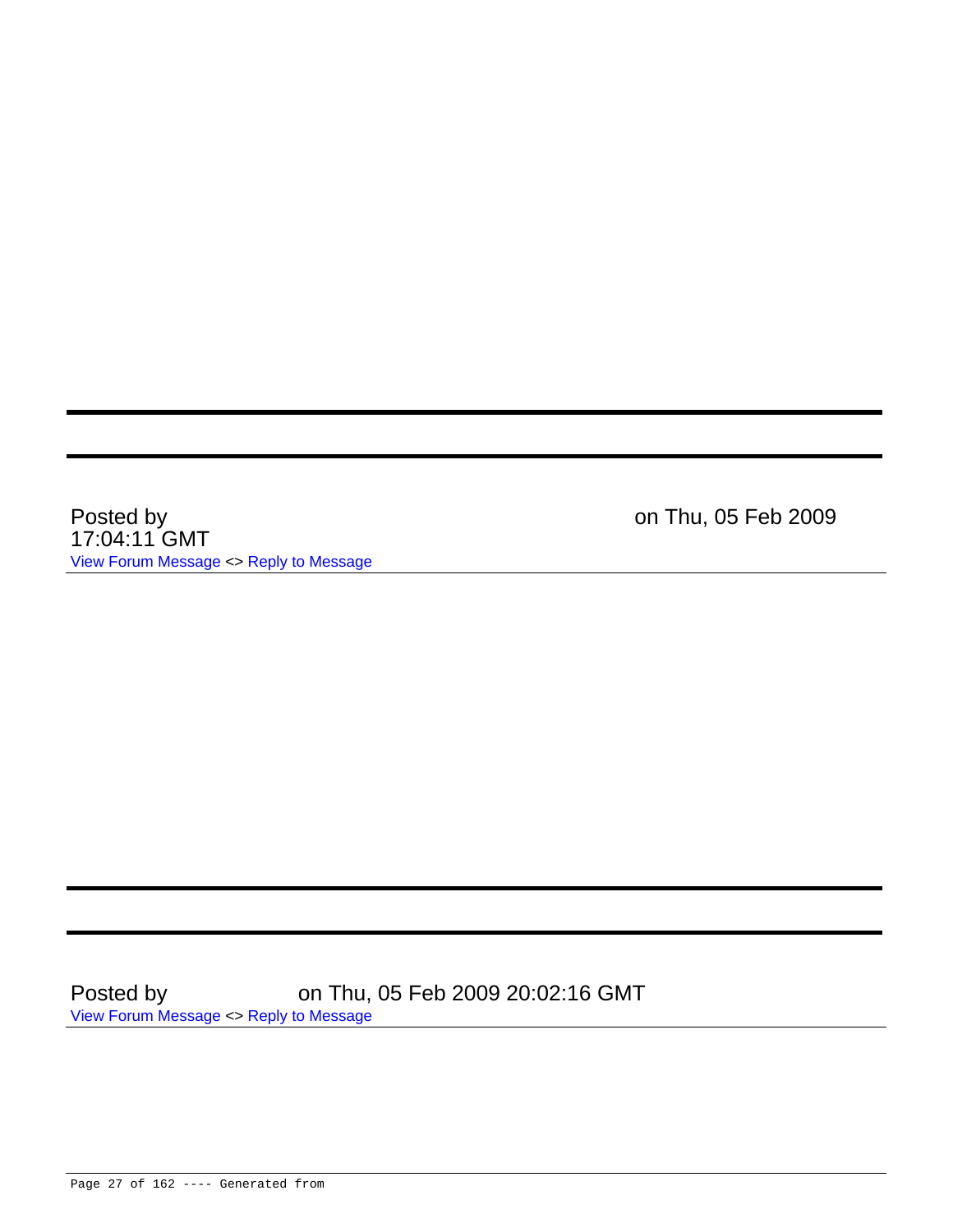---

---

Posted by on Thu, 05 Feb 2009 17:04:11 GMT

View Forum Message <> Reply to Message

---

---

Posted by on Thu, 05 Feb 2009 20:02:16 GMT

View Forum Message <> Reply to Message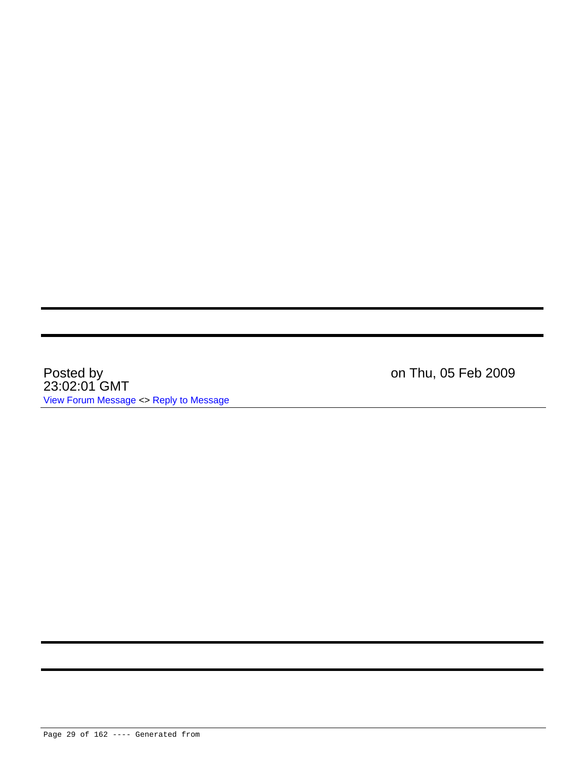---

---

Posted by on Thu, 05 Feb 2009 23:02:01 GMT

View Forum Message <> Reply to Message

---

---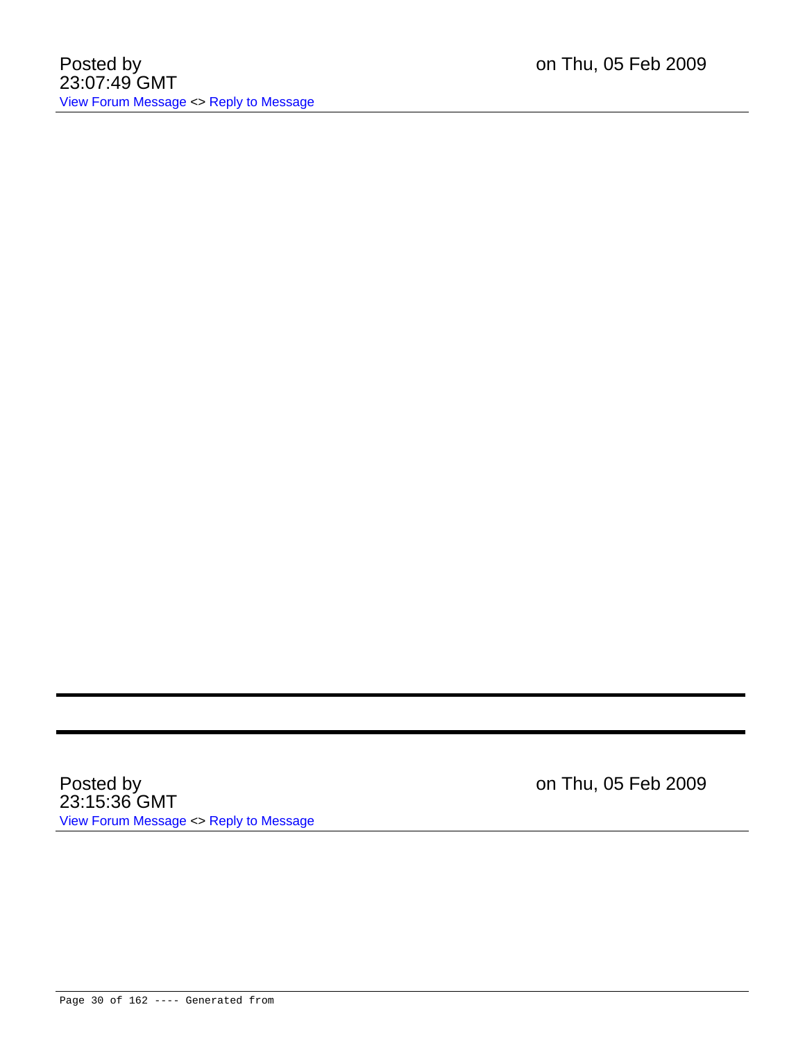Posted by on Thu, 05 Feb 2009 23:07:49 GMT

View Forum Message <> Reply to Message

---

---

Posted by on Thu, 05 Feb 2009 23:15:36 GMT

View Forum Message <> Reply to Message

---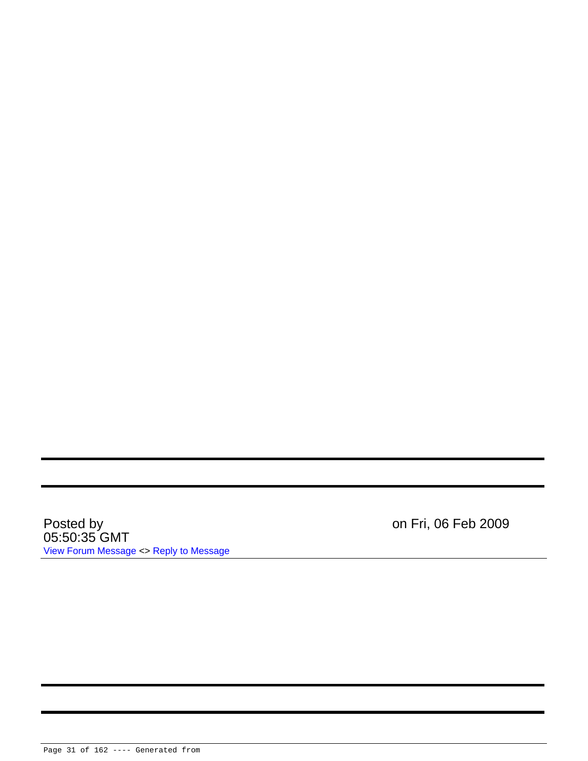---

---

Posted by on Fri, 06 Feb 2009 05:50:35 GMT

View Forum Message <> Reply to Message

---

---

---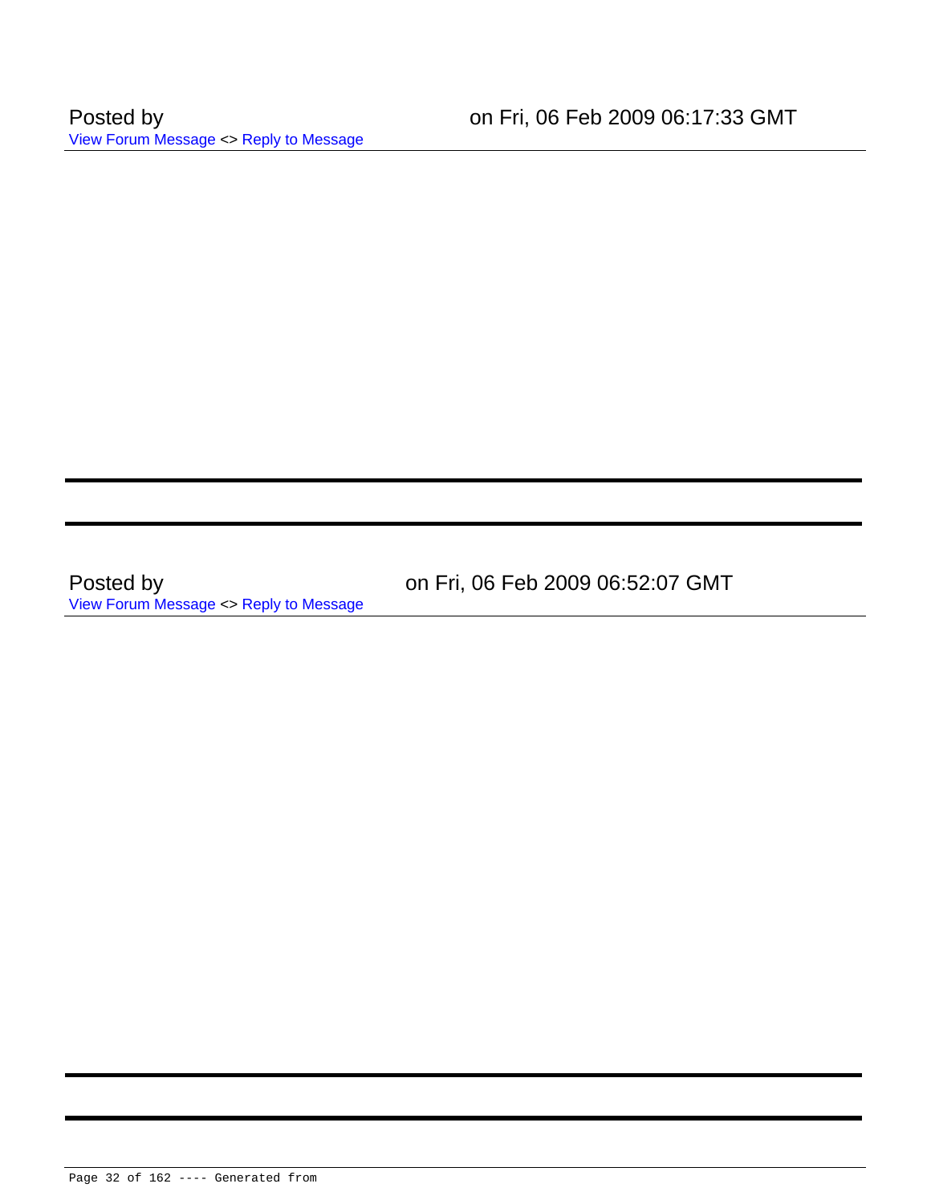Posted by on Fri, 06 Feb 2009 06:17:33 GMT
View Forum Message <> Reply to Message

---

---

Posted by on Fri, 06 Feb 2009 06:52:07 GMT
View Forum Message <> Reply to Message

---

---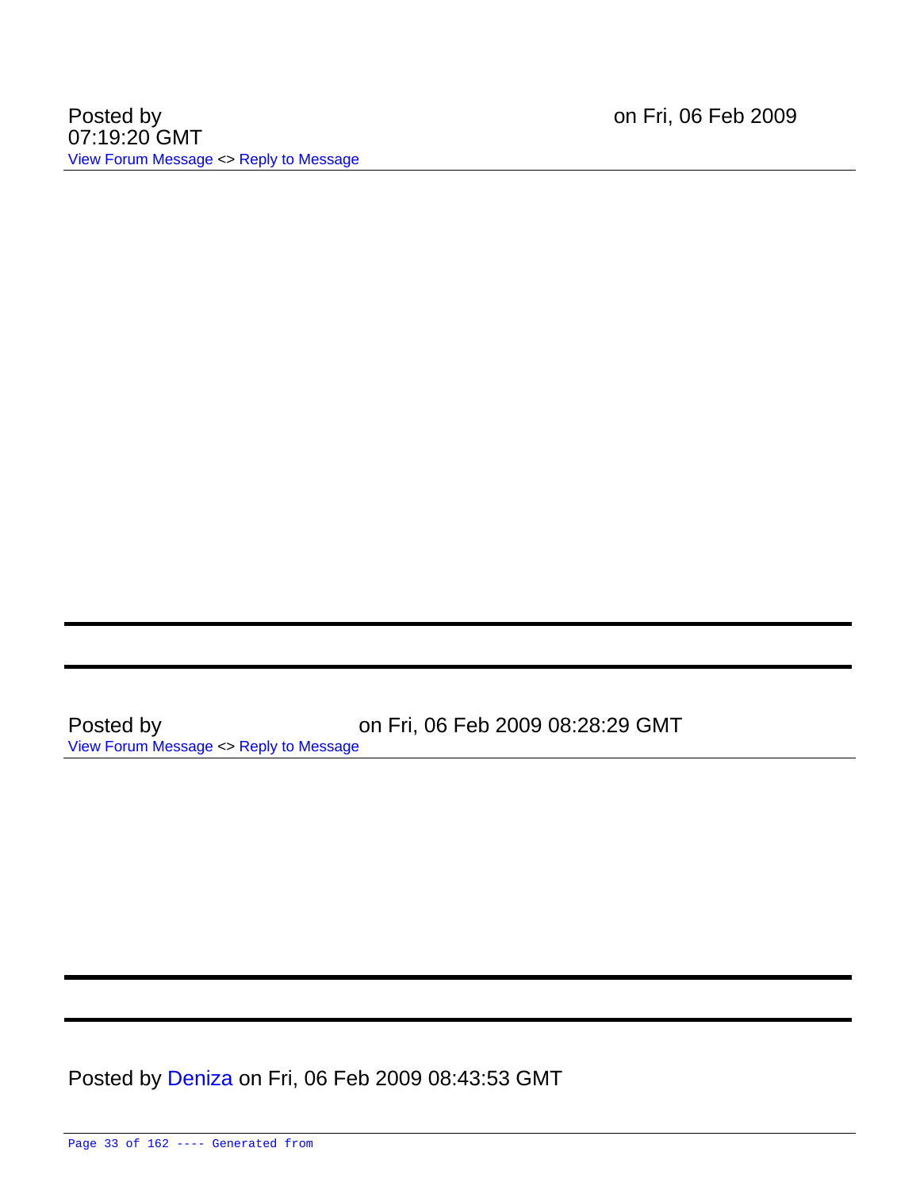Posted by on Fri, 06 Feb 2009 07:19:20 GMT

View Forum Message <> Reply to Message

---

Posted by on Fri, 06 Feb 2009 08:28:29 GMT

View Forum Message <> Reply to Message

---

Posted by Deniza on Fri, 06 Feb 2009 08:43:53 GMT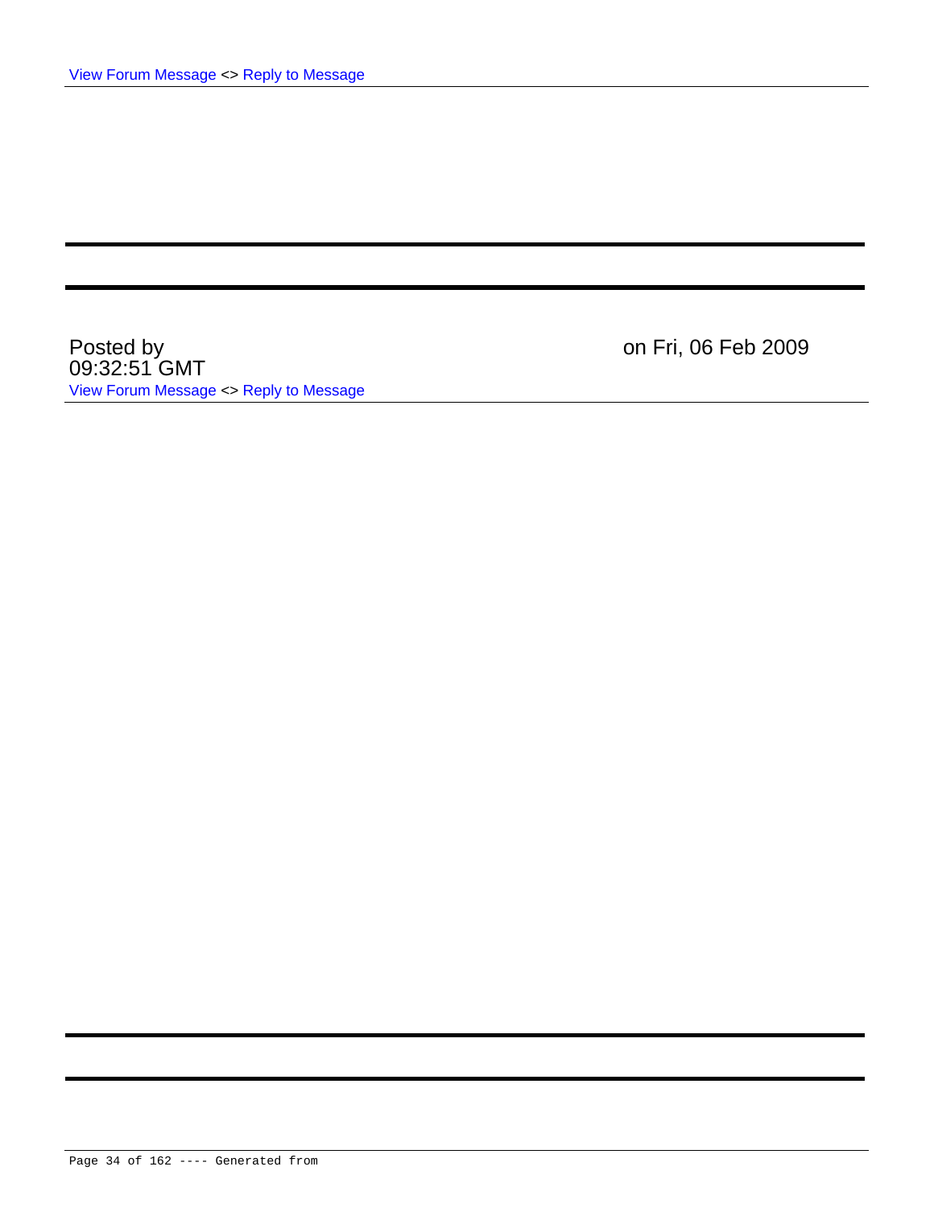View Forum Message <> Reply to Message

---

---

Posted by on Fri, 06 Feb 2009 09:32:51 GMT

View Forum Message <> Reply to Message

---

---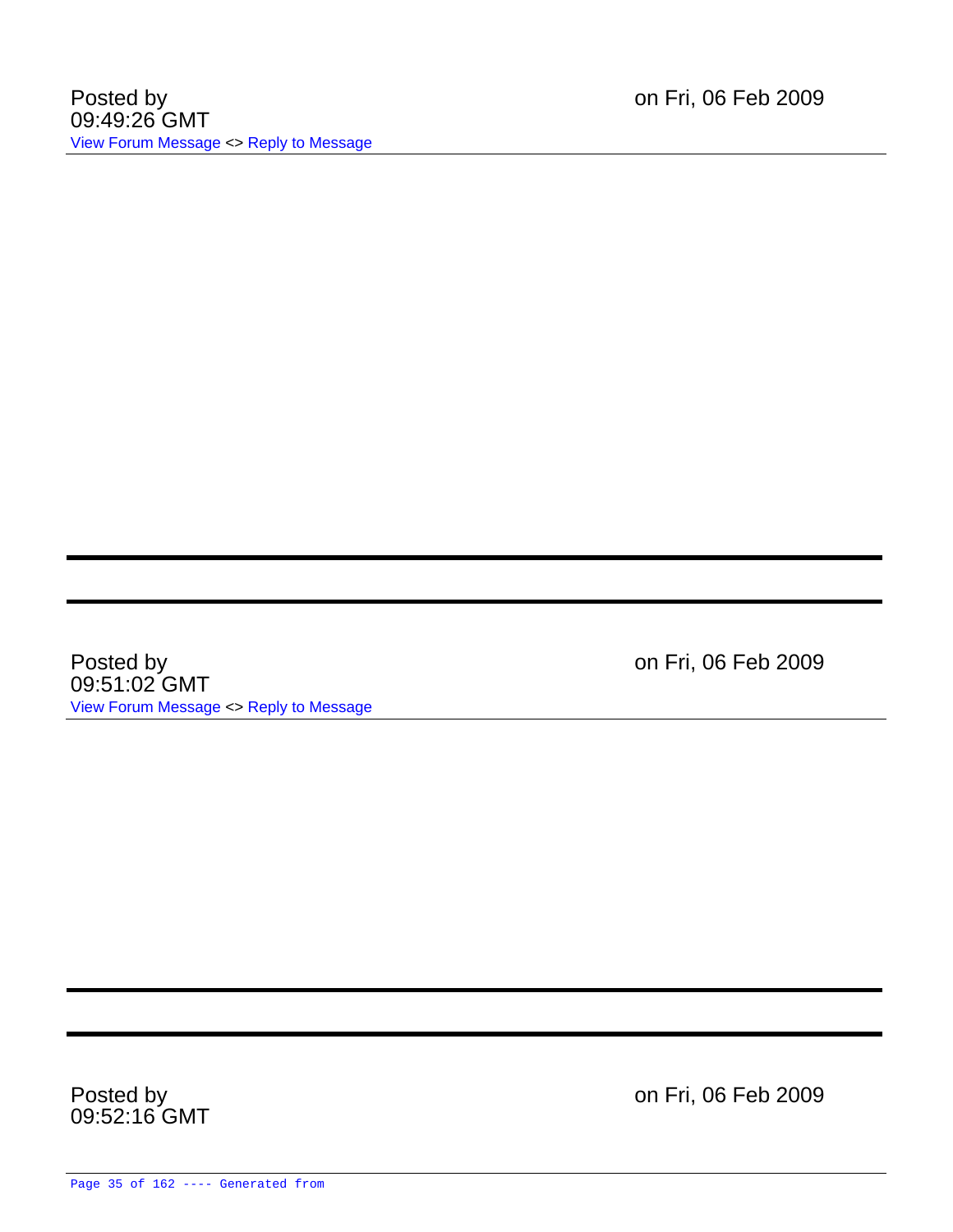Posted by on Fri, 06 Feb 2009 09:49:26 GMT

View Forum Message <> Reply to Message

---

---

Posted by on Fri, 06 Feb 2009 09:51:02 GMT

View Forum Message <> Reply to Message

---

---

Posted by on Fri, 06 Feb 2009 09:52:16 GMT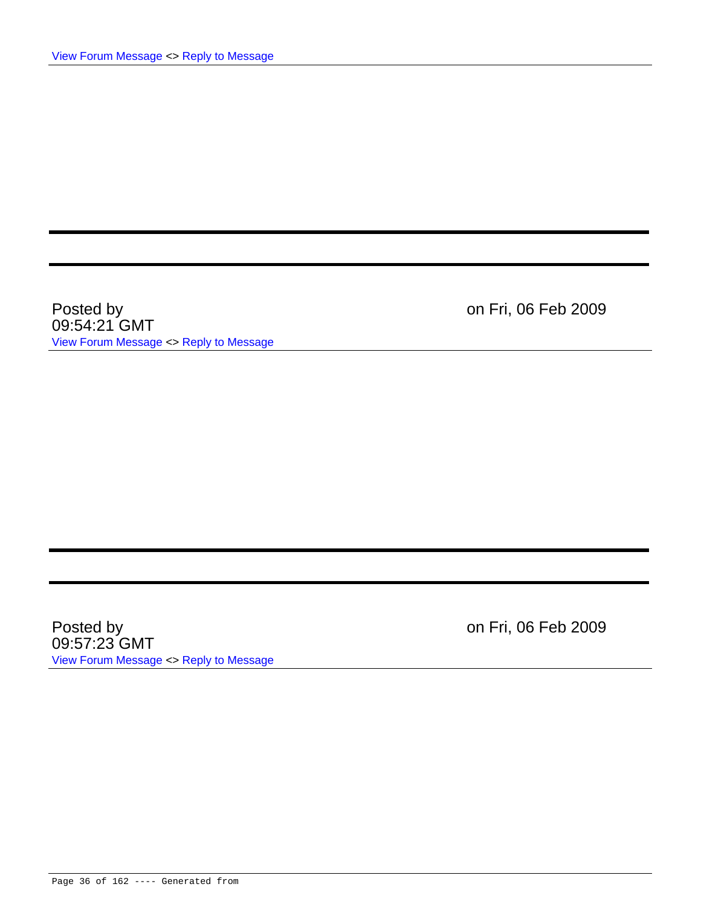View Forum Message <> Reply to Message

---

---

Posted by on Fri, 06 Feb 2009 09:54:21 GMT

View Forum Message <> Reply to Message

---

---

Posted by on Fri, 06 Feb 2009 09:57:23 GMT

View Forum Message <> Reply to Message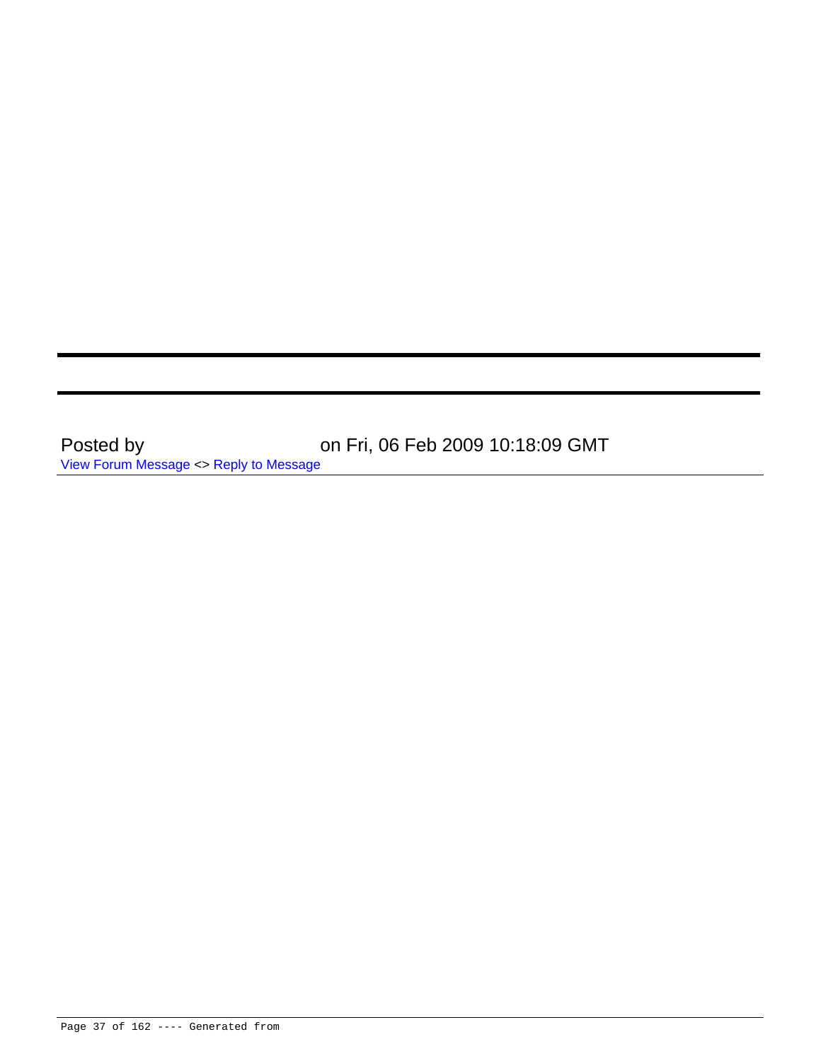Posted by on Fri, 06 Feb 2009 10:18:09 GMT

View Forum Message <> Reply to Message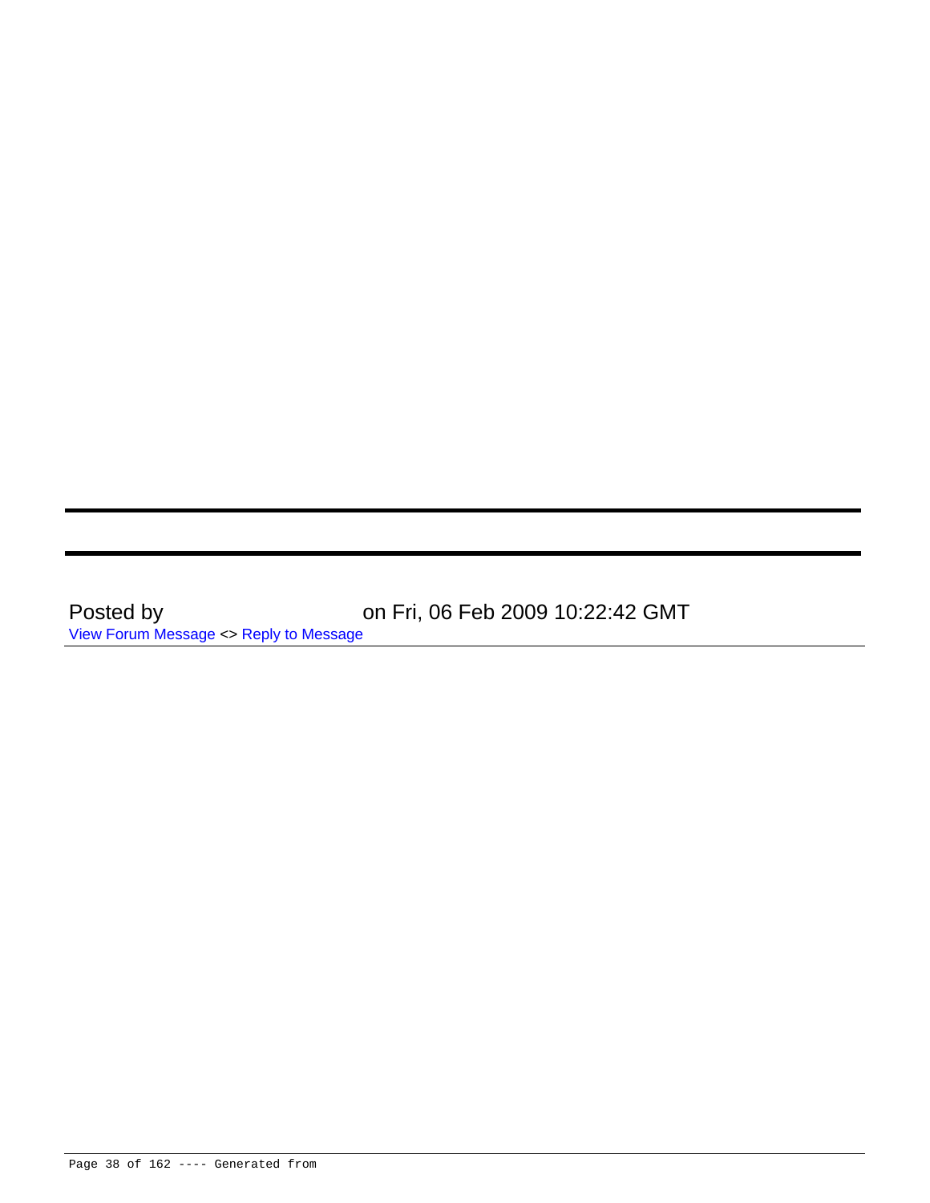---

---

Posted by on Fri, 06 Feb 2009 10:22:42 GMT

View Forum Message <> Reply to Message

---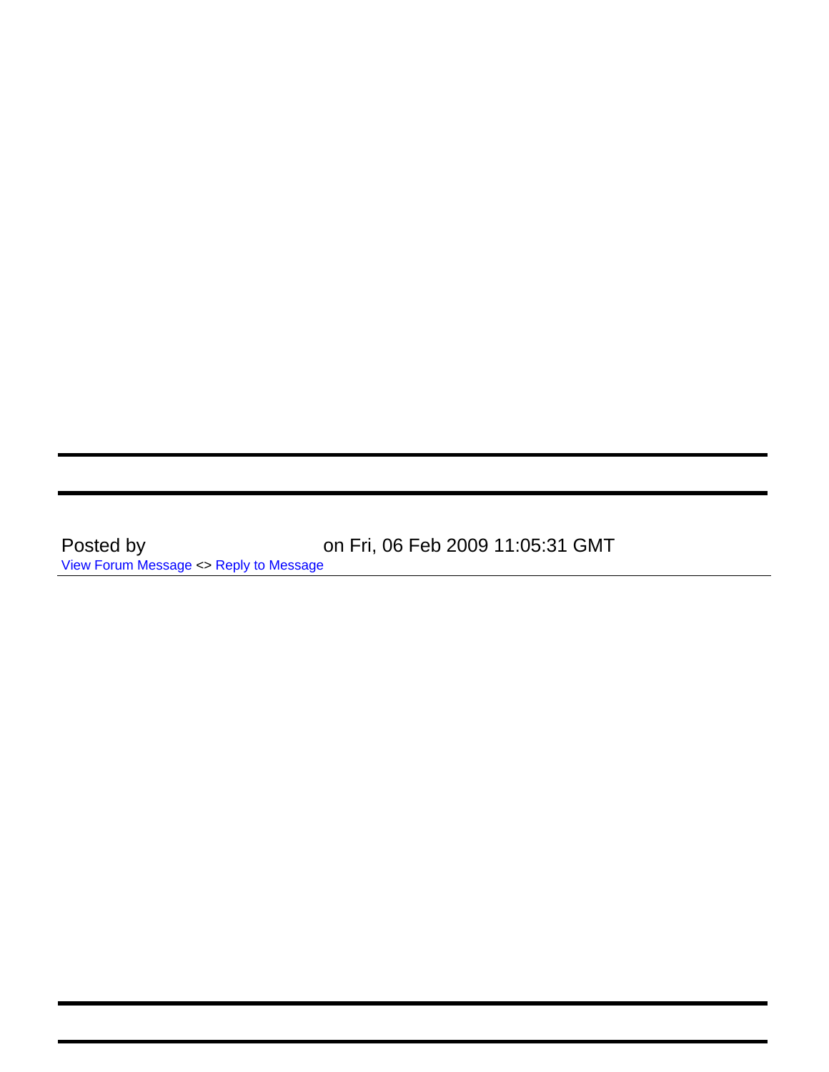Posted by on Fri, 06 Feb 2009 11:05:31 GMT

View Forum Message <> Reply to Message

---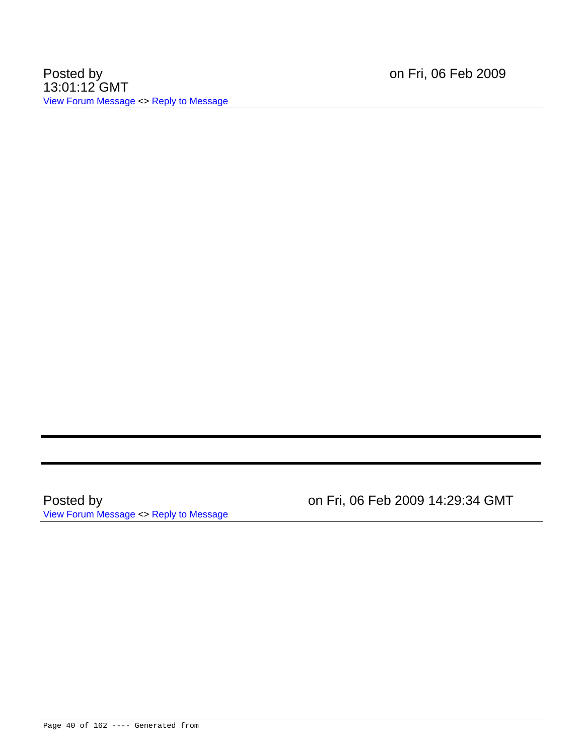Posted by on Fri, 06 Feb 2009 13:01:12 GMT

View Forum Message <> Reply to Message

---

---

Posted by on Fri, 06 Feb 2009 14:29:34 GMT

View Forum Message <> Reply to Message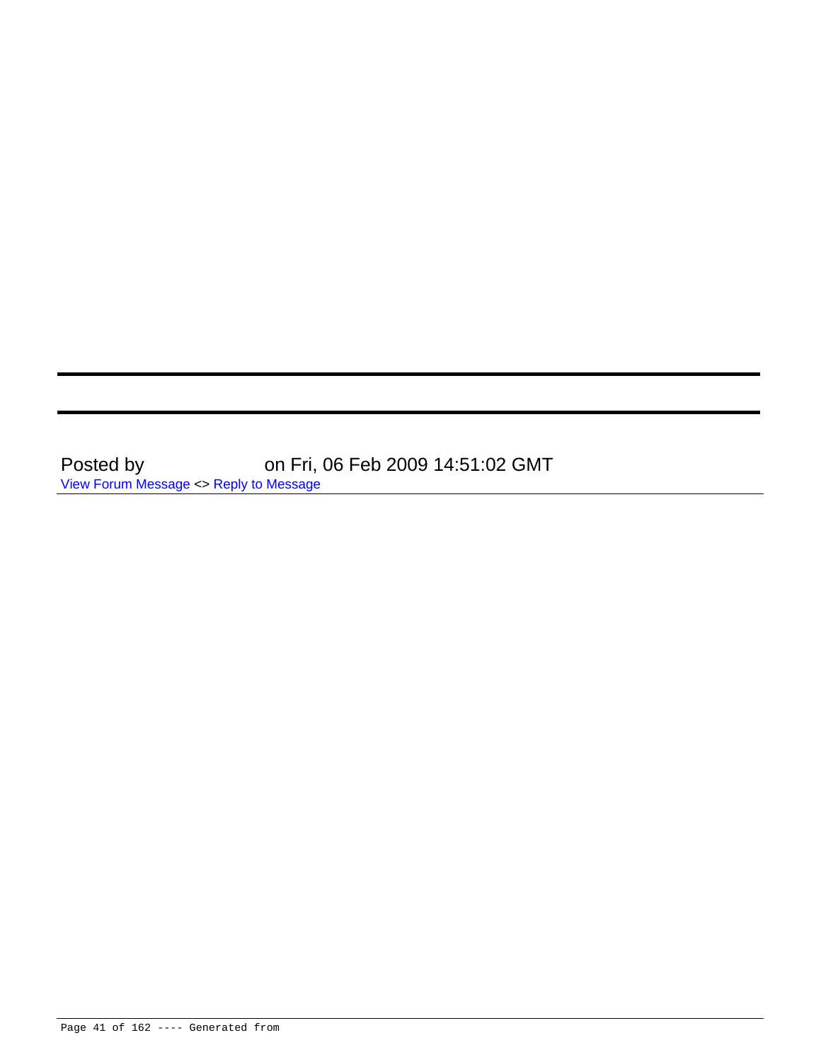---

---

Posted by on Fri, 06 Feb 2009 14:51:02 GMT

View Forum Message <> Reply to Message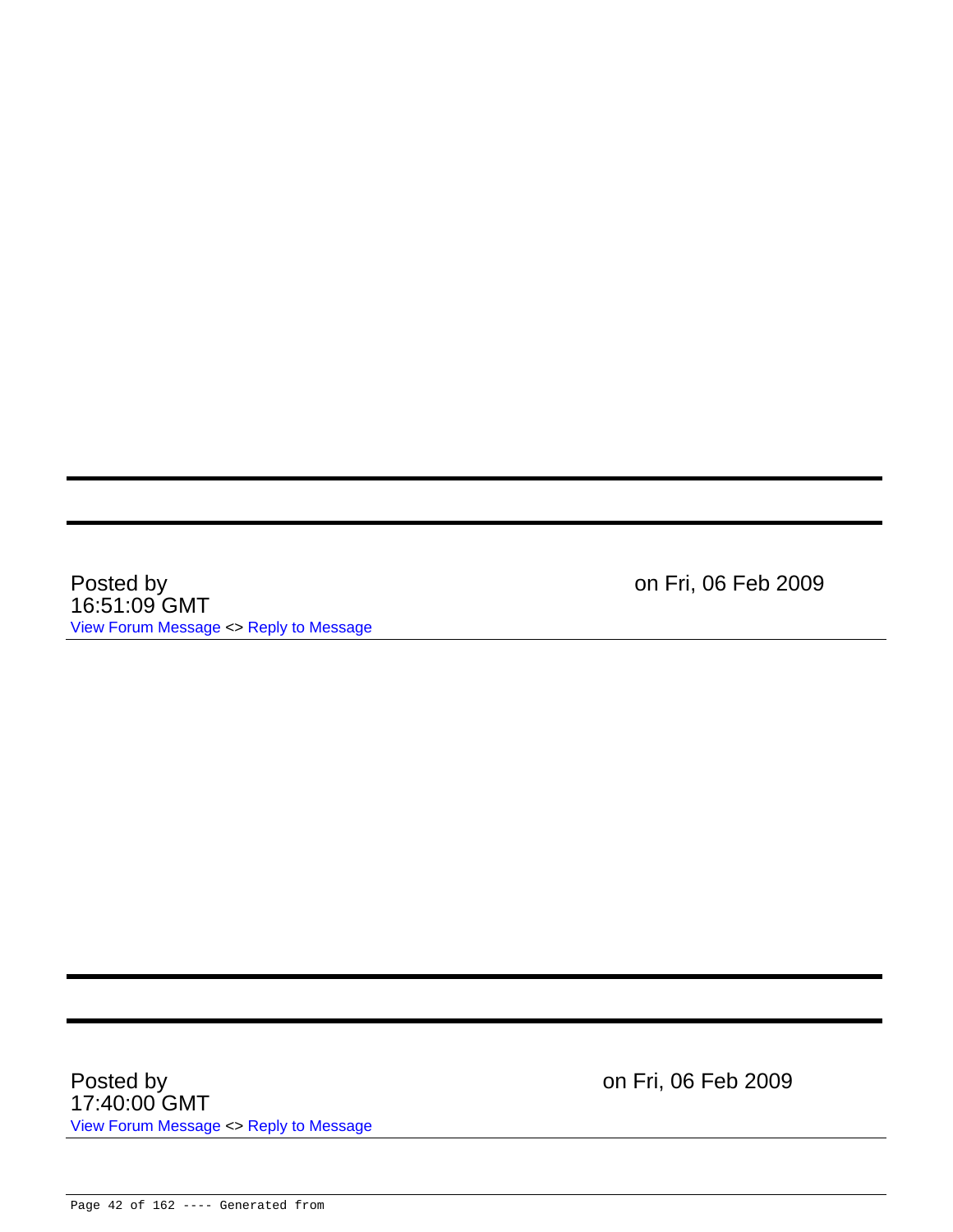---

---

Posted by on Fri, 06 Feb 2009 16:51:09 GMT

View Forum Message <> Reply to Message

---

---

---

Posted by on Fri, 06 Feb 2009 17:40:00 GMT

View Forum Message <> Reply to Message

---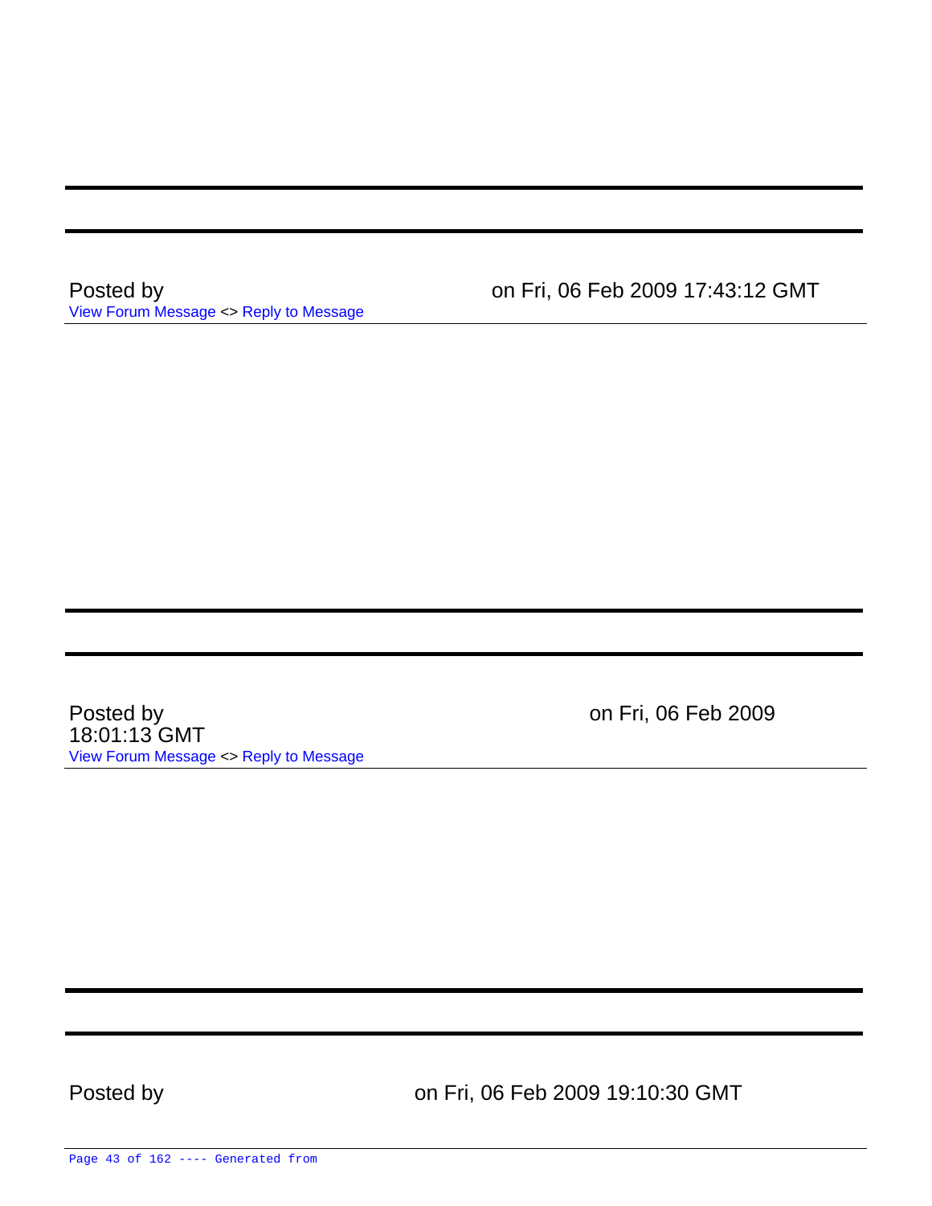---

---

Posted by on Fri, 06 Feb 2009 17:43:12 GMT

View Forum Message <> Reply to Message

---

---

---

Posted by on Fri, 06 Feb 2009 18:01:13 GMT

View Forum Message <> Reply to Message

---

---

---

Posted by on Fri, 06 Feb 2009 19:10:30 GMT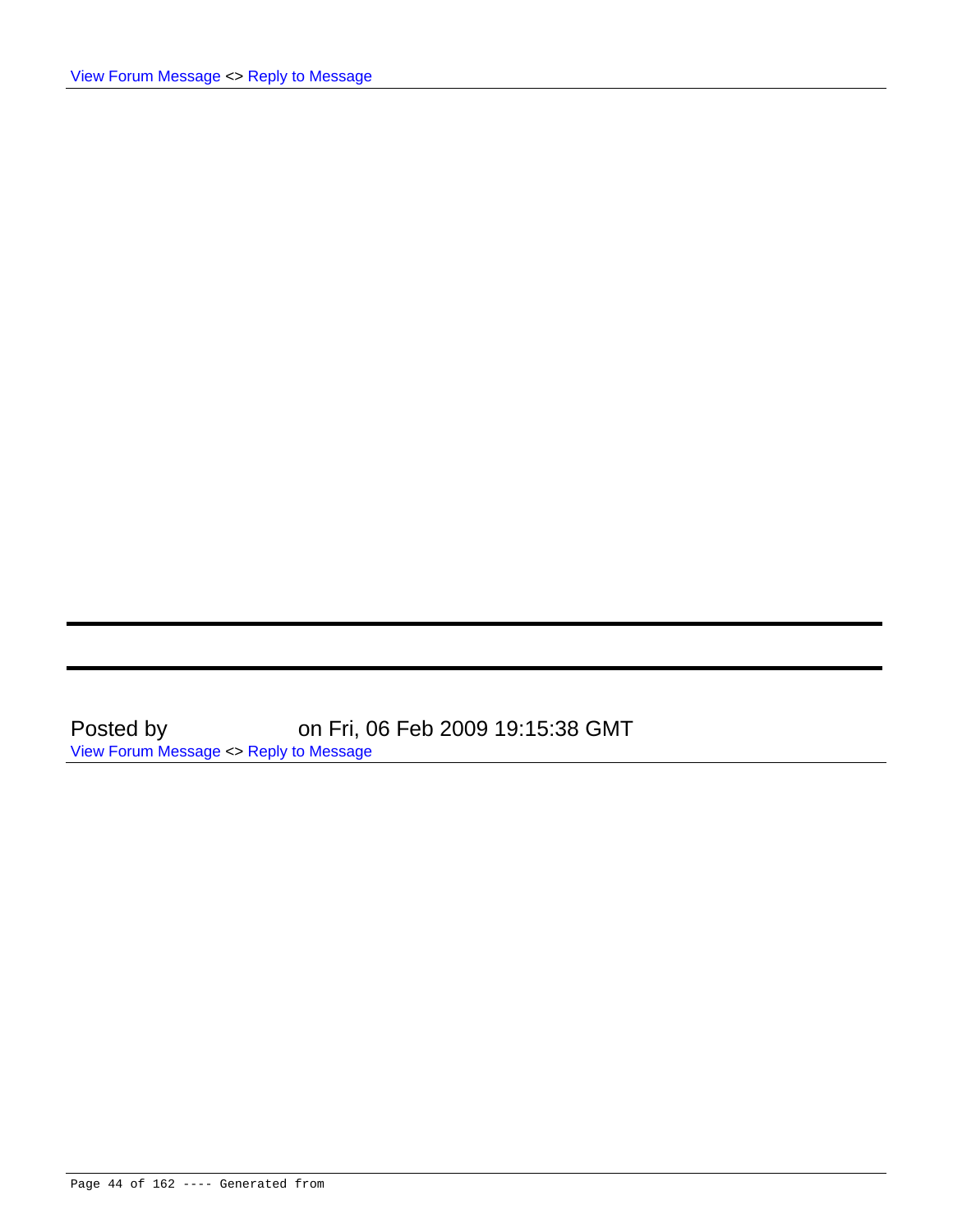View Forum Message <> Reply to Message

---

---

Posted by on Fri, 06 Feb 2009 19:15:38 GMT

View Forum Message <> Reply to Message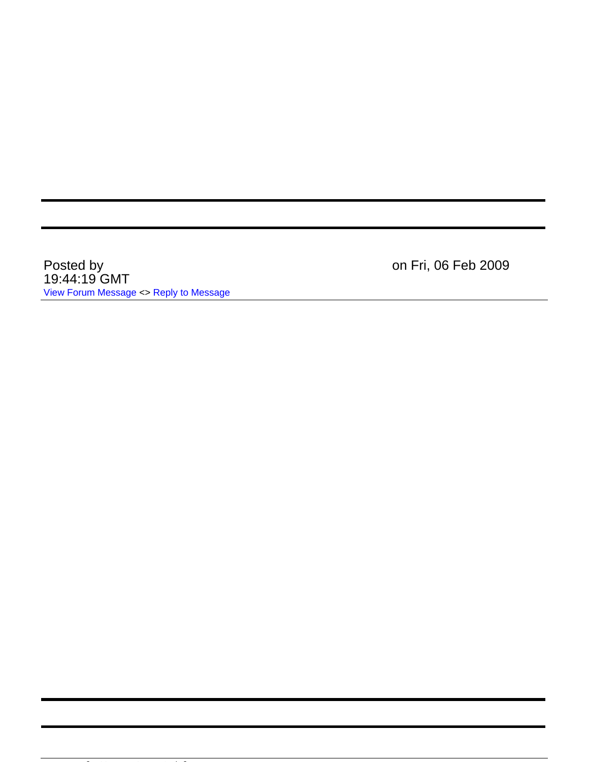Posted by on Fri, 06 Feb 2009 19:44:19 GMT

View Forum Message <> Reply to Message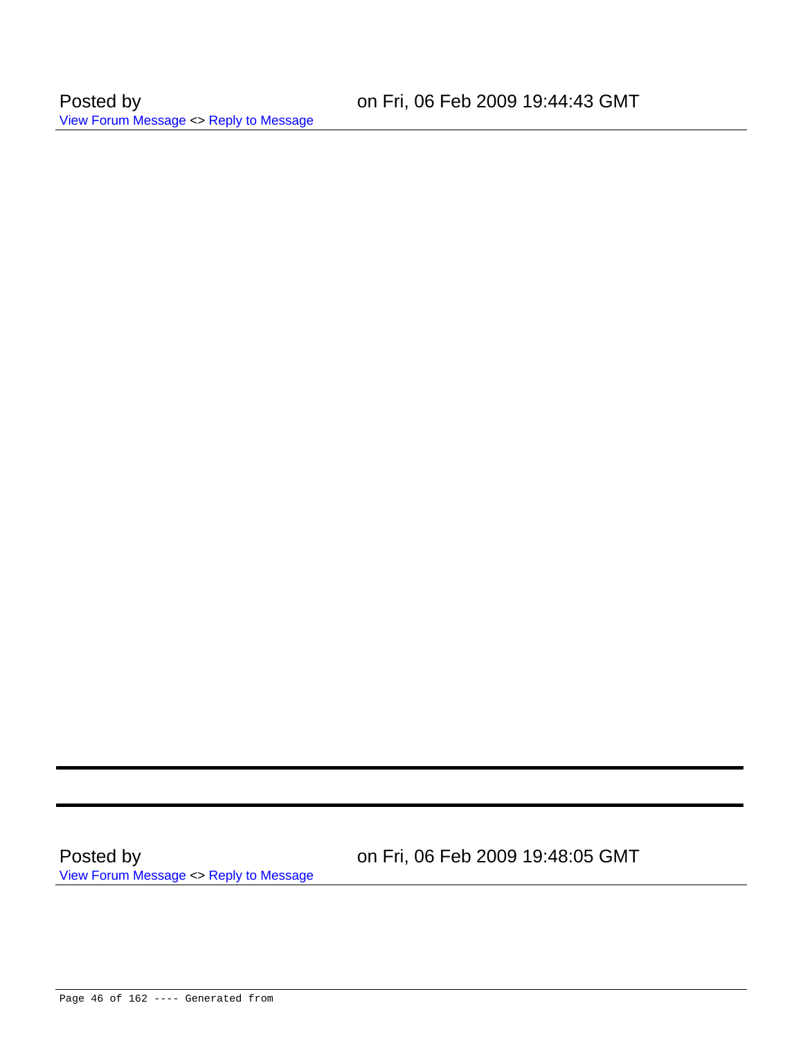Posted by on Fri, 06 Feb 2009 19:44:43 GMT

View Forum Message <> Reply to Message

---

---

Posted by on Fri, 06 Feb 2009 19:48:05 GMT

View Forum Message <> Reply to Message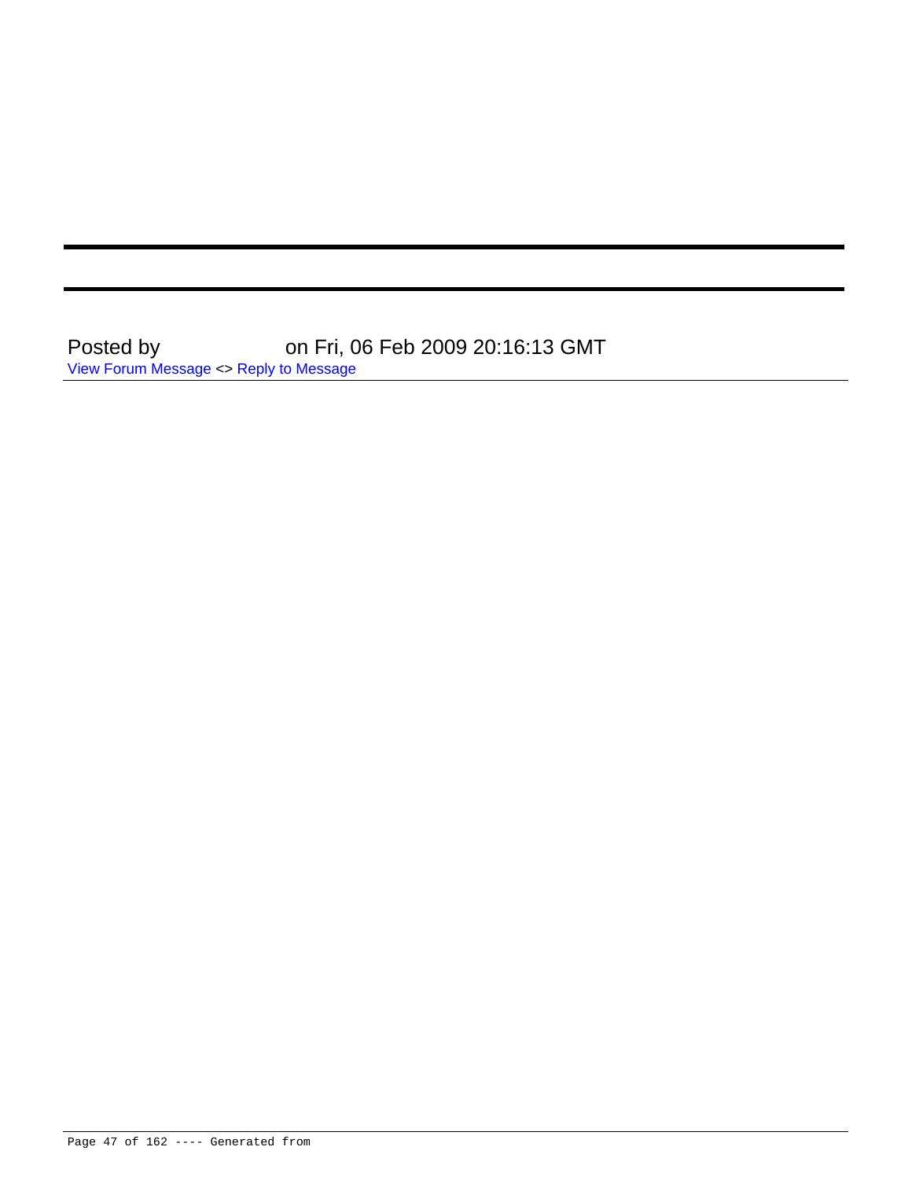---

---

Posted by on Fri, 06 Feb 2009 20:16:13 GMT

View Forum Message <> Reply to Message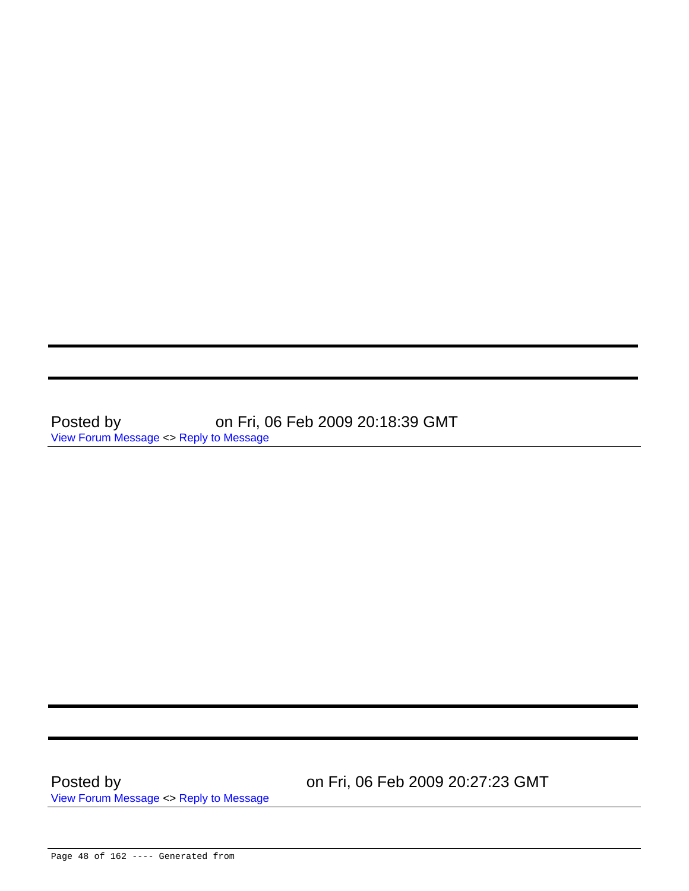---

Posted by on Fri, 06 Feb 2009 20:18:39 GMT

View Forum Message <> Reply to Message

---

---

Posted by on Fri, 06 Feb 2009 20:27:23 GMT

View Forum Message <> Reply to Message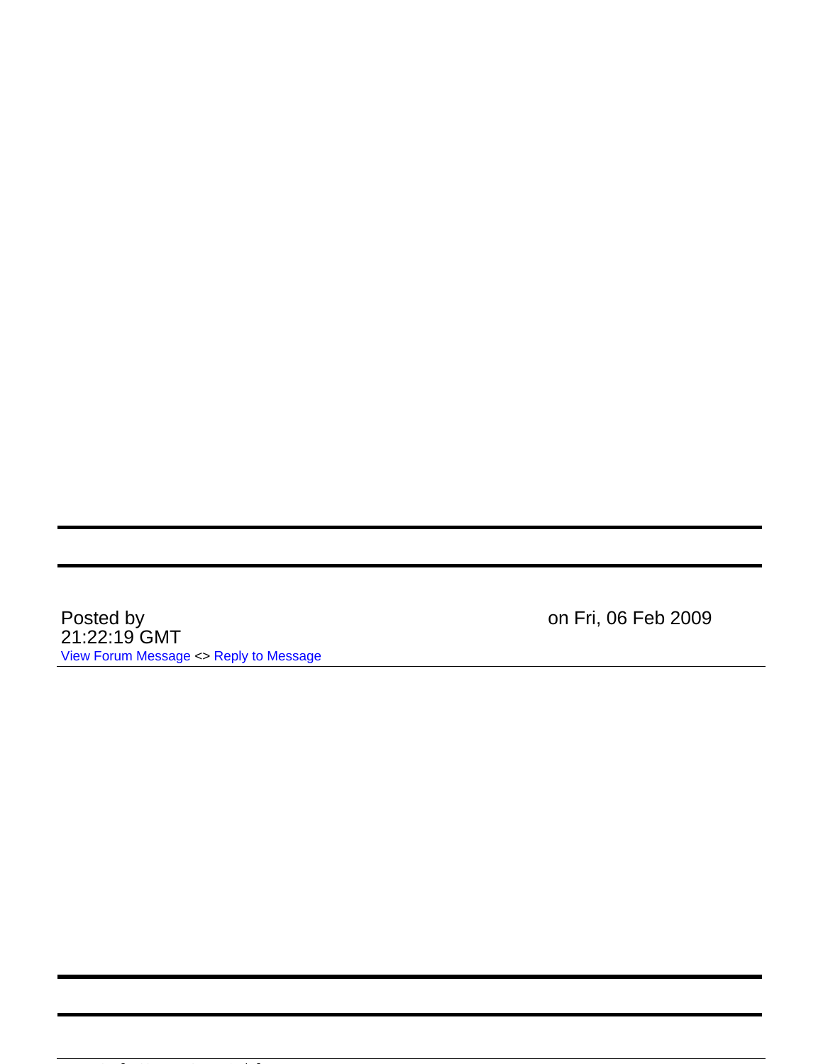Posted by on Fri, 06 Feb 2009 21:22:19 GMT

View Forum Message <> Reply to Message

---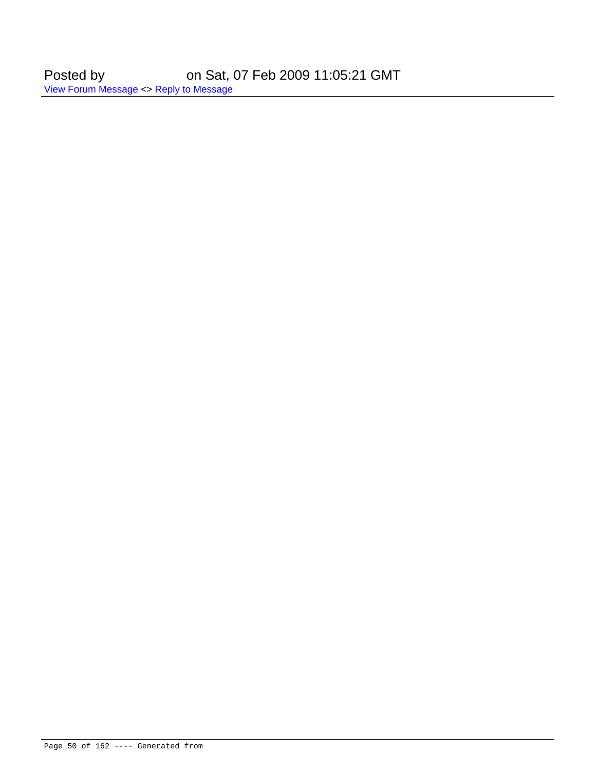Posted by on Sat, 07 Feb 2009 11:05:21 GMT

View Forum Message <> Reply to Message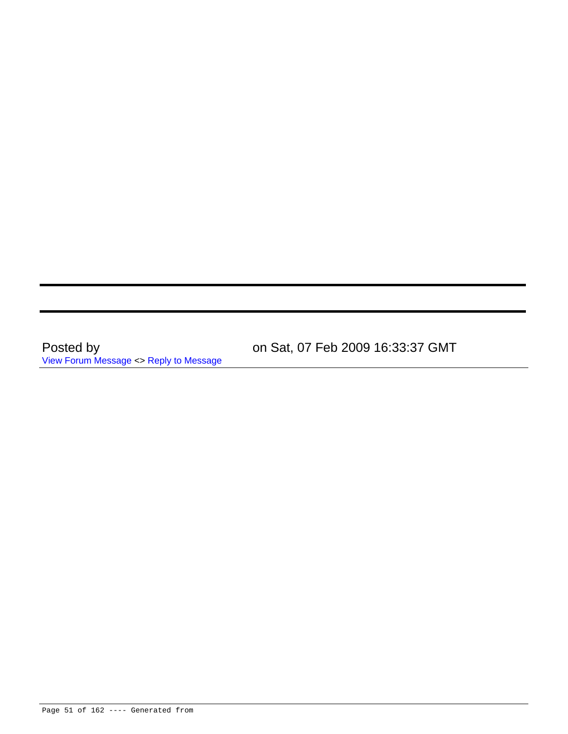---

---

Posted by on Sat, 07 Feb 2009 16:33:37 GMT

View Forum Message <> Reply to Message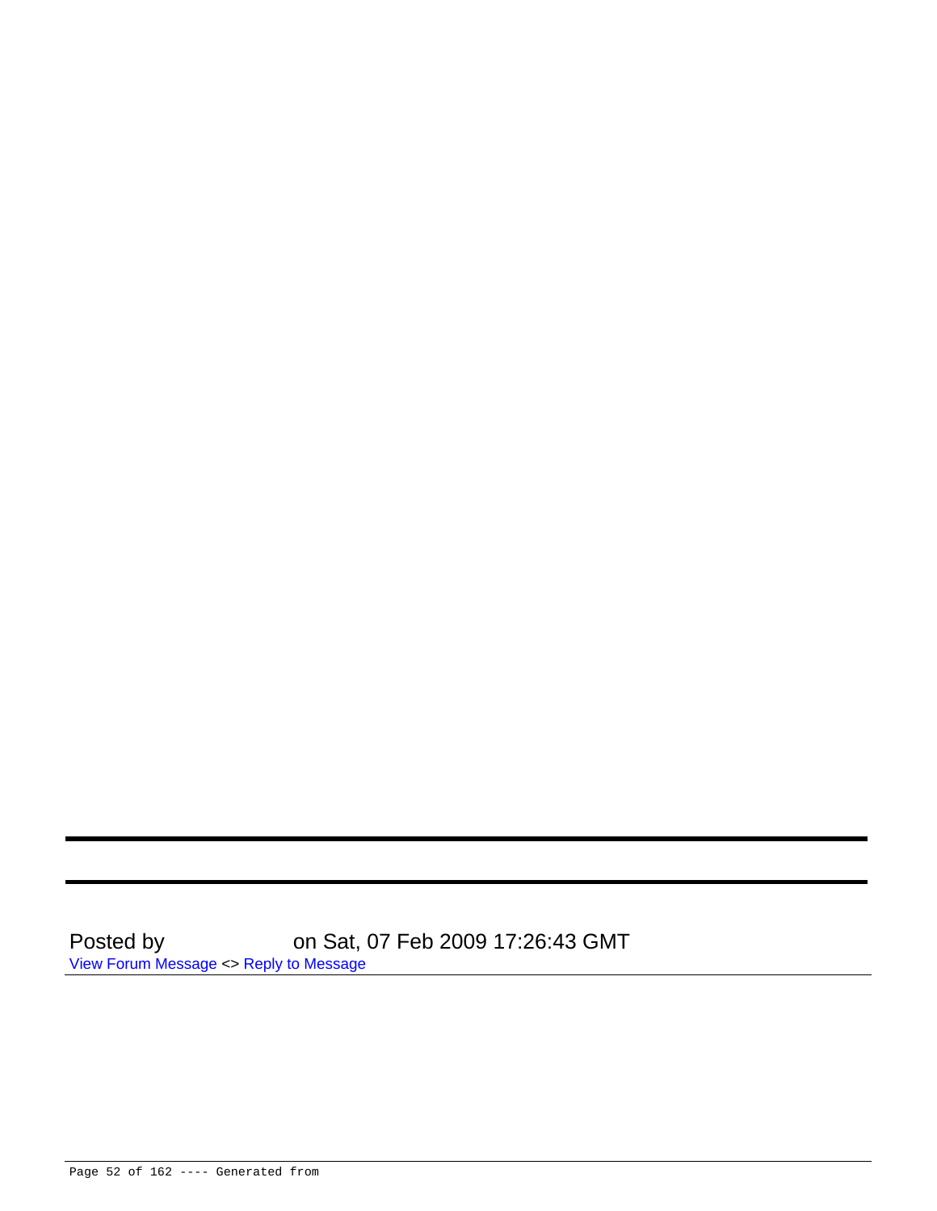---

---

Posted by on Sat, 07 Feb 2009 17:26:43 GMT

View Forum Message <> Reply to Message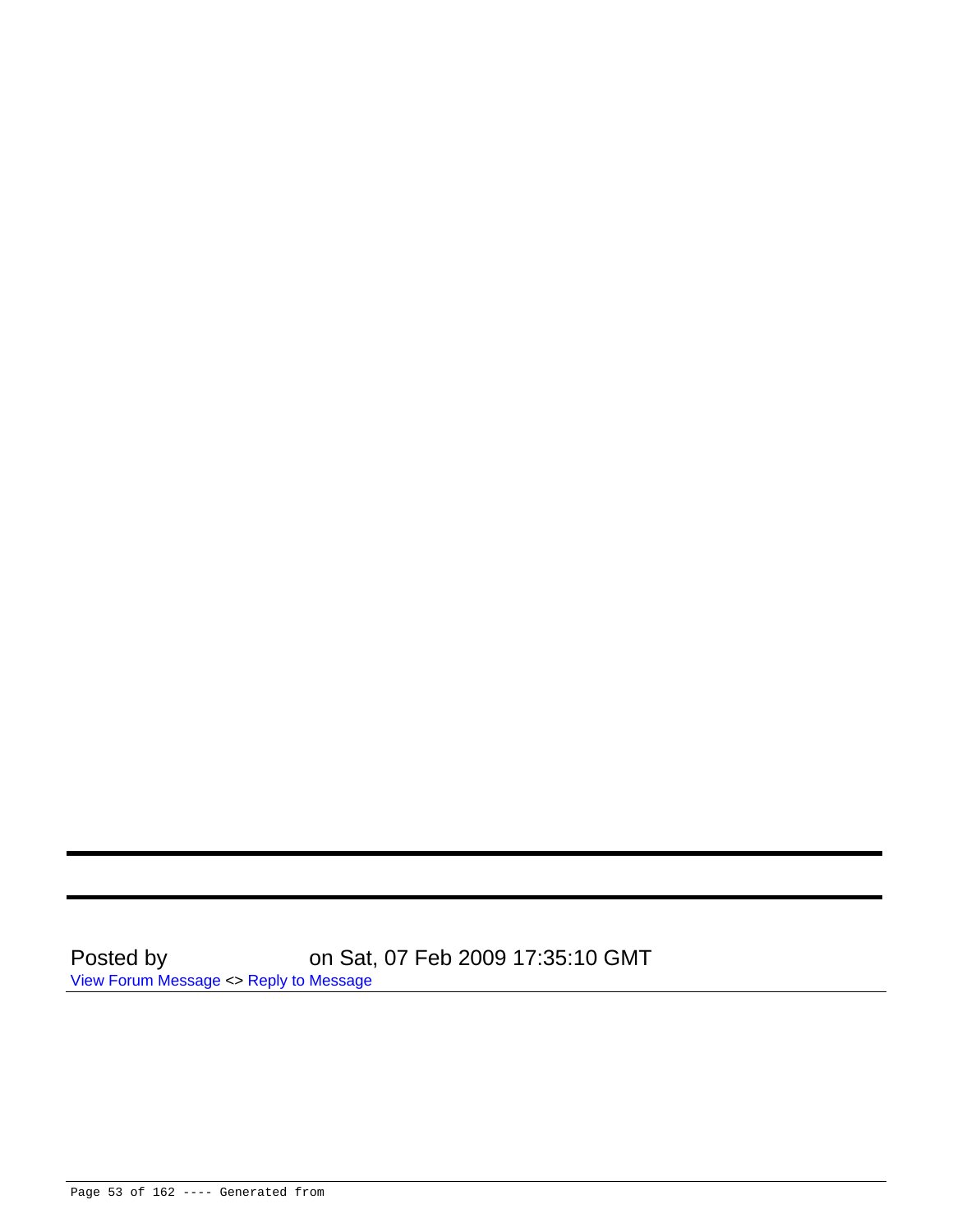---

---

Posted by on Sat, 07 Feb 2009 17:35:10 GMT
View Forum Message <> Reply to Message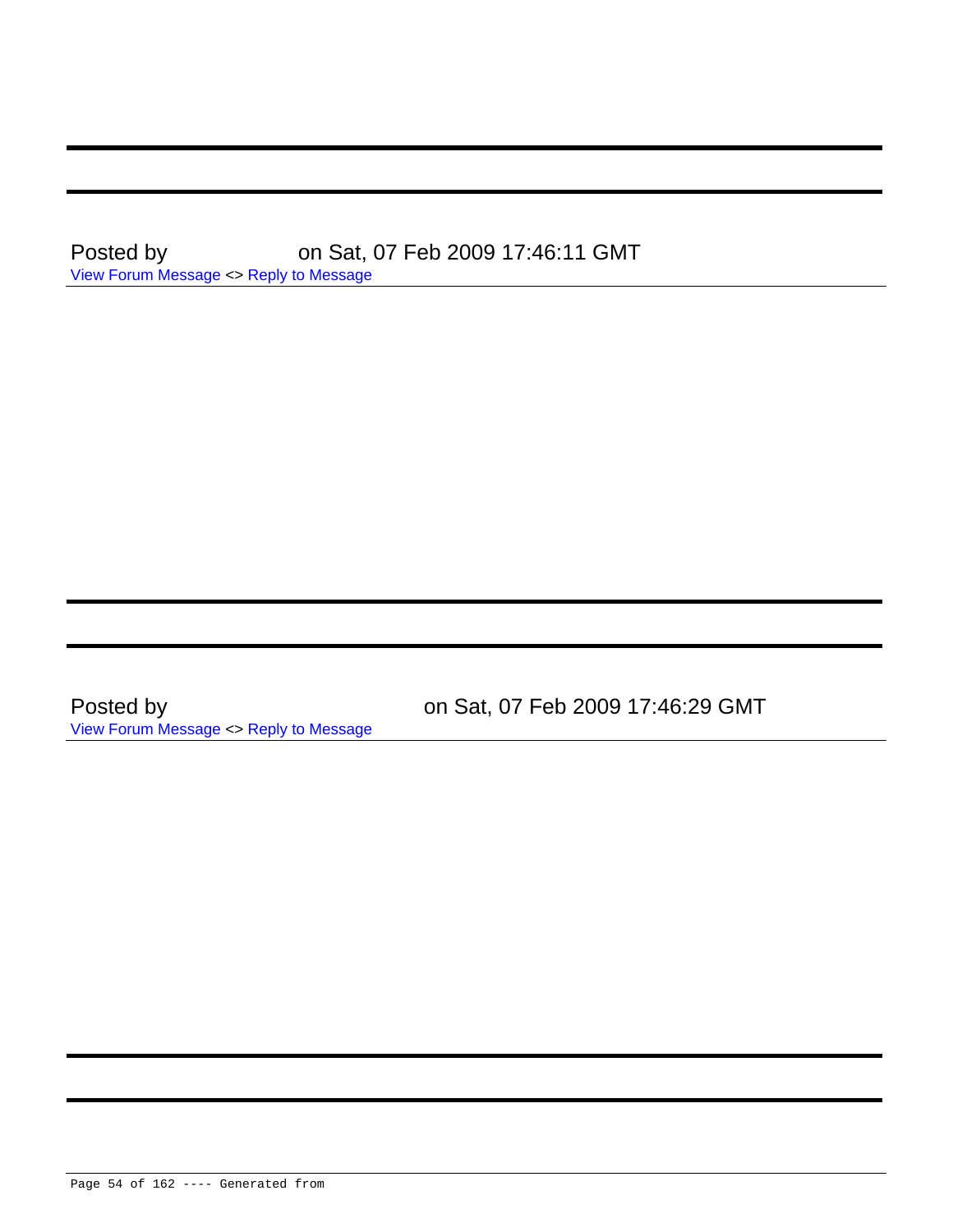---

---

Posted by on Sat, 07 Feb 2009 17:46:11 GMT

View Forum Message <> Reply to Message

---

---

---

Posted by on Sat, 07 Feb 2009 17:46:29 GMT

View Forum Message <> Reply to Message

---

---

---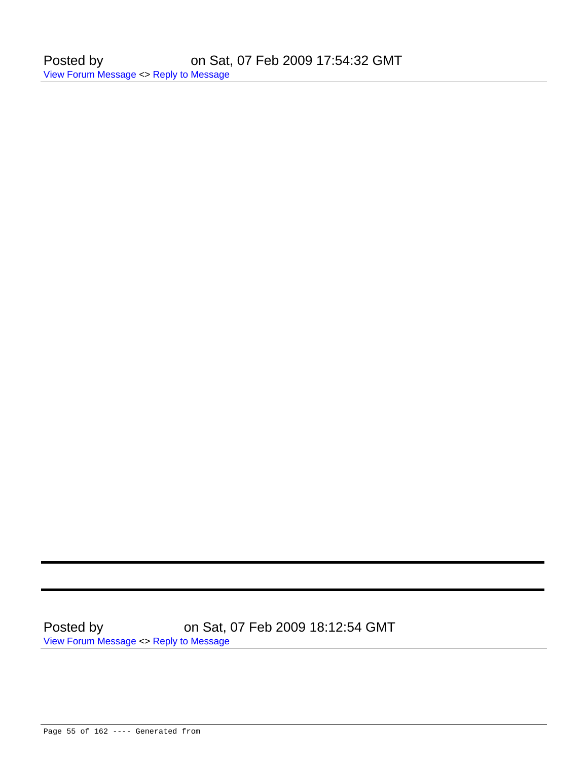Posted by on Sat, 07 Feb 2009 17:54:32 GMT

View Forum Message <> Reply to Message

---

---

---

Posted by on Sat, 07 Feb 2009 18:12:54 GMT

View Forum Message <> Reply to Message

---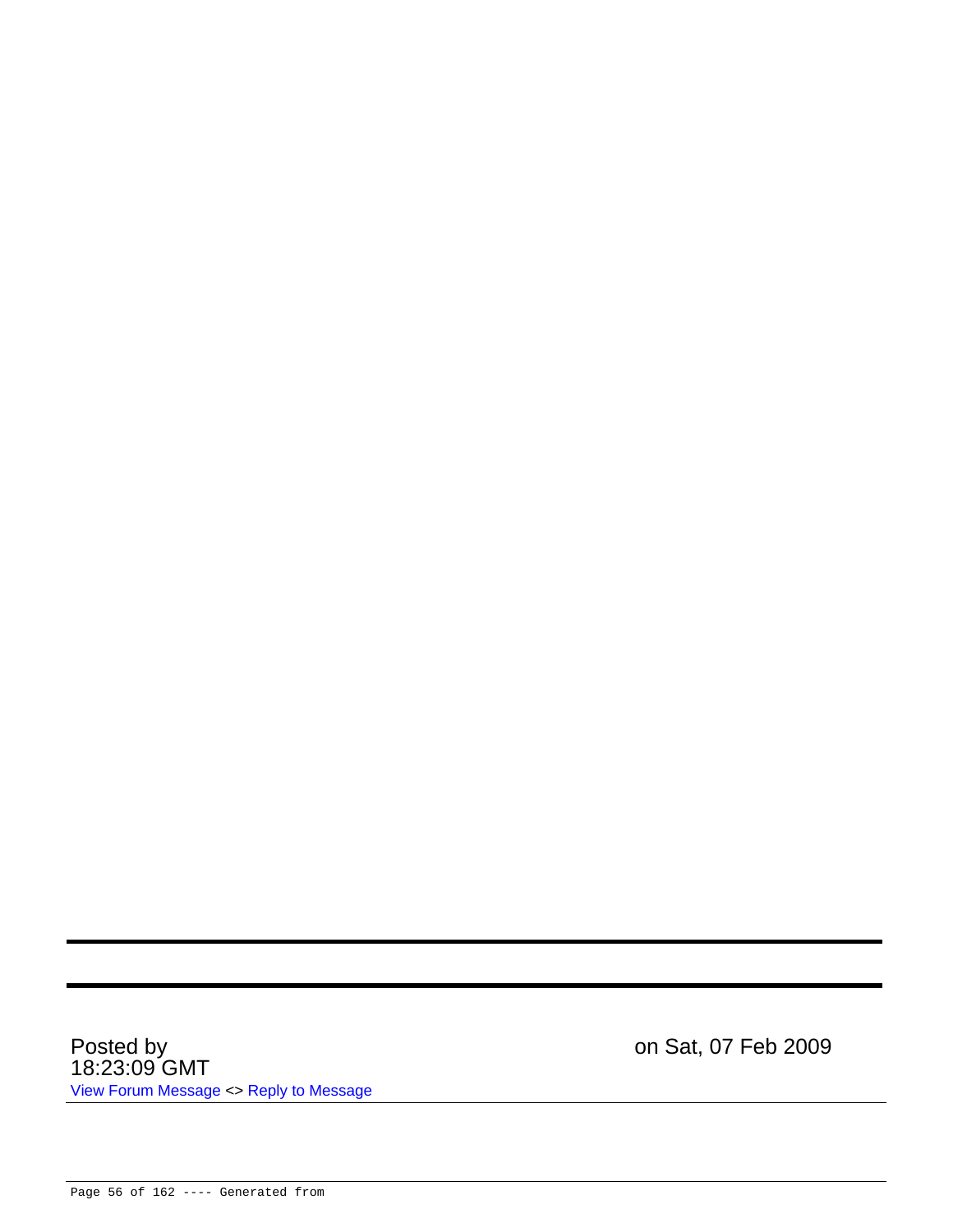---

---

Posted by on Sat, 07 Feb 2009 18:23:09 GMT

View Forum Message <> Reply to Message

---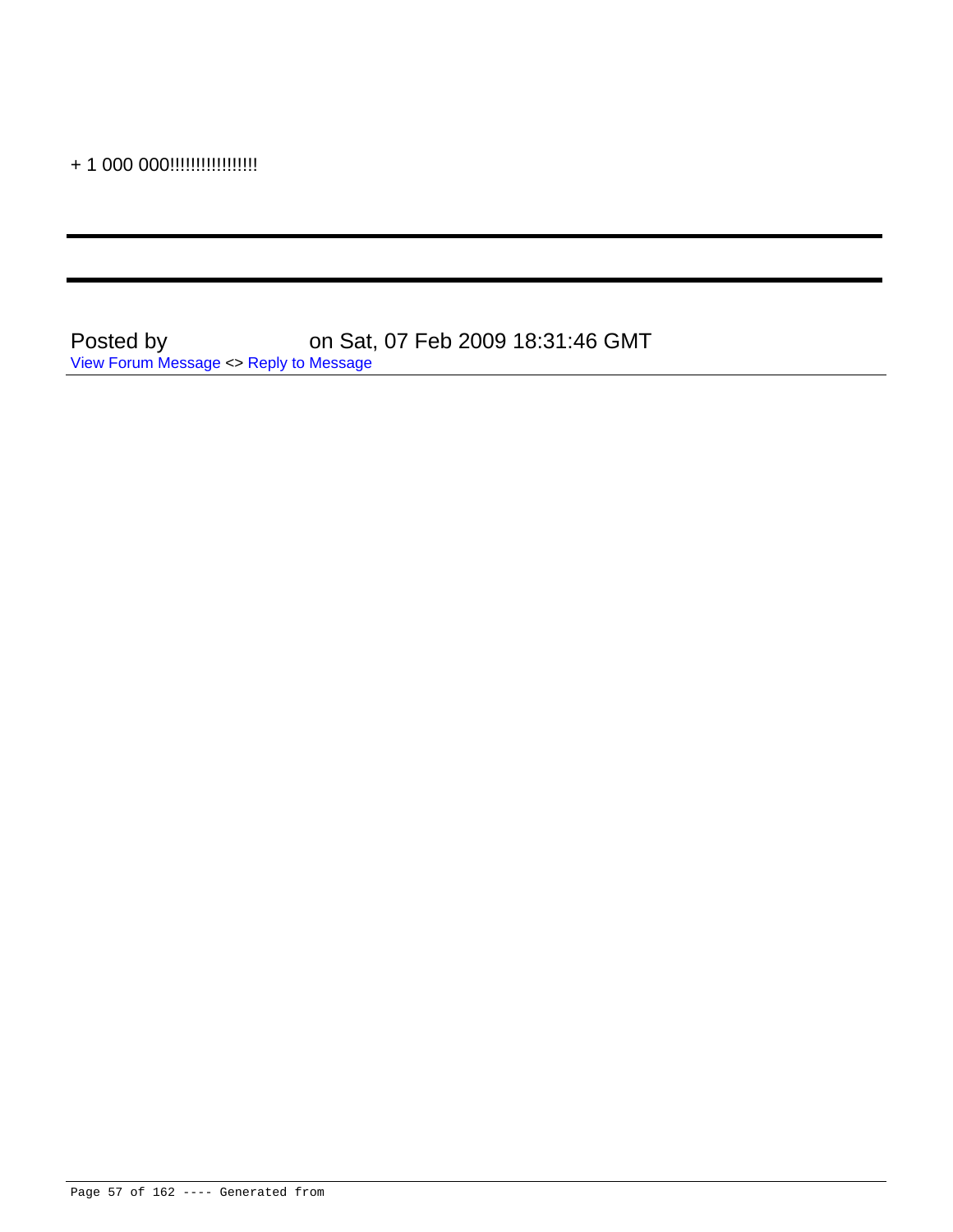+ 1 000 000!!!!!!!!!!!!!!!!!

---

---

Posted by on Sat, 07 Feb 2009 18:31:46 GMT
View Forum Message <> Reply to Message

---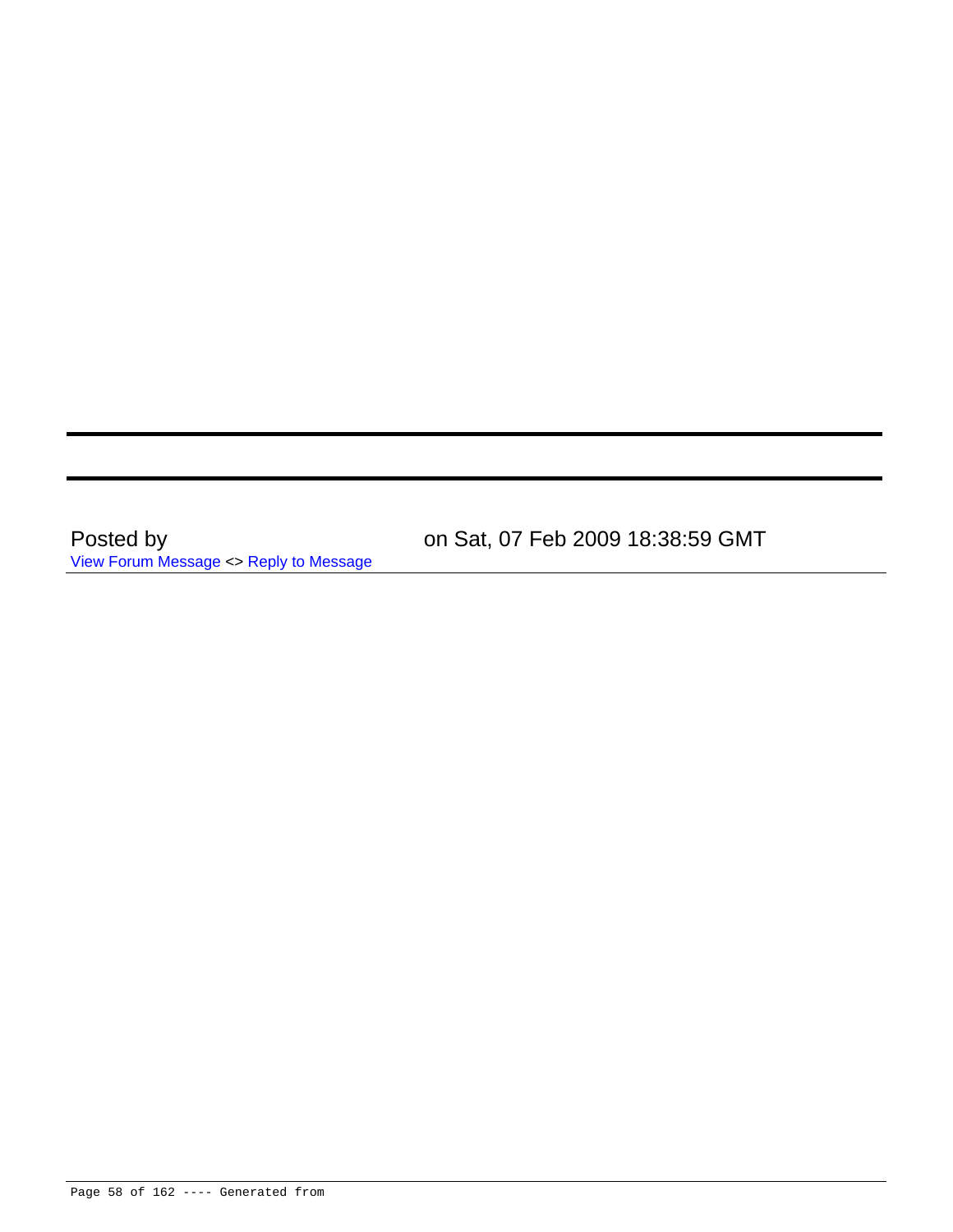---

---

Posted by on Sat, 07 Feb 2009 18:38:59 GMT

View Forum Message <> Reply to Message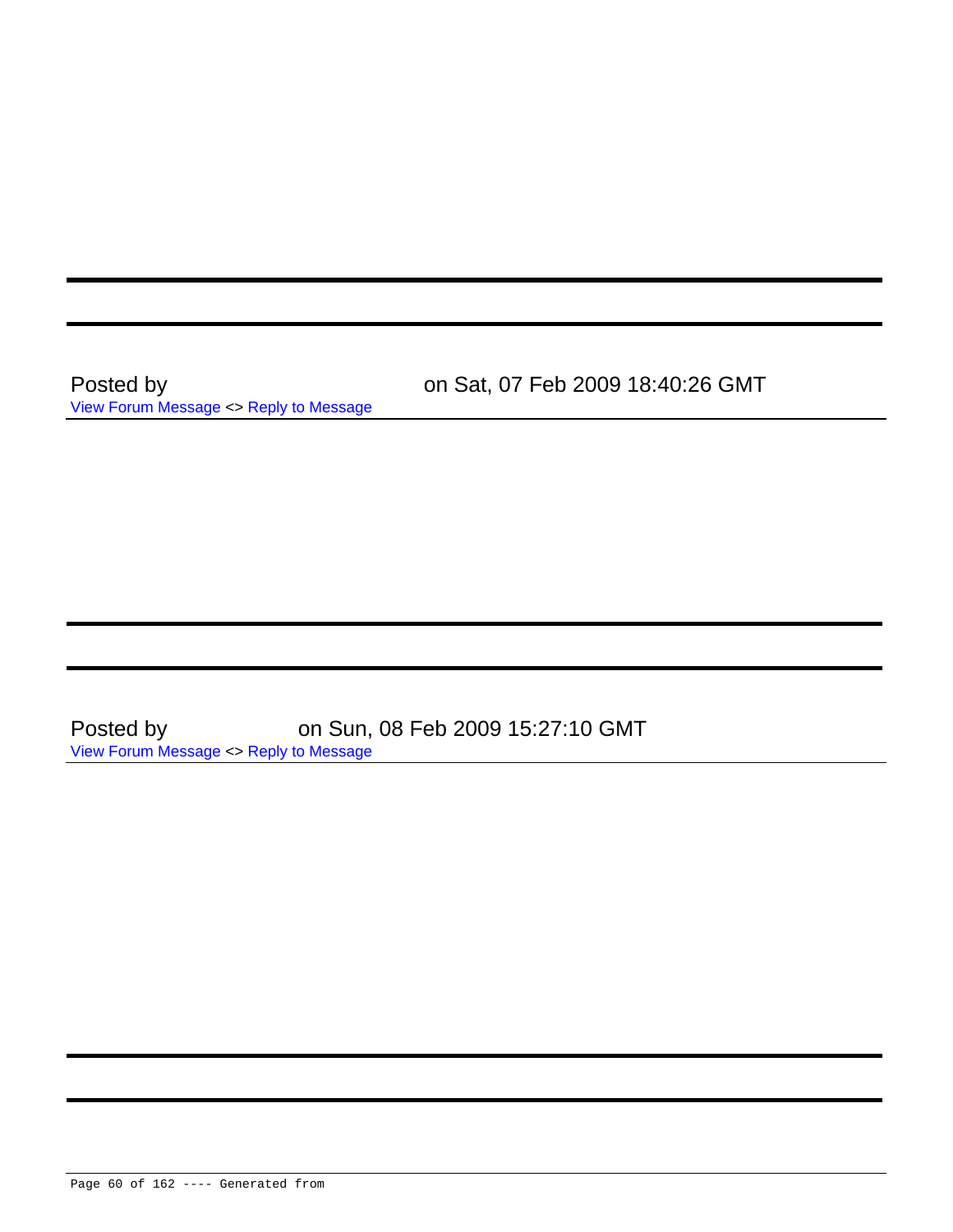Posted by on Sat, 07 Feb 2009 18:40:26 GMT

View Forum Message <> Reply to Message

---

Posted by on Sun, 08 Feb 2009 15:27:10 GMT

View Forum Message <> Reply to Message

---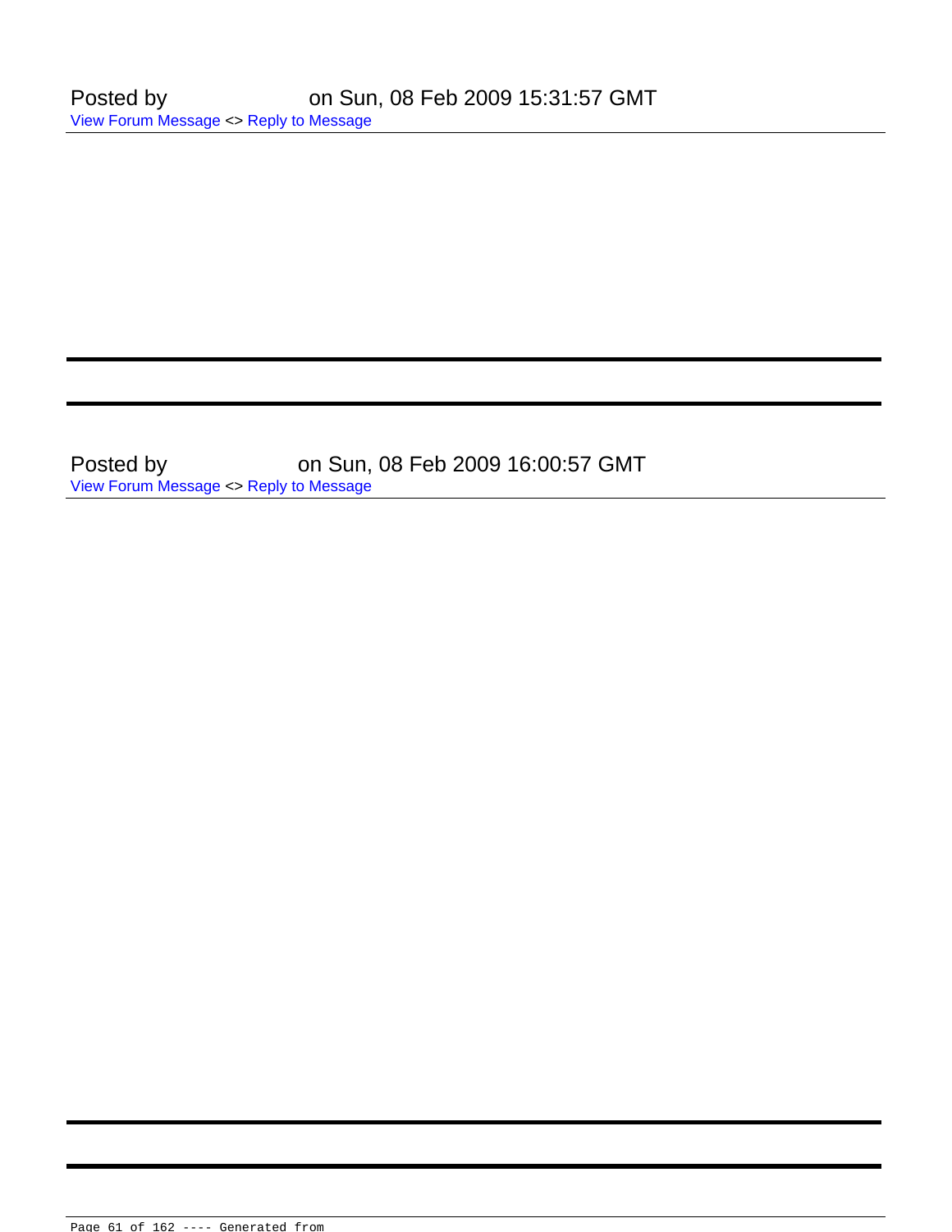Posted by on Sun, 08 Feb 2009 15:31:57 GMT

View Forum Message <> Reply to Message

---

---

Posted by on Sun, 08 Feb 2009 16:00:57 GMT

View Forum Message <> Reply to Message

---

---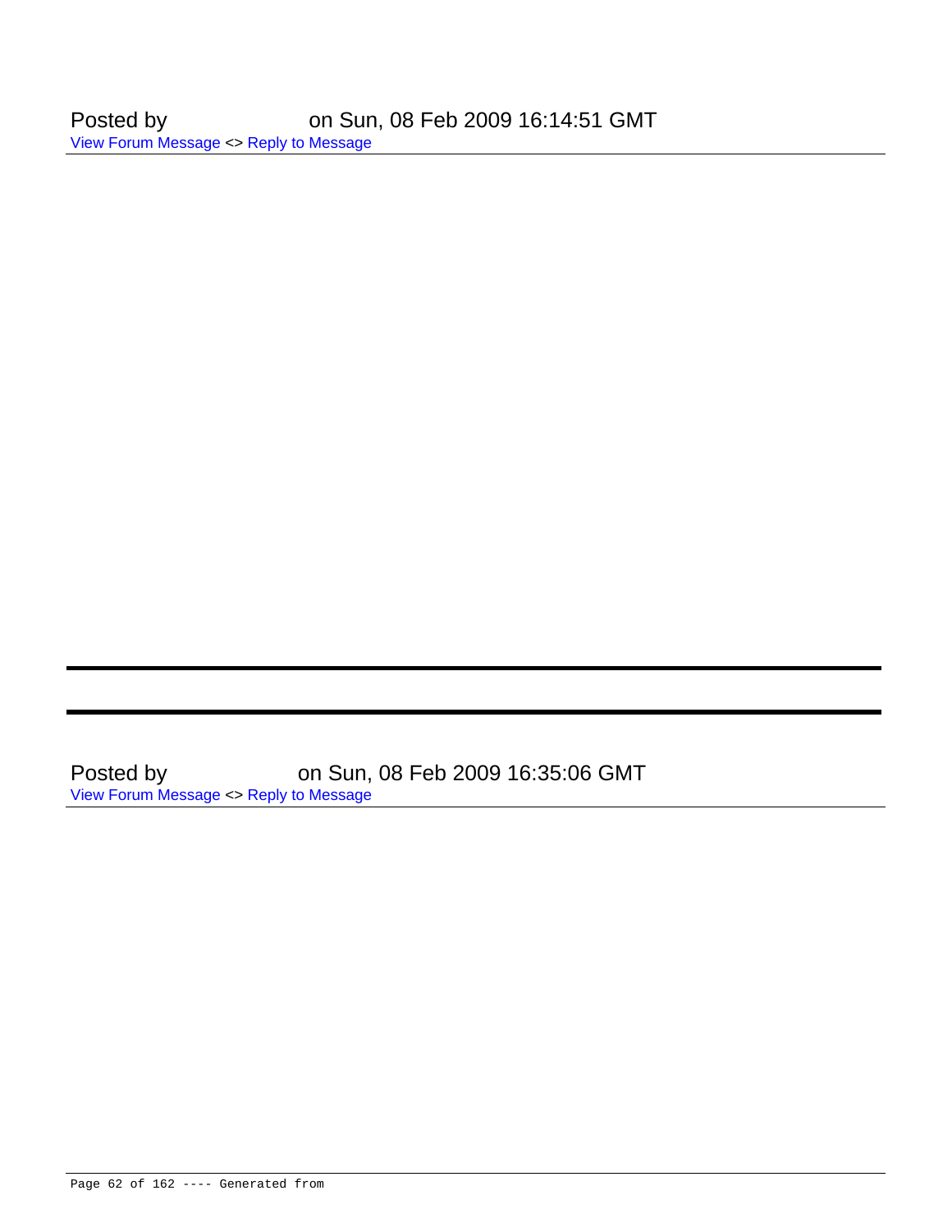Posted by on Sun, 08 Feb 2009 16:14:51 GMT

View Forum Message <> Reply to Message

---

---

Posted by on Sun, 08 Feb 2009 16:35:06 GMT

View Forum Message <> Reply to Message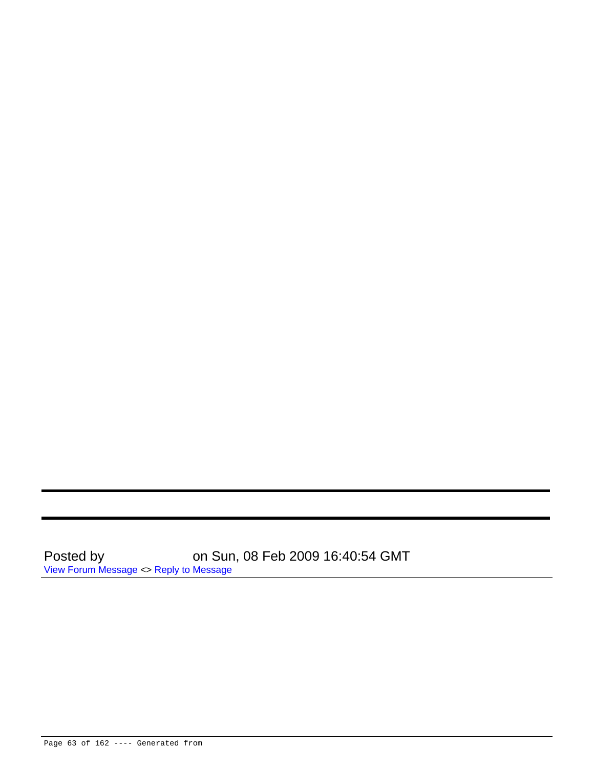---

---

Posted by on Sun, 08 Feb 2009 16:40:54 GMT

View Forum Message <> Reply to Message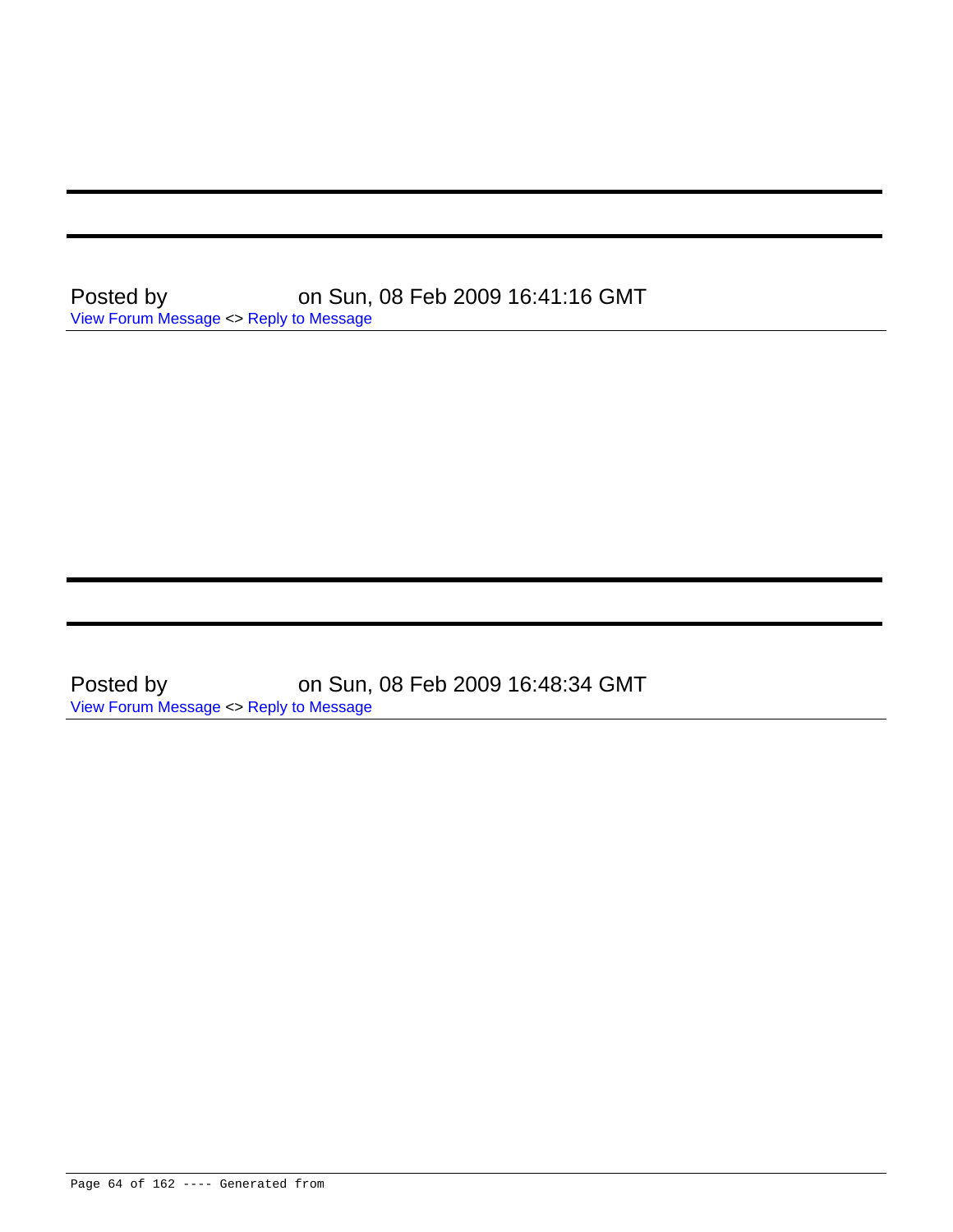---

---

Posted by on Sun, 08 Feb 2009 16:41:16 GMT
View Forum Message <> Reply to Message

---

---

---

Posted by on Sun, 08 Feb 2009 16:48:34 GMT
View Forum Message <> Reply to Message

---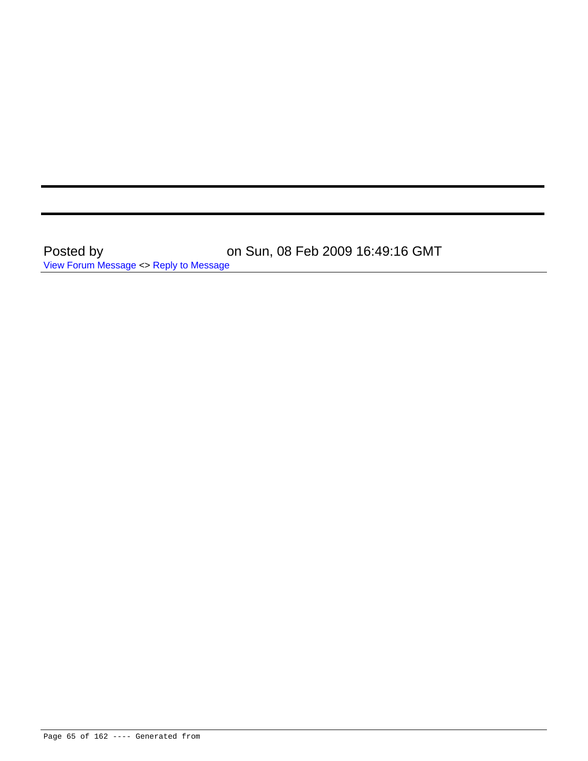---

---

Posted by on Sun, 08 Feb 2009 16:49:16 GMT

View Forum Message <> Reply to Message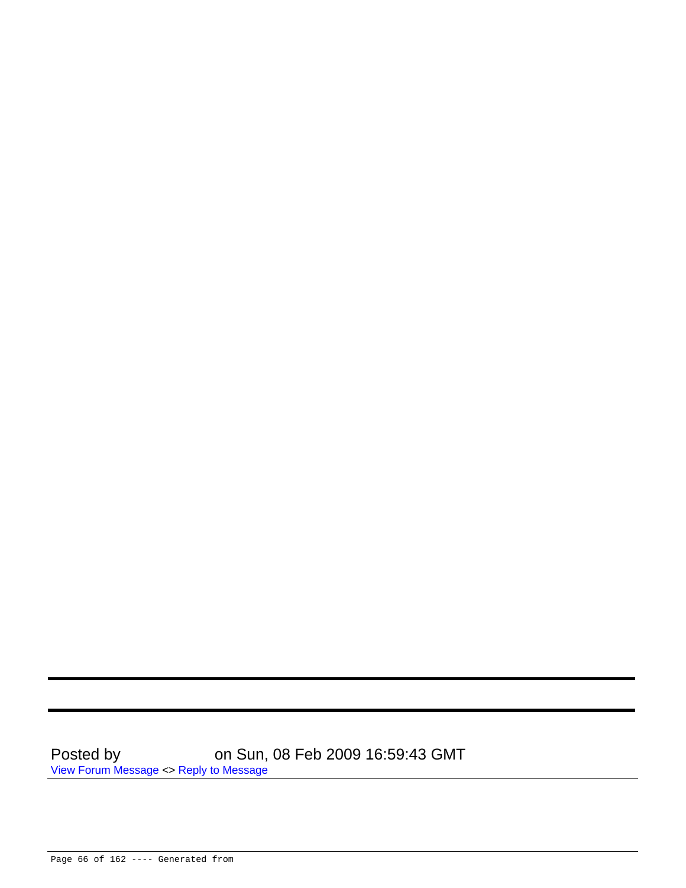---

---

Posted by on Sun, 08 Feb 2009 16:59:43 GMT

View Forum Message <> Reply to Message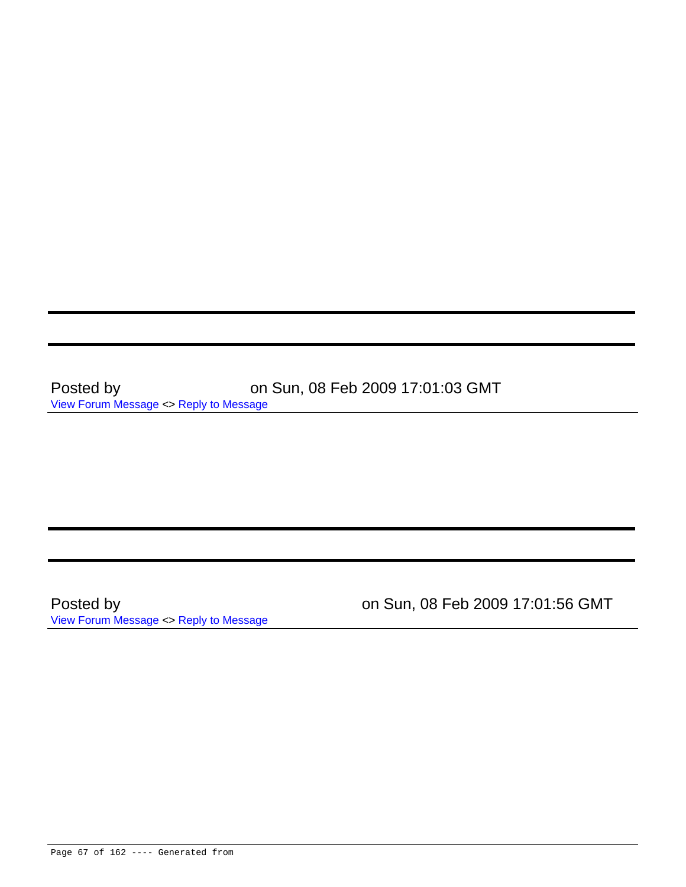---

---

Posted by on Sun, 08 Feb 2009 17:01:03 GMT

View Forum Message <> Reply to Message

---

---

---

Posted by on Sun, 08 Feb 2009 17:01:56 GMT

View Forum Message <> Reply to Message

---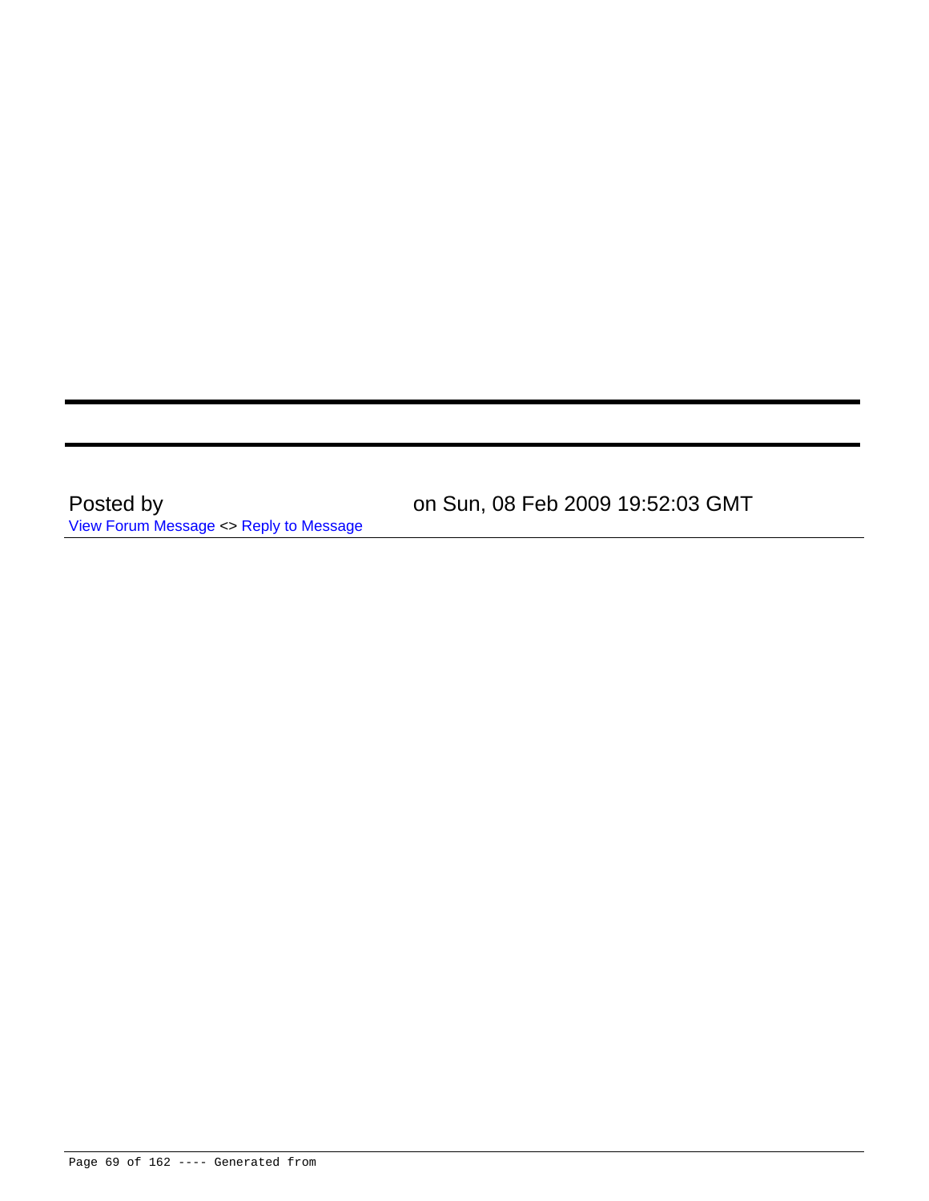Posted by on Sun, 08 Feb 2009 19:52:03 GMT

View Forum Message <> Reply to Message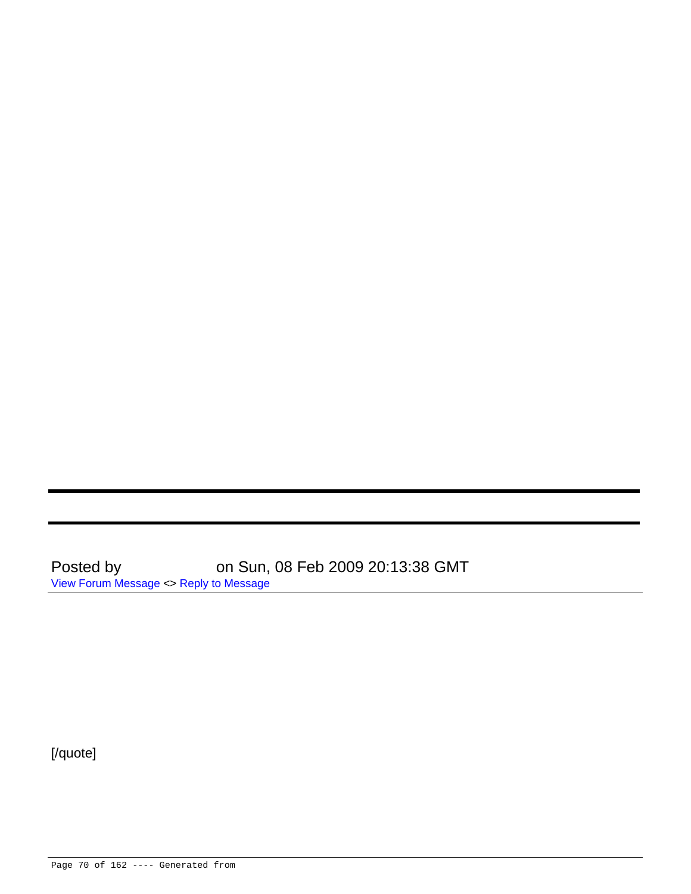---

---

Posted by on Sun, 08 Feb 2009 20:13:38 GMT

View Forum Message <> Reply to Message

[/quote]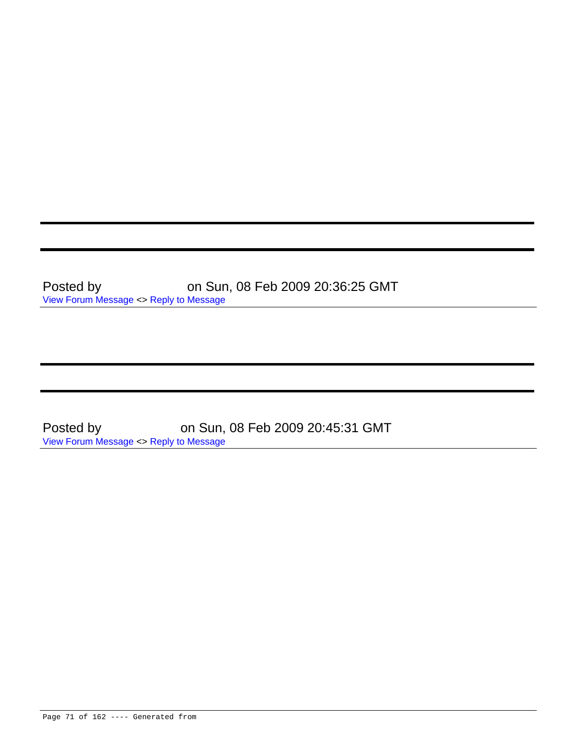Posted by on Sun, 08 Feb 2009 20:36:25 GMT

View Forum Message <> Reply to Message

---

Posted by on Sun, 08 Feb 2009 20:45:31 GMT

View Forum Message <> Reply to Message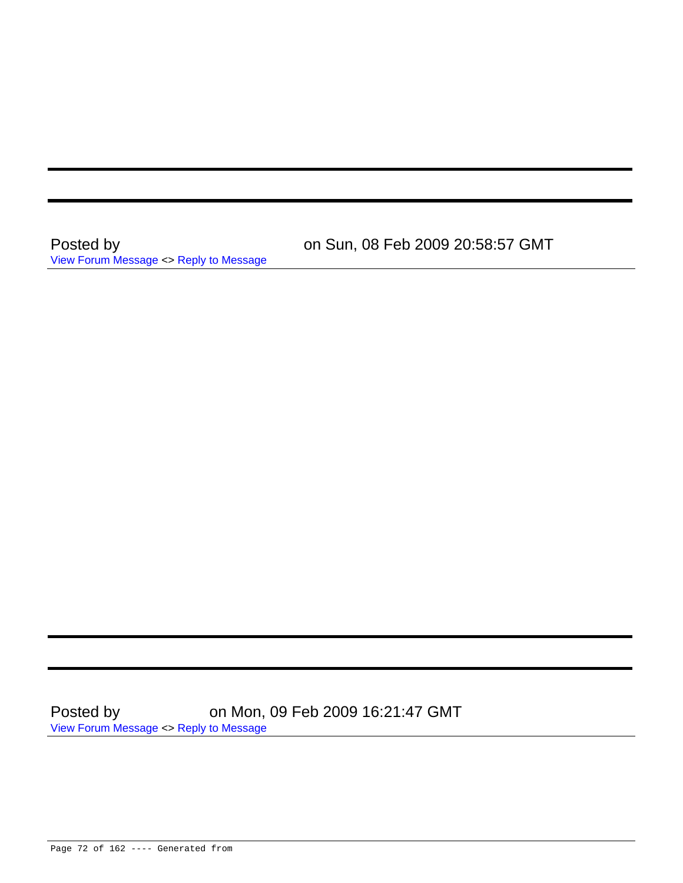---

---

Posted by on Sun, 08 Feb 2009 20:58:57 GMT
View Forum Message <> Reply to Message

---

---

---

Posted by on Mon, 09 Feb 2009 16:21:47 GMT
View Forum Message <> Reply to Message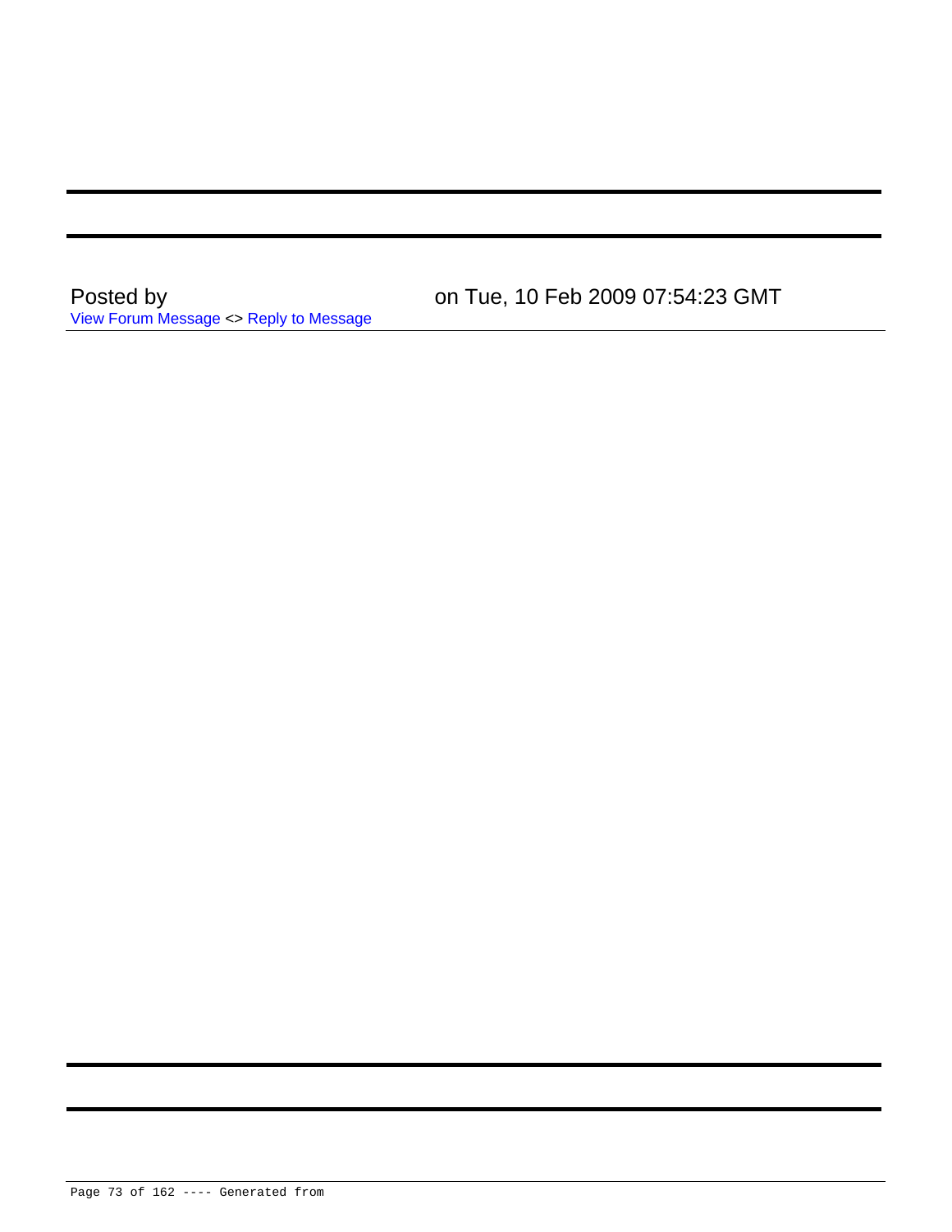Posted by on Tue, 10 Feb 2009 07:54:23 GMT

View Forum Message <> Reply to Message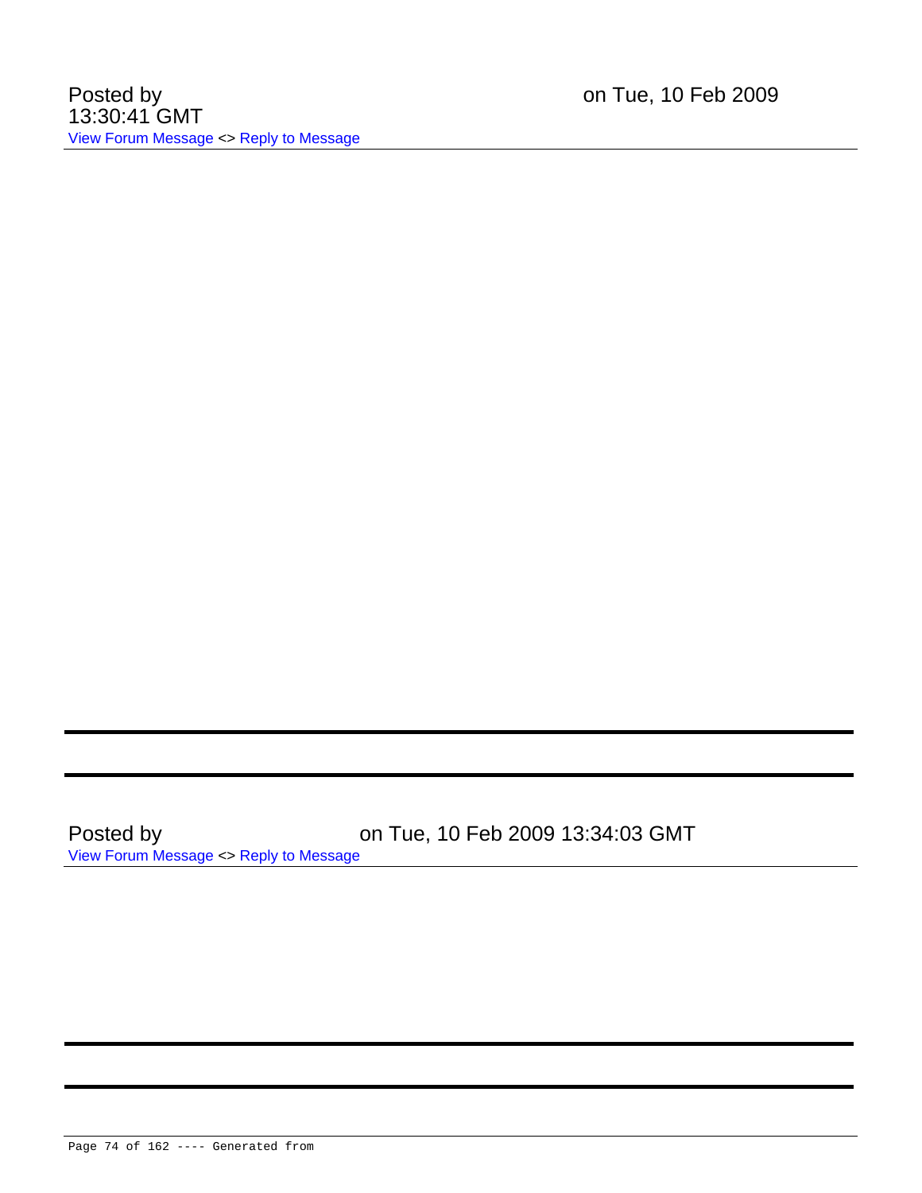Posted by on Tue, 10 Feb 2009 13:30:41 GMT

View Forum Message <> Reply to Message

---

---

---

Posted by on Tue, 10 Feb 2009 13:34:03 GMT

View Forum Message <> Reply to Message

---

---

---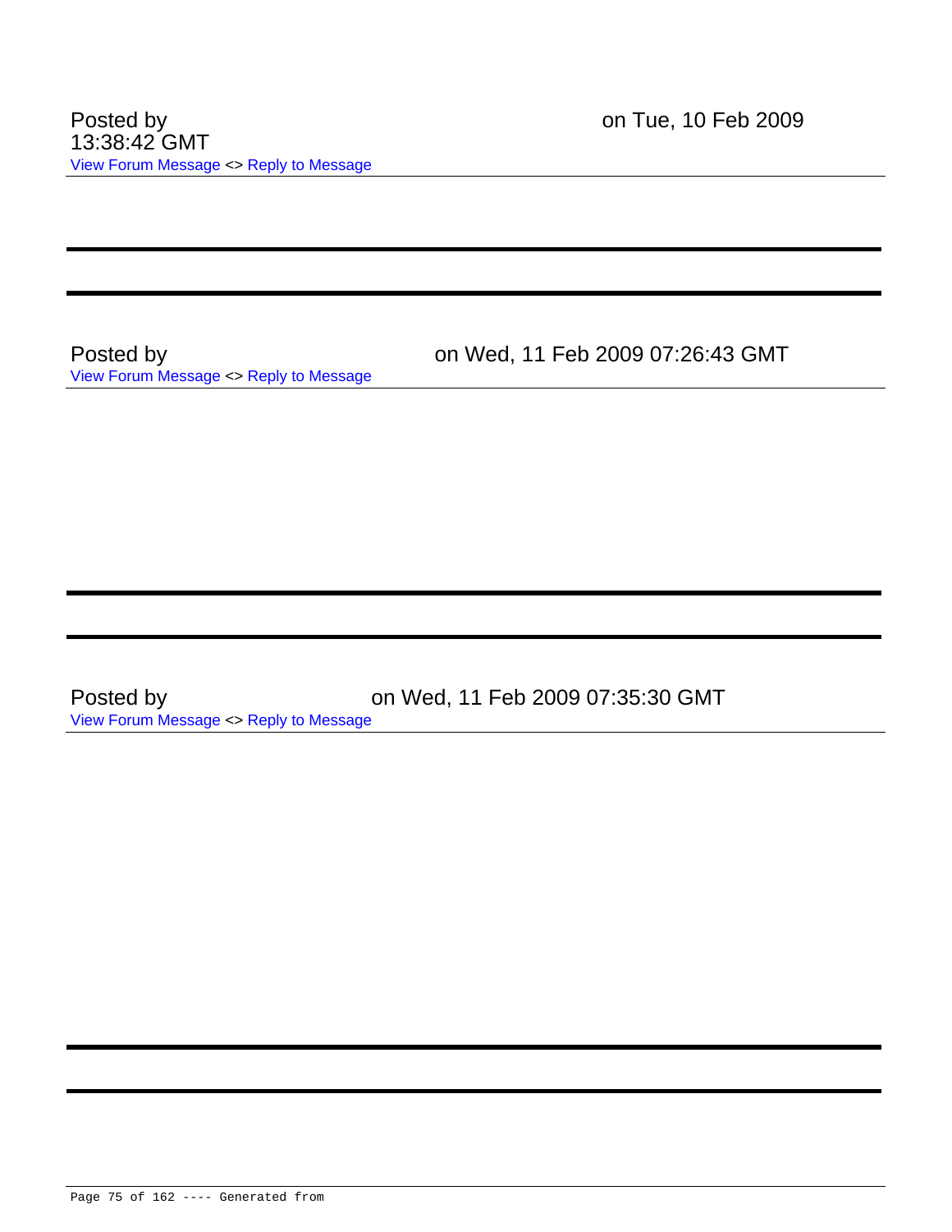Posted by on Tue, 10 Feb 2009 13:38:42 GMT

View Forum Message <> Reply to Message

---

---

Posted by on Wed, 11 Feb 2009 07:26:43 GMT

View Forum Message <> Reply to Message

---

---

Posted by on Wed, 11 Feb 2009 07:35:30 GMT

View Forum Message <> Reply to Message

---

---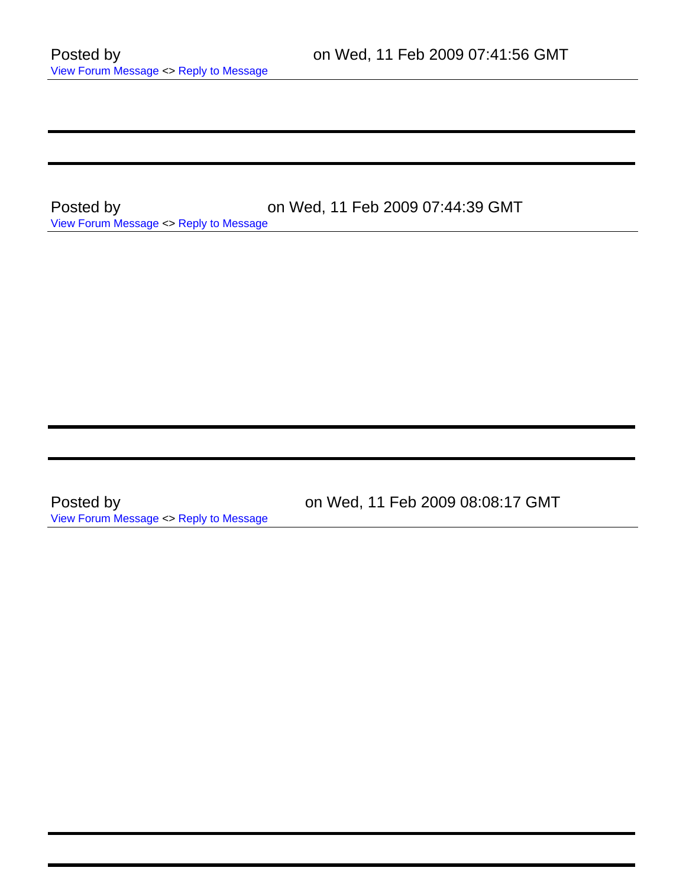Posted by on Wed, 11 Feb 2009 07:41:56 GMT

View Forum Message <> Reply to Message

---

---

Posted by on Wed, 11 Feb 2009 07:44:39 GMT

View Forum Message <> Reply to Message

---

---

Posted by on Wed, 11 Feb 2009 08:08:17 GMT

View Forum Message <> Reply to Message

---

---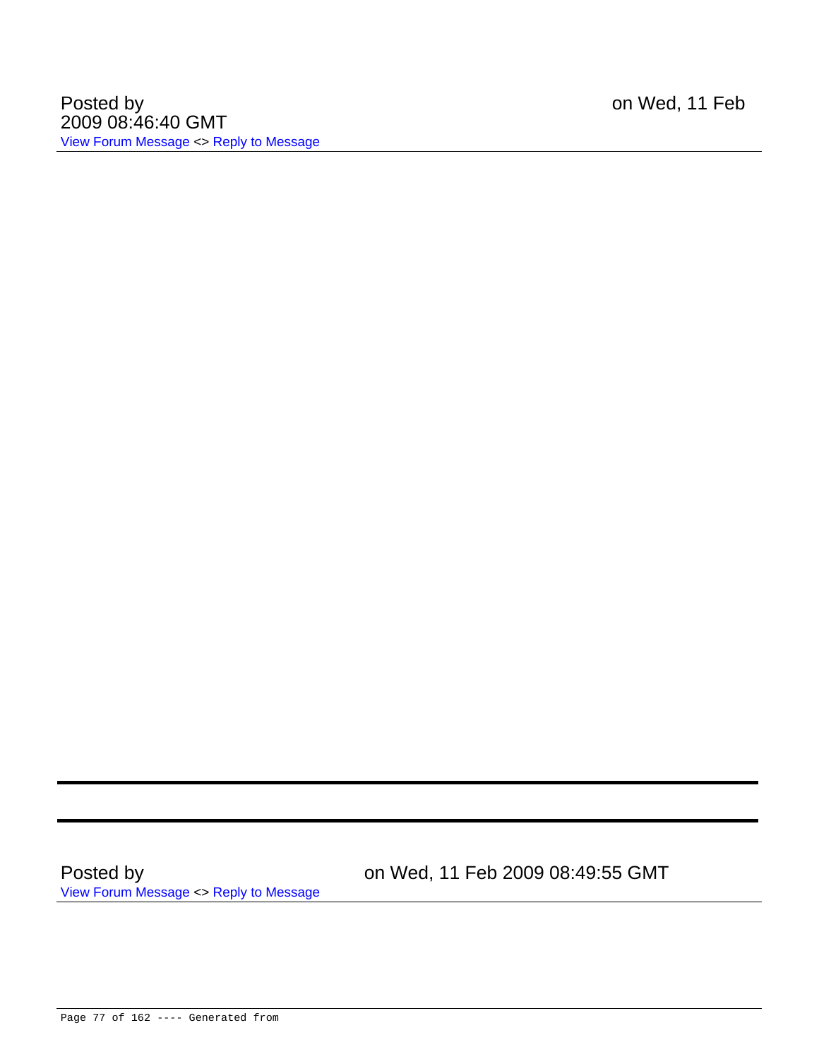Posted by on Wed, 11 Feb 2009 08:46:40 GMT

View Forum Message <> Reply to Message

---

Posted by on Wed, 11 Feb 2009 08:49:55 GMT

View Forum Message <> Reply to Message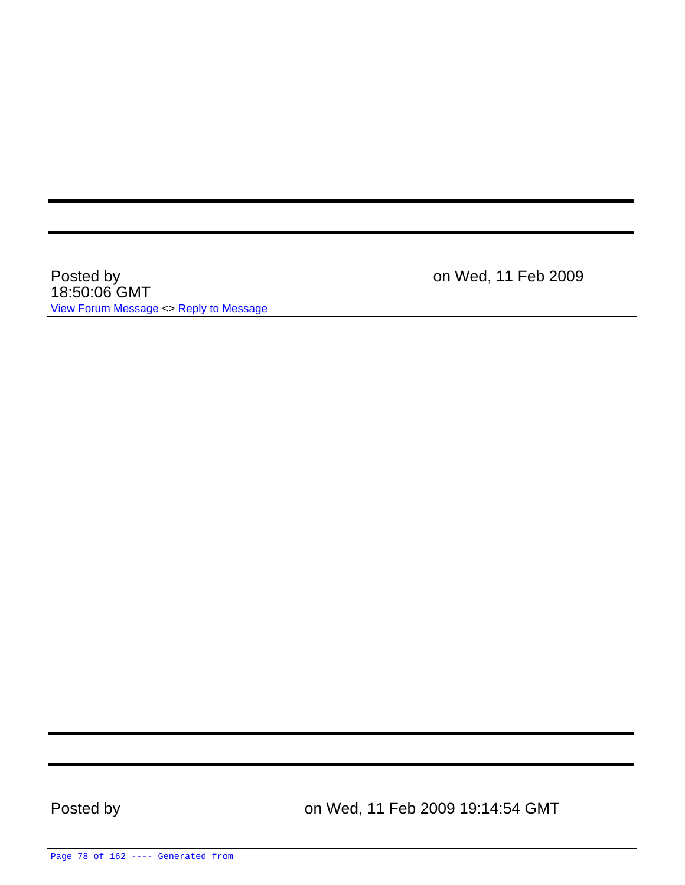---

---

Posted by on Wed, 11 Feb 2009 18:50:06 GMT

View Forum Message <> Reply to Message

---

---

---

Posted by on Wed, 11 Feb 2009 19:14:54 GMT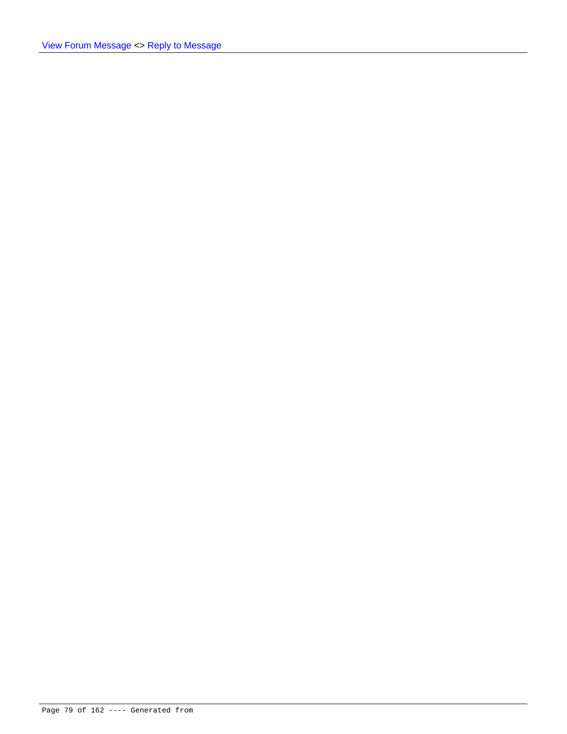View Forum Message <> Reply to Message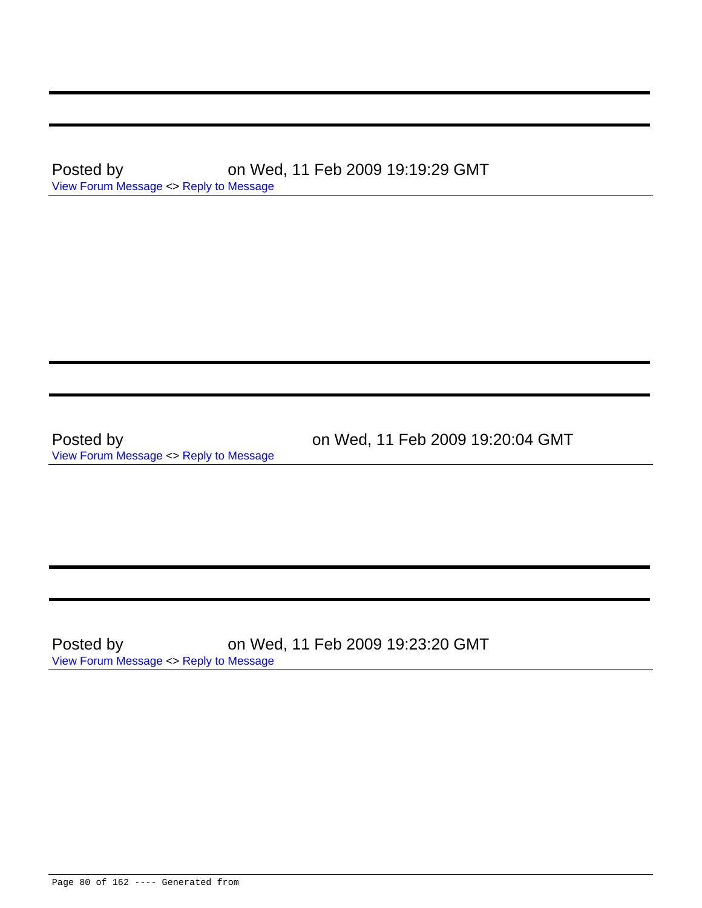Posted by on Wed, 11 Feb 2009 19:19:29 GMT

View Forum Message <> Reply to Message

---

Posted by on Wed, 11 Feb 2009 19:20:04 GMT

View Forum Message <> Reply to Message

---

Posted by on Wed, 11 Feb 2009 19:23:20 GMT

View Forum Message <> Reply to Message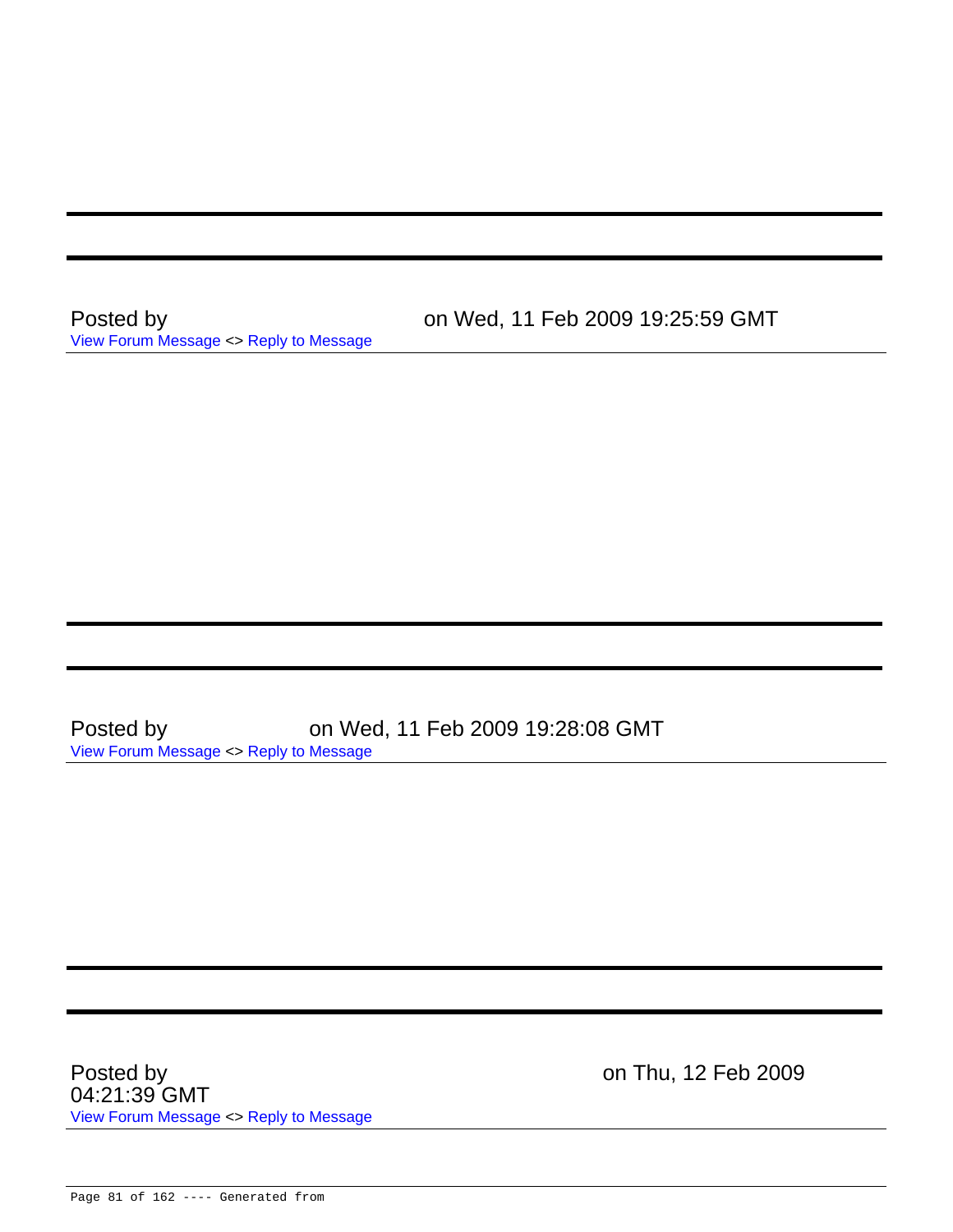---

---

Posted by on Wed, 11 Feb 2009 19:25:59 GMT
View Forum Message <> Reply to Message

---

---

---

Posted by on Wed, 11 Feb 2009 19:28:08 GMT
View Forum Message <> Reply to Message

---

---

---

Posted by on Thu, 12 Feb 2009 04:21:39 GMT
View Forum Message <> Reply to Message

---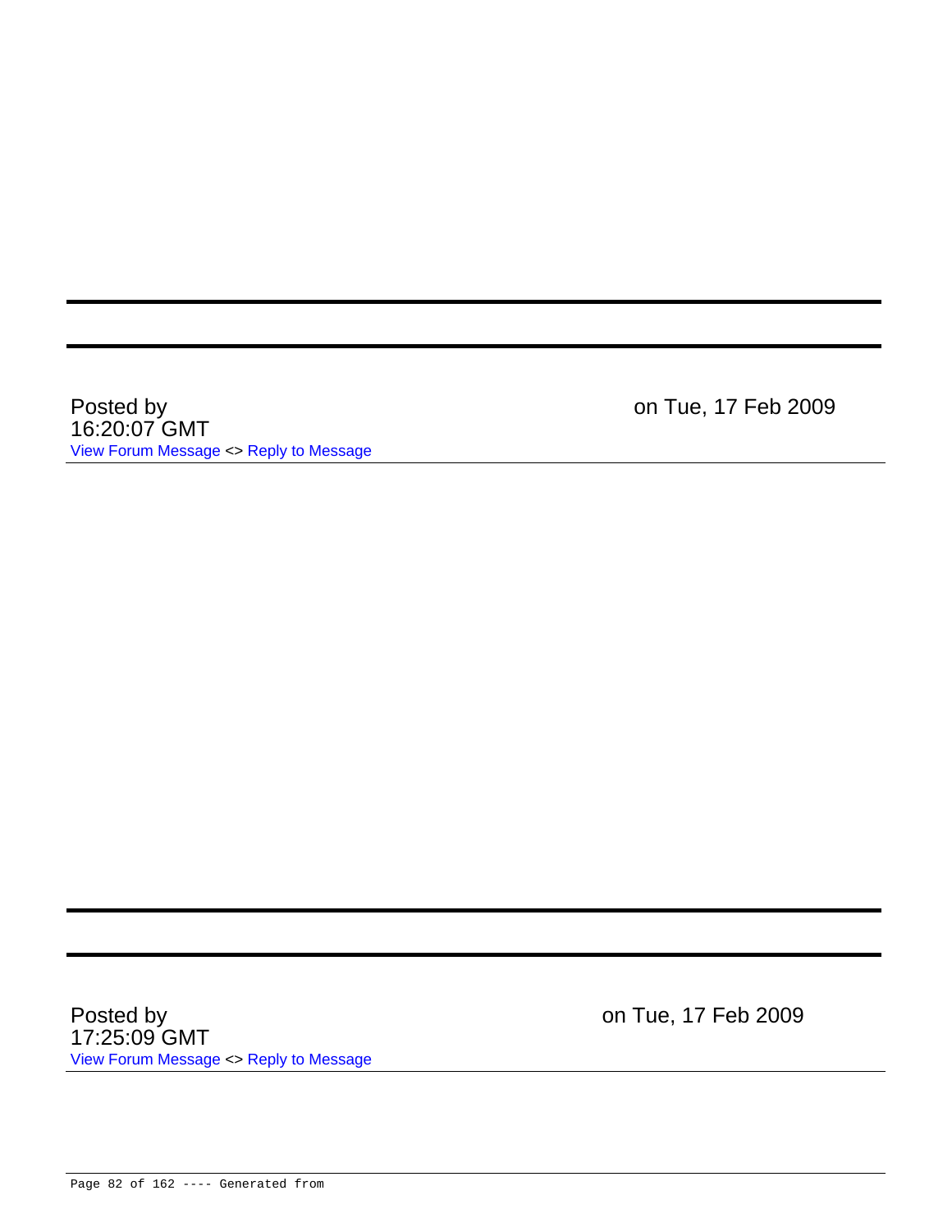---

---

Posted by on Tue, 17 Feb 2009 16:20:07 GMT

View Forum Message <> Reply to Message

---

---

---

Posted by on Tue, 17 Feb 2009 17:25:09 GMT

View Forum Message <> Reply to Message

---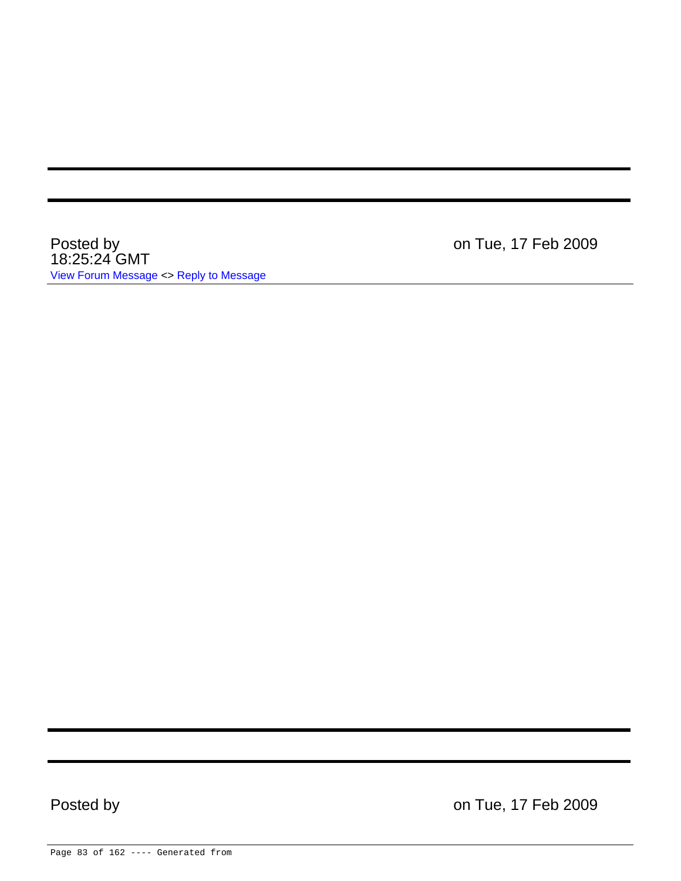---

---

Posted by on Tue, 17 Feb 2009 18:25:24 GMT

View Forum Message <> Reply to Message

---

---

---

Posted by on Tue, 17 Feb 2009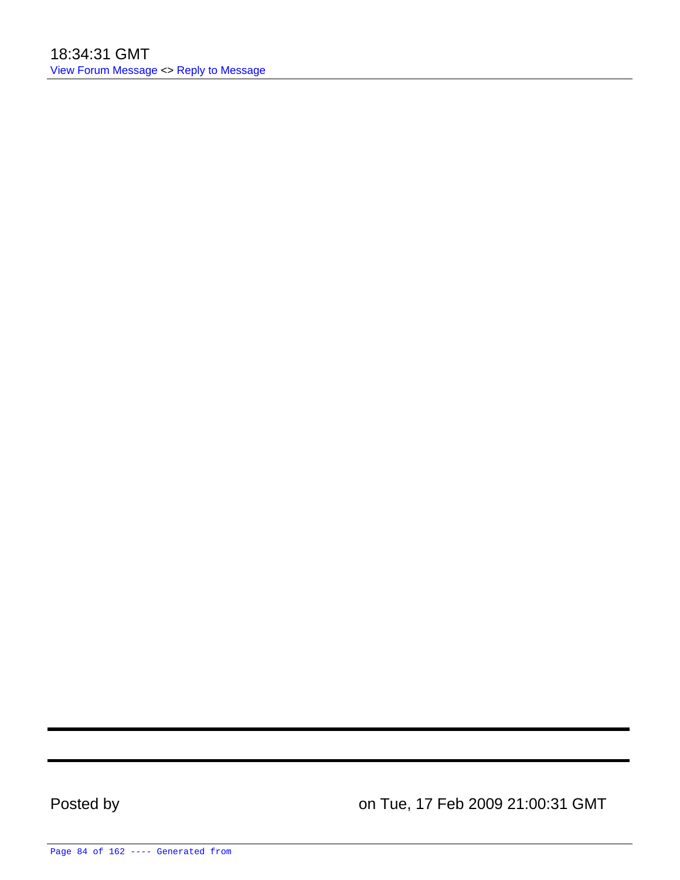18:34:31 GMT

View Forum Message <> Reply to Message

---

---

Posted by on Tue, 17 Feb 2009 21:00:31 GMT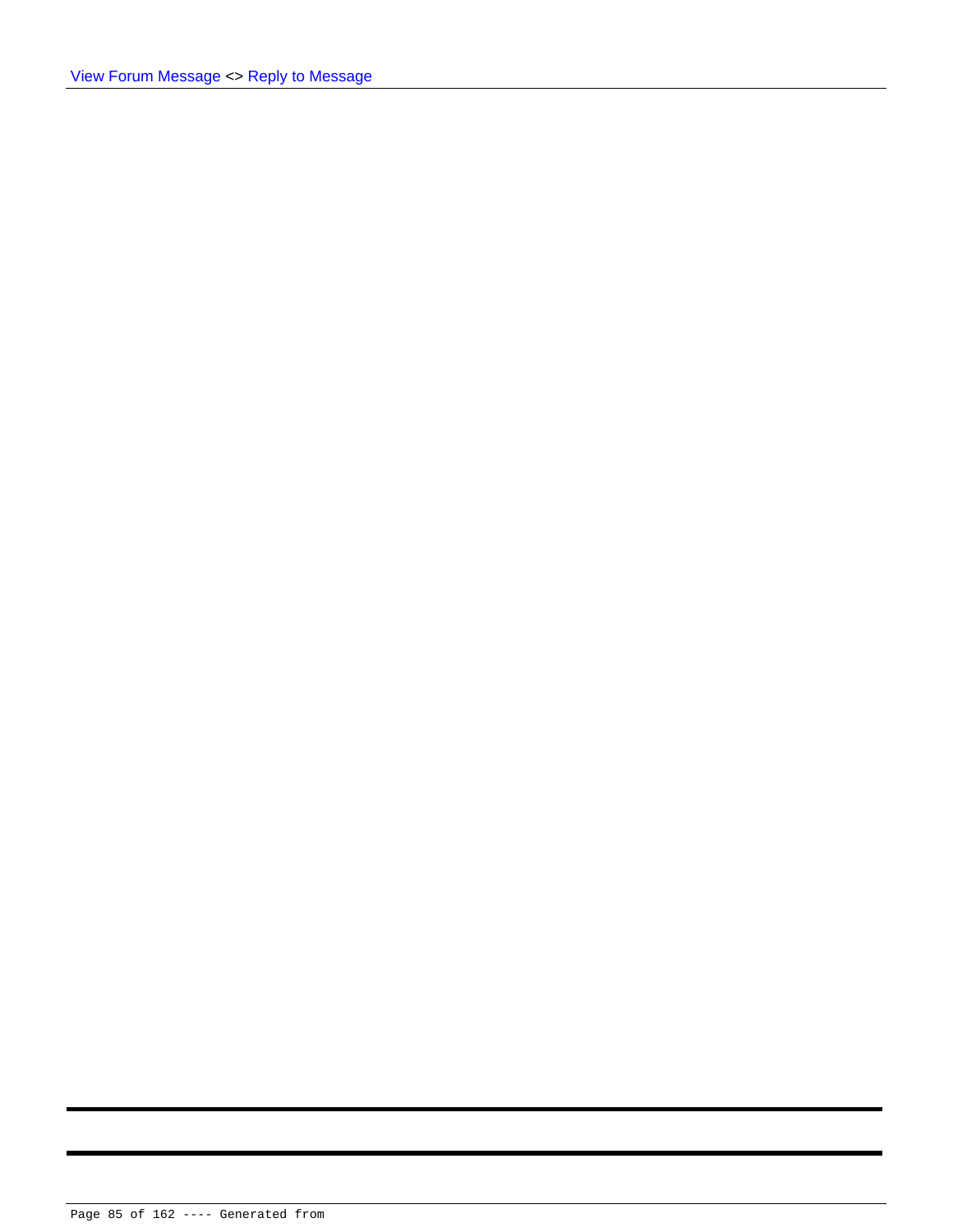View Forum Message <> Reply to Message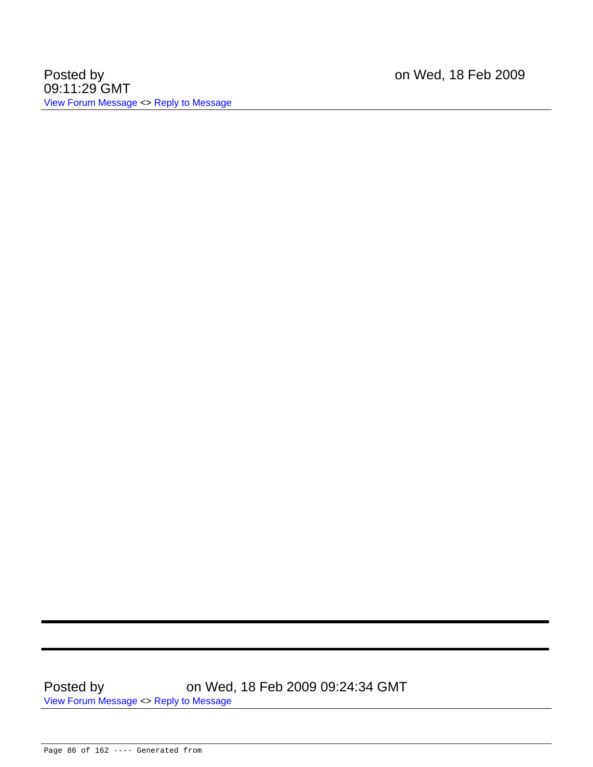Posted by on Wed, 18 Feb 2009 09:11:29 GMT

View Forum Message <> Reply to Message

---

---

---

Posted by on Wed, 18 Feb 2009 09:24:34 GMT

View Forum Message <> Reply to Message

---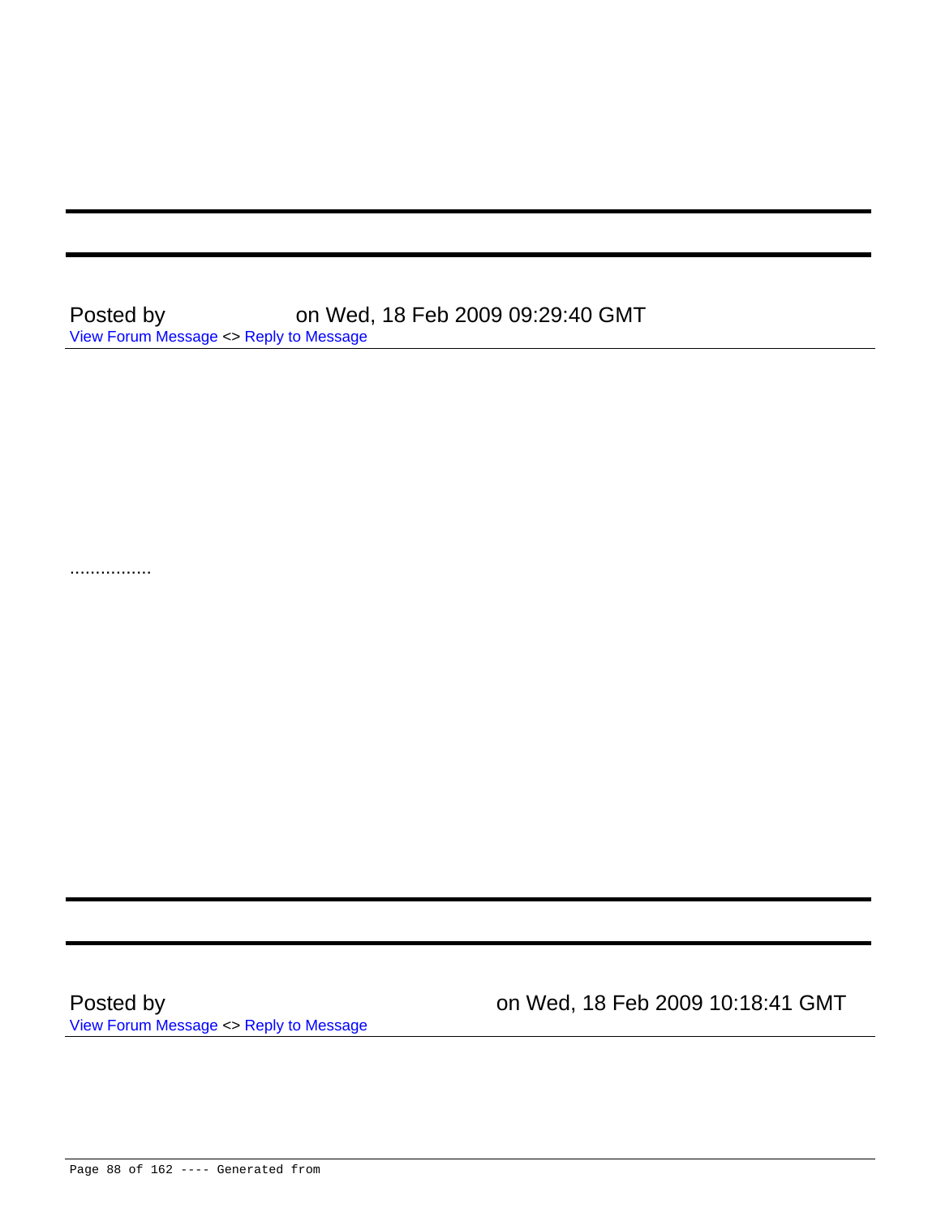---

---

Posted by on Wed, 18 Feb 2009 09:29:40 GMT
View Forum Message <> Reply to Message

................

---

---

Posted by on Wed, 18 Feb 2009 10:18:41 GMT
View Forum Message <> Reply to Message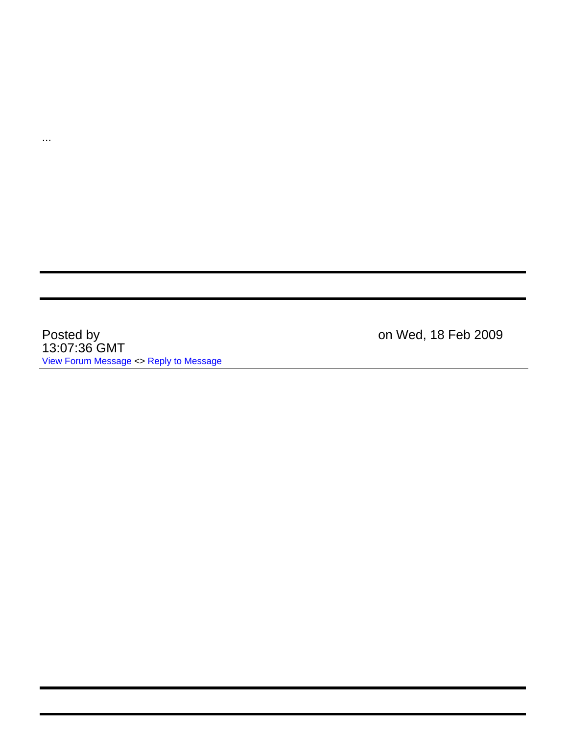...

---

---

Posted by on Wed, 18 Feb 2009 13:07:36 GMT

View Forum Message <> Reply to Message

---

---

---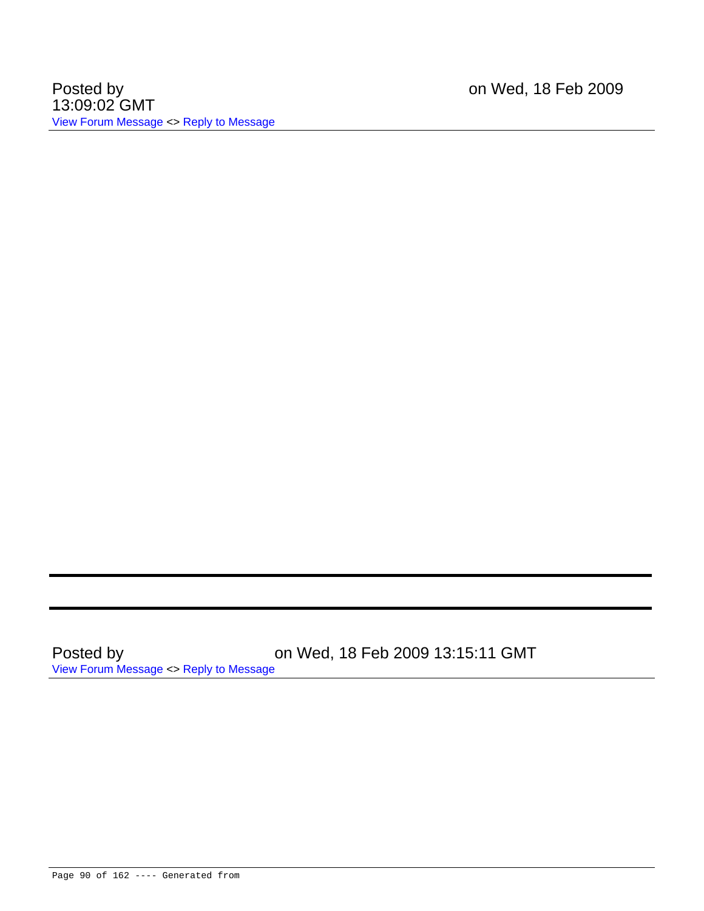Posted by on Wed, 18 Feb 2009 13:09:02 GMT

View Forum Message <> Reply to Message

---

Posted by on Wed, 18 Feb 2009 13:15:11 GMT

View Forum Message <> Reply to Message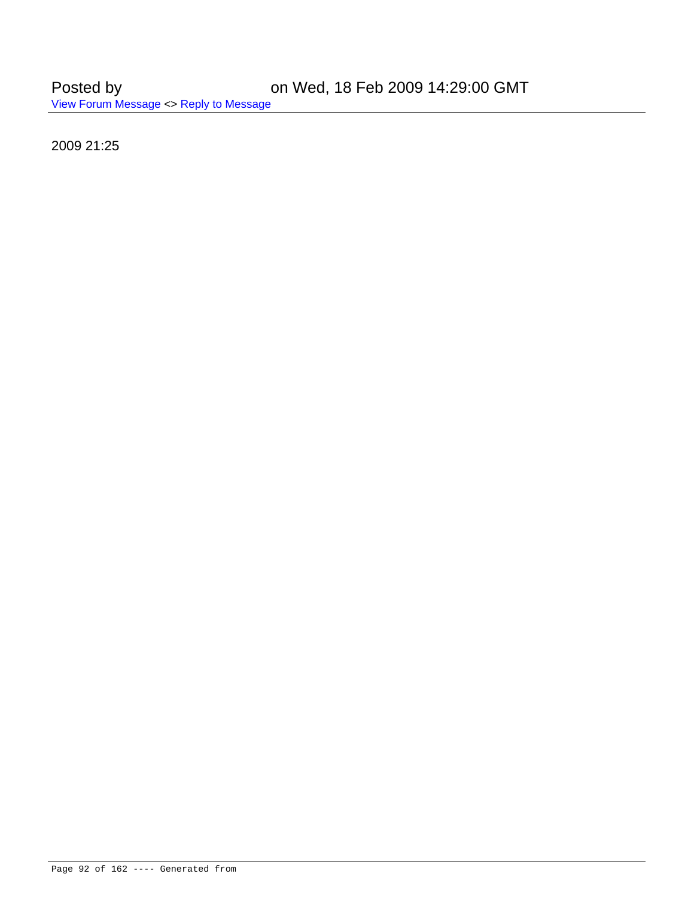Posted by on Wed, 18 Feb 2009 14:29:00 GMT

View Forum Message <> Reply to Message

2009 21:25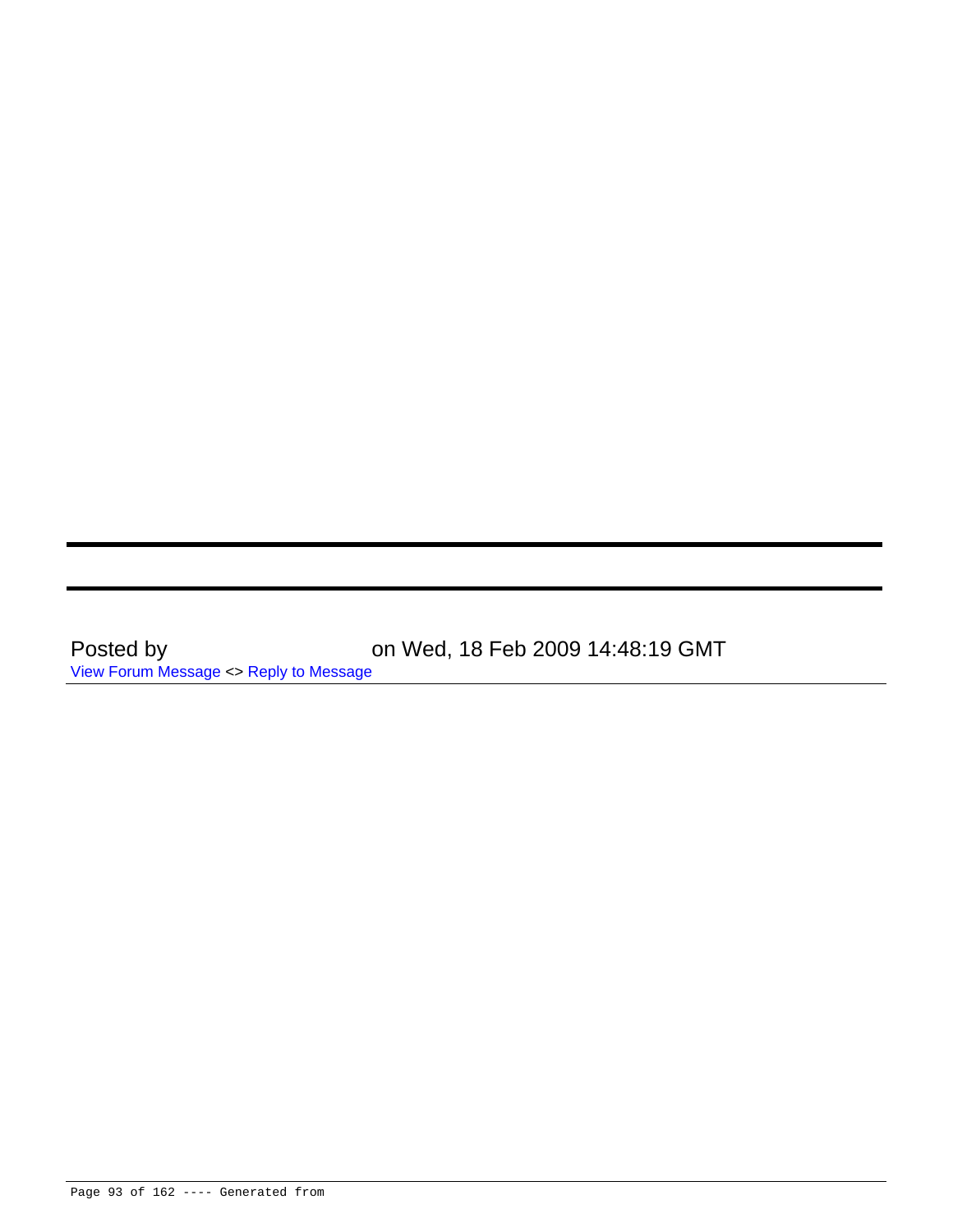---

---

Posted by on Wed, 18 Feb 2009 14:48:19 GMT

View Forum Message <> Reply to Message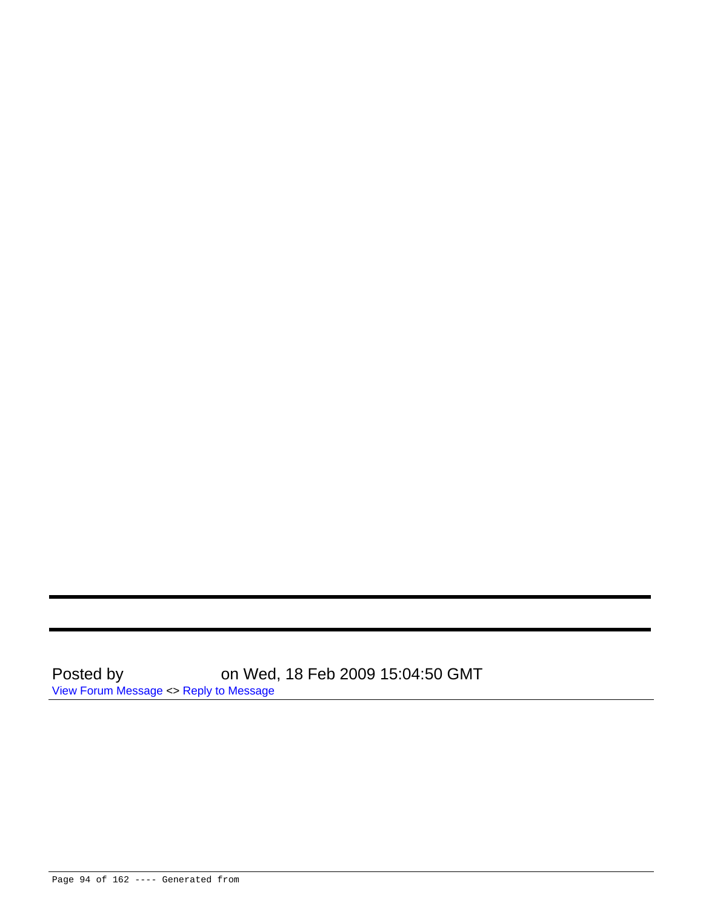---

---

Posted by on Wed, 18 Feb 2009 15:04:50 GMT

View Forum Message <> Reply to Message

---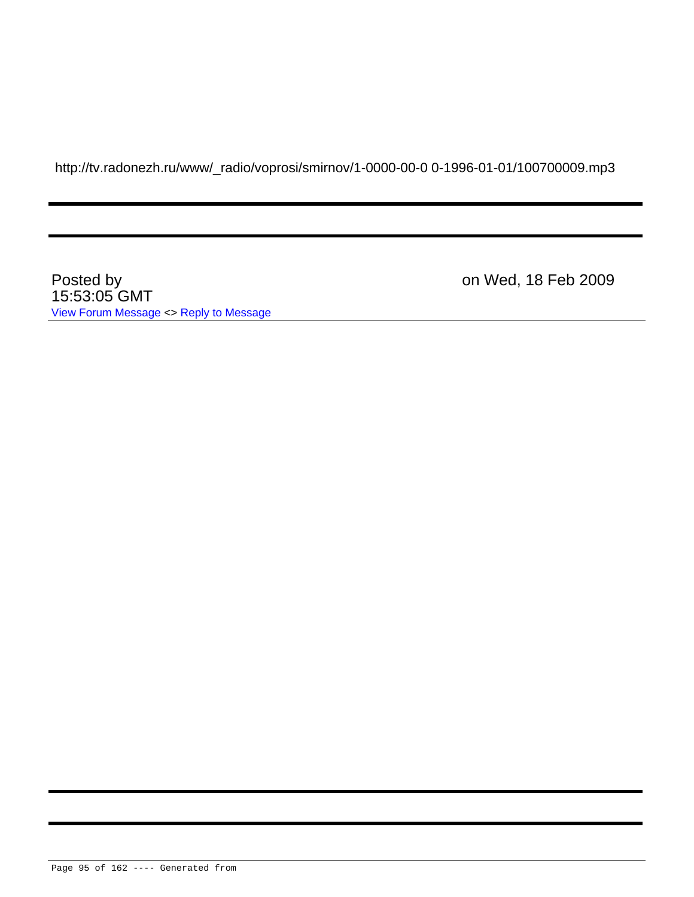http://tv.radonezh.ru/www/_radio/voprosi/smirnov/1-0000-00-0 0-1996-01-01/100700009.mp3

---

---

Posted by on Wed, 18 Feb 2009 15:53:05 GMT

View Forum Message <> Reply to Message

---

---

---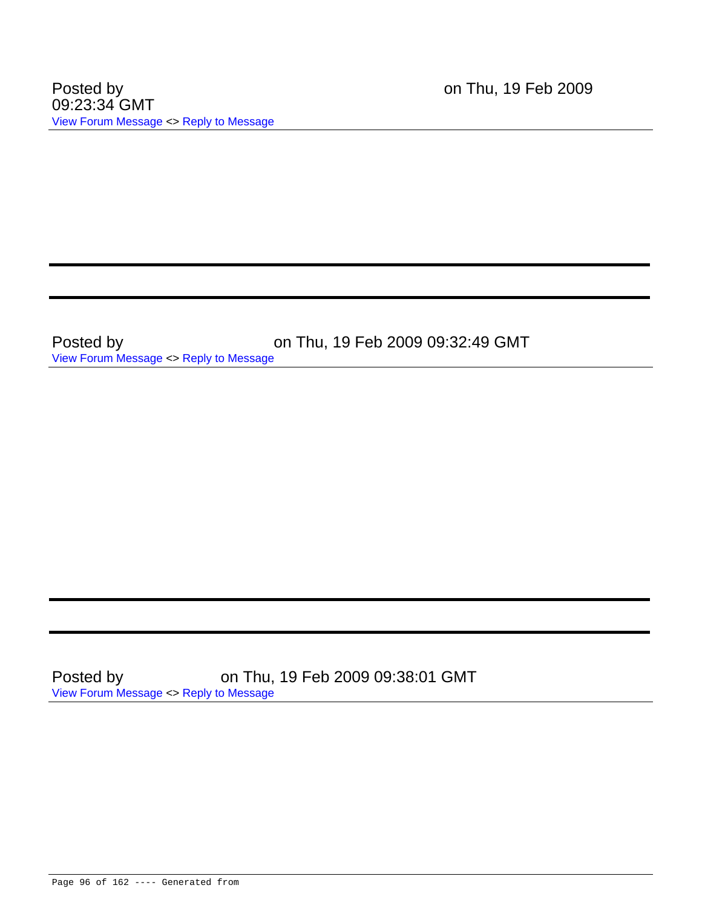Posted by on Thu, 19 Feb 2009 09:23:34 GMT

View Forum Message <> Reply to Message

---

---

Posted by on Thu, 19 Feb 2009 09:32:49 GMT

View Forum Message <> Reply to Message

---

---

Posted by on Thu, 19 Feb 2009 09:38:01 GMT

View Forum Message <> Reply to Message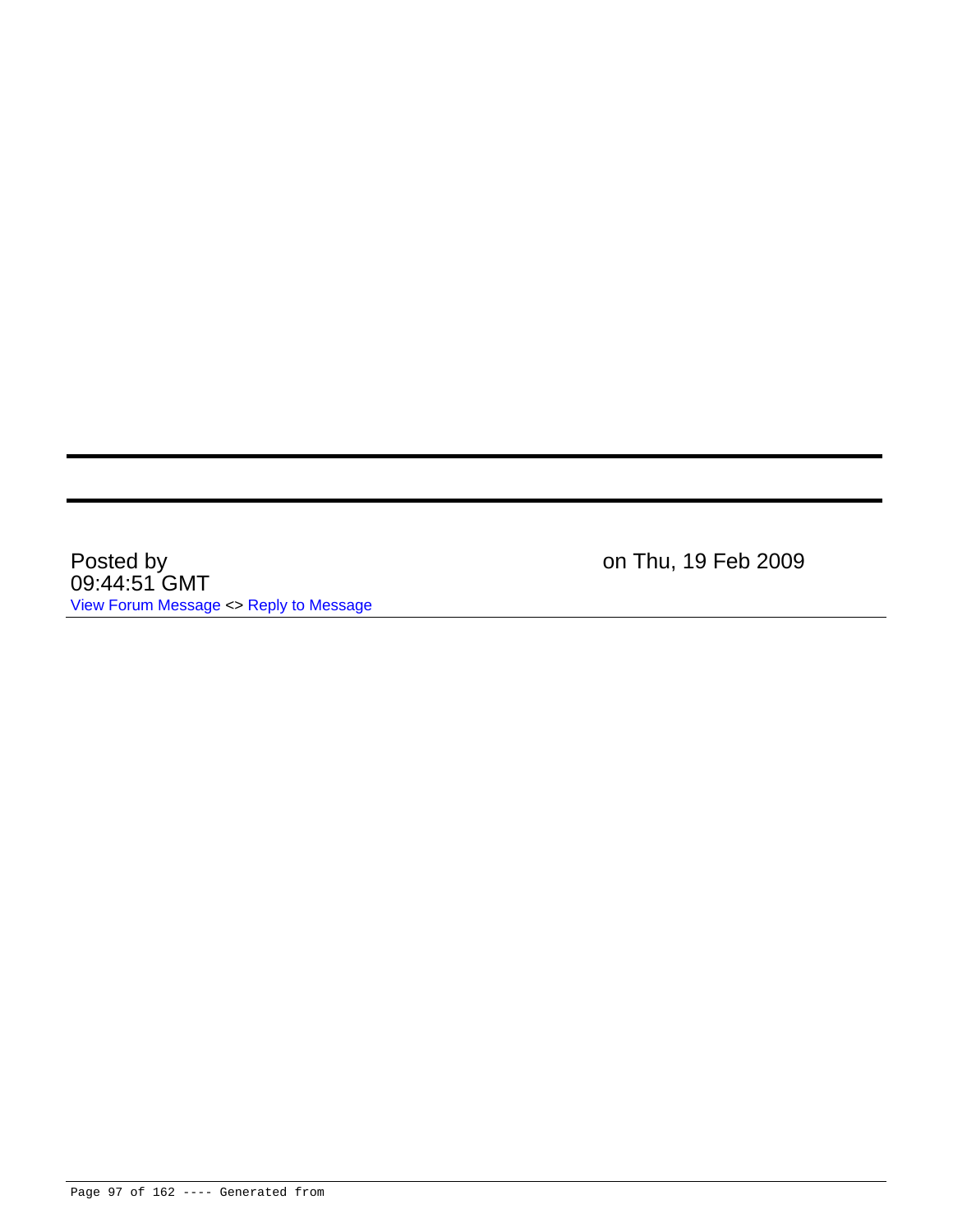Posted by on Thu, 19 Feb 2009 09:44:51 GMT

View Forum Message <> Reply to Message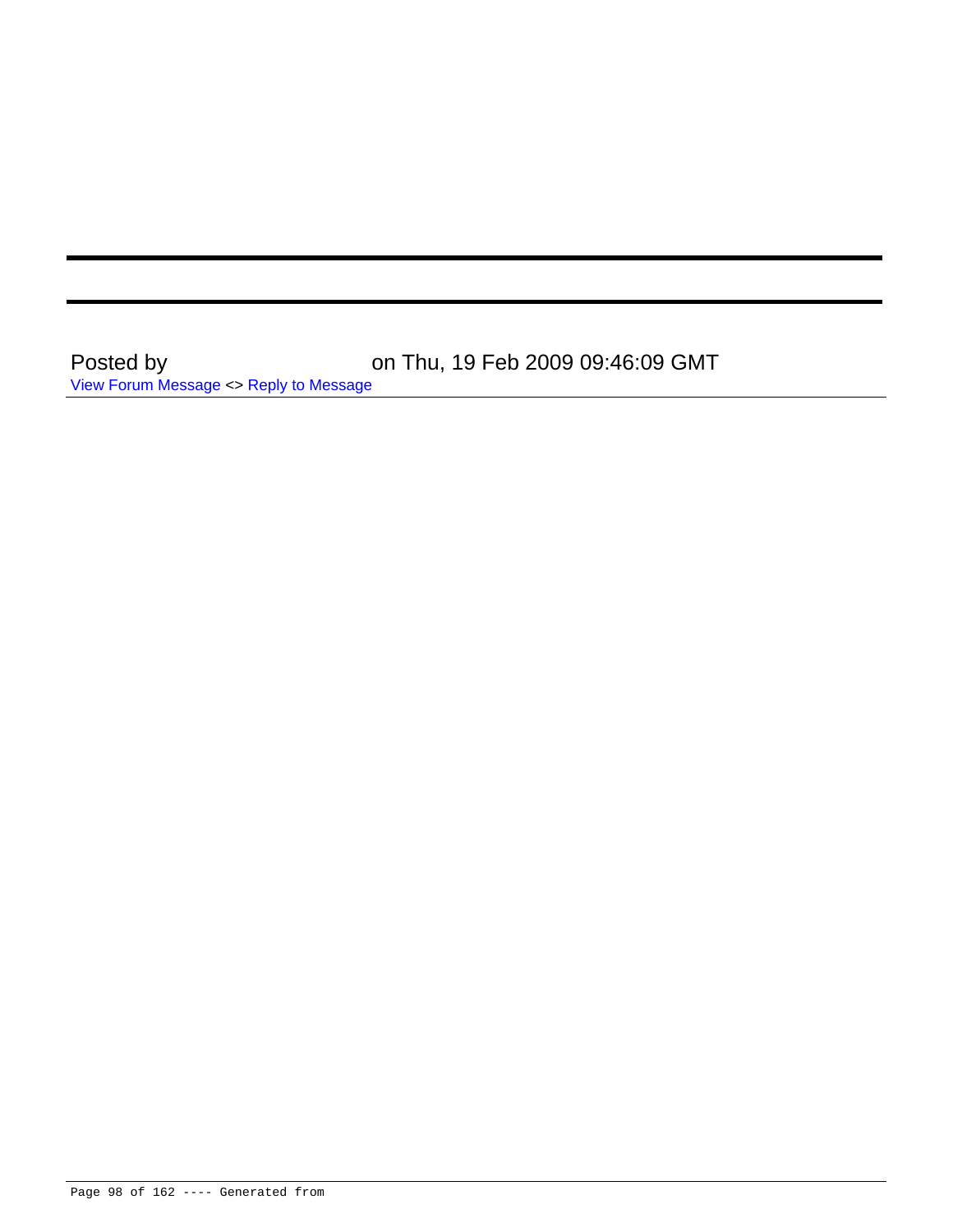---

---

Posted by on Thu, 19 Feb 2009 09:46:09 GMT

View Forum Message <> Reply to Message

---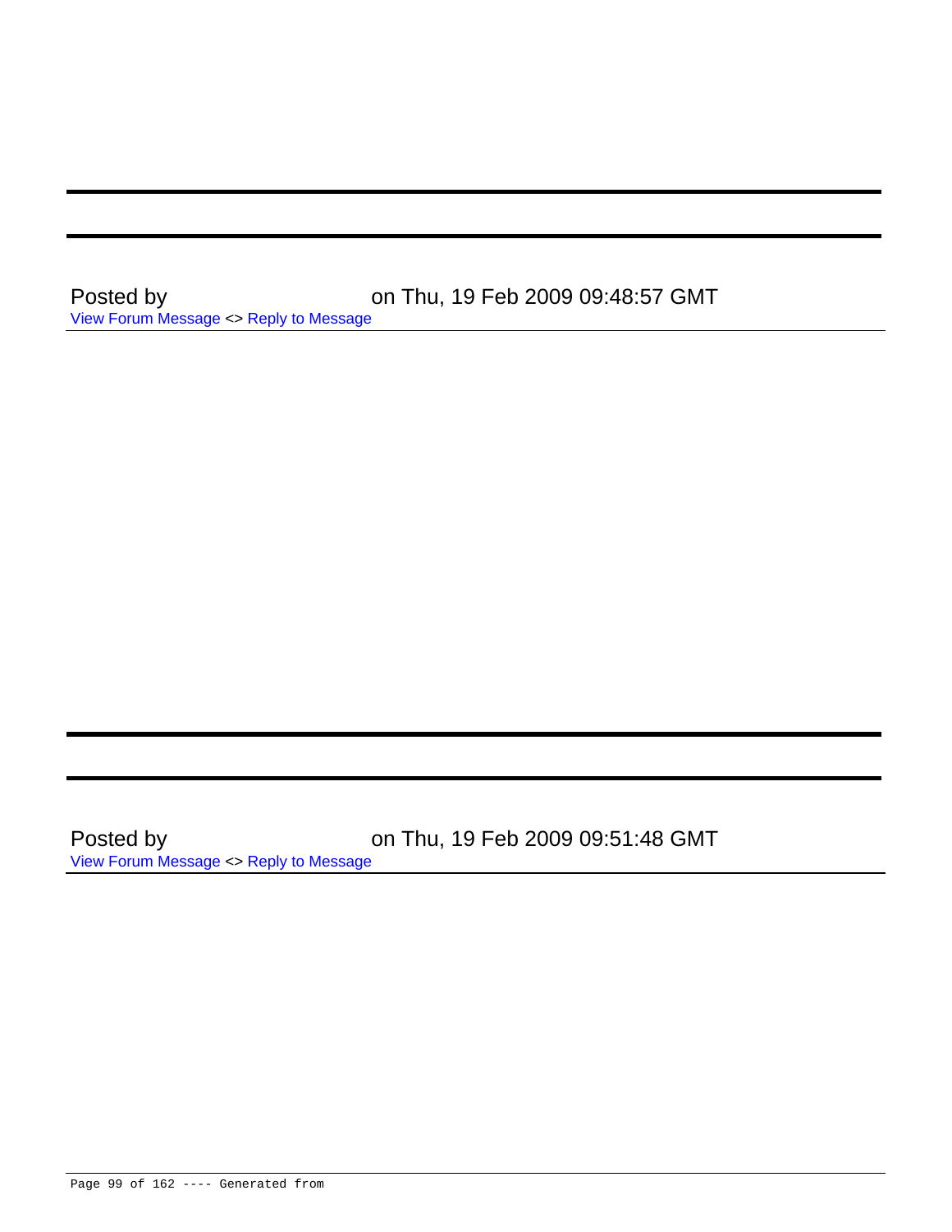---

---

Posted by on Thu, 19 Feb 2009 09:48:57 GMT

View Forum Message <> Reply to Message

---

---

---

Posted by on Thu, 19 Feb 2009 09:51:48 GMT

View Forum Message <> Reply to Message

---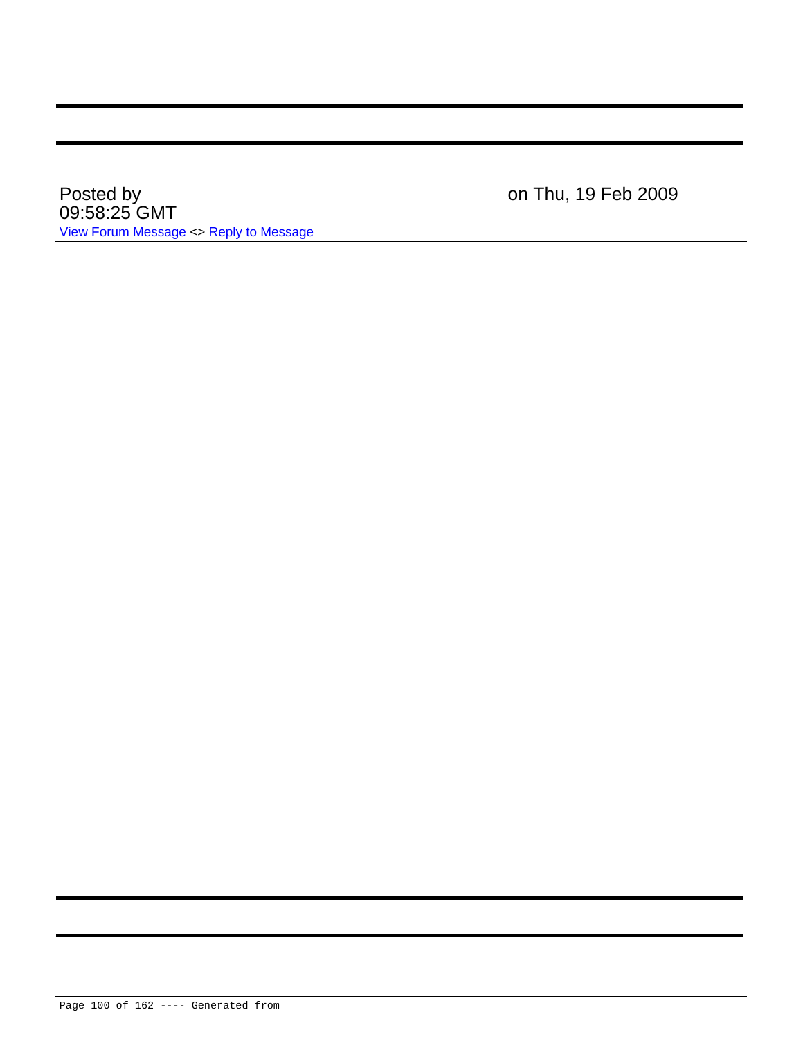Posted by on Thu, 19 Feb 2009 09:58:25 GMT

View Forum Message <> Reply to Message

---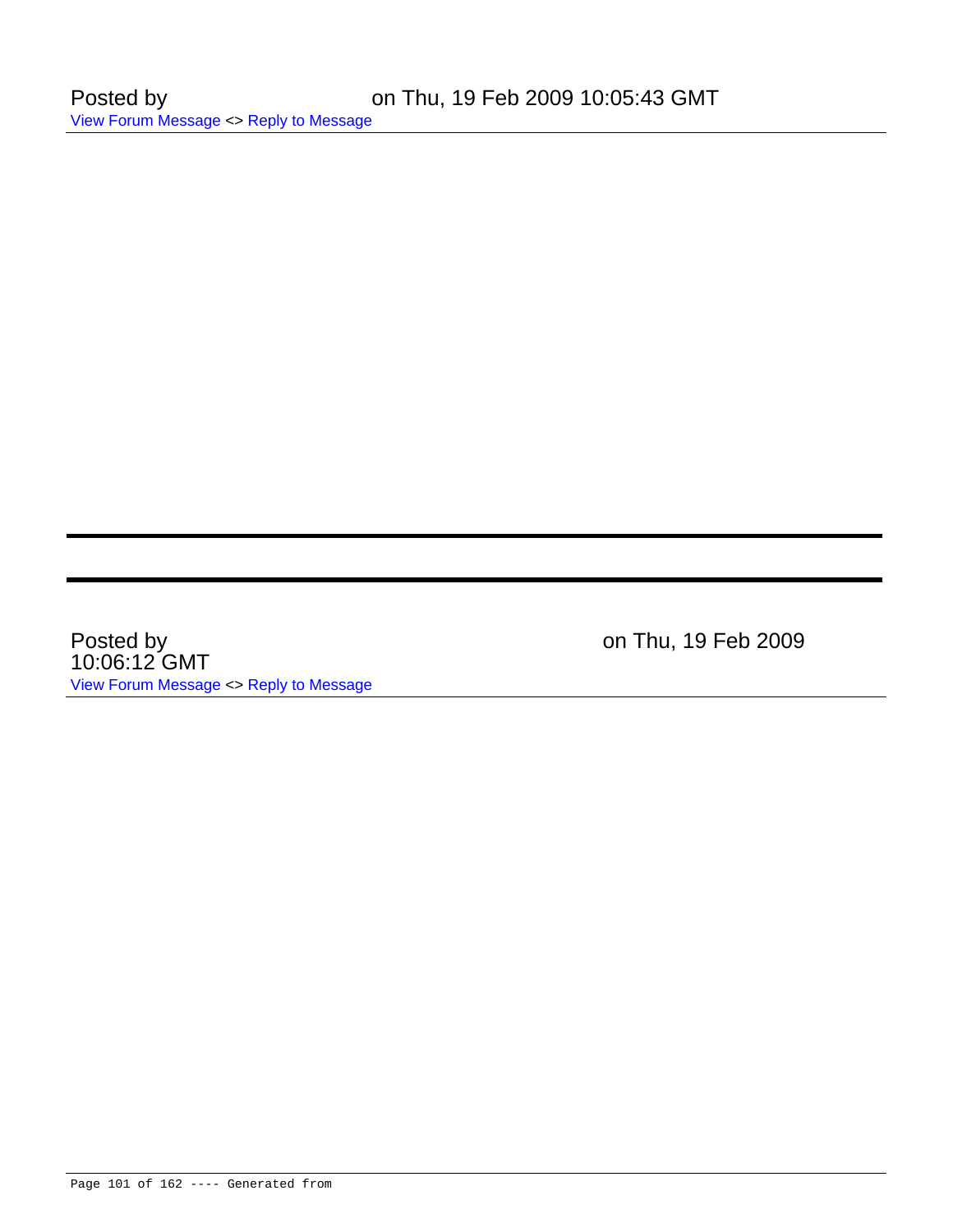Posted by on Thu, 19 Feb 2009 10:05:43 GMT

View Forum Message <> Reply to Message

---

---

Posted by on Thu, 19 Feb 2009 10:06:12 GMT

View Forum Message <> Reply to Message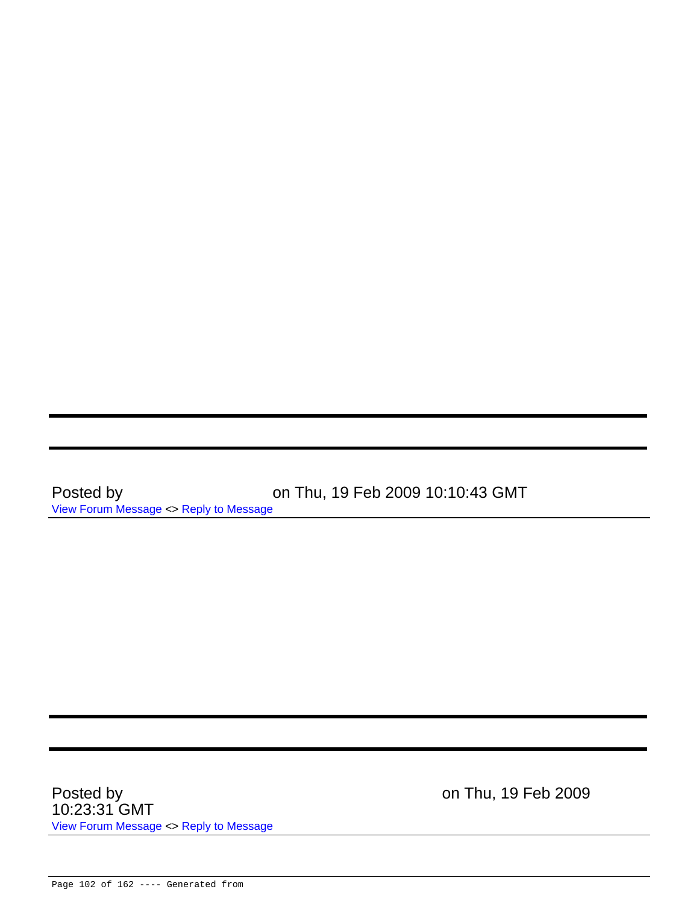---

---

Posted by on Thu, 19 Feb 2009 10:10:43 GMT

View Forum Message <> Reply to Message

---

---

---

Posted by on Thu, 19 Feb 2009 10:23:31 GMT

View Forum Message <> Reply to Message

---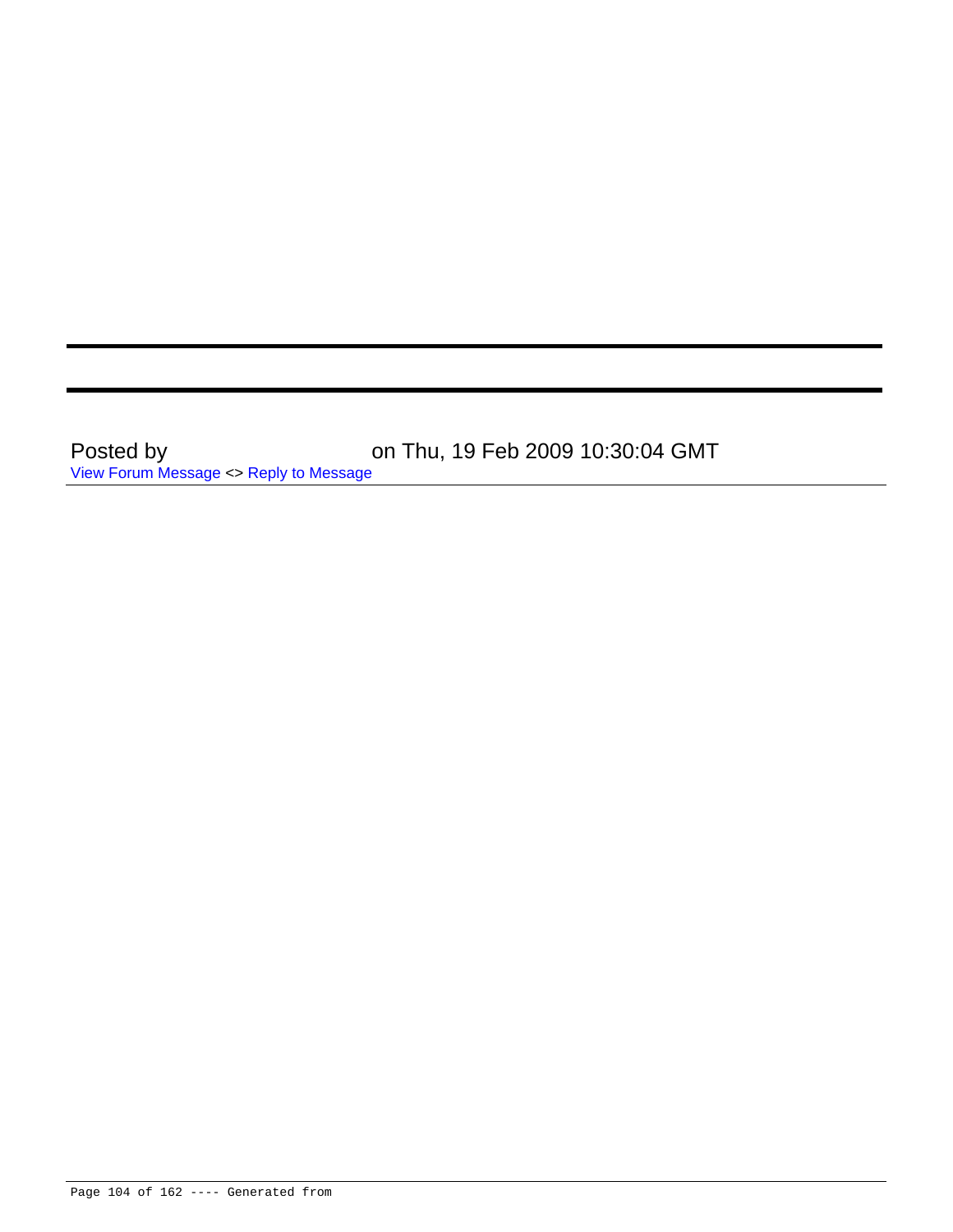---

---

Posted by on Thu, 19 Feb 2009 10:30:04 GMT

View Forum Message <> Reply to Message

---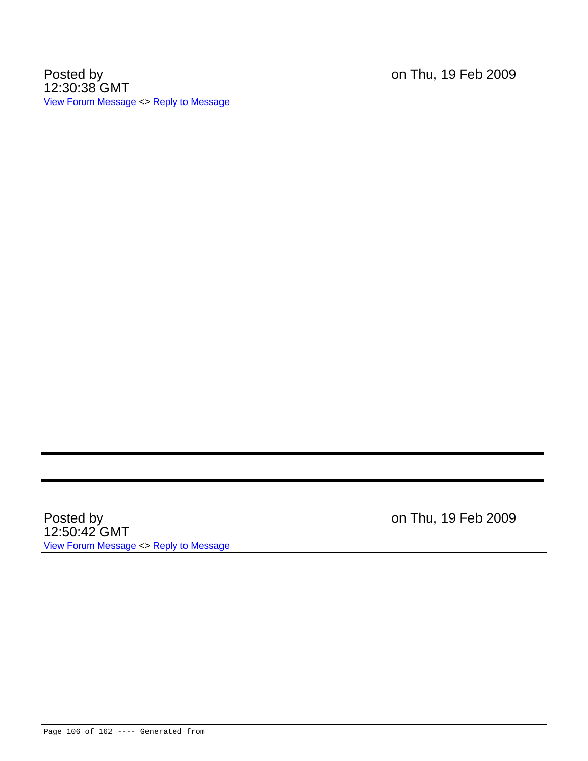Posted by on Thu, 19 Feb 2009 12:30:38 GMT

View Forum Message <> Reply to Message

---

---

---

Posted by on Thu, 19 Feb 2009 12:50:42 GMT

View Forum Message <> Reply to Message

---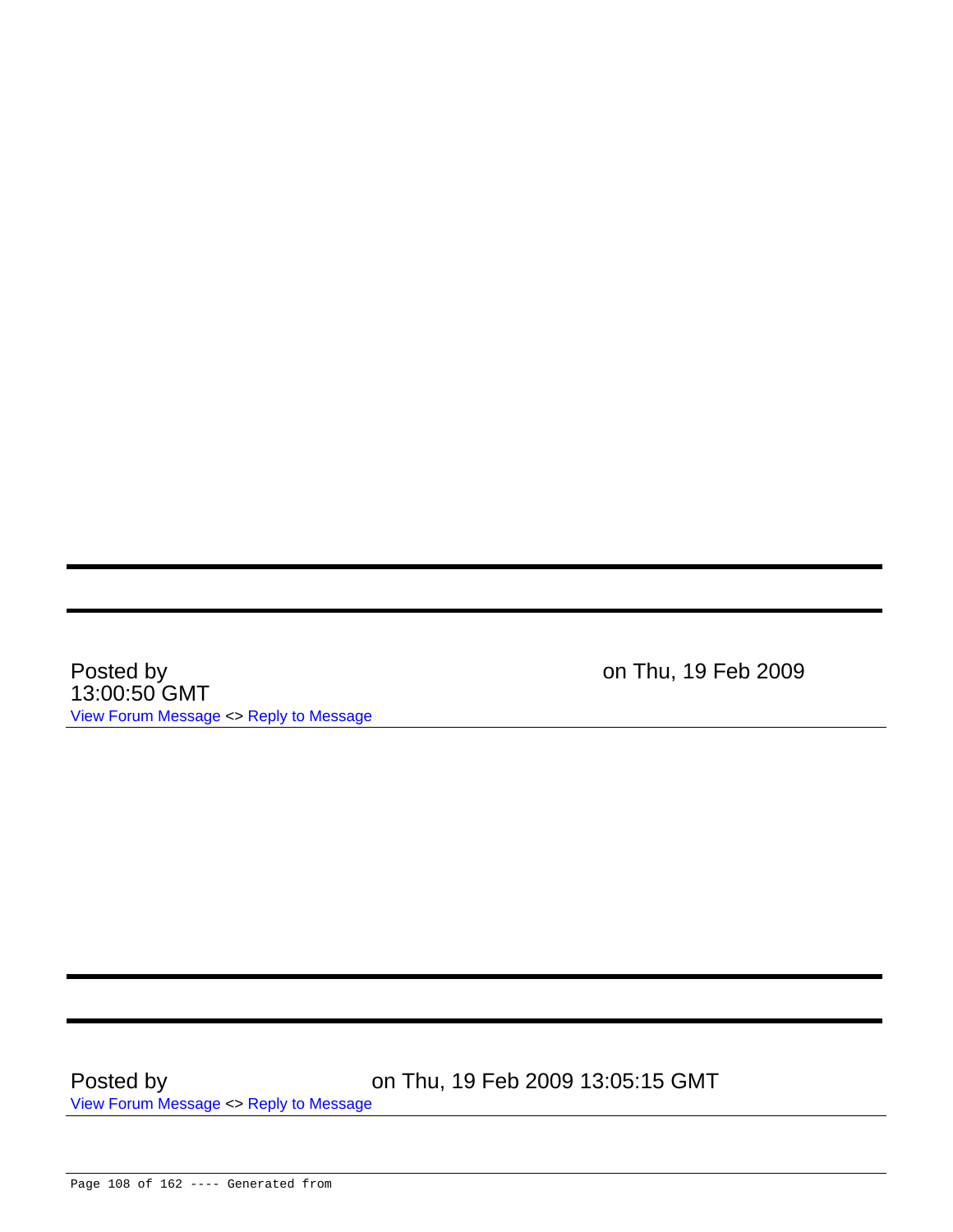---

---

Posted by on Thu, 19 Feb 2009 13:00:50 GMT

View Forum Message <> Reply to Message

---

---

---

Posted by on Thu, 19 Feb 2009 13:05:15 GMT

View Forum Message <> Reply to Message

---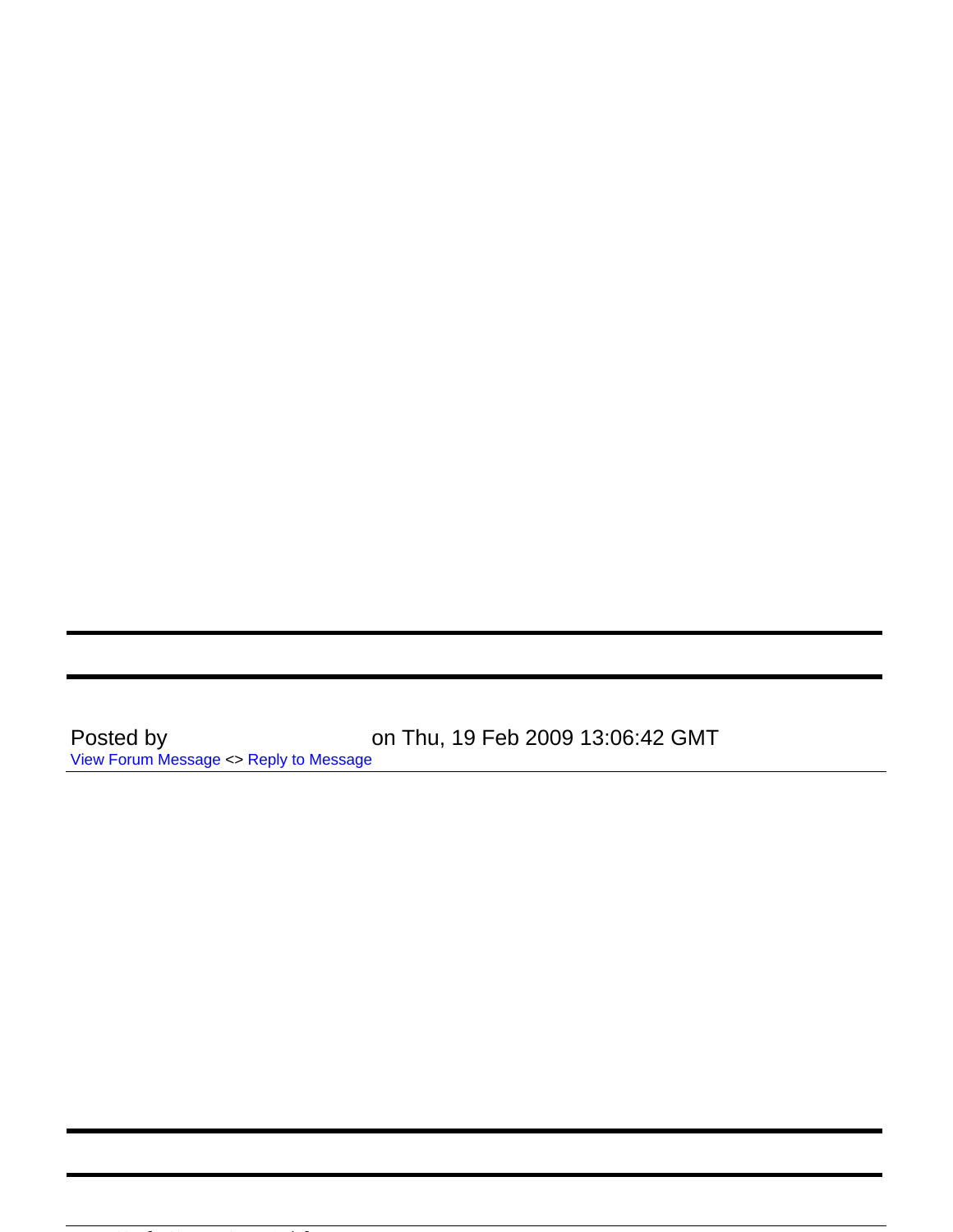Posted by on Thu, 19 Feb 2009 13:06:42 GMT

View Forum Message <> Reply to Message

---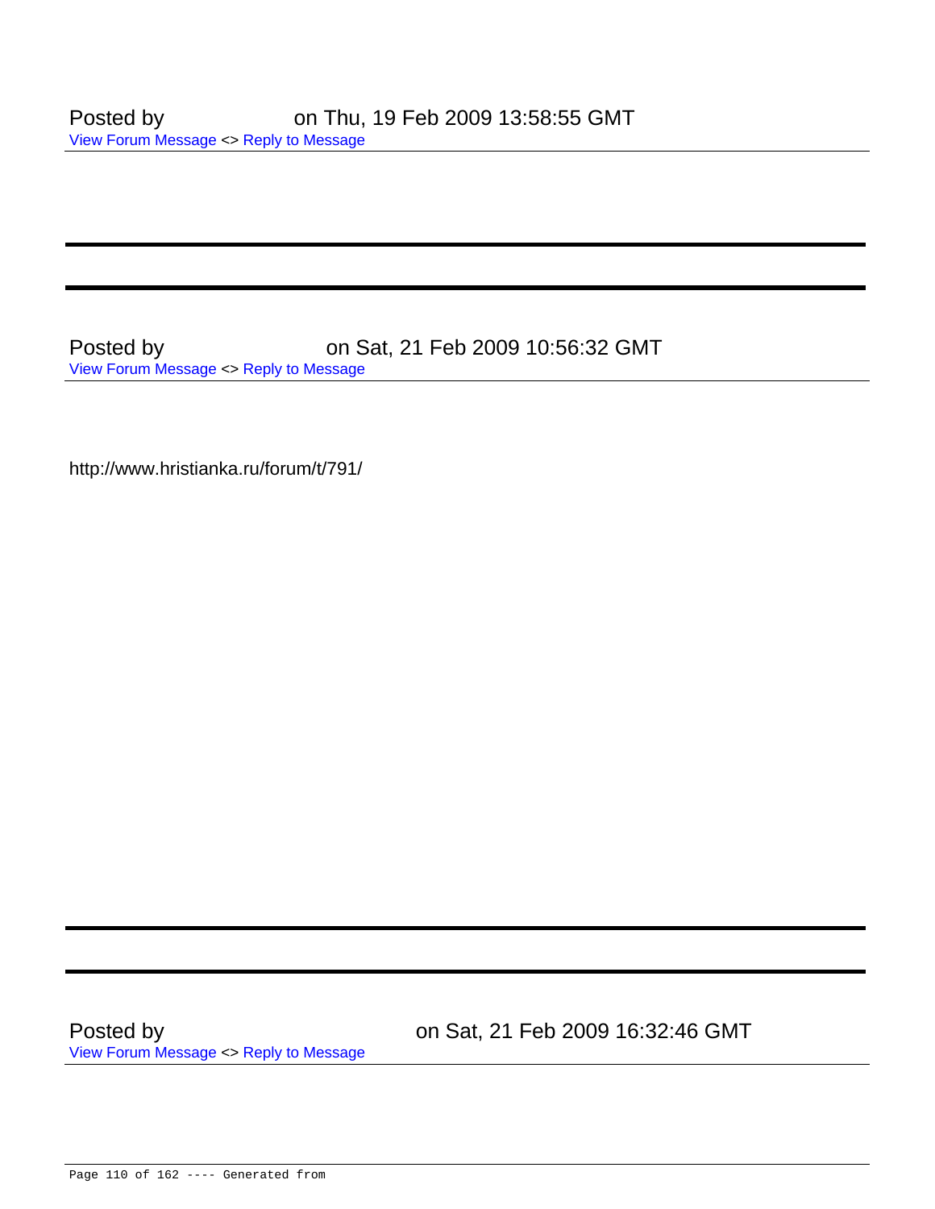Posted by on Thu, 19 Feb 2009 13:58:55 GMT

View Forum Message <> Reply to Message

---

---

Posted by on Sat, 21 Feb 2009 10:56:32 GMT

View Forum Message <> Reply to Message

http://www.hristianka.ru/forum/t/791/

---

---

Posted by on Sat, 21 Feb 2009 16:32:46 GMT

View Forum Message <> Reply to Message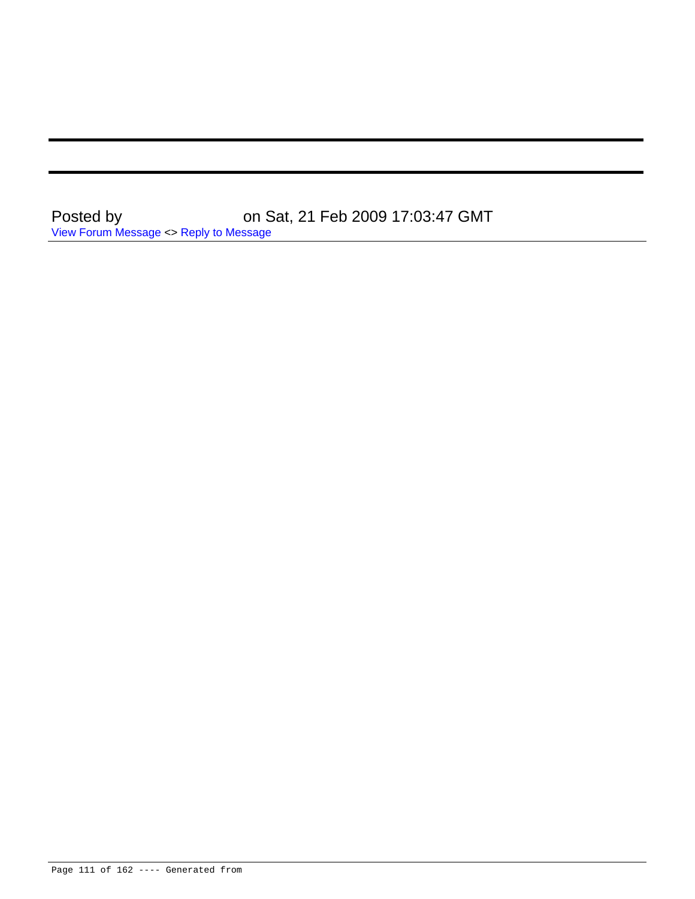Posted by on Sat, 21 Feb 2009 17:03:47 GMT

View Forum Message <> Reply to Message

---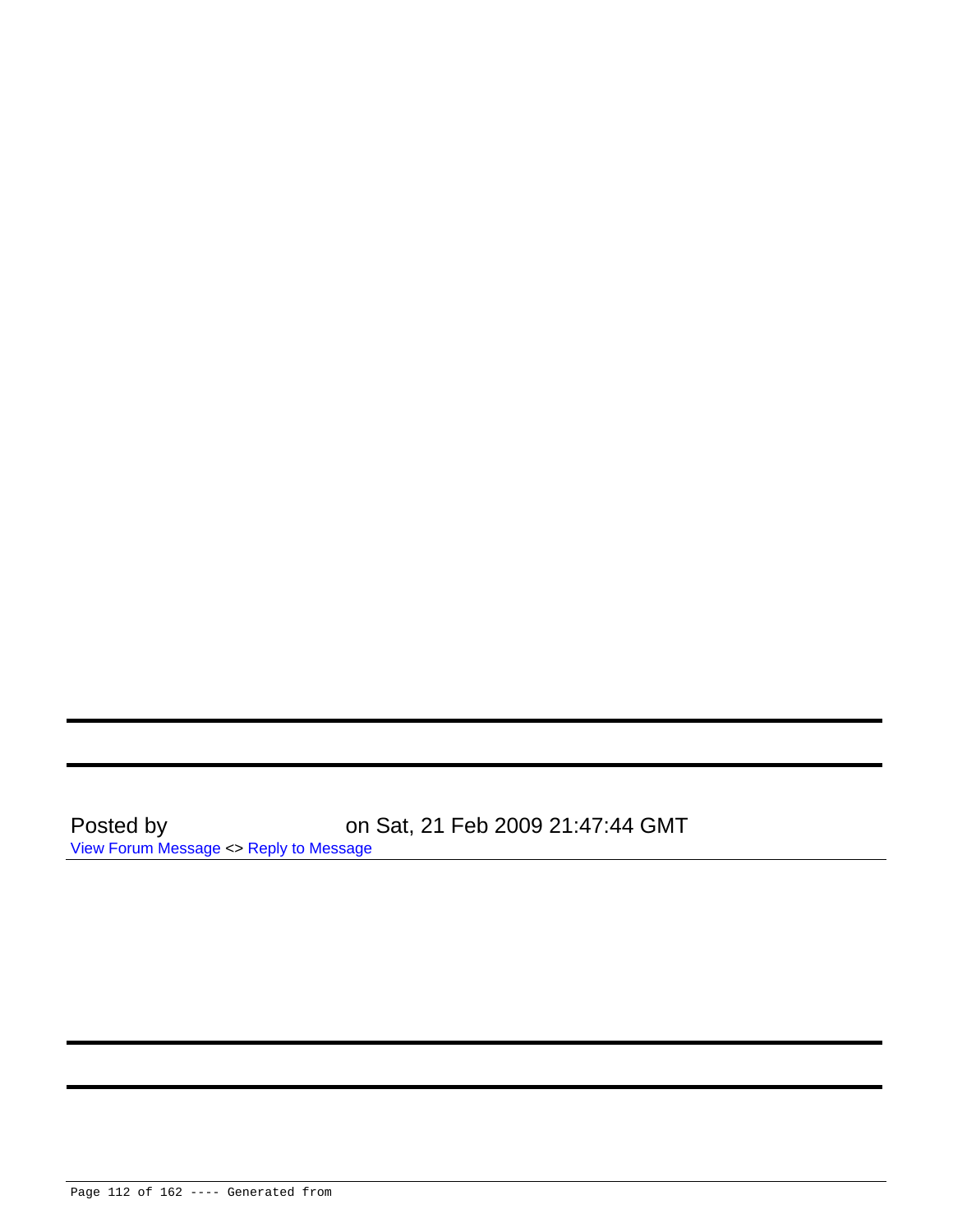---

---

Posted by on Sat, 21 Feb 2009 21:47:44 GMT

View Forum Message <> Reply to Message

---

---

---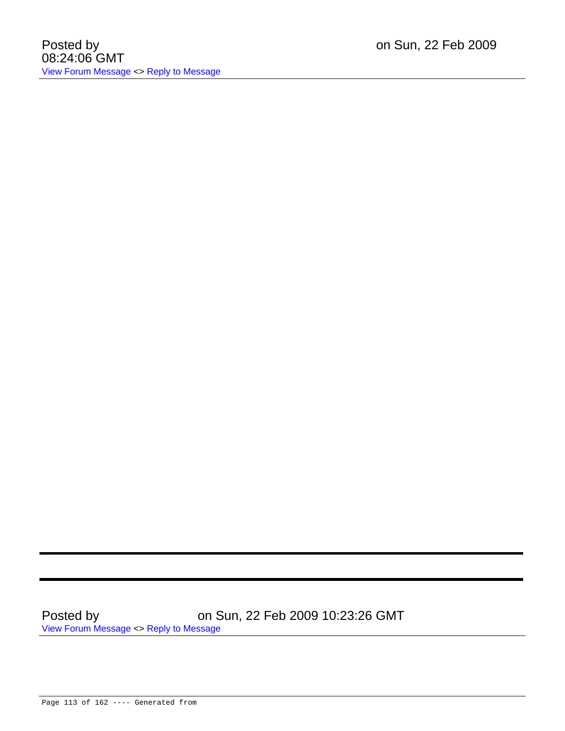Posted by on Sun, 22 Feb 2009 08:24:06 GMT

View Forum Message <> Reply to Message

---

Posted by on Sun, 22 Feb 2009 10:23:26 GMT

View Forum Message <> Reply to Message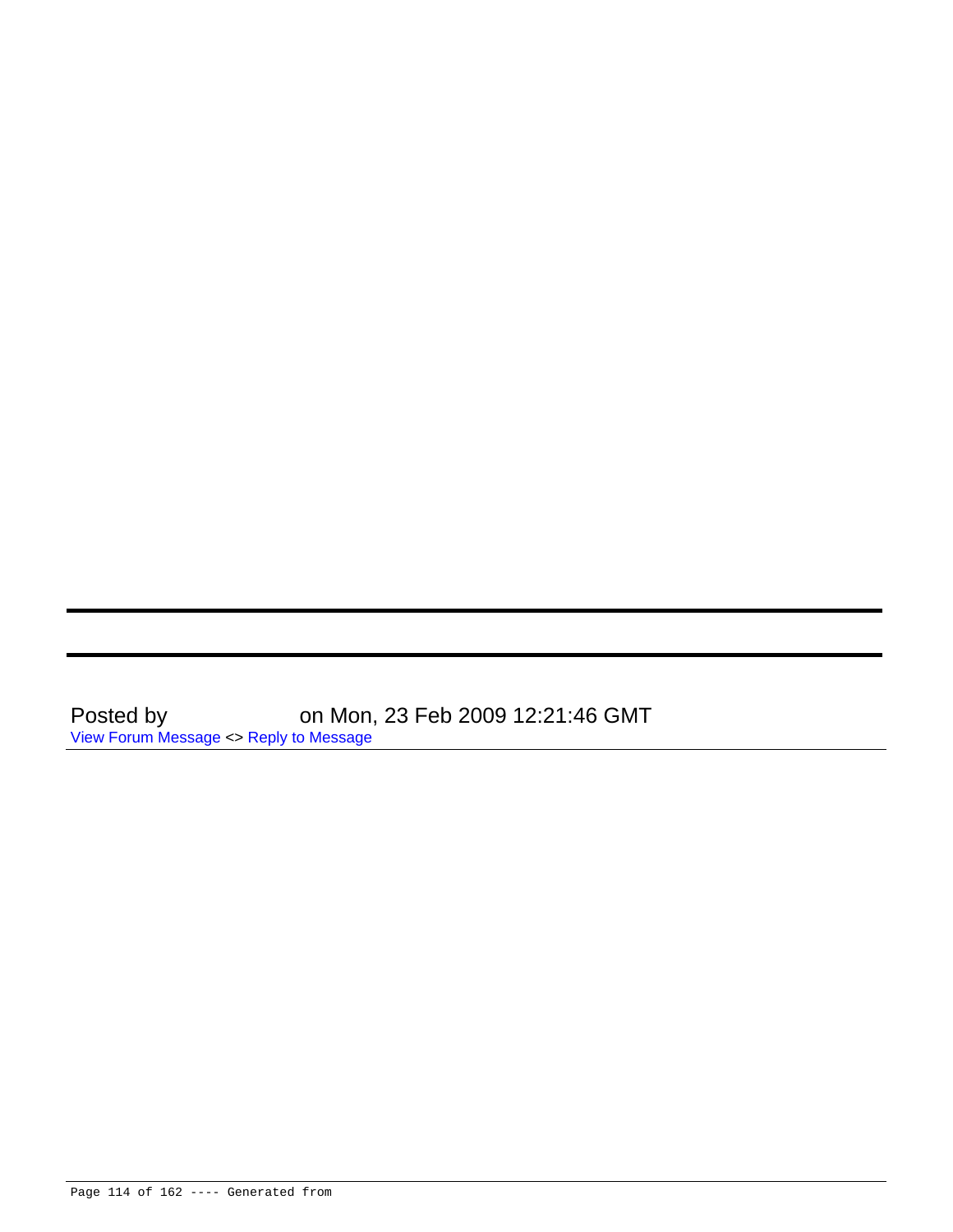---

---

Posted by on Mon, 23 Feb 2009 12:21:46 GMT
View Forum Message <> Reply to Message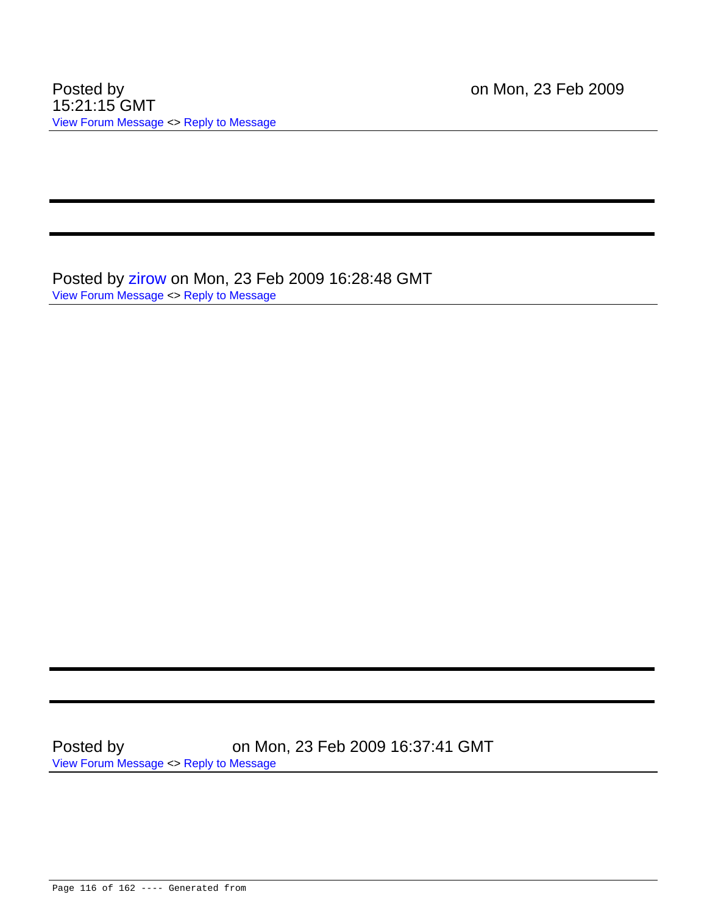Posted by on Mon, 23 Feb 2009 15:21:15 GMT
View Forum Message <> Reply to Message

---

---

Posted by zirow on Mon, 23 Feb 2009 16:28:48 GMT
View Forum Message <> Reply to Message

---

---

Posted by on Mon, 23 Feb 2009 16:37:41 GMT
View Forum Message <> Reply to Message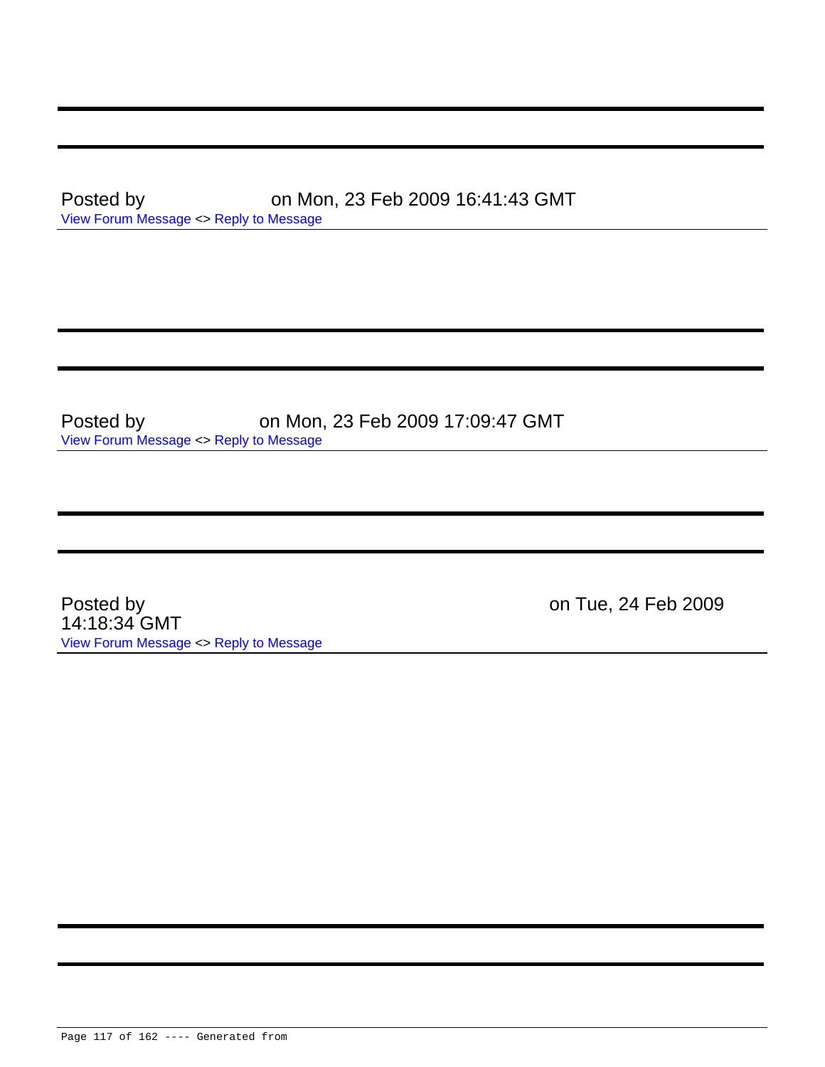---

---

Posted by on Mon, 23 Feb 2009 16:41:43 GMT
View Forum Message <> Reply to Message

---

---

---

Posted by on Mon, 23 Feb 2009 17:09:47 GMT
View Forum Message <> Reply to Message

---

---

---

Posted by on Tue, 24 Feb 2009 14:18:34 GMT
View Forum Message <> Reply to Message

---

---

---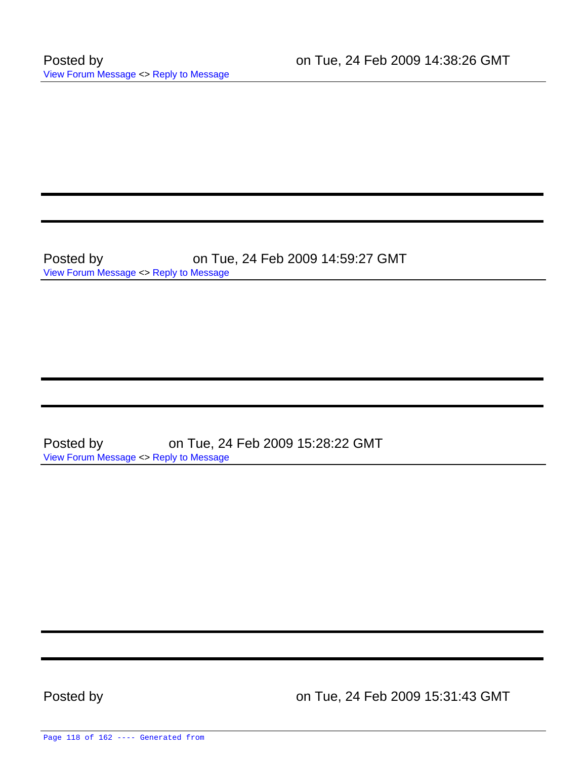Posted by on Tue, 24 Feb 2009 14:38:26 GMT

View Forum Message <> Reply to Message

---

---

Posted by on Tue, 24 Feb 2009 14:59:27 GMT

View Forum Message <> Reply to Message

---

---

Posted by on Tue, 24 Feb 2009 15:28:22 GMT

View Forum Message <> Reply to Message

---

---

Posted by on Tue, 24 Feb 2009 15:31:43 GMT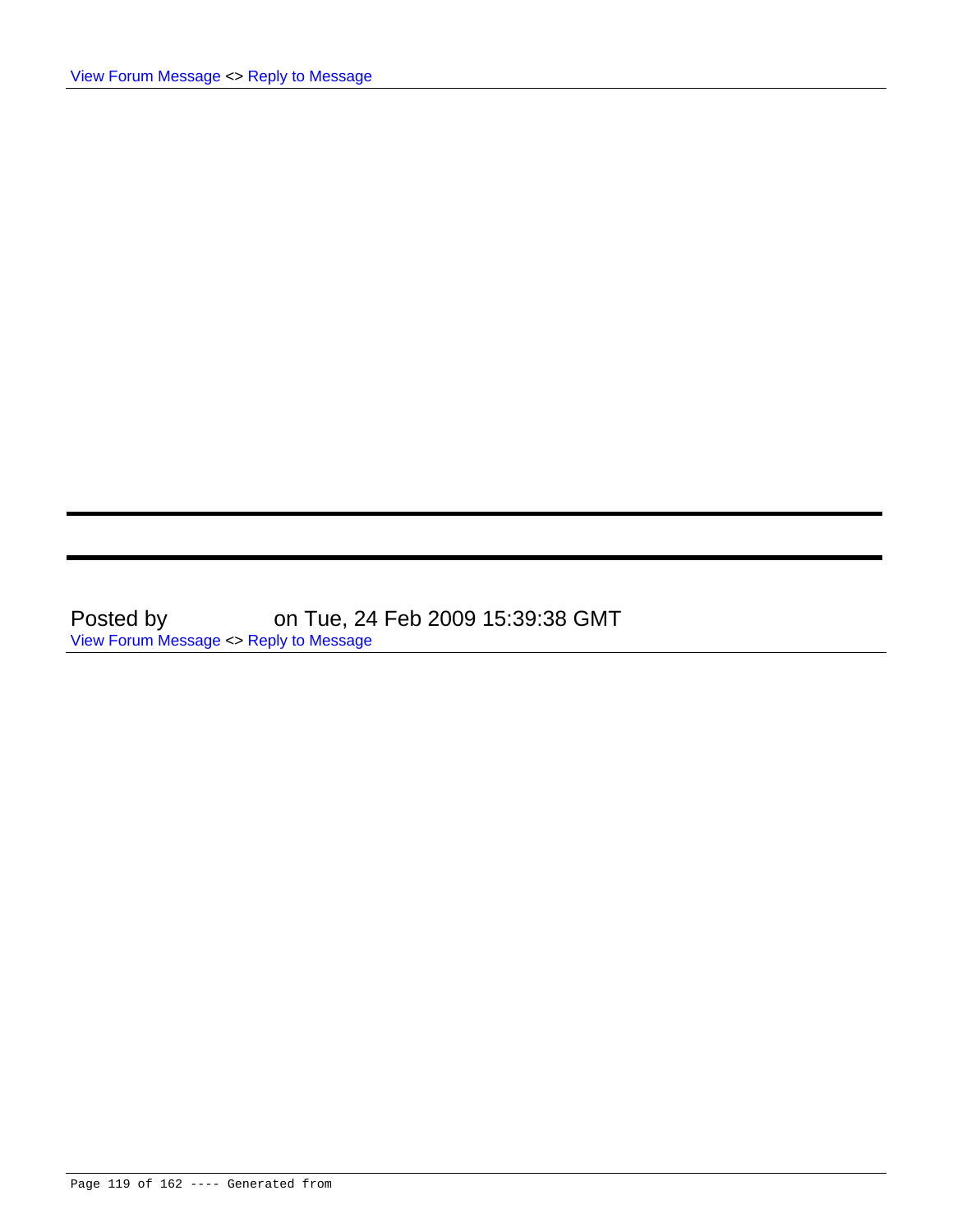View Forum Message <> Reply to Message

---

---

Posted by on Tue, 24 Feb 2009 15:39:38 GMT

View Forum Message <> Reply to Message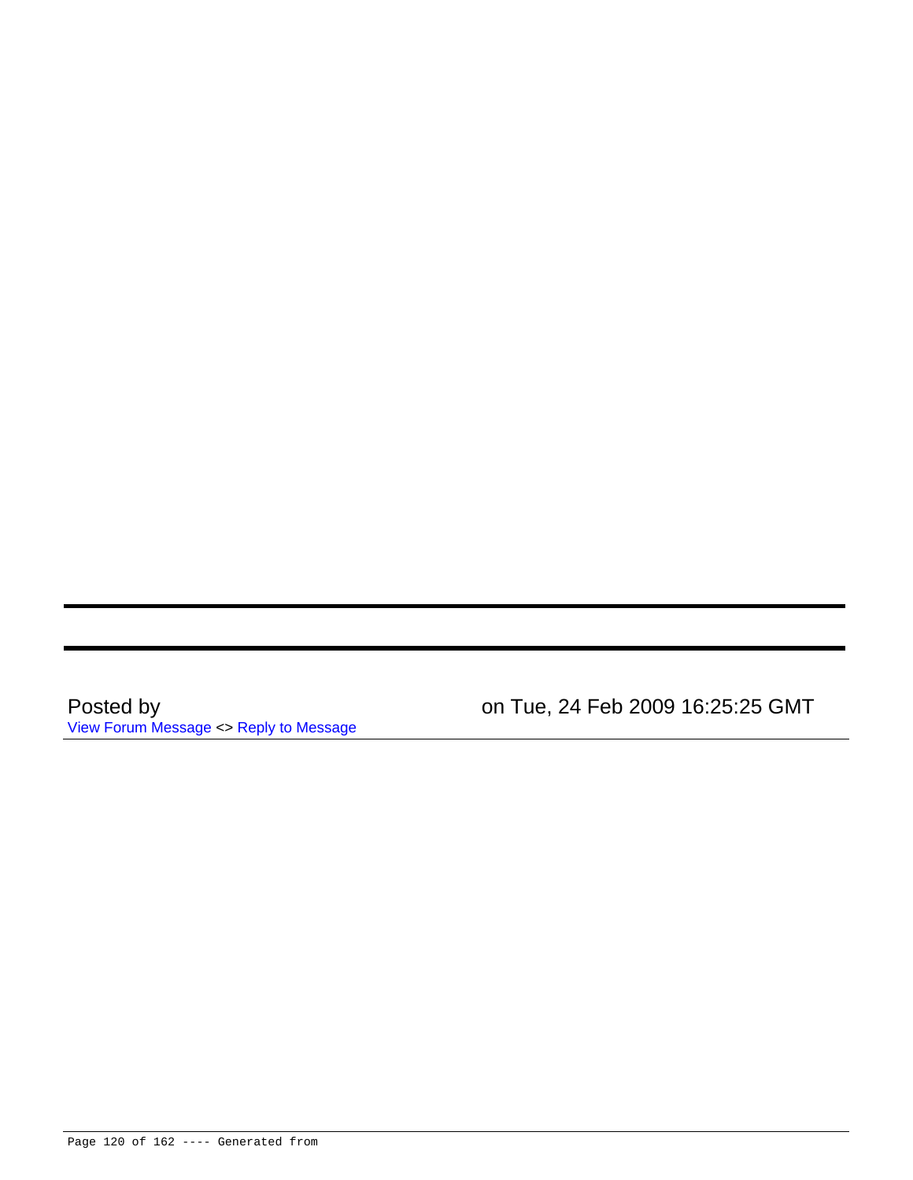---

---

Posted by on Tue, 24 Feb 2009 16:25:25 GMT

View Forum Message <> Reply to Message

---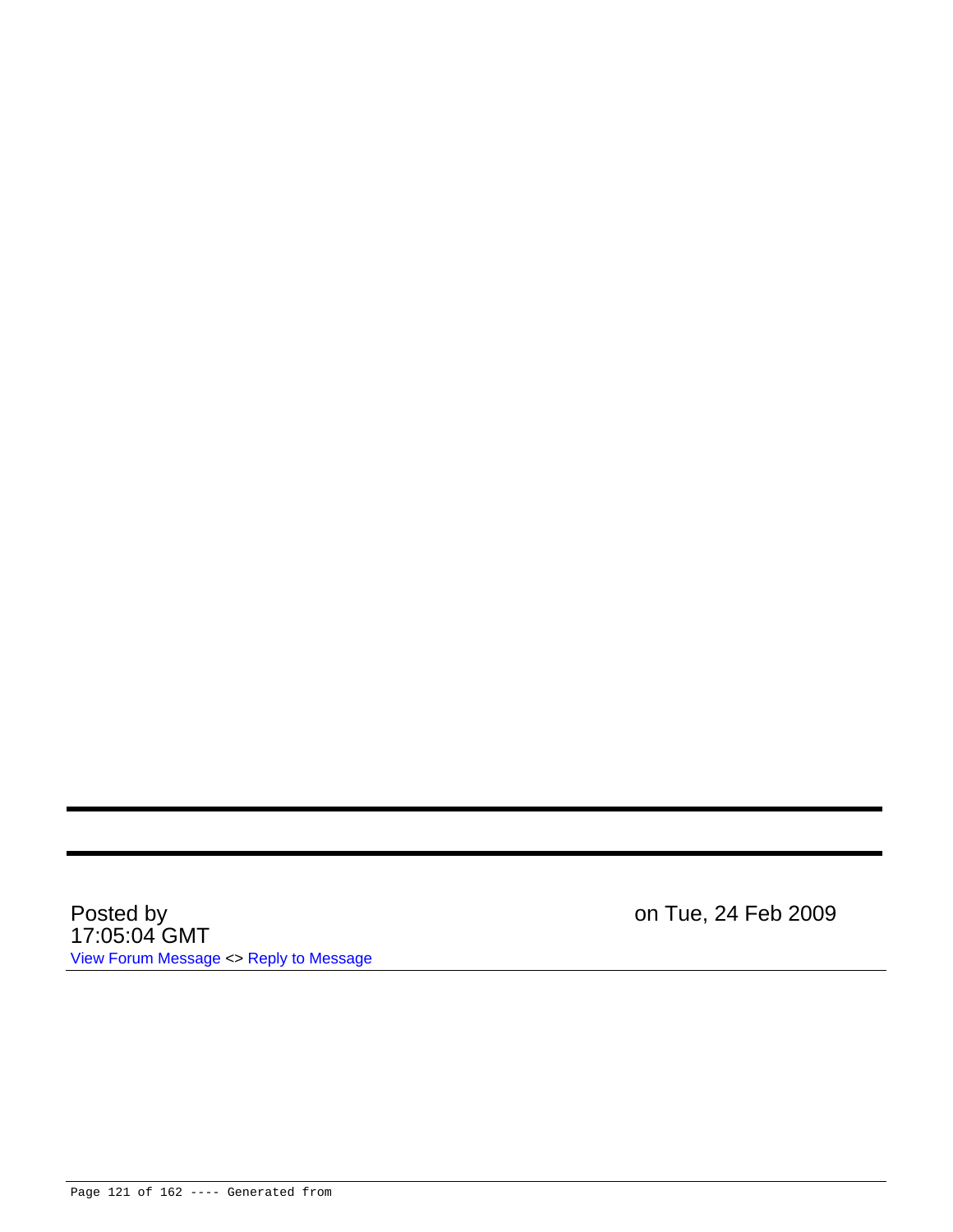---

---

Posted by on Tue, 24 Feb 2009 17:05:04 GMT
View Forum Message <> Reply to Message

---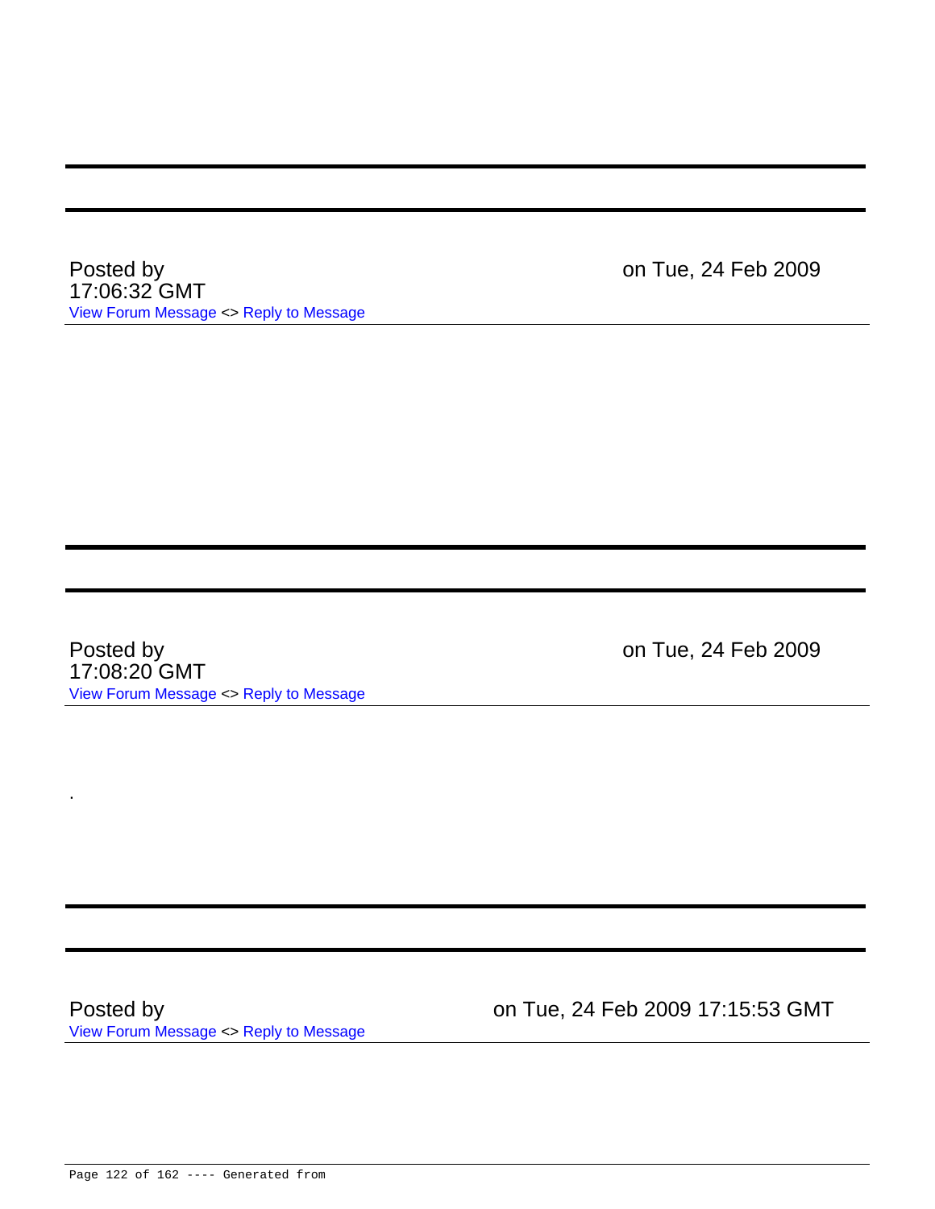---

---

Posted by on Tue, 24 Feb 2009 17:06:32 GMT

View Forum Message <> Reply to Message

---

---

---

Posted by on Tue, 24 Feb 2009 17:08:20 GMT

View Forum Message <> Reply to Message

.

---

---

Posted by on Tue, 24 Feb 2009 17:15:53 GMT

View Forum Message <> Reply to Message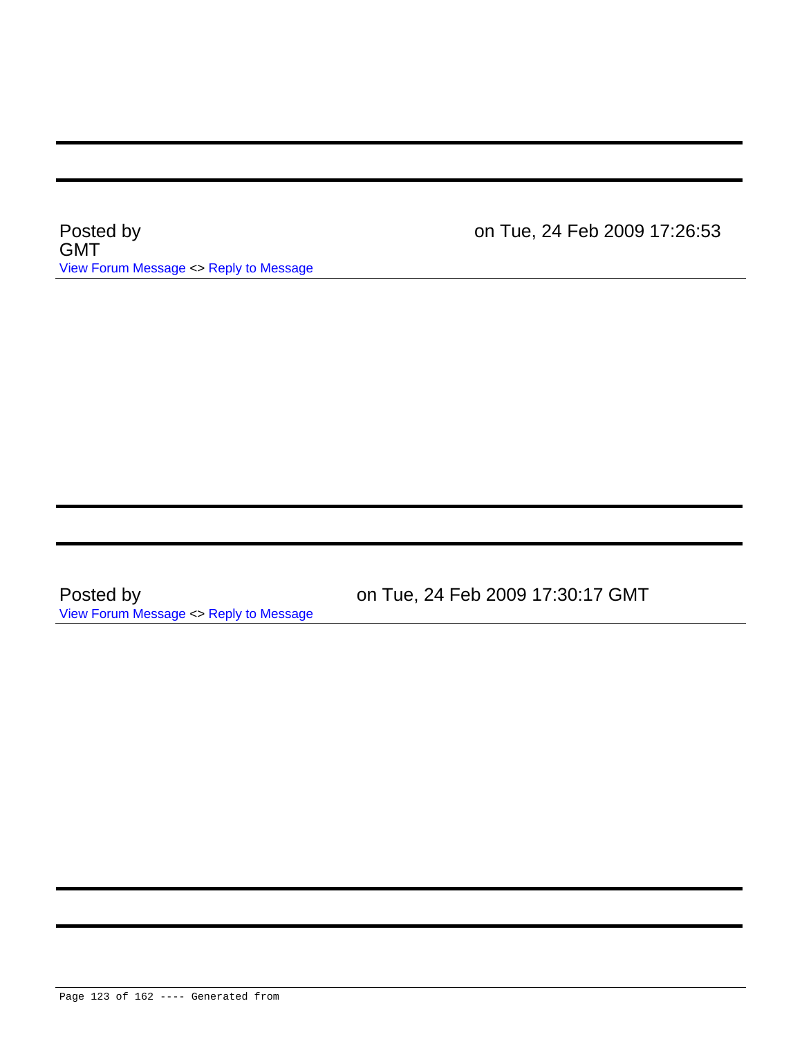---

---

Posted by on Tue, 24 Feb 2009 17:26:53 GMT

View Forum Message <> Reply to Message

---

---

---

Posted by on Tue, 24 Feb 2009 17:30:17 GMT

View Forum Message <> Reply to Message

---

---

---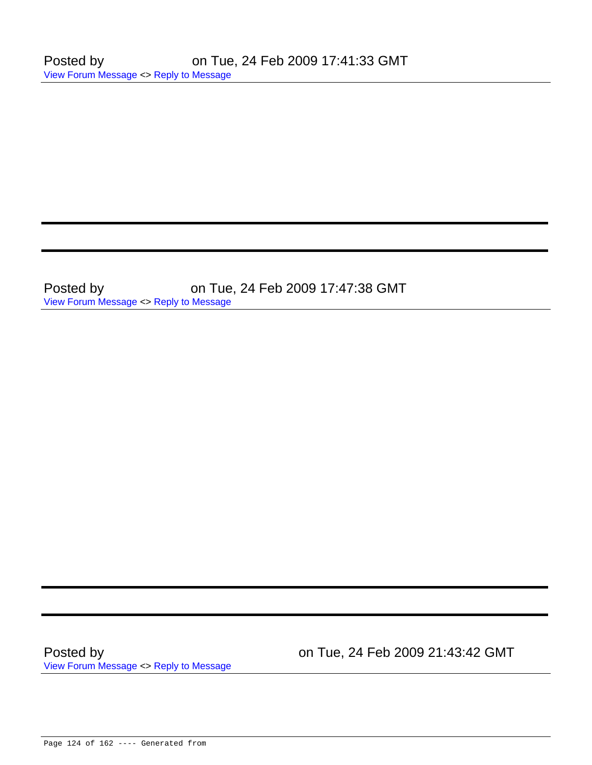Posted by on Tue, 24 Feb 2009 17:41:33 GMT
View Forum Message <> Reply to Message

---

Posted by on Tue, 24 Feb 2009 17:47:38 GMT
View Forum Message <> Reply to Message

---

Posted by on Tue, 24 Feb 2009 21:43:42 GMT
View Forum Message <> Reply to Message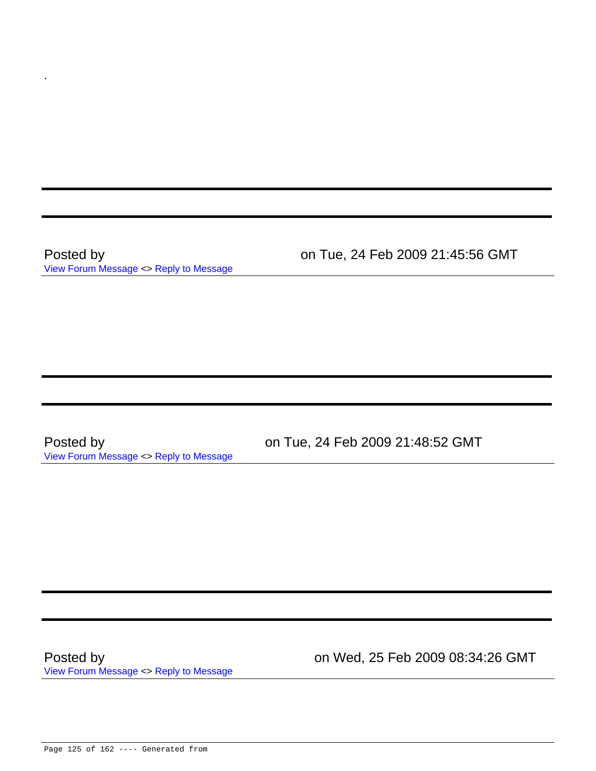.

---

---

Posted by on Tue, 24 Feb 2009 21:45:56 GMT
View Forum Message <> Reply to Message

---

---

---

Posted by on Tue, 24 Feb 2009 21:48:52 GMT
View Forum Message <> Reply to Message

---

---

---

Posted by on Wed, 25 Feb 2009 08:34:26 GMT
View Forum Message <> Reply to Message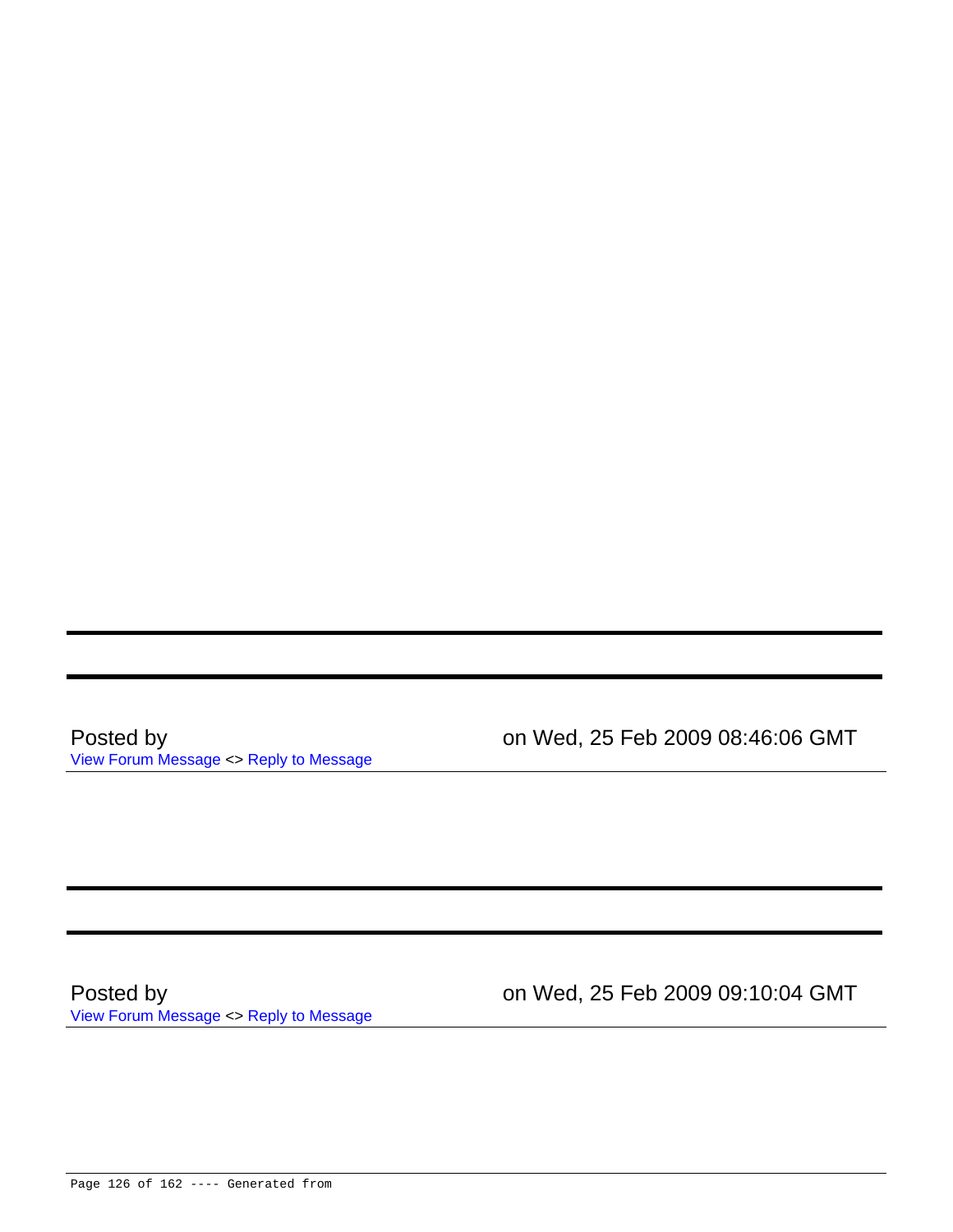---

Posted by on Wed, 25 Feb 2009 08:46:06 GMT
View Forum Message <> Reply to Message

---

Posted by on Wed, 25 Feb 2009 09:10:04 GMT
View Forum Message <> Reply to Message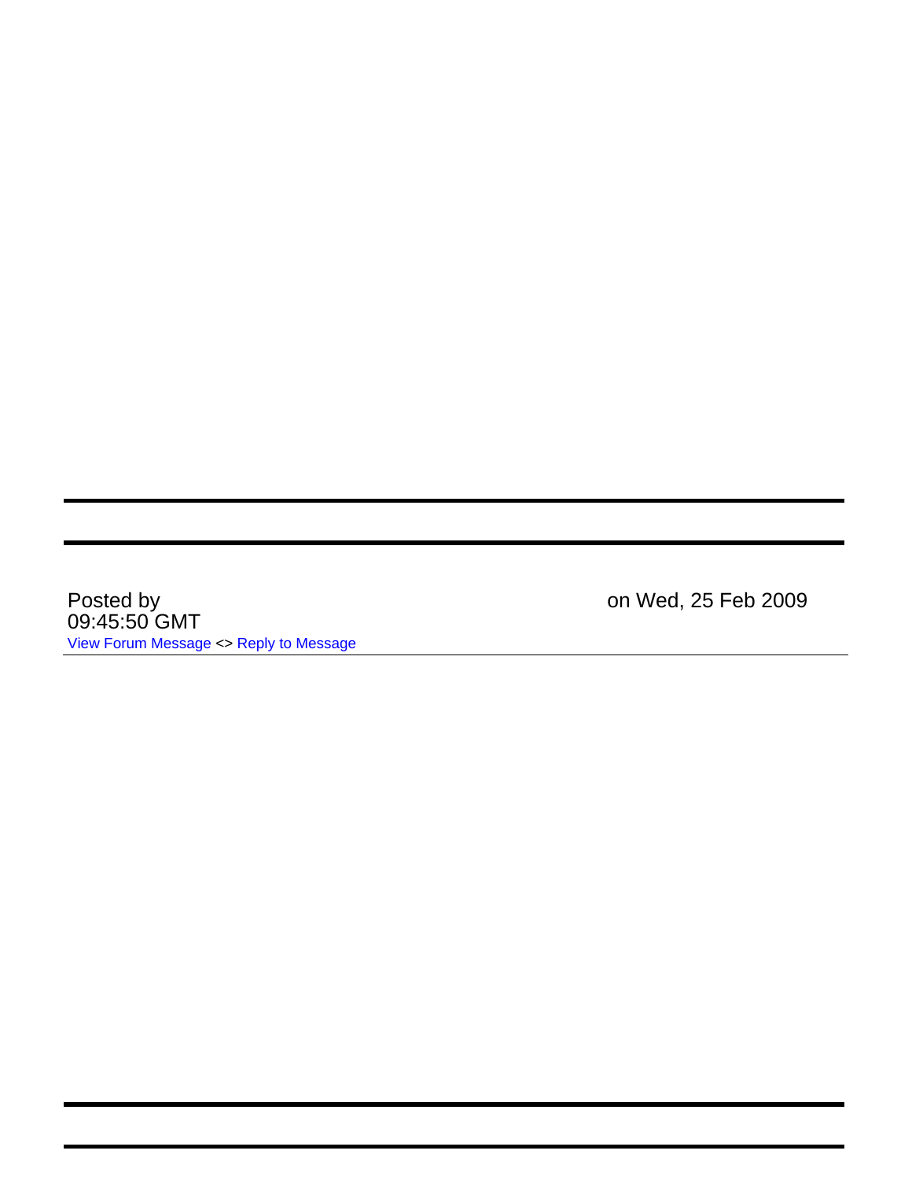---

---

Posted by on Wed, 25 Feb 2009 09:45:50 GMT

View Forum Message <> Reply to Message

---

---

---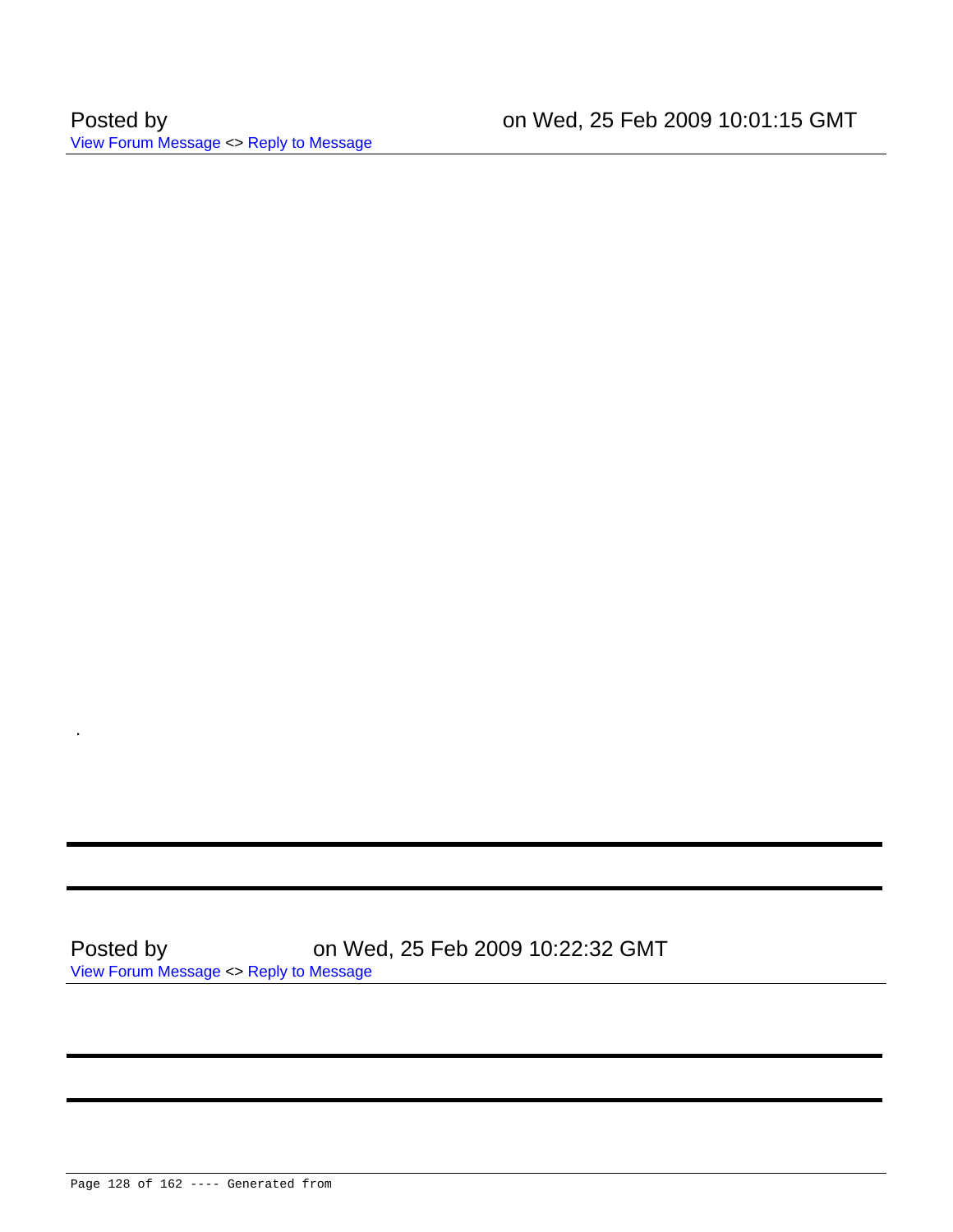Posted by on Wed, 25 Feb 2009 10:01:15 GMT
View Forum Message <> Reply to Message

.

---

---

Posted by on Wed, 25 Feb 2009 10:22:32 GMT
View Forum Message <> Reply to Message

---

---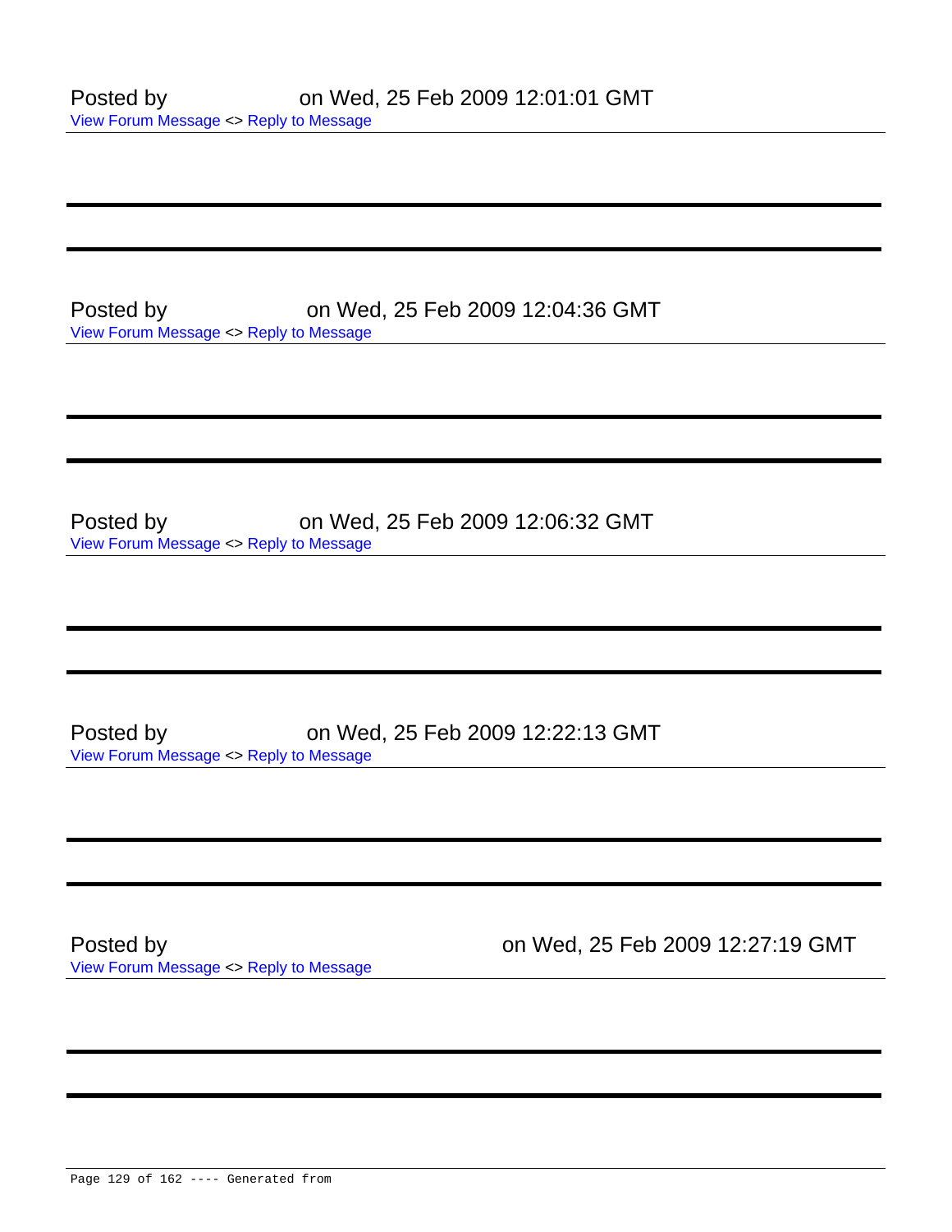Posted by on Wed, 25 Feb 2009 12:01:01 GMT
View Forum Message <> Reply to Message

---

---

Posted by on Wed, 25 Feb 2009 12:04:36 GMT
View Forum Message <> Reply to Message

---

---

Posted by on Wed, 25 Feb 2009 12:06:32 GMT
View Forum Message <> Reply to Message

---

---

Posted by on Wed, 25 Feb 2009 12:22:13 GMT
View Forum Message <> Reply to Message

---

---

Posted by on Wed, 25 Feb 2009 12:27:19 GMT
View Forum Message <> Reply to Message

---

---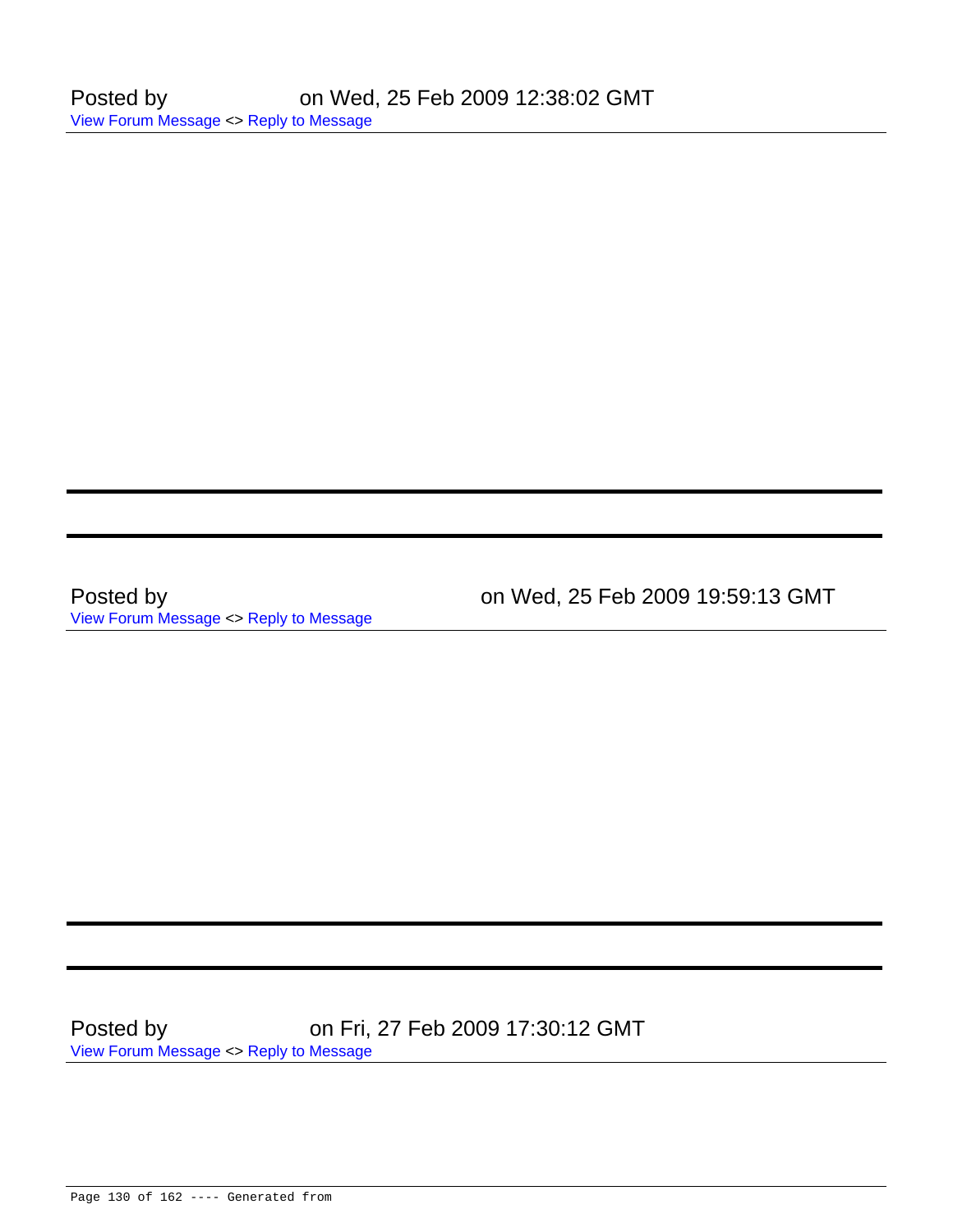Posted by on Wed, 25 Feb 2009 12:38:02 GMT
View Forum Message <> Reply to Message

---

---

Posted by on Wed, 25 Feb 2009 19:59:13 GMT
View Forum Message <> Reply to Message

---

---

Posted by on Fri, 27 Feb 2009 17:30:12 GMT
View Forum Message <> Reply to Message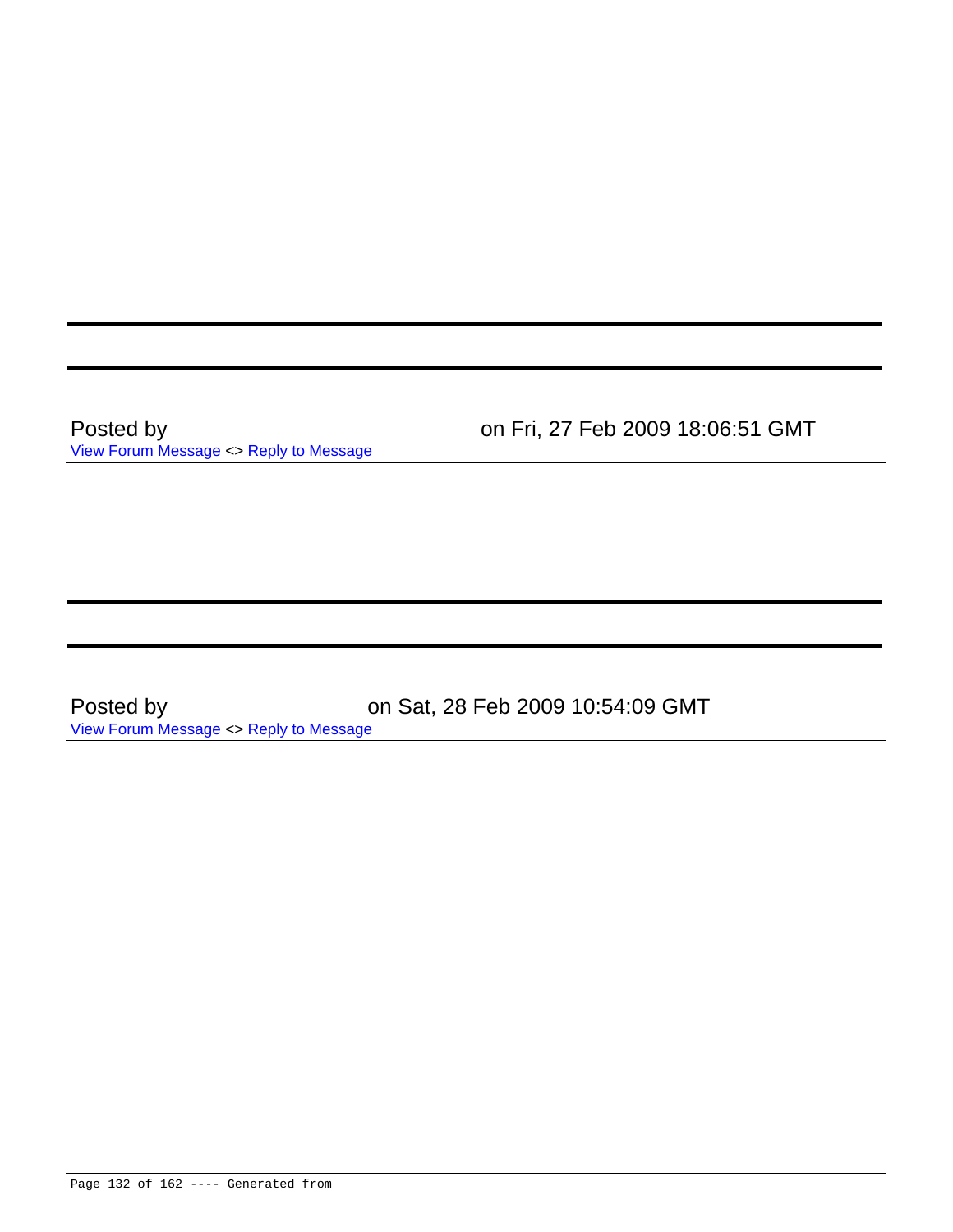---

---

Posted by on Fri, 27 Feb 2009 18:06:51 GMT

View Forum Message <> Reply to Message

---

---

---

Posted by on Sat, 28 Feb 2009 10:54:09 GMT

View Forum Message <> Reply to Message

---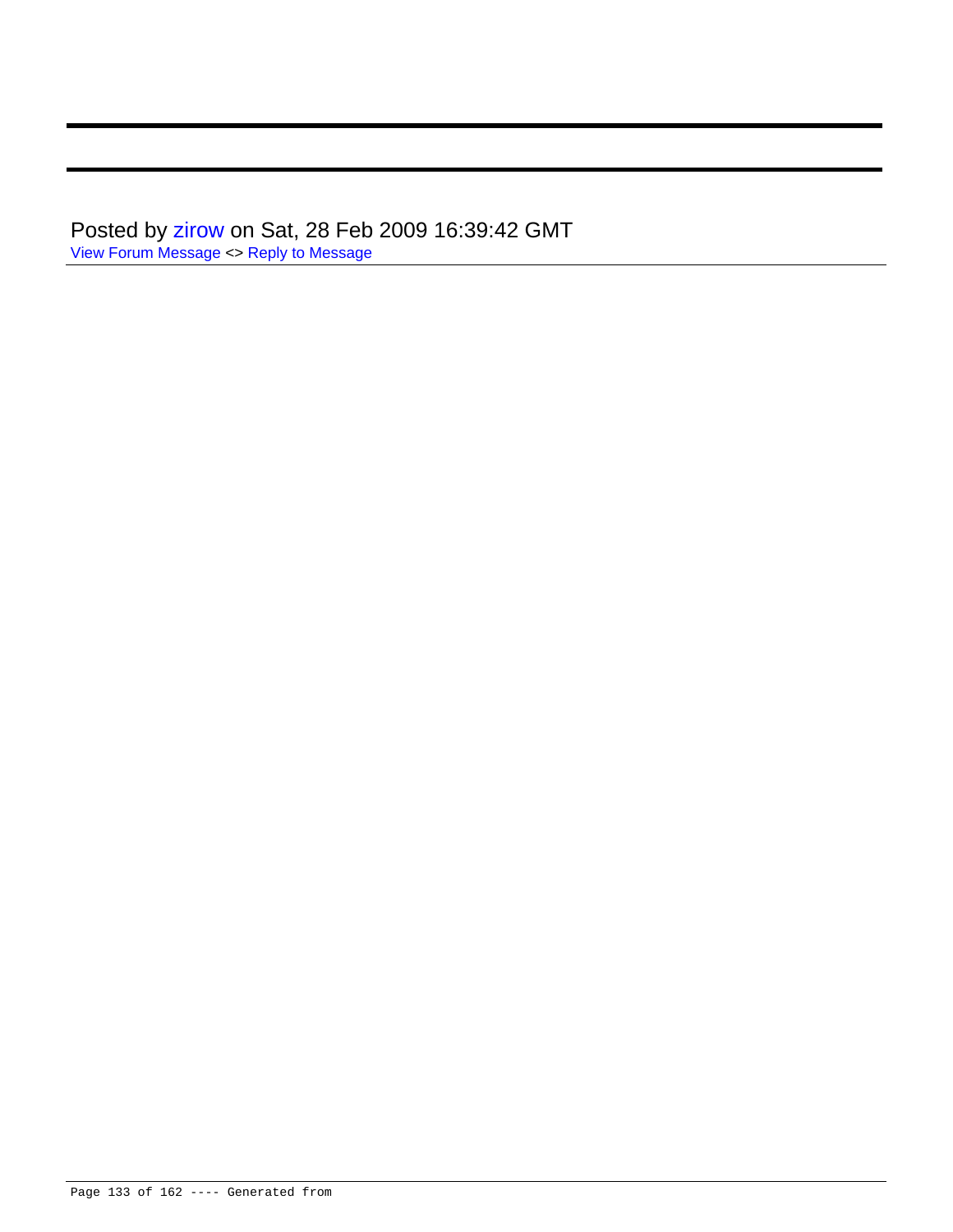---

---

Posted by zirow on Sat, 28 Feb 2009 16:39:42 GMT
View Forum Message <> Reply to Message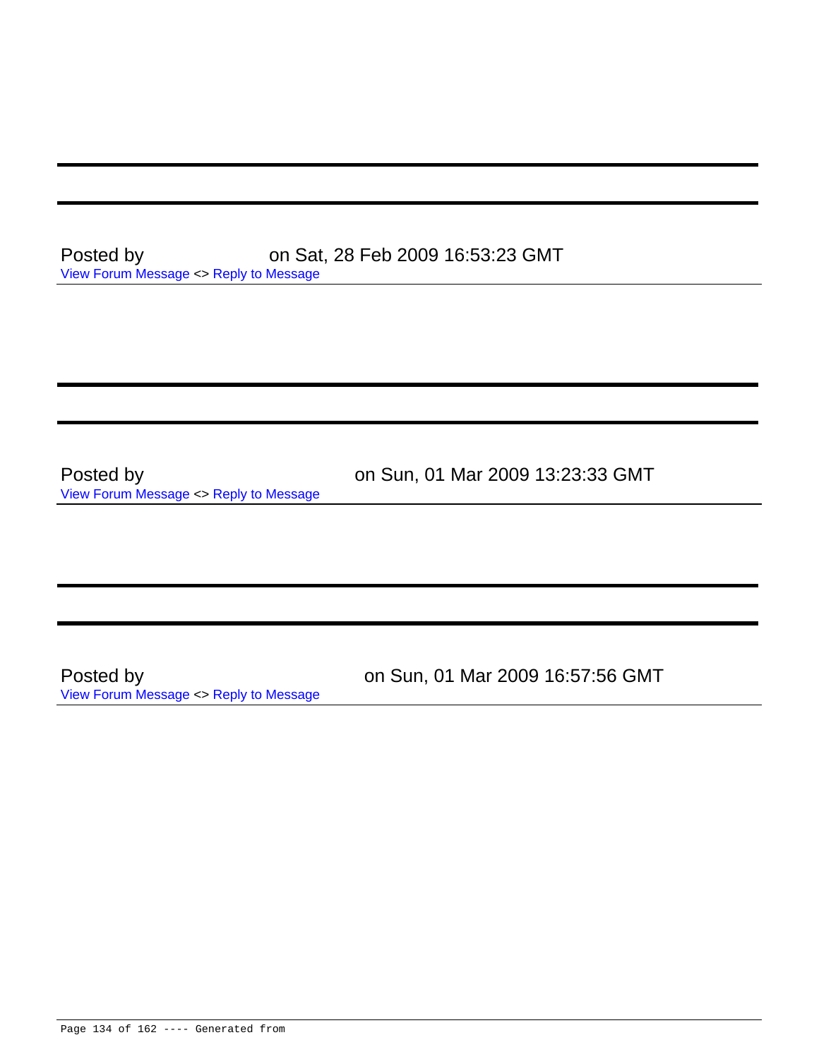---

---

Posted by on Sat, 28 Feb 2009 16:53:23 GMT
View Forum Message <> Reply to Message

---

---

---

Posted by on Sun, 01 Mar 2009 13:23:33 GMT
View Forum Message <> Reply to Message

---

---

---

Posted by on Sun, 01 Mar 2009 16:57:56 GMT
View Forum Message <> Reply to Message

---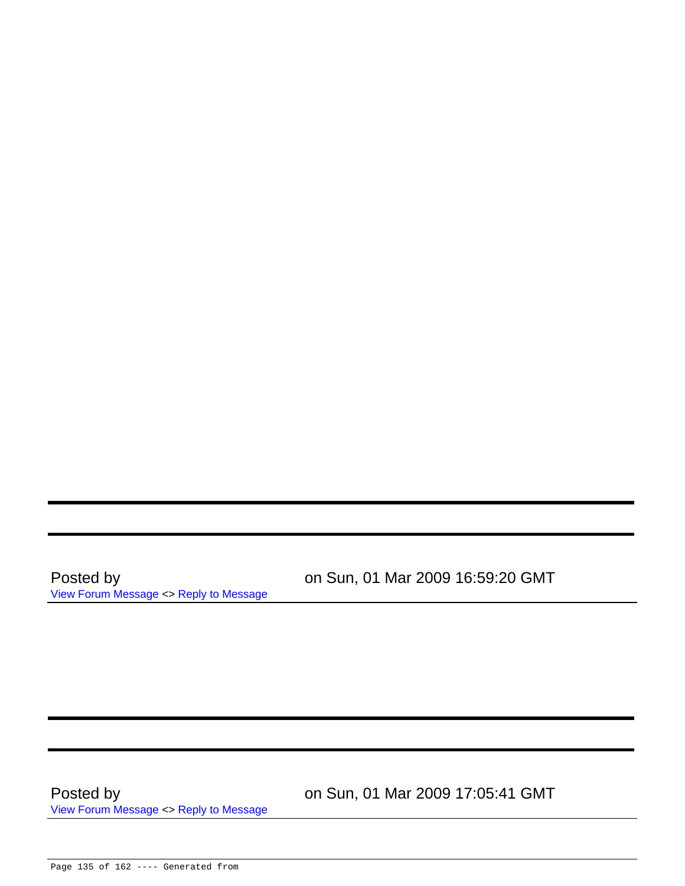---

---

Posted by on Sun, 01 Mar 2009 16:59:20 GMT
View Forum Message <> Reply to Message

---

---

---

Posted by on Sun, 01 Mar 2009 17:05:41 GMT
View Forum Message <> Reply to Message

---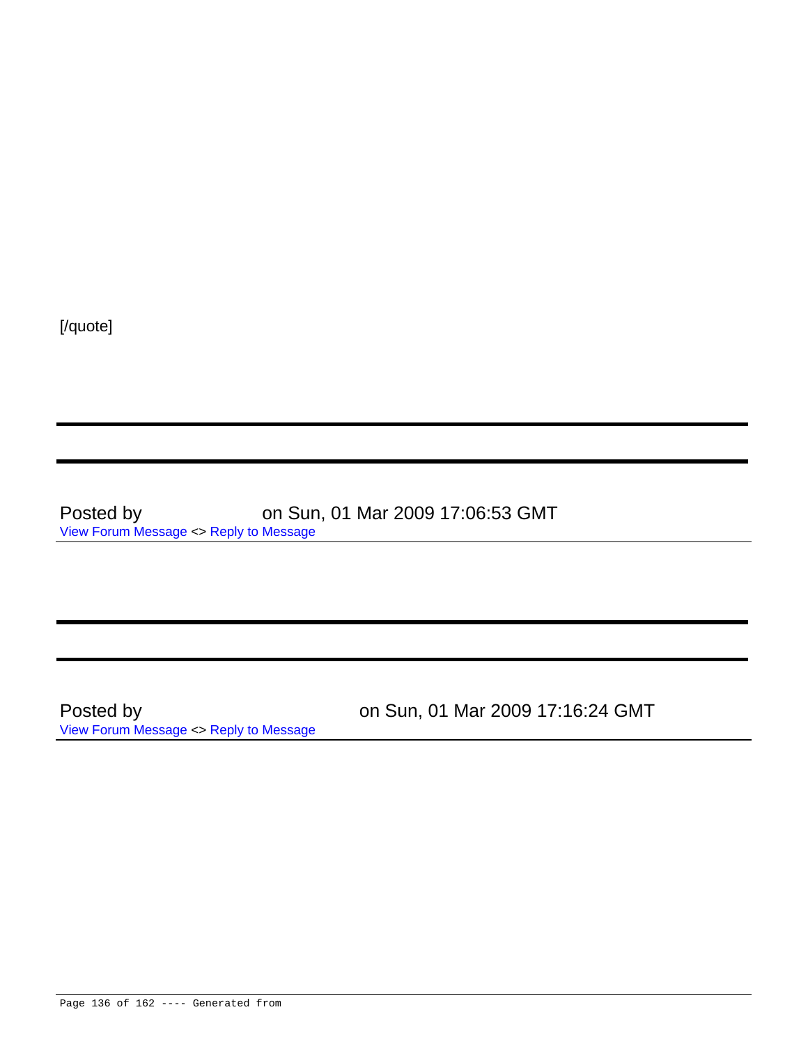[/quote]

---

---

Posted by on Sun, 01 Mar 2009 17:06:53 GMT
View Forum Message <> Reply to Message

---

---

---

Posted by on Sun, 01 Mar 2009 17:16:24 GMT
View Forum Message <> Reply to Message

---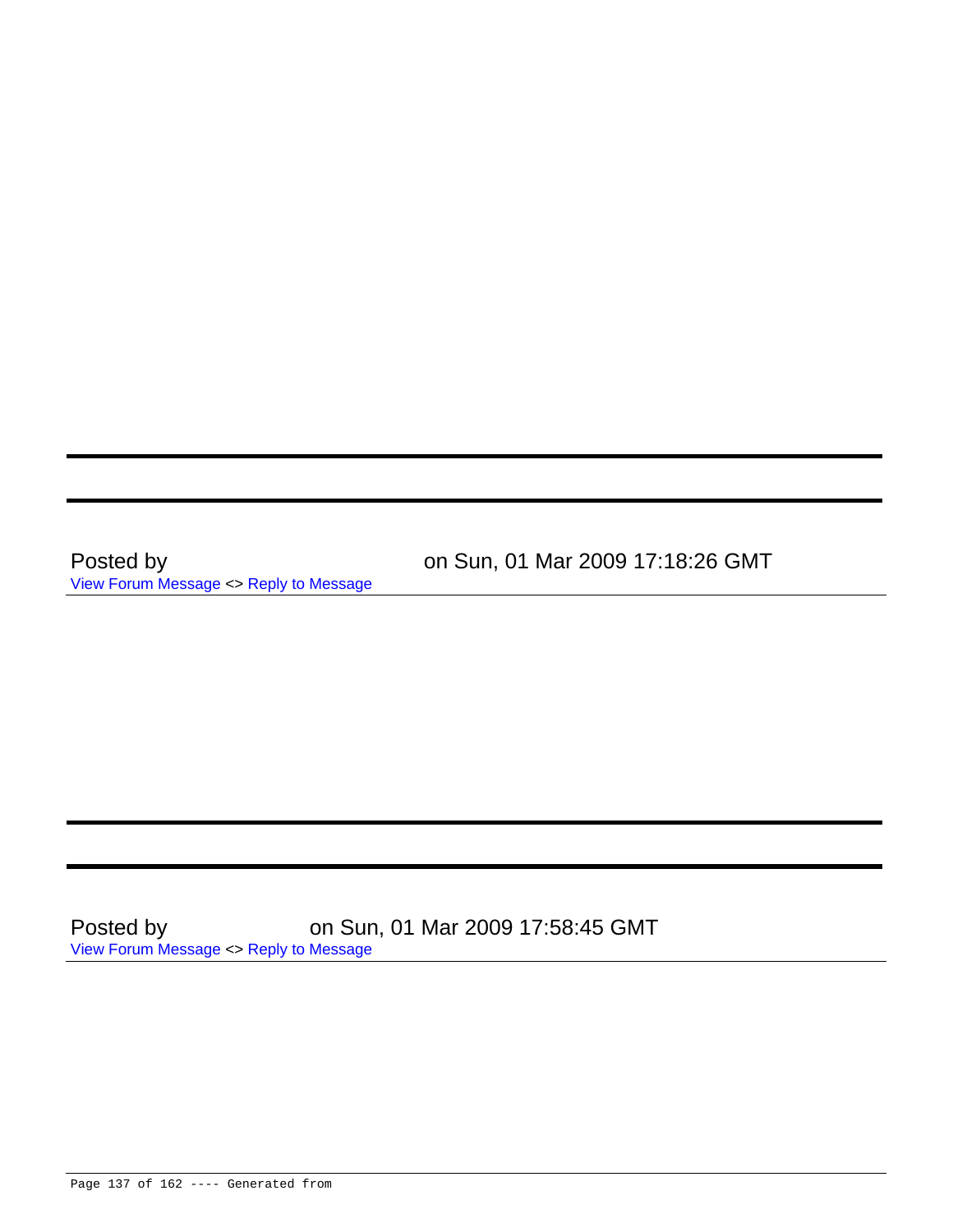---

---

Posted by on Sun, 01 Mar 2009 17:18:26 GMT

View Forum Message <> Reply to Message

---

---

---

Posted by on Sun, 01 Mar 2009 17:58:45 GMT

View Forum Message <> Reply to Message

---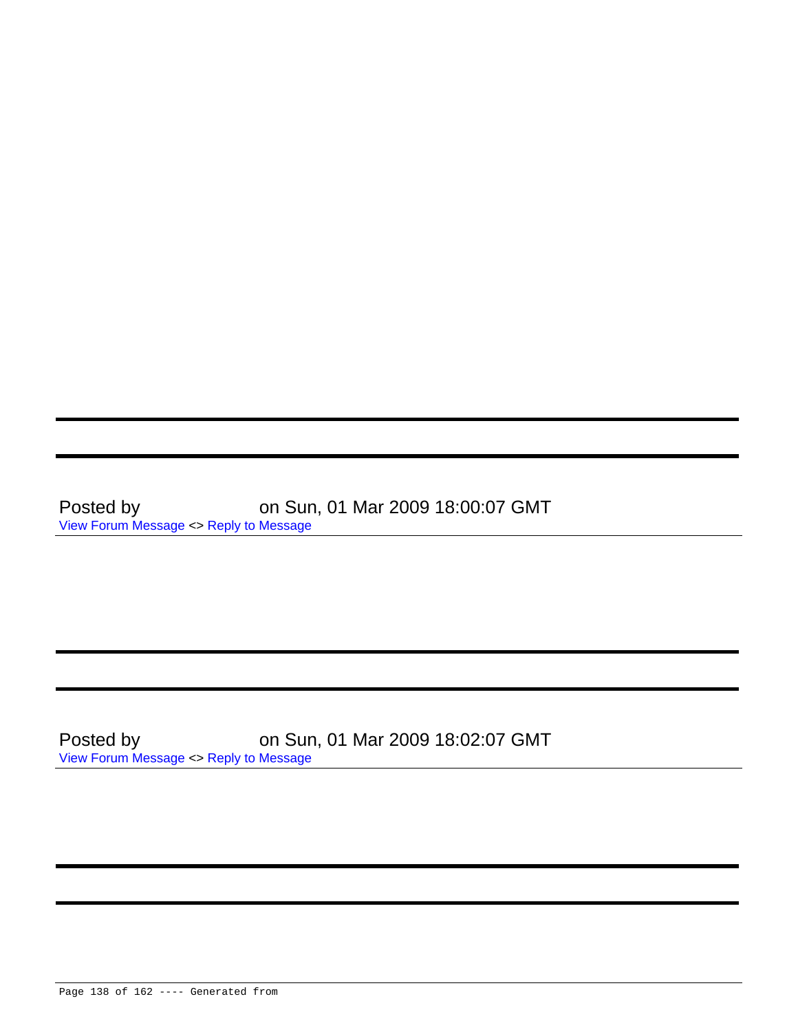---

---

Posted by on Sun, 01 Mar 2009 18:00:07 GMT

View Forum Message <> Reply to Message

---

---

---

Posted by on Sun, 01 Mar 2009 18:02:07 GMT

View Forum Message <> Reply to Message

---

---

---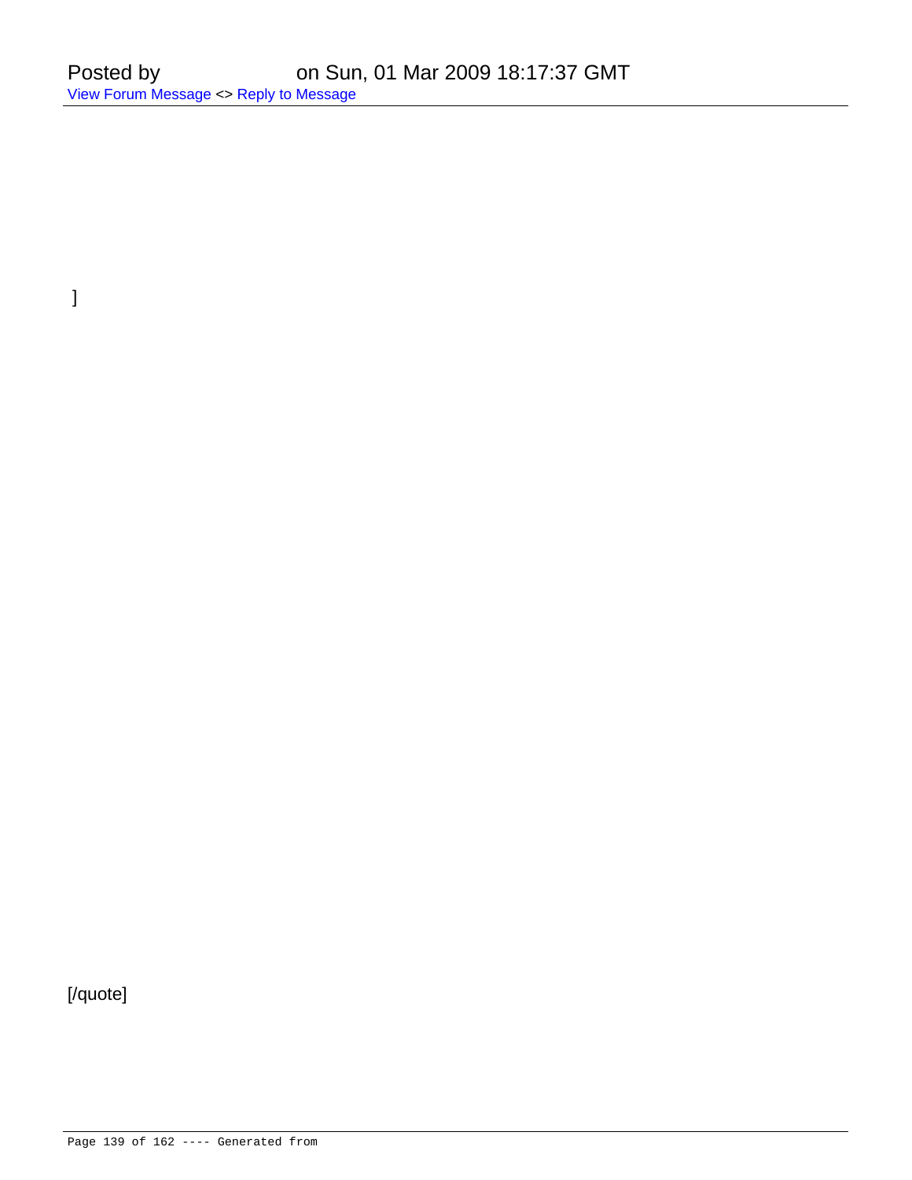Posted by on Sun, 01 Mar 2009 18:17:37 GMT
View Forum Message <> Reply to Message

]

[/quote]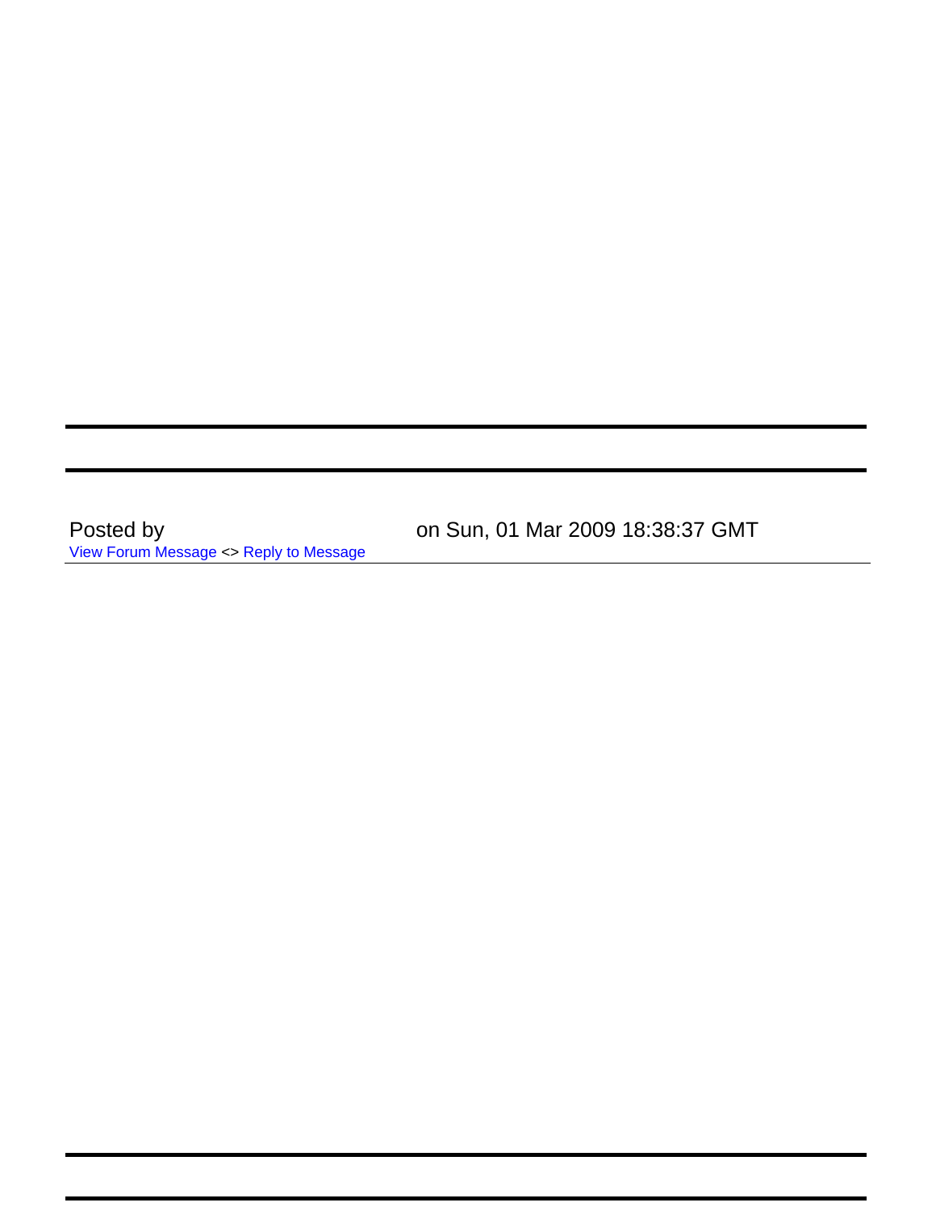---

---

Posted by on Sun, 01 Mar 2009 18:38:37 GMT

View Forum Message <> Reply to Message

---

---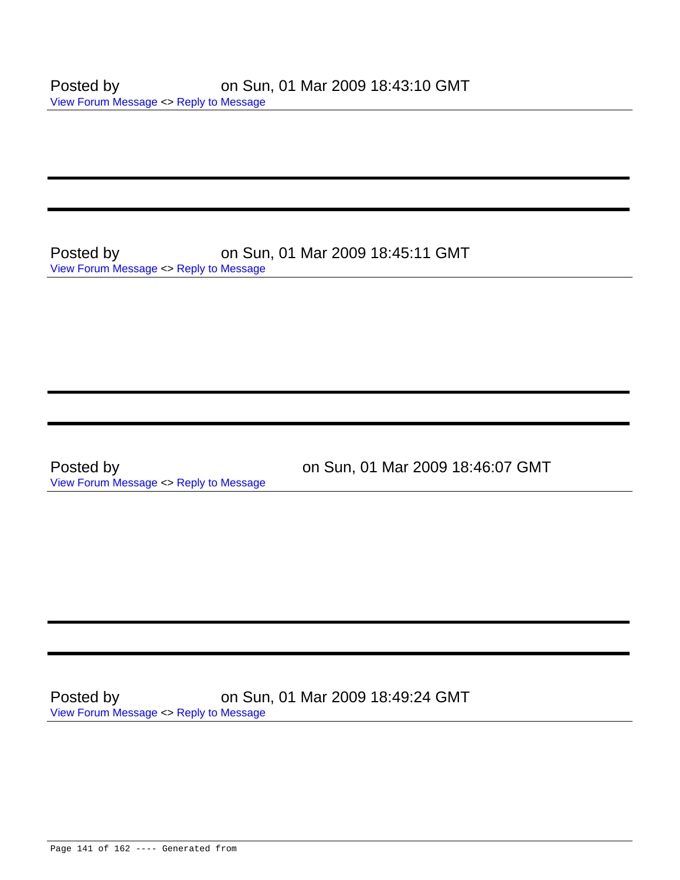Posted by on Sun, 01 Mar 2009 18:43:10 GMT
View Forum Message <> Reply to Message

---

---

Posted by on Sun, 01 Mar 2009 18:45:11 GMT
View Forum Message <> Reply to Message

---

---

Posted by on Sun, 01 Mar 2009 18:46:07 GMT
View Forum Message <> Reply to Message

---

---

Posted by on Sun, 01 Mar 2009 18:49:24 GMT
View Forum Message <> Reply to Message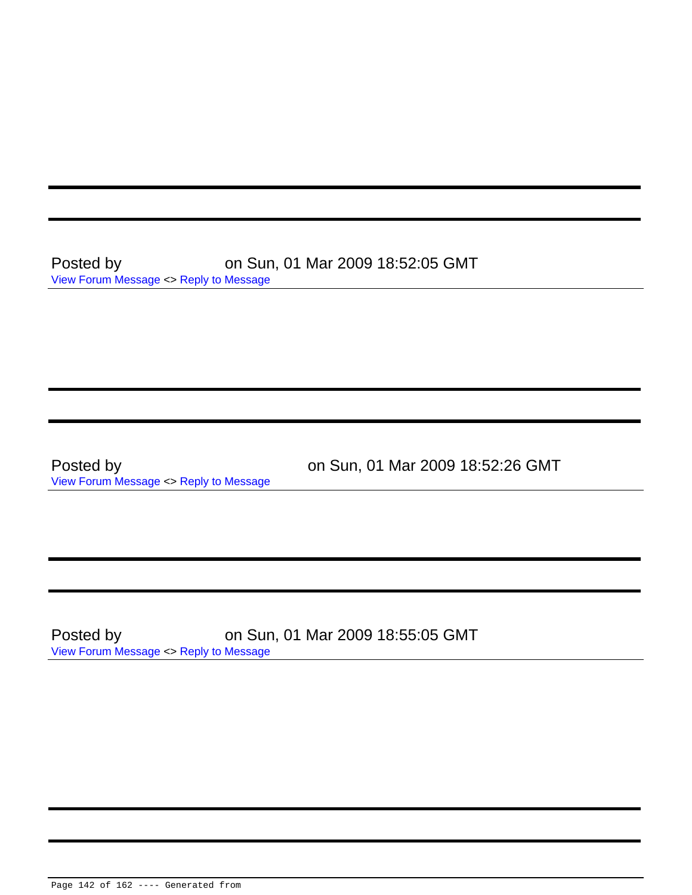---

---

Posted by on Sun, 01 Mar 2009 18:52:05 GMT
View Forum Message <> Reply to Message

---

---

---

Posted by on Sun, 01 Mar 2009 18:52:26 GMT
View Forum Message <> Reply to Message

---

---

---

Posted by on Sun, 01 Mar 2009 18:55:05 GMT
View Forum Message <> Reply to Message

---

---

---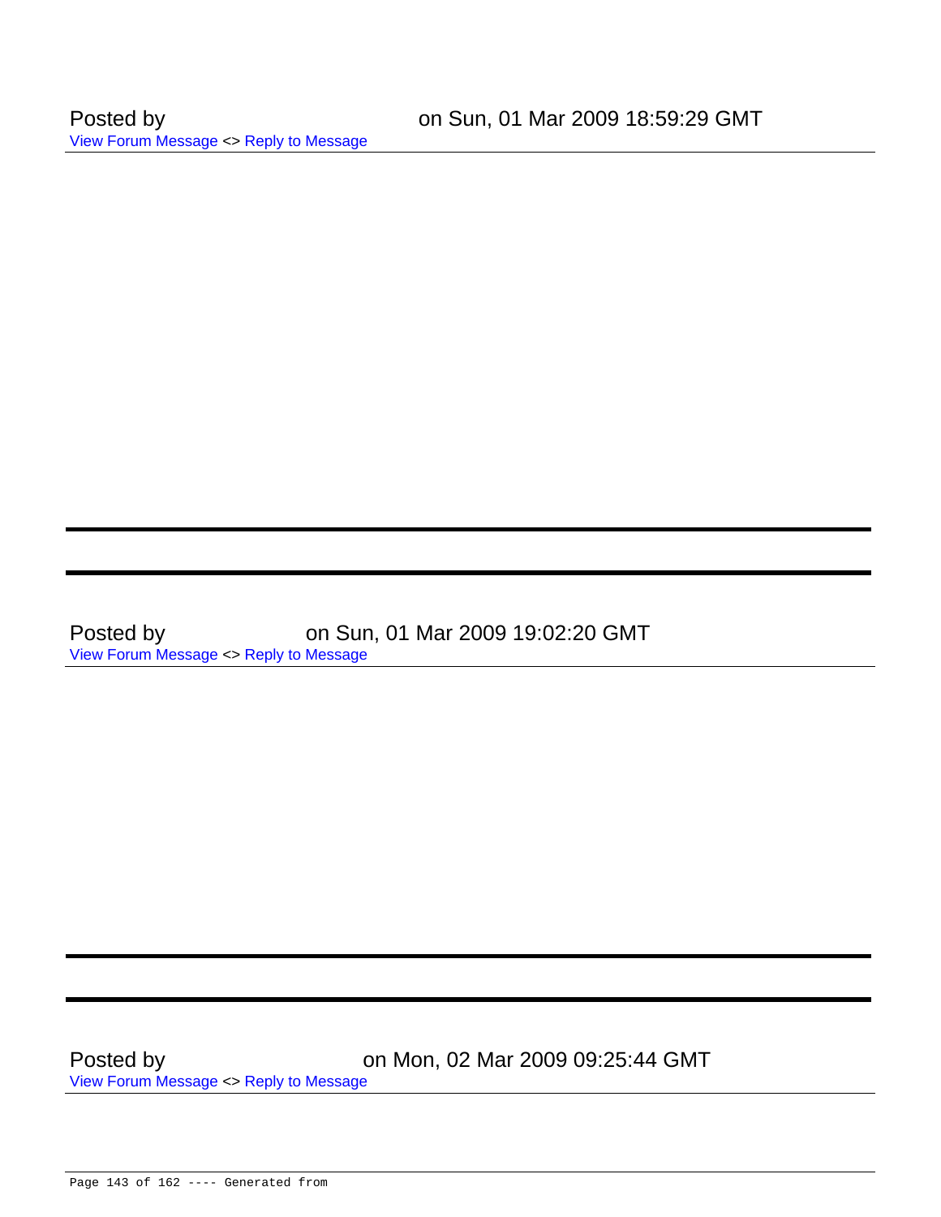Posted by on Sun, 01 Mar 2009 18:59:29 GMT
View Forum Message <> Reply to Message

---

---

Posted by on Sun, 01 Mar 2009 19:02:20 GMT
View Forum Message <> Reply to Message

---

---

Posted by on Mon, 02 Mar 2009 09:25:44 GMT
View Forum Message <> Reply to Message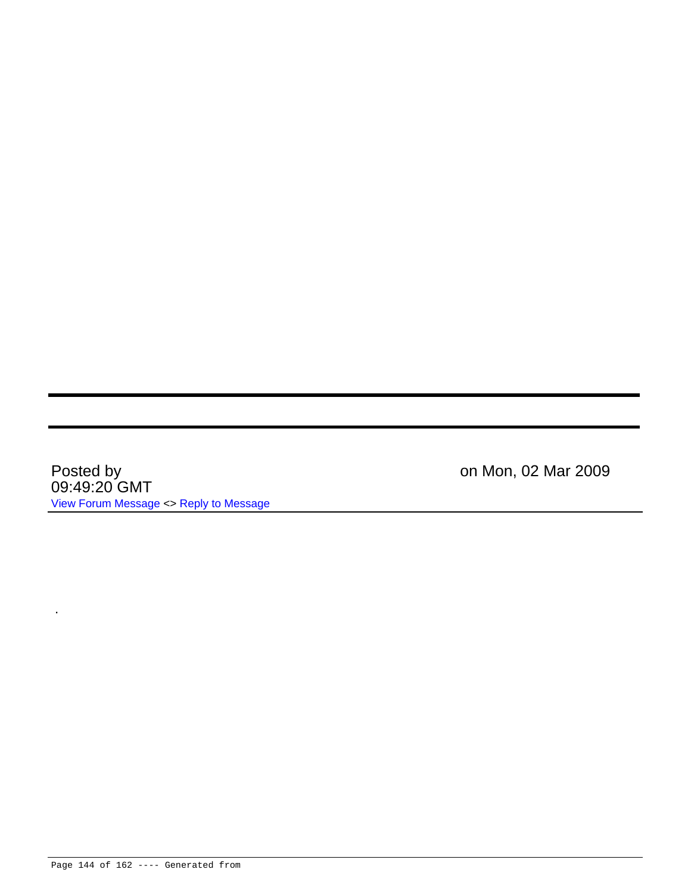Posted by on Mon, 02 Mar 2009 09:49:20 GMT

View Forum Message <> Reply to Message

.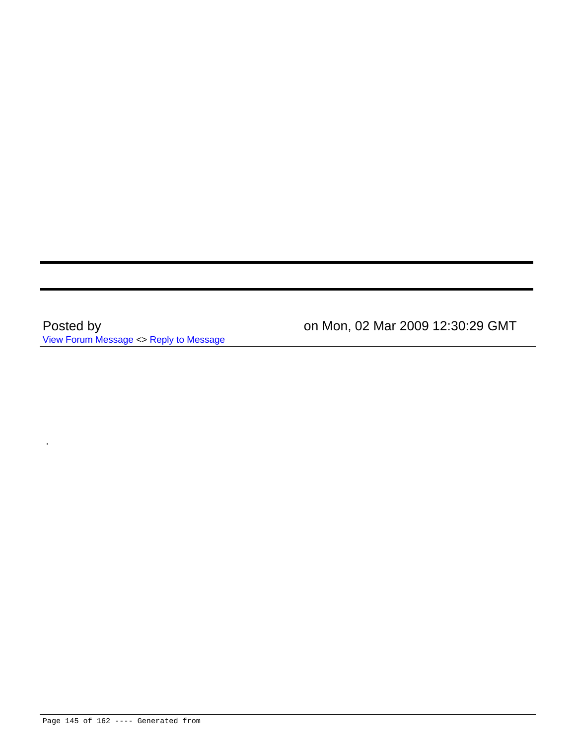---

---

Posted by on Mon, 02 Mar 2009 12:30:29 GMT

View Forum Message <> Reply to Message

.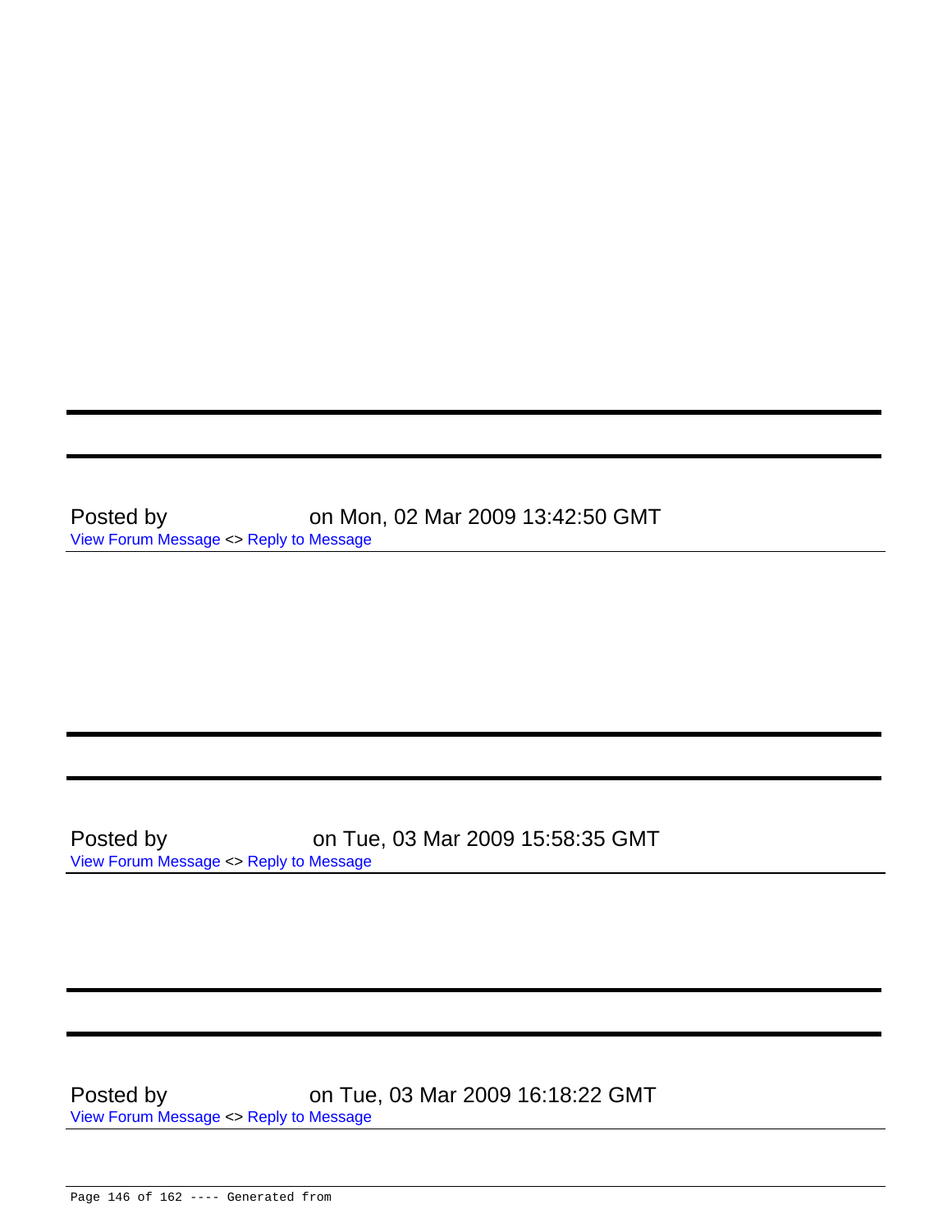Posted by on Mon, 02 Mar 2009 13:42:50 GMT
View Forum Message <> Reply to Message

---

Posted by on Tue, 03 Mar 2009 15:58:35 GMT
View Forum Message <> Reply to Message

---

Posted by on Tue, 03 Mar 2009 16:18:22 GMT
View Forum Message <> Reply to Message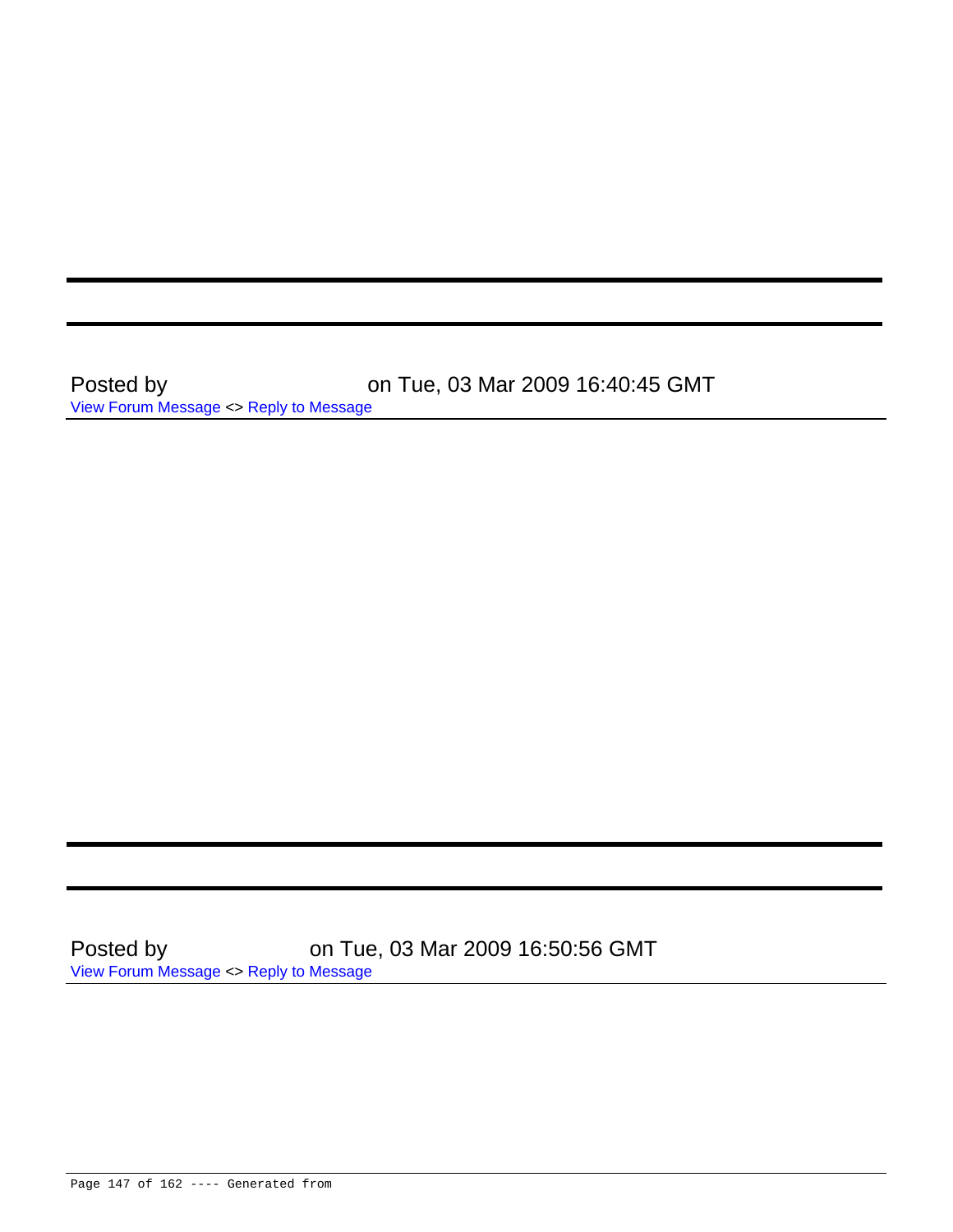---

---

Posted by on Tue, 03 Mar 2009 16:40:45 GMT
View Forum Message <> Reply to Message

---

---

---

Posted by on Tue, 03 Mar 2009 16:50:56 GMT
View Forum Message <> Reply to Message

---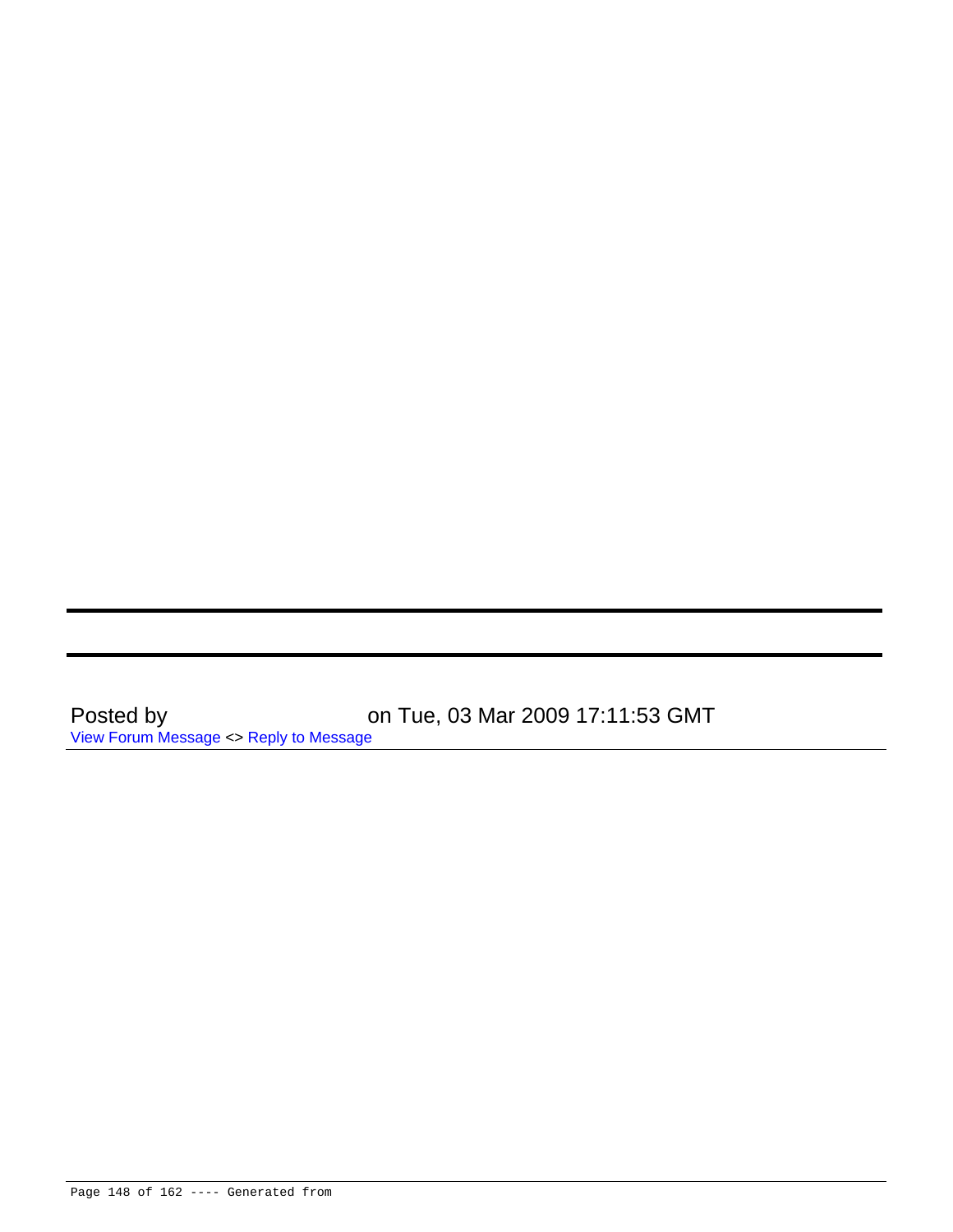---

---

Posted by on Tue, 03 Mar 2009 17:11:53 GMT
View Forum Message <> Reply to Message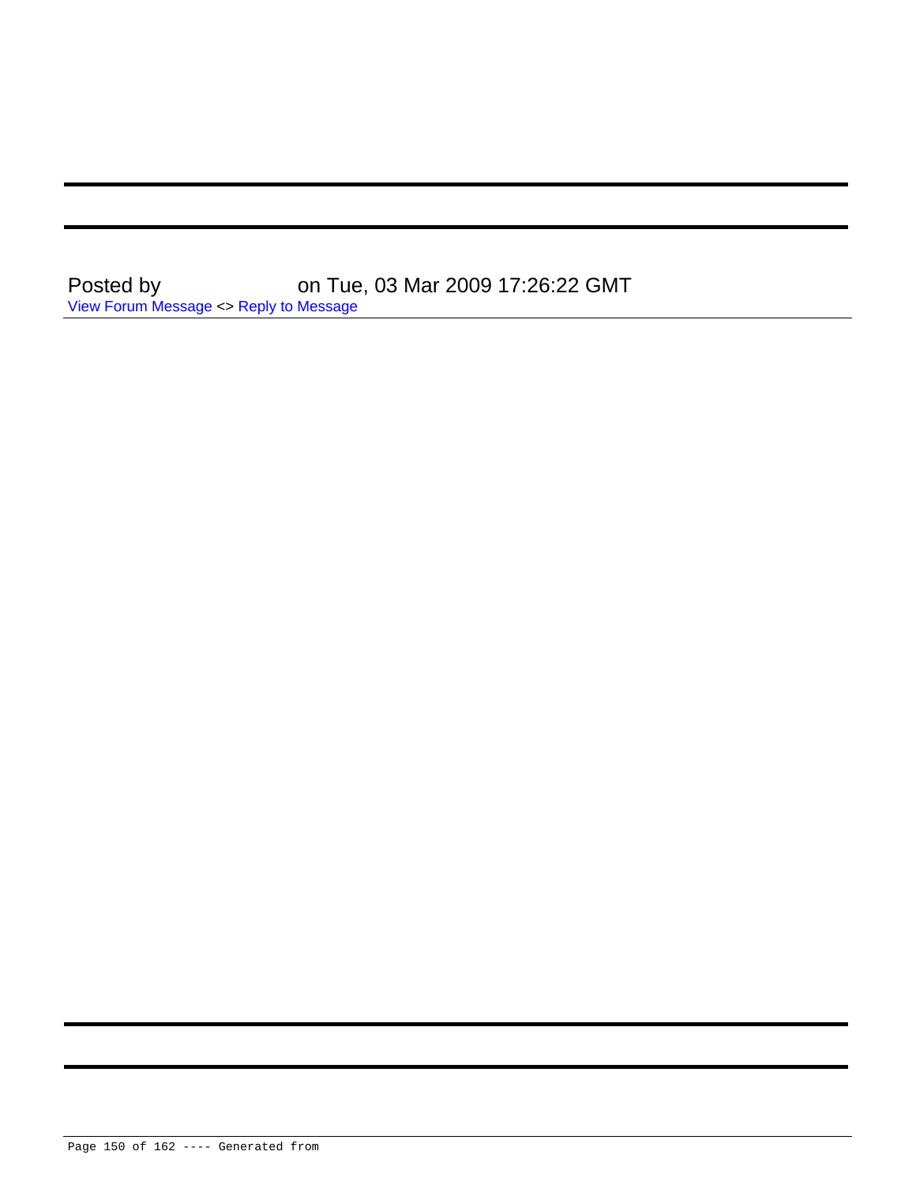---

---

Posted by on Tue, 03 Mar 2009 17:26:22 GMT
View Forum Message <> Reply to Message

---

---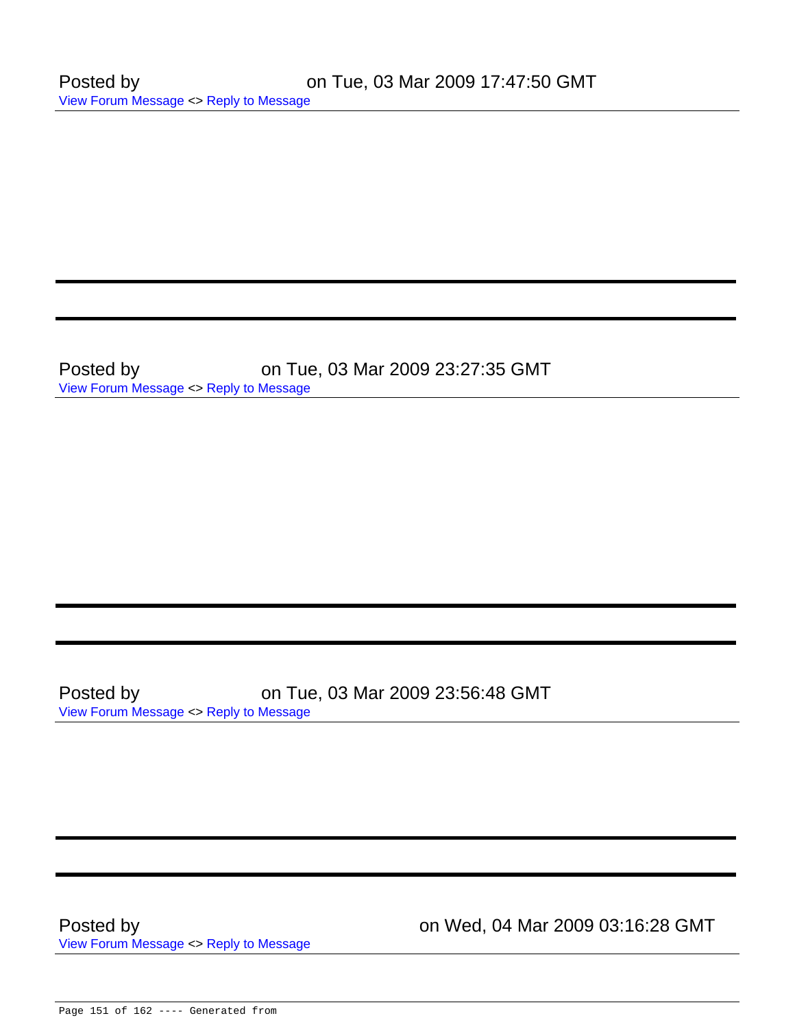Posted by on Tue, 03 Mar 2009 17:47:50 GMT
View Forum Message <> Reply to Message

---

---

Posted by on Tue, 03 Mar 2009 23:27:35 GMT
View Forum Message <> Reply to Message

---

---

Posted by on Tue, 03 Mar 2009 23:56:48 GMT
View Forum Message <> Reply to Message

---

---

Posted by on Wed, 04 Mar 2009 03:16:28 GMT
View Forum Message <> Reply to Message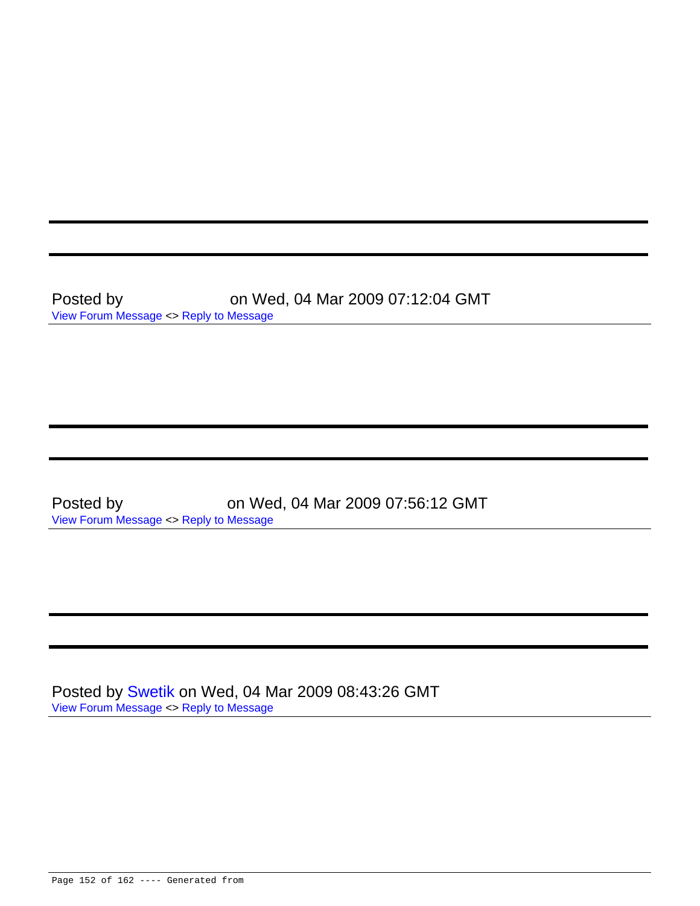Posted by on Wed, 04 Mar 2009 07:12:04 GMT

View Forum Message <> Reply to Message

---

Posted by on Wed, 04 Mar 2009 07:56:12 GMT

View Forum Message <> Reply to Message

---

Posted by Swetik on Wed, 04 Mar 2009 08:43:26 GMT

View Forum Message <> Reply to Message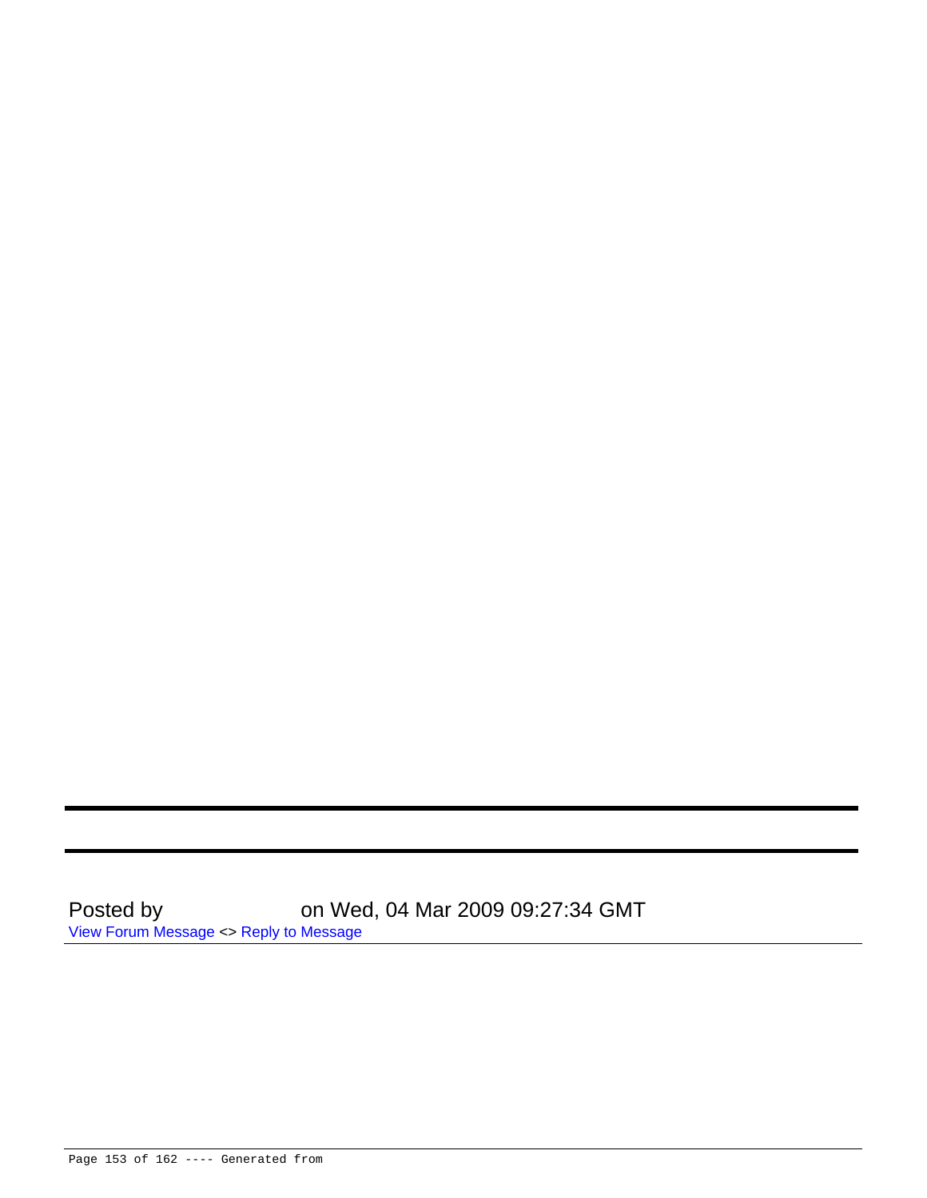---

---

Posted by on Wed, 04 Mar 2009 09:27:34 GMT
View Forum Message <> Reply to Message

---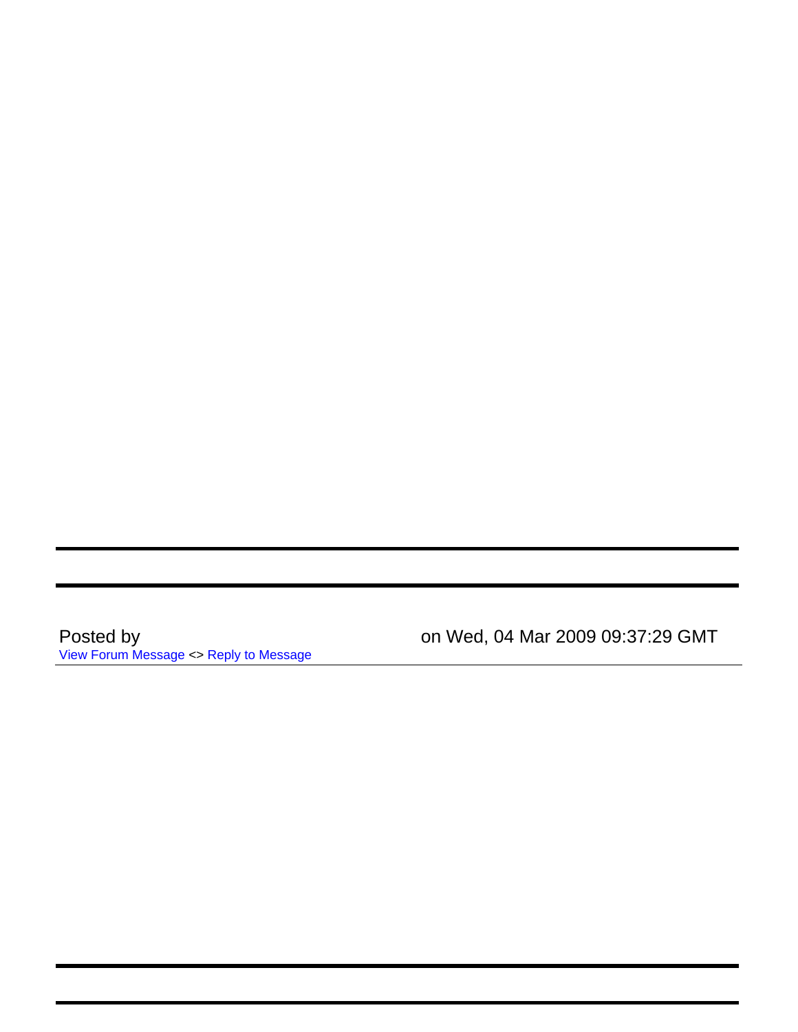---

---

Posted by on Wed, 04 Mar 2009 09:37:29 GMT

View Forum Message <> Reply to Message

---

---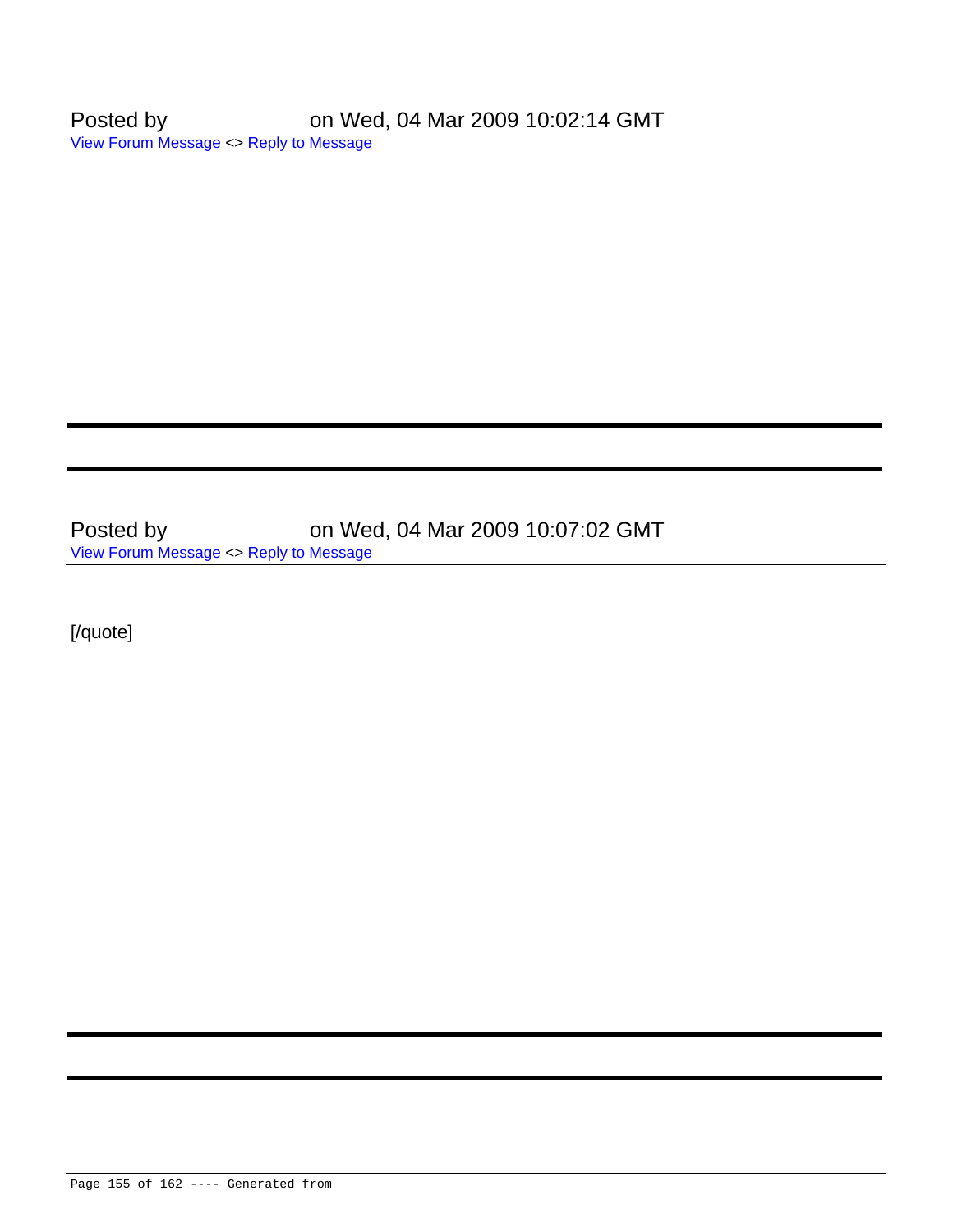Posted by on Wed, 04 Mar 2009 10:02:14 GMT

View Forum Message <> Reply to Message

---

---

Posted by on Wed, 04 Mar 2009 10:07:02 GMT

View Forum Message <> Reply to Message

[/quote]

---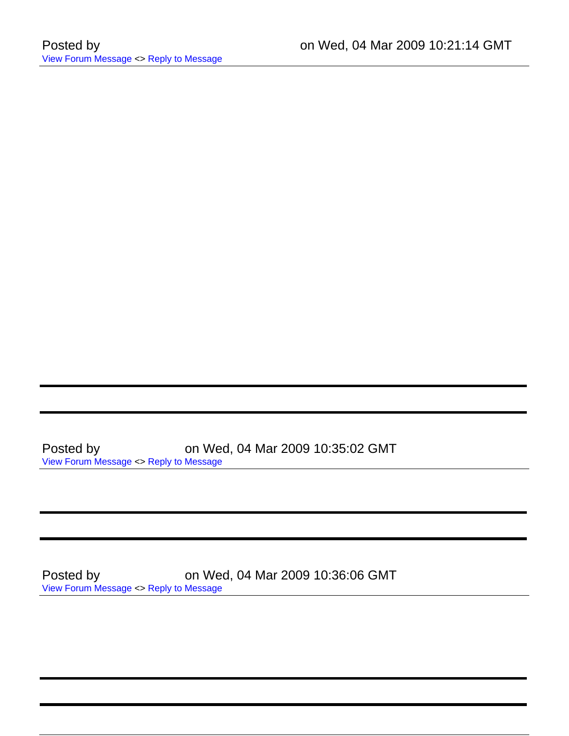Posted by on Wed, 04 Mar 2009 10:21:14 GMT

View Forum Message <> Reply to Message

---

---

---

Posted by on Wed, 04 Mar 2009 10:35:02 GMT

View Forum Message <> Reply to Message

---

---

---

Posted by on Wed, 04 Mar 2009 10:36:06 GMT

View Forum Message <> Reply to Message

---

---

---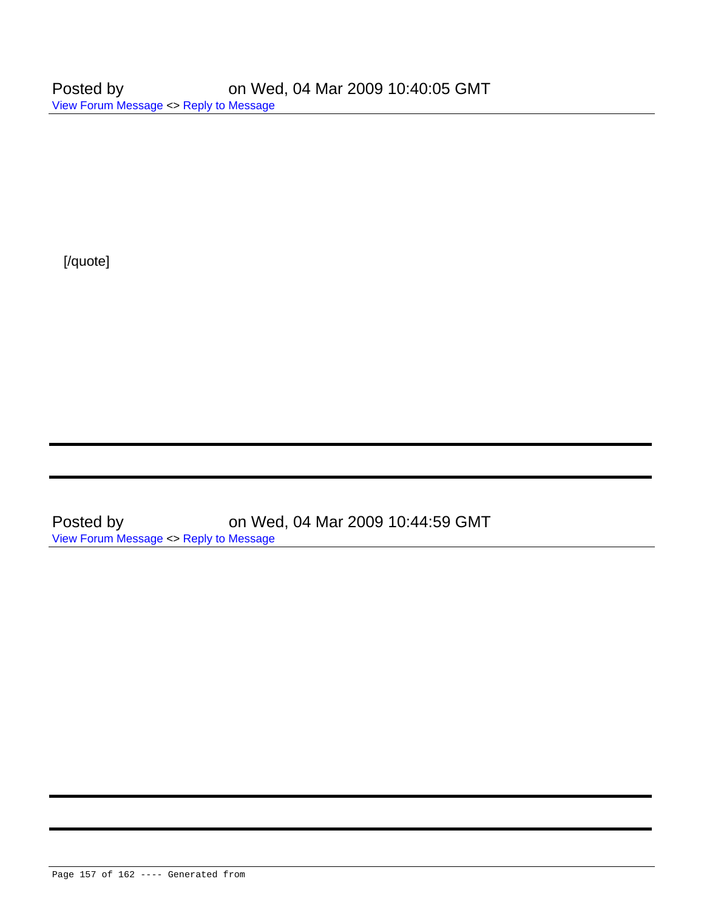Posted by on Wed, 04 Mar 2009 10:40:05 GMT
View Forum Message <> Reply to Message

[/quote]

---

---

Posted by on Wed, 04 Mar 2009 10:44:59 GMT
View Forum Message <> Reply to Message

---

---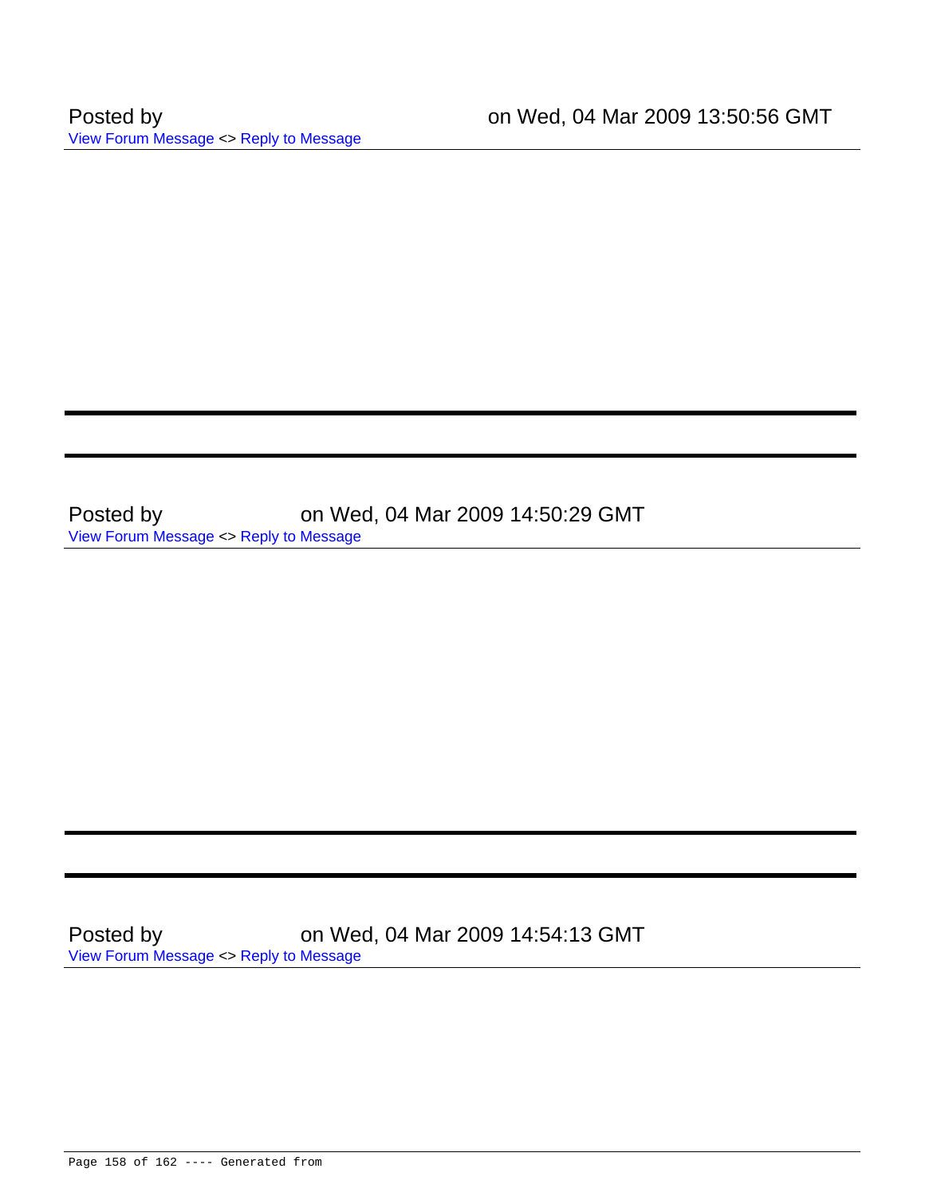Posted by on Wed, 04 Mar 2009 13:50:56 GMT

View Forum Message <> Reply to Message

---

---

Posted by on Wed, 04 Mar 2009 14:50:29 GMT

View Forum Message <> Reply to Message

---

---

Posted by on Wed, 04 Mar 2009 14:54:13 GMT

View Forum Message <> Reply to Message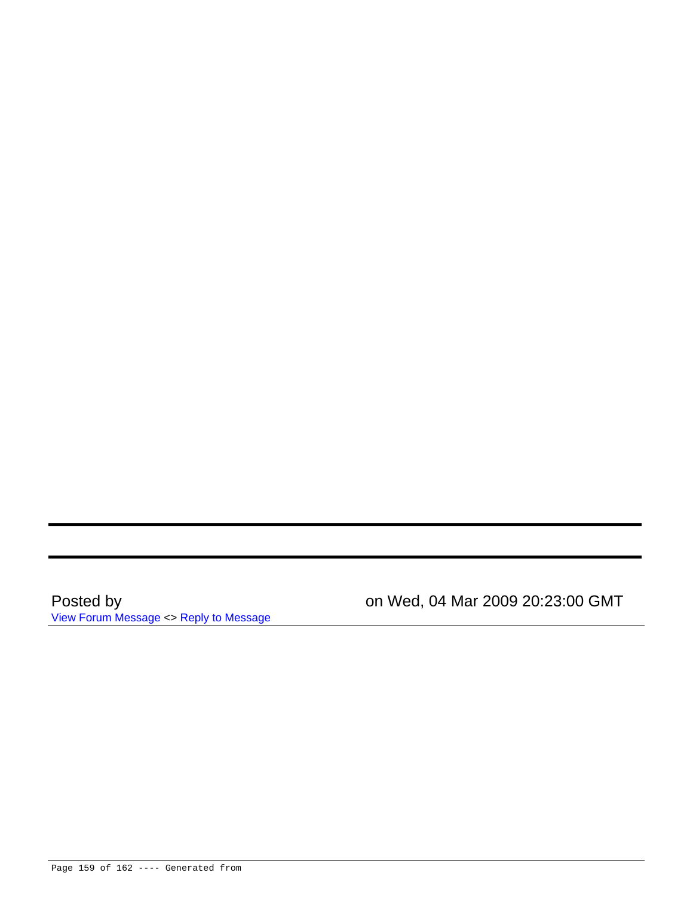---

---

Posted by on Wed, 04 Mar 2009 20:23:00 GMT

View Forum Message <> Reply to Message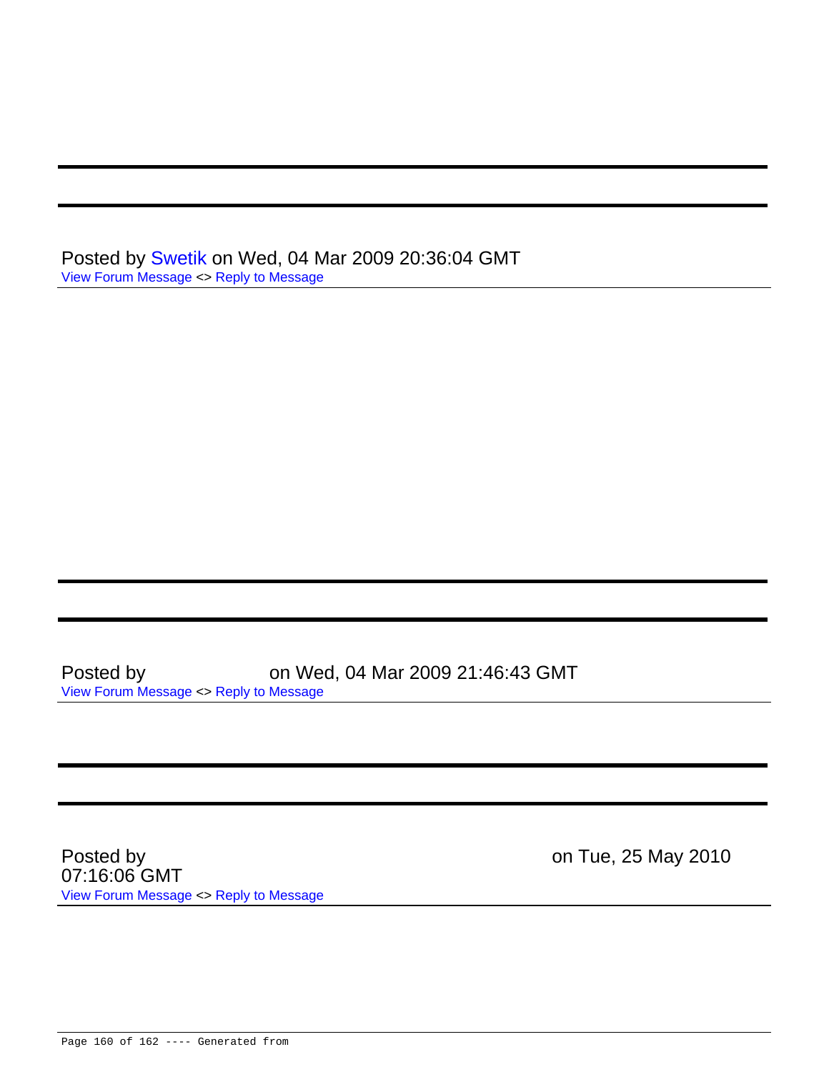---

---

Posted by Swetik on Wed, 04 Mar 2009 20:36:04 GMT
View Forum Message <> Reply to Message

---

---

---

Posted by on Wed, 04 Mar 2009 21:46:43 GMT
View Forum Message <> Reply to Message

---

---

---

Posted by on Tue, 25 May 2010 07:16:06 GMT
View Forum Message <> Reply to Message

---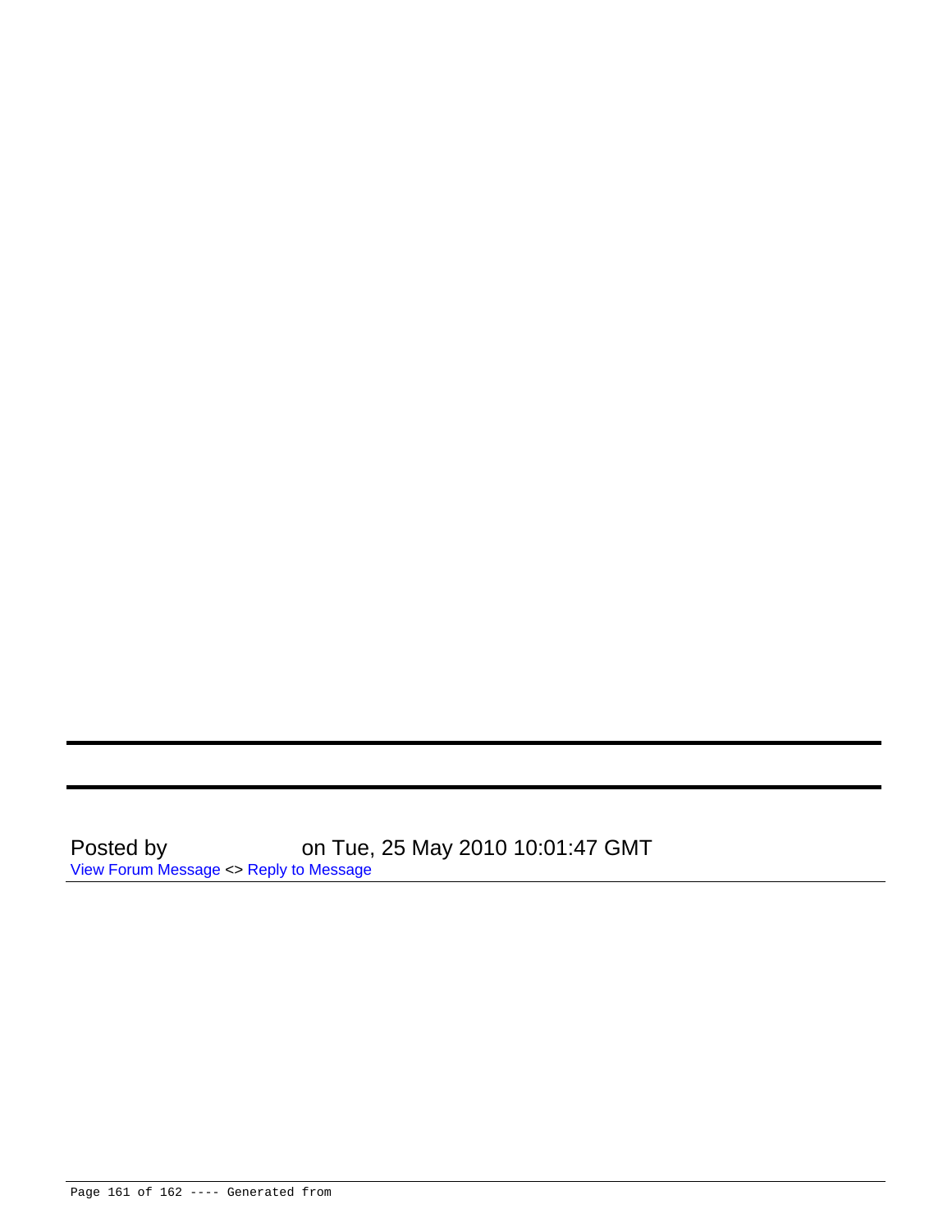---

---

Posted by on Tue, 25 May 2010 10:01:47 GMT
View Forum Message <> Reply to Message

---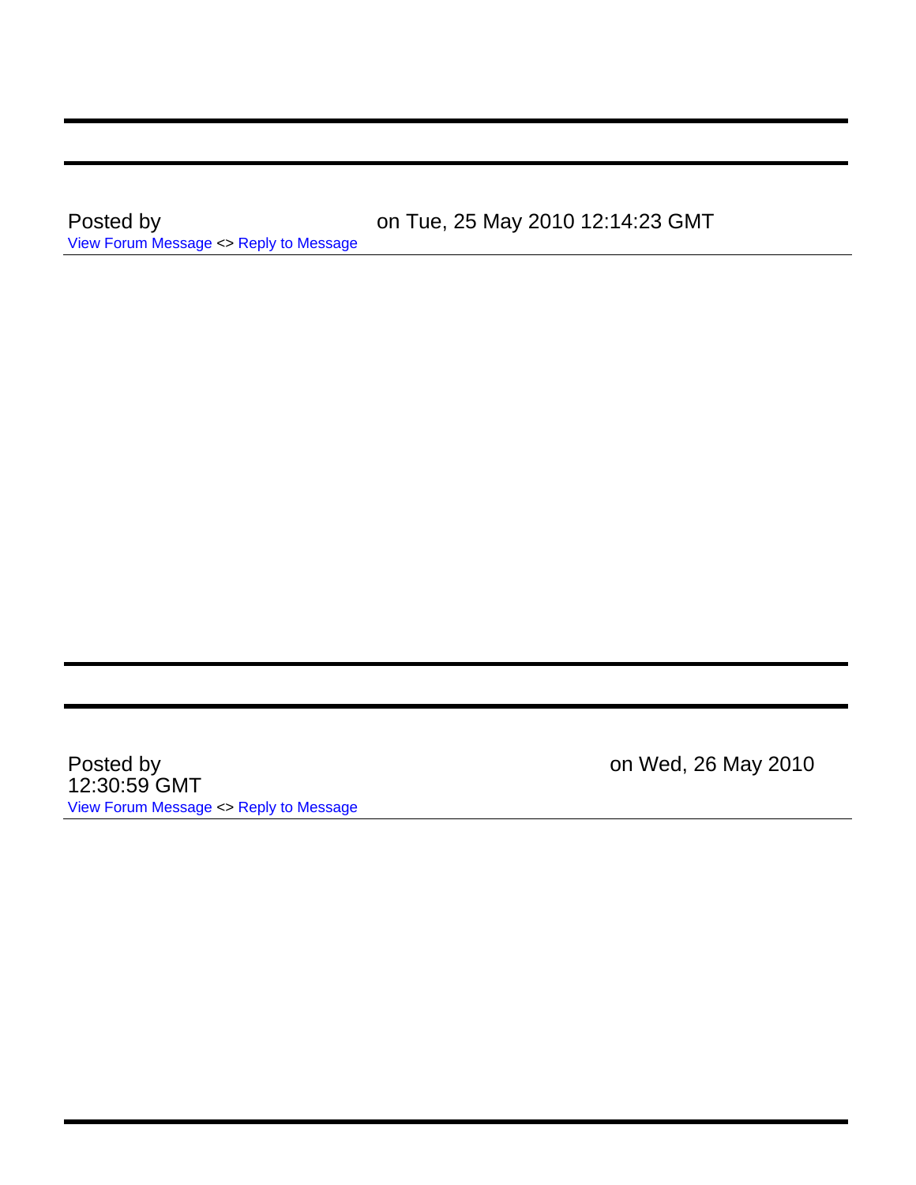Posted by on Tue, 25 May 2010 12:14:23 GMT

View Forum Message <> Reply to Message

---

Posted by on Wed, 26 May 2010 12:30:59 GMT

View Forum Message <> Reply to Message